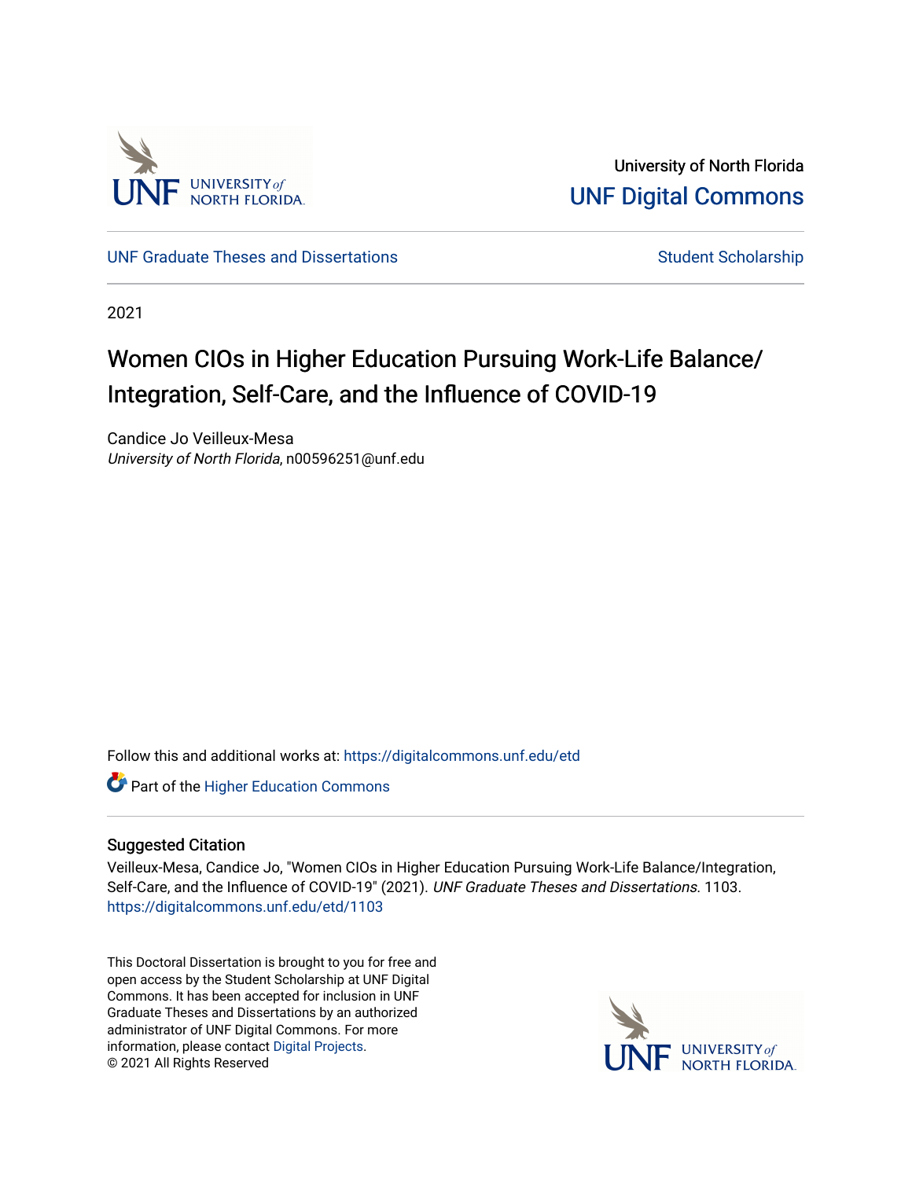University of North Florida

UNF Digital Commons

UNF Graduate Theses and Dissertations

Student Scholarship

2021

# Women CIOs in Higher Education Pursuing Work-Life Balance/Integration, Self-Care, and the Influence of COVID-19

Candice Jo Veilleux-Mesa
*University of North Florida*, n00596251@unf.edu

Follow this and additional works at: https://digitalcommons.unf.edu/etd

Part of the Higher Education Commons

## Suggested Citation

Veilleux-Mesa, Candice Jo, "Women CIOs in Higher Education Pursuing Work-Life Balance/Integration, Self-Care, and the Influence of COVID-19" (2021). *UNF Graduate Theses and Dissertations*. 1103.
https://digitalcommons.unf.edu/etd/1103

This Doctoral Dissertation is brought to you for free and open access by the Student Scholarship at UNF Digital Commons. It has been accepted for inclusion in UNF Graduate Theses and Dissertations by an authorized administrator of UNF Digital Commons. For more information, please contact Digital Projects.
© 2021 All Rights Reserved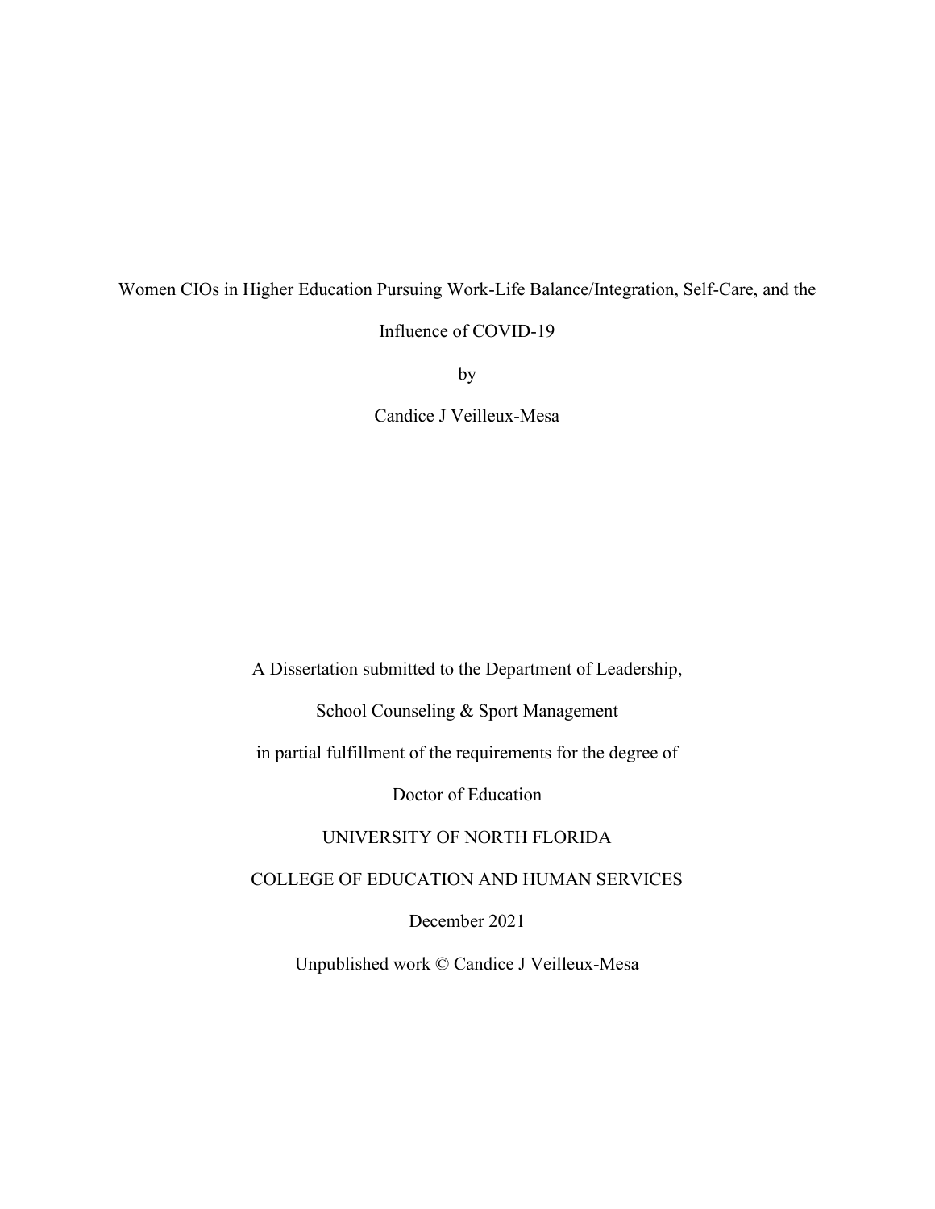# Women CIOs in Higher Education Pursuing Work-Life Balance/Integration, Self-Care, and the Influence of COVID-19

by

Candice J Veilleux-Mesa

A Dissertation submitted to the Department of Leadership,

School Counseling & Sport Management

in partial fulfillment of the requirements for the degree of

Doctor of Education

UNIVERSITY OF NORTH FLORIDA

COLLEGE OF EDUCATION AND HUMAN SERVICES

December 2021

Unpublished work © Candice J Veilleux-Mesa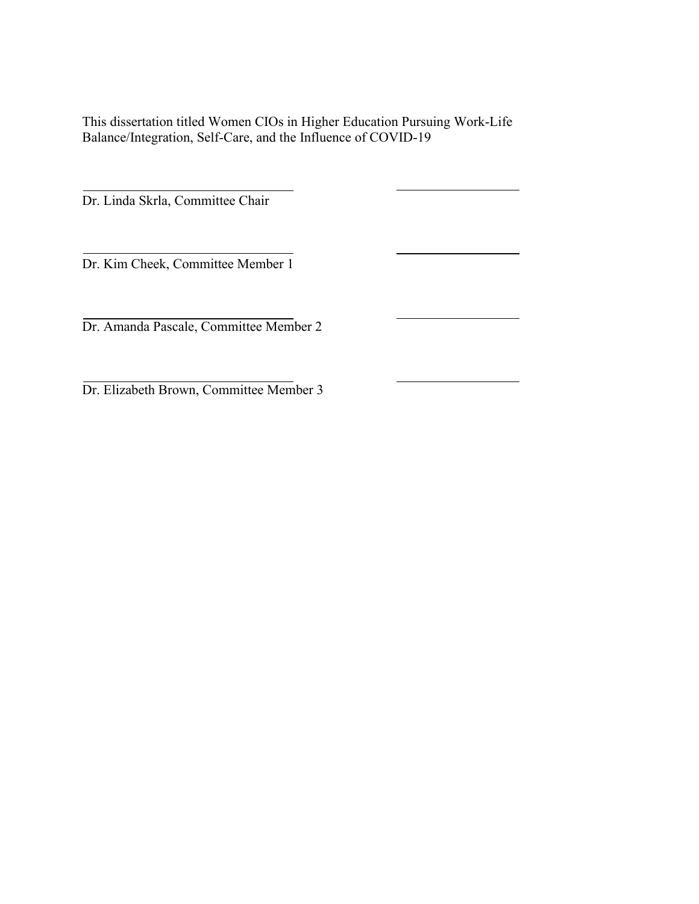This dissertation titled Women CIOs in Higher Education Pursuing Work-Life Balance/Integration, Self-Care, and the Influence of COVID-19

Dr. Linda Skrla, Committee Chair

Dr. Kim Cheek, Committee Member 1

Dr. Amanda Pascale, Committee Member 2

Dr. Elizabeth Brown, Committee Member 3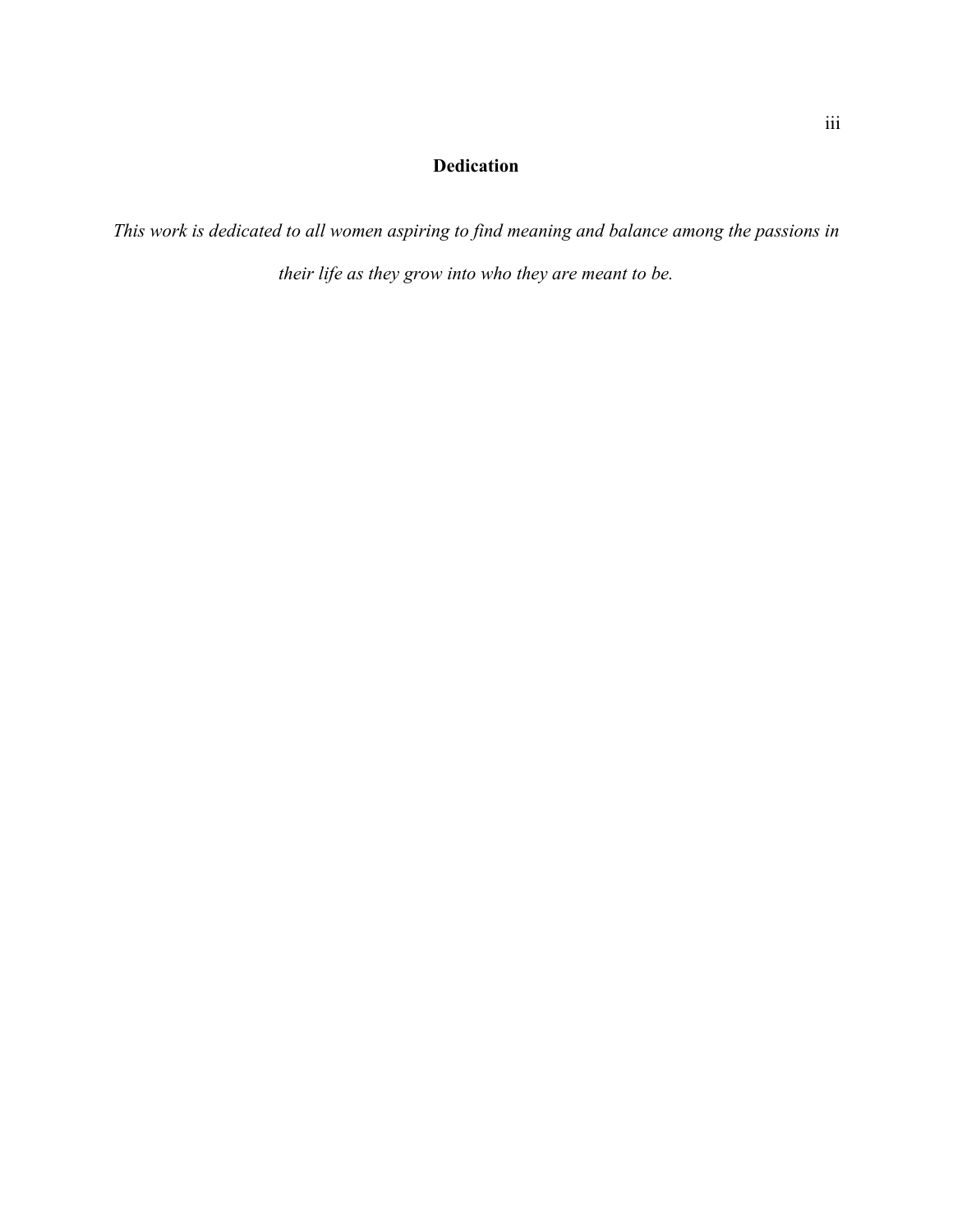# Dedication

*This work is dedicated to all women aspiring to find meaning and balance among the passions in their life as they grow into who they are meant to be.*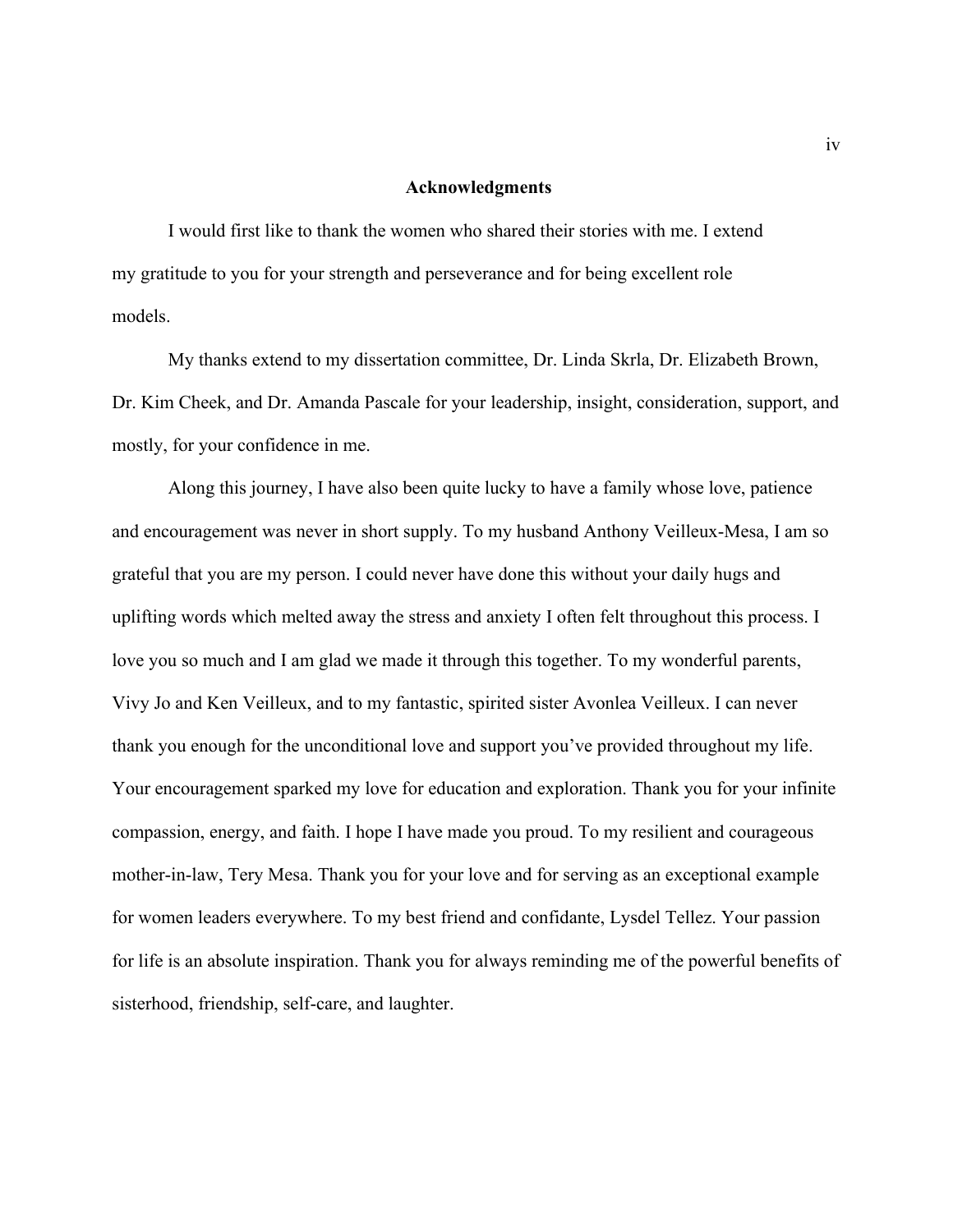# Acknowledgments

I would first like to thank the women who shared their stories with me. I extend my gratitude to you for your strength and perseverance and for being excellent role models.

My thanks extend to my dissertation committee, Dr. Linda Skrla, Dr. Elizabeth Brown, Dr. Kim Cheek, and Dr. Amanda Pascale for your leadership, insight, consideration, support, and mostly, for your confidence in me.

Along this journey, I have also been quite lucky to have a family whose love, patience and encouragement was never in short supply. To my husband Anthony Veilleux-Mesa, I am so grateful that you are my person. I could never have done this without your daily hugs and uplifting words which melted away the stress and anxiety I often felt throughout this process. I love you so much and I am glad we made it through this together. To my wonderful parents, Vivy Jo and Ken Veilleux, and to my fantastic, spirited sister Avonlea Veilleux. I can never thank you enough for the unconditional love and support you've provided throughout my life. Your encouragement sparked my love for education and exploration. Thank you for your infinite compassion, energy, and faith. I hope I have made you proud. To my resilient and courageous mother-in-law, Tery Mesa. Thank you for your love and for serving as an exceptional example for women leaders everywhere. To my best friend and confidante, Lysdel Tellez. Your passion for life is an absolute inspiration. Thank you for always reminding me of the powerful benefits of sisterhood, friendship, self-care, and laughter.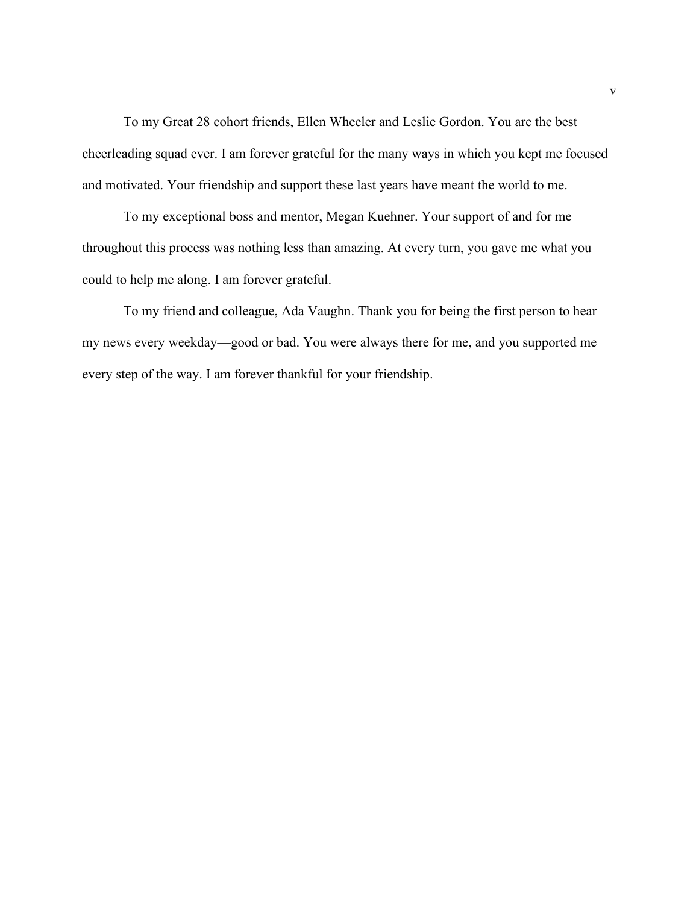To my Great 28 cohort friends, Ellen Wheeler and Leslie Gordon. You are the best cheerleading squad ever. I am forever grateful for the many ways in which you kept me focused and motivated. Your friendship and support these last years have meant the world to me.

To my exceptional boss and mentor, Megan Kuehner. Your support of and for me throughout this process was nothing less than amazing. At every turn, you gave me what you could to help me along. I am forever grateful.

To my friend and colleague, Ada Vaughn. Thank you for being the first person to hear my news every weekday—good or bad. You were always there for me, and you supported me every step of the way. I am forever thankful for your friendship.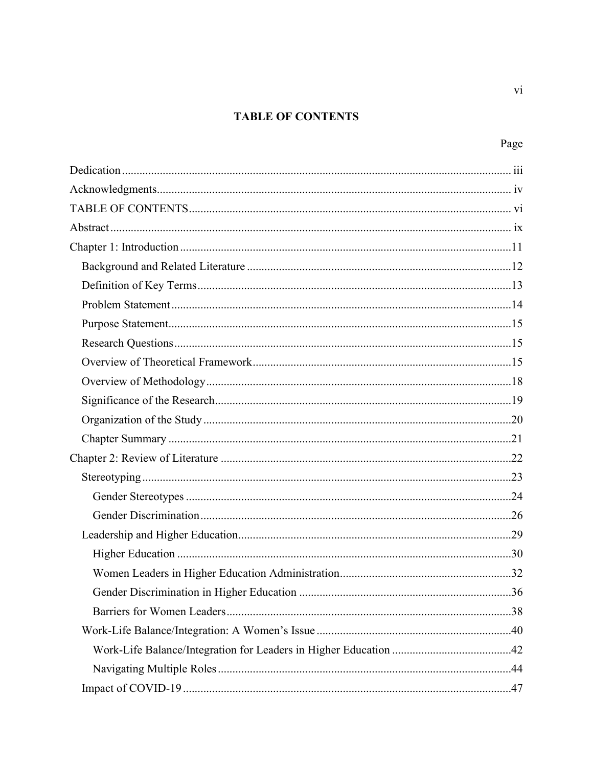# TABLE OF CONTENTS

Page

Dedication ... iii

Acknowledgments ... iv

TABLE OF CONTENTS ... vi

Abstract ... ix

Chapter 1: Introduction ... 11

- Background and Related Literature ... 12
- Definition of Key Terms ... 13
- Problem Statement ... 14
- Purpose Statement ... 15
- Research Questions ... 15
- Overview of Theoretical Framework ... 15
- Overview of Methodology ... 18
- Significance of the Research ... 19
- Organization of the Study ... 20
- Chapter Summary ... 21

Chapter 2: Review of Literature ... 22

- Stereotyping ... 23
  - Gender Stereotypes ... 24
  - Gender Discrimination ... 26
- Leadership and Higher Education ... 29
  - Higher Education ... 30
  - Women Leaders in Higher Education Administration ... 32
  - Gender Discrimination in Higher Education ... 36
  - Barriers for Women Leaders ... 38
- Work-Life Balance/Integration: A Women's Issue ... 40
  - Work-Life Balance/Integration for Leaders in Higher Education ... 42
  - Navigating Multiple Roles ... 44
- Impact of COVID-19 ... 47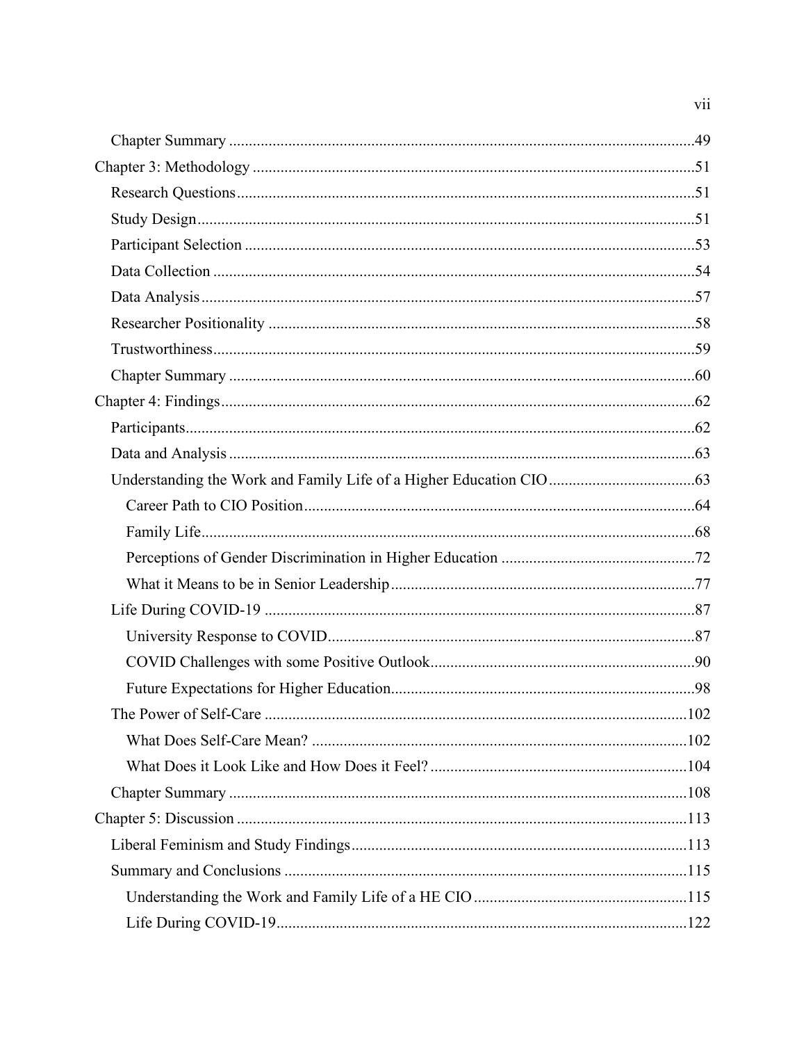Chapter Summary ..... 49

Chapter 3: Methodology ..... 51

Research Questions ..... 51

Study Design ..... 51

Participant Selection ..... 53

Data Collection ..... 54

Data Analysis ..... 57

Researcher Positionality ..... 58

Trustworthiness ..... 59

Chapter Summary ..... 60

Chapter 4: Findings ..... 62

Participants ..... 62

Data and Analysis ..... 63

Understanding the Work and Family Life of a Higher Education CIO ..... 63

Career Path to CIO Position ..... 64

Family Life ..... 68

Perceptions of Gender Discrimination in Higher Education ..... 72

What it Means to be in Senior Leadership ..... 77

Life During COVID-19 ..... 87

University Response to COVID ..... 87

COVID Challenges with some Positive Outlook ..... 90

Future Expectations for Higher Education ..... 98

The Power of Self-Care ..... 102

What Does Self-Care Mean? ..... 102

What Does it Look Like and How Does it Feel? ..... 104

Chapter Summary ..... 108

Chapter 5: Discussion ..... 113

Liberal Feminism and Study Findings ..... 113

Summary and Conclusions ..... 115

Understanding the Work and Family Life of a HE CIO ..... 115

Life During COVID-19 ..... 122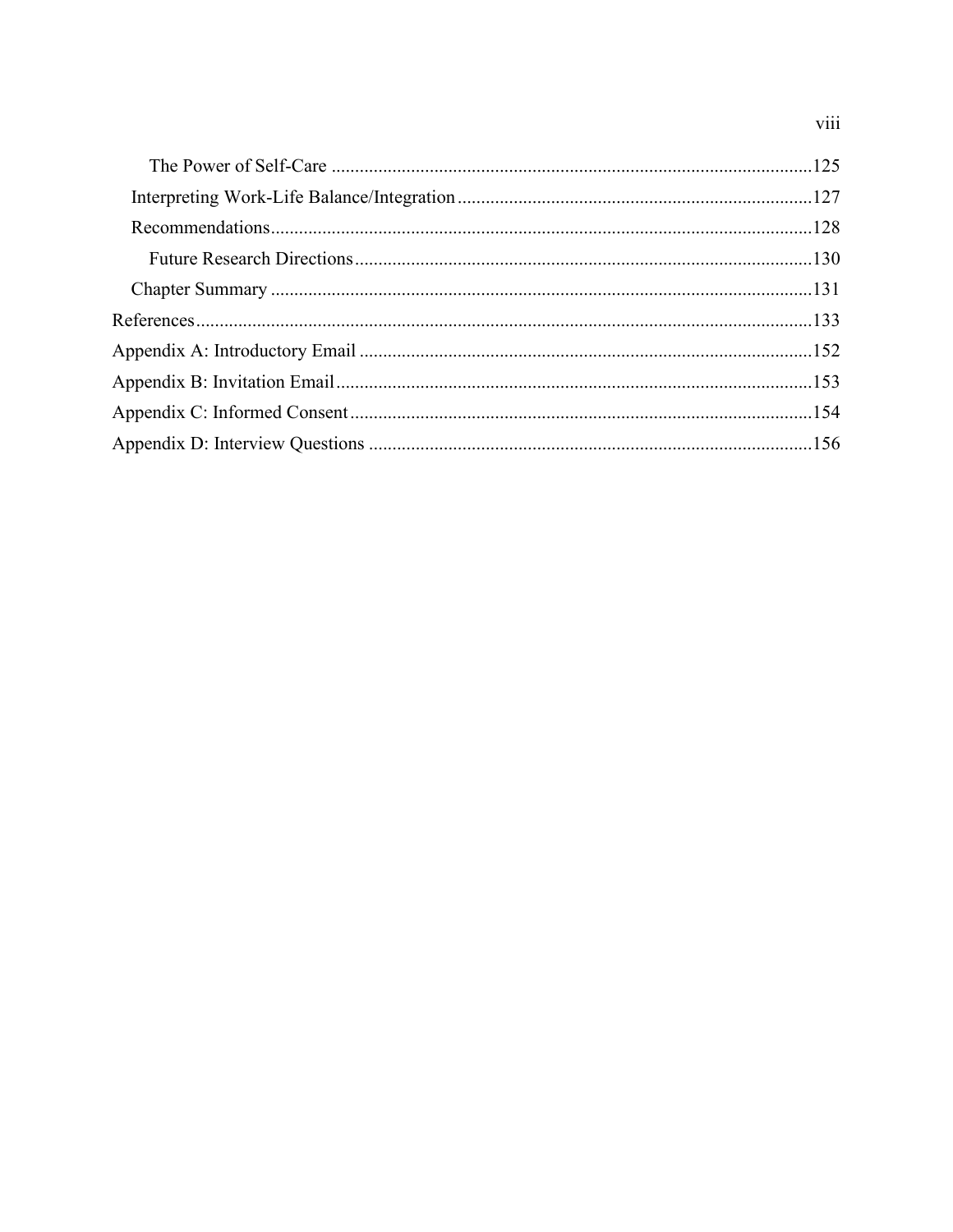The Power of Self-Care ....................................................................................................125
Interpreting Work-Life Balance/Integration ..........................................................................127
Recommendations.................................................................................................................128
Future Research Directions ...............................................................................................130
Chapter Summary ..................................................................................................................131
References....................................................................................................................................133
Appendix A: Introductory Email ...............................................................................................152
Appendix B: Invitation Email ....................................................................................................153
Appendix C: Informed Consent .................................................................................................154
Appendix D: Interview Questions ..............................................................................................156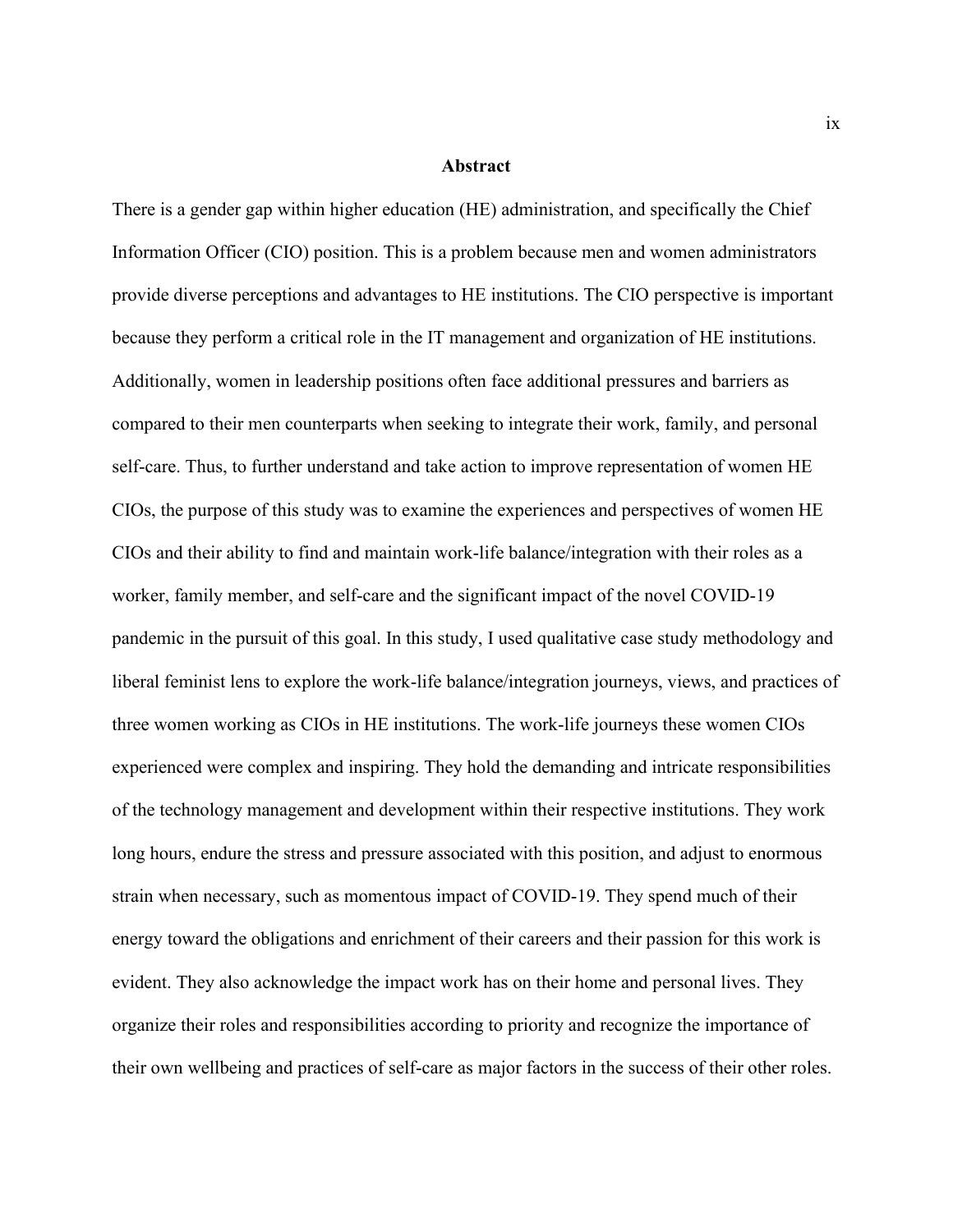## Abstract

There is a gender gap within higher education (HE) administration, and specifically the Chief Information Officer (CIO) position. This is a problem because men and women administrators provide diverse perceptions and advantages to HE institutions. The CIO perspective is important because they perform a critical role in the IT management and organization of HE institutions. Additionally, women in leadership positions often face additional pressures and barriers as compared to their men counterparts when seeking to integrate their work, family, and personal self-care. Thus, to further understand and take action to improve representation of women HE CIOs, the purpose of this study was to examine the experiences and perspectives of women HE CIOs and their ability to find and maintain work-life balance/integration with their roles as a worker, family member, and self-care and the significant impact of the novel COVID-19 pandemic in the pursuit of this goal. In this study, I used qualitative case study methodology and liberal feminist lens to explore the work-life balance/integration journeys, views, and practices of three women working as CIOs in HE institutions. The work-life journeys these women CIOs experienced were complex and inspiring. They hold the demanding and intricate responsibilities of the technology management and development within their respective institutions. They work long hours, endure the stress and pressure associated with this position, and adjust to enormous strain when necessary, such as momentous impact of COVID-19. They spend much of their energy toward the obligations and enrichment of their careers and their passion for this work is evident. They also acknowledge the impact work has on their home and personal lives. They organize their roles and responsibilities according to priority and recognize the importance of their own wellbeing and practices of self-care as major factors in the success of their other roles.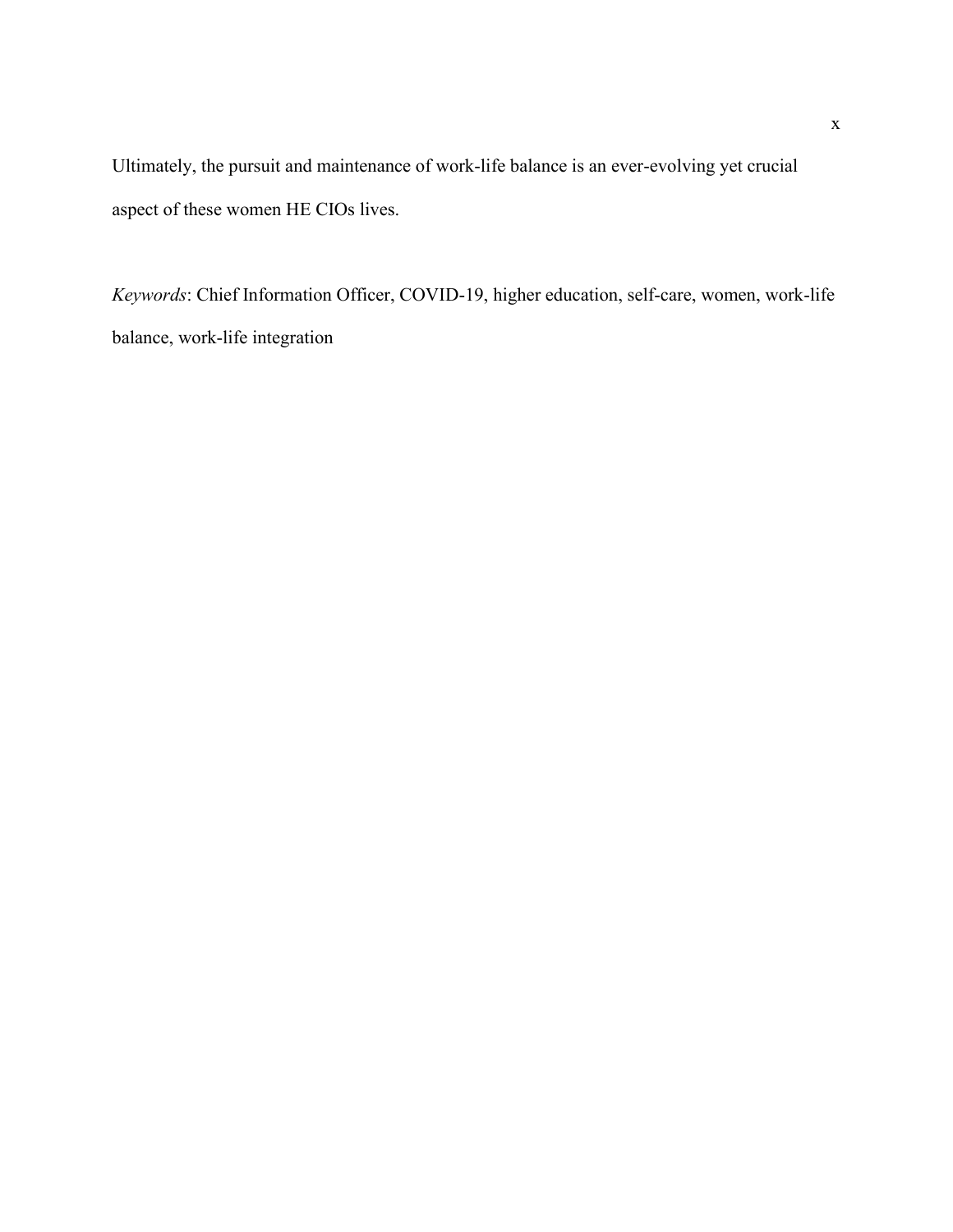Ultimately, the pursuit and maintenance of work-life balance is an ever-evolving yet crucial aspect of these women HE CIOs lives.

*Keywords*: Chief Information Officer, COVID-19, higher education, self-care, women, work-life balance, work-life integration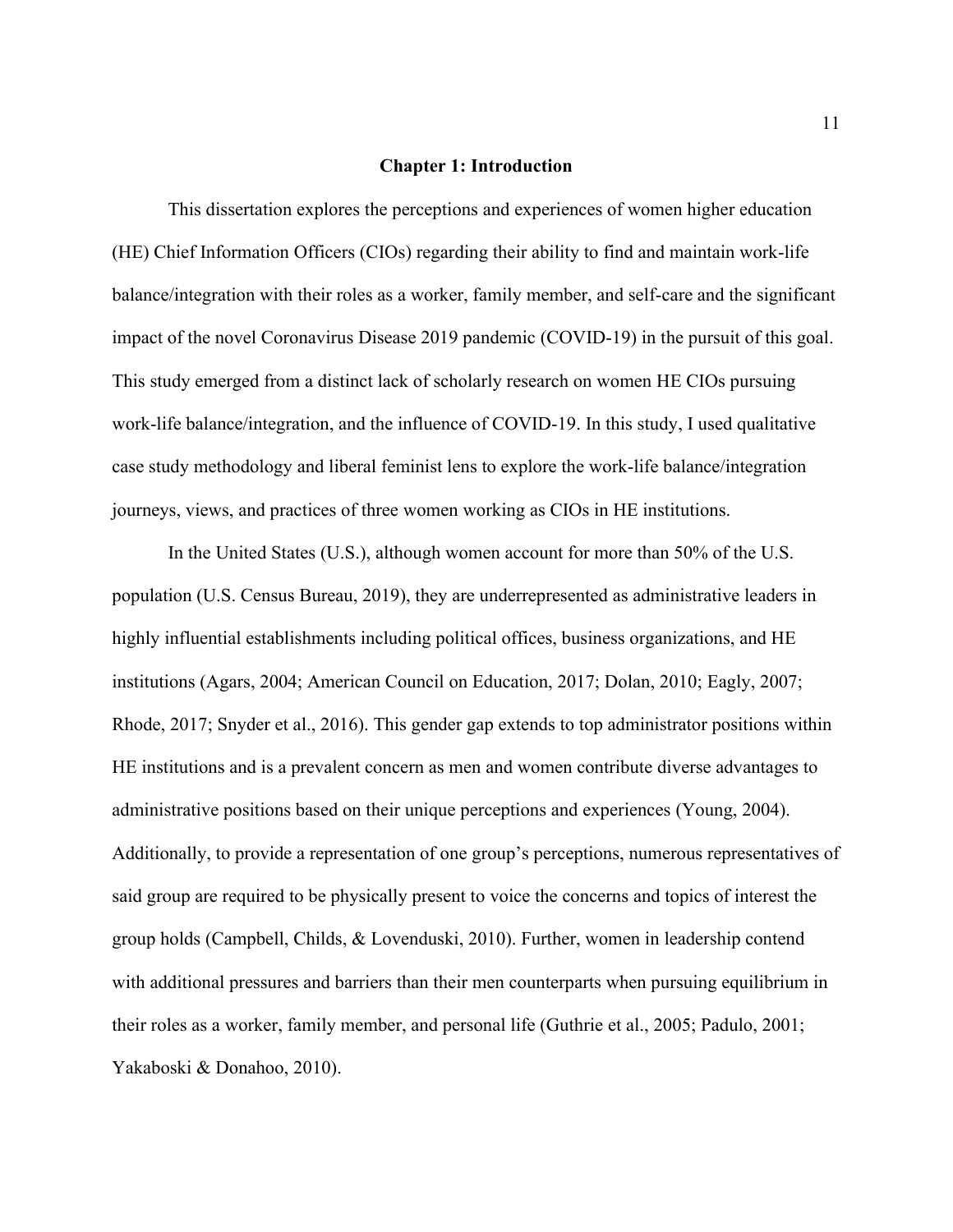# Chapter 1: Introduction

This dissertation explores the perceptions and experiences of women higher education (HE) Chief Information Officers (CIOs) regarding their ability to find and maintain work-life balance/integration with their roles as a worker, family member, and self-care and the significant impact of the novel Coronavirus Disease 2019 pandemic (COVID-19) in the pursuit of this goal. This study emerged from a distinct lack of scholarly research on women HE CIOs pursuing work-life balance/integration, and the influence of COVID-19. In this study, I used qualitative case study methodology and liberal feminist lens to explore the work-life balance/integration journeys, views, and practices of three women working as CIOs in HE institutions.

In the United States (U.S.), although women account for more than 50% of the U.S. population (U.S. Census Bureau, 2019), they are underrepresented as administrative leaders in highly influential establishments including political offices, business organizations, and HE institutions (Agars, 2004; American Council on Education, 2017; Dolan, 2010; Eagly, 2007; Rhode, 2017; Snyder et al., 2016). This gender gap extends to top administrator positions within HE institutions and is a prevalent concern as men and women contribute diverse advantages to administrative positions based on their unique perceptions and experiences (Young, 2004). Additionally, to provide a representation of one group's perceptions, numerous representatives of said group are required to be physically present to voice the concerns and topics of interest the group holds (Campbell, Childs, & Lovenduski, 2010). Further, women in leadership contend with additional pressures and barriers than their men counterparts when pursuing equilibrium in their roles as a worker, family member, and personal life (Guthrie et al., 2005; Padulo, 2001; Yakaboski & Donahoo, 2010).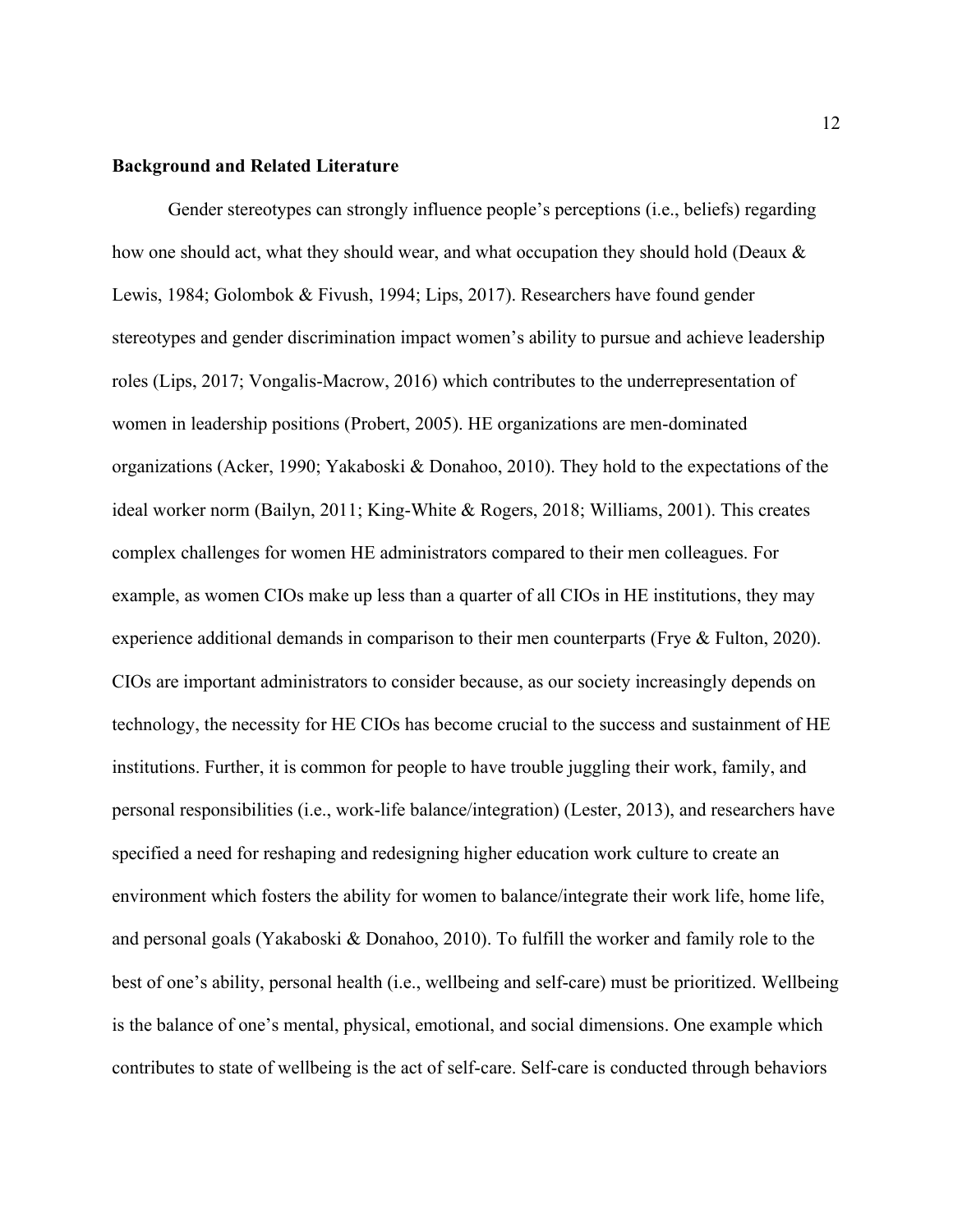**Background and Related Literature**

Gender stereotypes can strongly influence people's perceptions (i.e., beliefs) regarding how one should act, what they should wear, and what occupation they should hold (Deaux & Lewis, 1984; Golombok & Fivush, 1994; Lips, 2017). Researchers have found gender stereotypes and gender discrimination impact women's ability to pursue and achieve leadership roles (Lips, 2017; Vongalis-Macrow, 2016) which contributes to the underrepresentation of women in leadership positions (Probert, 2005). HE organizations are men-dominated organizations (Acker, 1990; Yakaboski & Donahoo, 2010). They hold to the expectations of the ideal worker norm (Bailyn, 2011; King-White & Rogers, 2018; Williams, 2001). This creates complex challenges for women HE administrators compared to their men colleagues. For example, as women CIOs make up less than a quarter of all CIOs in HE institutions, they may experience additional demands in comparison to their men counterparts (Frye & Fulton, 2020). CIOs are important administrators to consider because, as our society increasingly depends on technology, the necessity for HE CIOs has become crucial to the success and sustainment of HE institutions. Further, it is common for people to have trouble juggling their work, family, and personal responsibilities (i.e., work-life balance/integration) (Lester, 2013), and researchers have specified a need for reshaping and redesigning higher education work culture to create an environment which fosters the ability for women to balance/integrate their work life, home life, and personal goals (Yakaboski & Donahoo, 2010). To fulfill the worker and family role to the best of one's ability, personal health (i.e., wellbeing and self-care) must be prioritized. Wellbeing is the balance of one's mental, physical, emotional, and social dimensions. One example which contributes to state of wellbeing is the act of self-care. Self-care is conducted through behaviors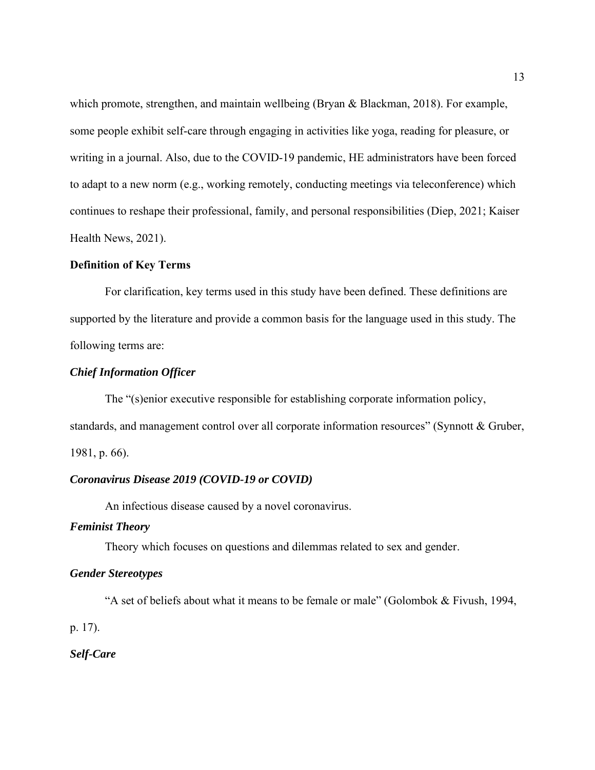which promote, strengthen, and maintain wellbeing (Bryan & Blackman, 2018). For example, some people exhibit self-care through engaging in activities like yoga, reading for pleasure, or writing in a journal. Also, due to the COVID-19 pandemic, HE administrators have been forced to adapt to a new norm (e.g., working remotely, conducting meetings via teleconference) which continues to reshape their professional, family, and personal responsibilities (Diep, 2021; Kaiser Health News, 2021).

## Definition of Key Terms

For clarification, key terms used in this study have been defined. These definitions are supported by the literature and provide a common basis for the language used in this study. The following terms are:

### *Chief Information Officer*

The "(s)enior executive responsible for establishing corporate information policy, standards, and management control over all corporate information resources" (Synnott & Gruber, 1981, p. 66).

### *Coronavirus Disease 2019 (COVID-19 or COVID)*

An infectious disease caused by a novel coronavirus.

### *Feminist Theory*

Theory which focuses on questions and dilemmas related to sex and gender.

### *Gender Stereotypes*

"A set of beliefs about what it means to be female or male" (Golombok & Fivush, 1994, p. 17).

### *Self-Care*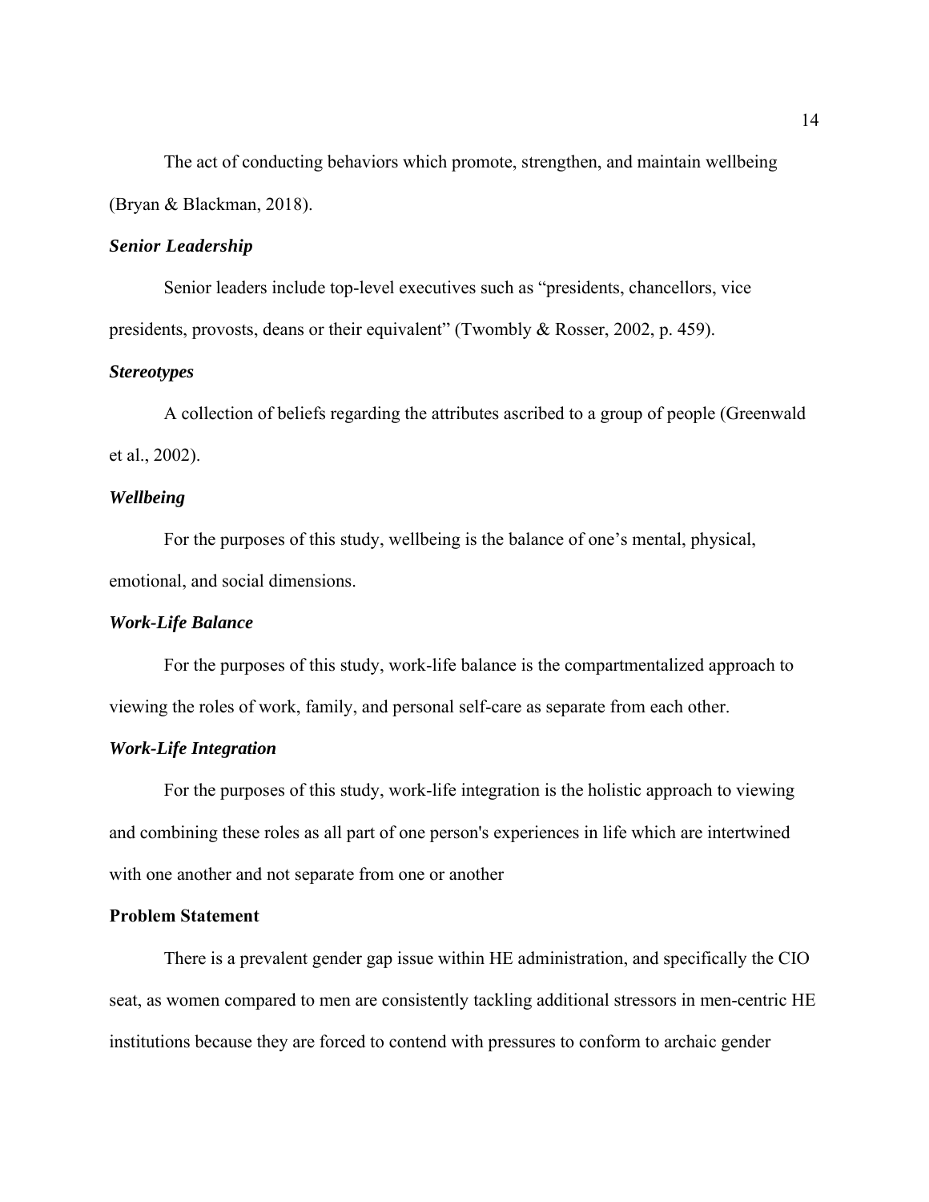The act of conducting behaviors which promote, strengthen, and maintain wellbeing (Bryan & Blackman, 2018).

### *Senior Leadership*

Senior leaders include top-level executives such as "presidents, chancellors, vice presidents, provosts, deans or their equivalent" (Twombly & Rosser, 2002, p. 459).

### *Stereotypes*

A collection of beliefs regarding the attributes ascribed to a group of people (Greenwald et al., 2002).

### *Wellbeing*

For the purposes of this study, wellbeing is the balance of one's mental, physical, emotional, and social dimensions.

### *Work-Life Balance*

For the purposes of this study, work-life balance is the compartmentalized approach to viewing the roles of work, family, and personal self-care as separate from each other.

### *Work-Life Integration*

For the purposes of this study, work-life integration is the holistic approach to viewing and combining these roles as all part of one person's experiences in life which are intertwined with one another and not separate from one or another

## Problem Statement

There is a prevalent gender gap issue within HE administration, and specifically the CIO seat, as women compared to men are consistently tackling additional stressors in men-centric HE institutions because they are forced to contend with pressures to conform to archaic gender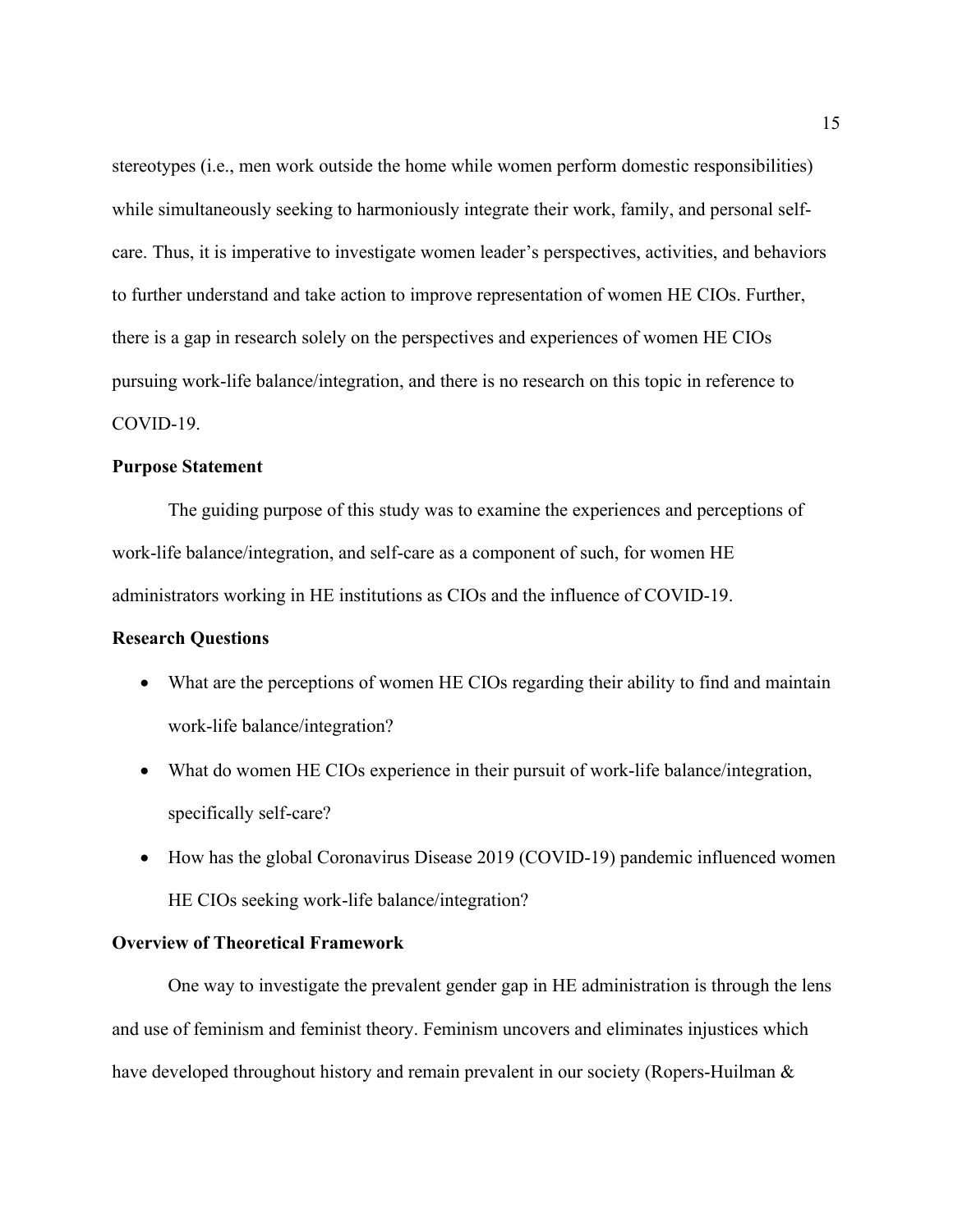stereotypes (i.e., men work outside the home while women perform domestic responsibilities) while simultaneously seeking to harmoniously integrate their work, family, and personal self-care. Thus, it is imperative to investigate women leader's perspectives, activities, and behaviors to further understand and take action to improve representation of women HE CIOs. Further, there is a gap in research solely on the perspectives and experiences of women HE CIOs pursuing work-life balance/integration, and there is no research on this topic in reference to COVID-19.

## Purpose Statement

The guiding purpose of this study was to examine the experiences and perceptions of work-life balance/integration, and self-care as a component of such, for women HE administrators working in HE institutions as CIOs and the influence of COVID-19.

## Research Questions

- What are the perceptions of women HE CIOs regarding their ability to find and maintain work-life balance/integration?
- What do women HE CIOs experience in their pursuit of work-life balance/integration, specifically self-care?
- How has the global Coronavirus Disease 2019 (COVID-19) pandemic influenced women HE CIOs seeking work-life balance/integration?

## Overview of Theoretical Framework

One way to investigate the prevalent gender gap in HE administration is through the lens and use of feminism and feminist theory. Feminism uncovers and eliminates injustices which have developed throughout history and remain prevalent in our society (Ropers-Huilman &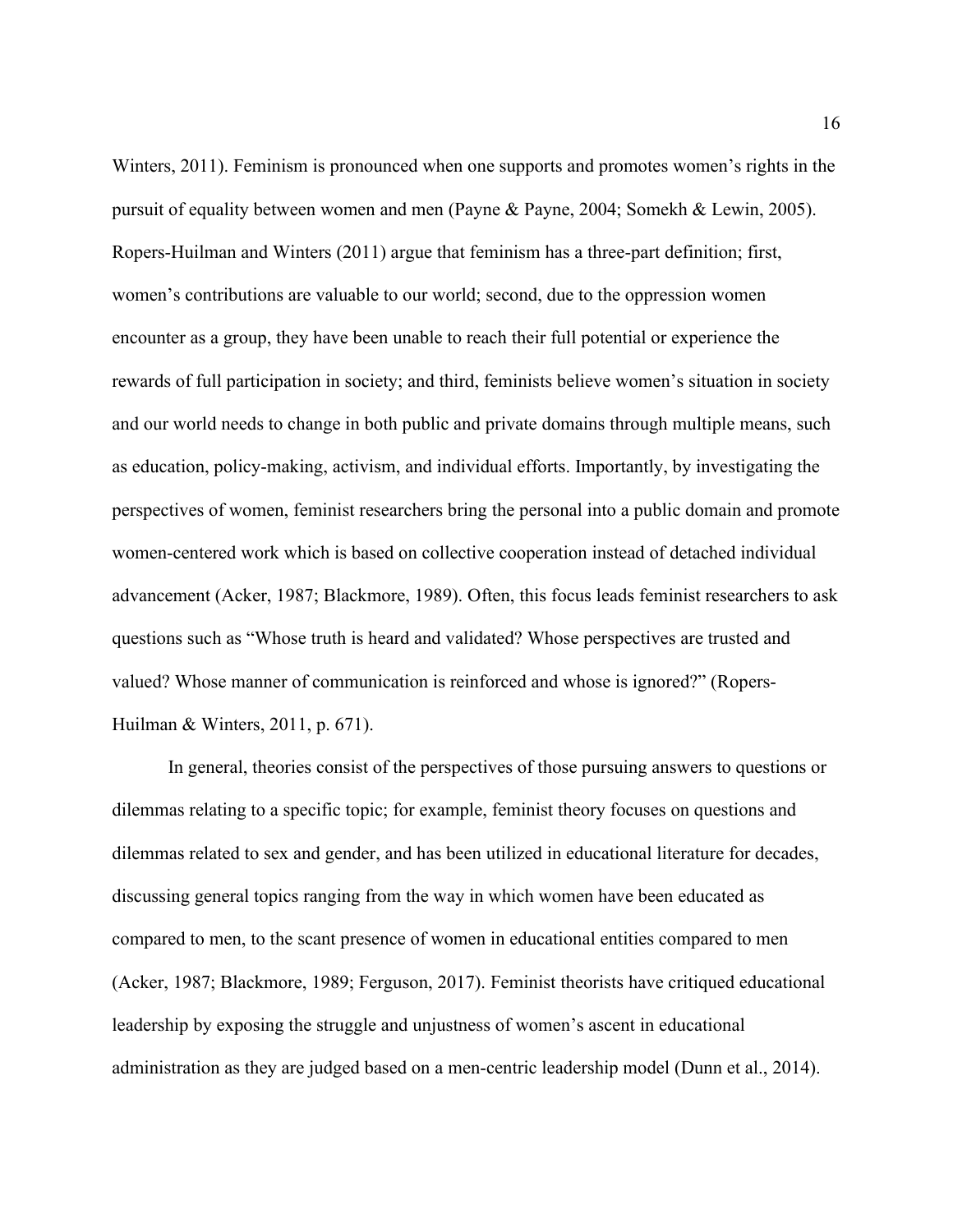Winters, 2011). Feminism is pronounced when one supports and promotes women's rights in the pursuit of equality between women and men (Payne & Payne, 2004; Somekh & Lewin, 2005). Ropers-Huilman and Winters (2011) argue that feminism has a three-part definition; first, women's contributions are valuable to our world; second, due to the oppression women encounter as a group, they have been unable to reach their full potential or experience the rewards of full participation in society; and third, feminists believe women's situation in society and our world needs to change in both public and private domains through multiple means, such as education, policy-making, activism, and individual efforts. Importantly, by investigating the perspectives of women, feminist researchers bring the personal into a public domain and promote women-centered work which is based on collective cooperation instead of detached individual advancement (Acker, 1987; Blackmore, 1989). Often, this focus leads feminist researchers to ask questions such as "Whose truth is heard and validated? Whose perspectives are trusted and valued? Whose manner of communication is reinforced and whose is ignored?" (Ropers-Huilman & Winters, 2011, p. 671).

In general, theories consist of the perspectives of those pursuing answers to questions or dilemmas relating to a specific topic; for example, feminist theory focuses on questions and dilemmas related to sex and gender, and has been utilized in educational literature for decades, discussing general topics ranging from the way in which women have been educated as compared to men, to the scant presence of women in educational entities compared to men (Acker, 1987; Blackmore, 1989; Ferguson, 2017). Feminist theorists have critiqued educational leadership by exposing the struggle and unjustness of women's ascent in educational administration as they are judged based on a men-centric leadership model (Dunn et al., 2014).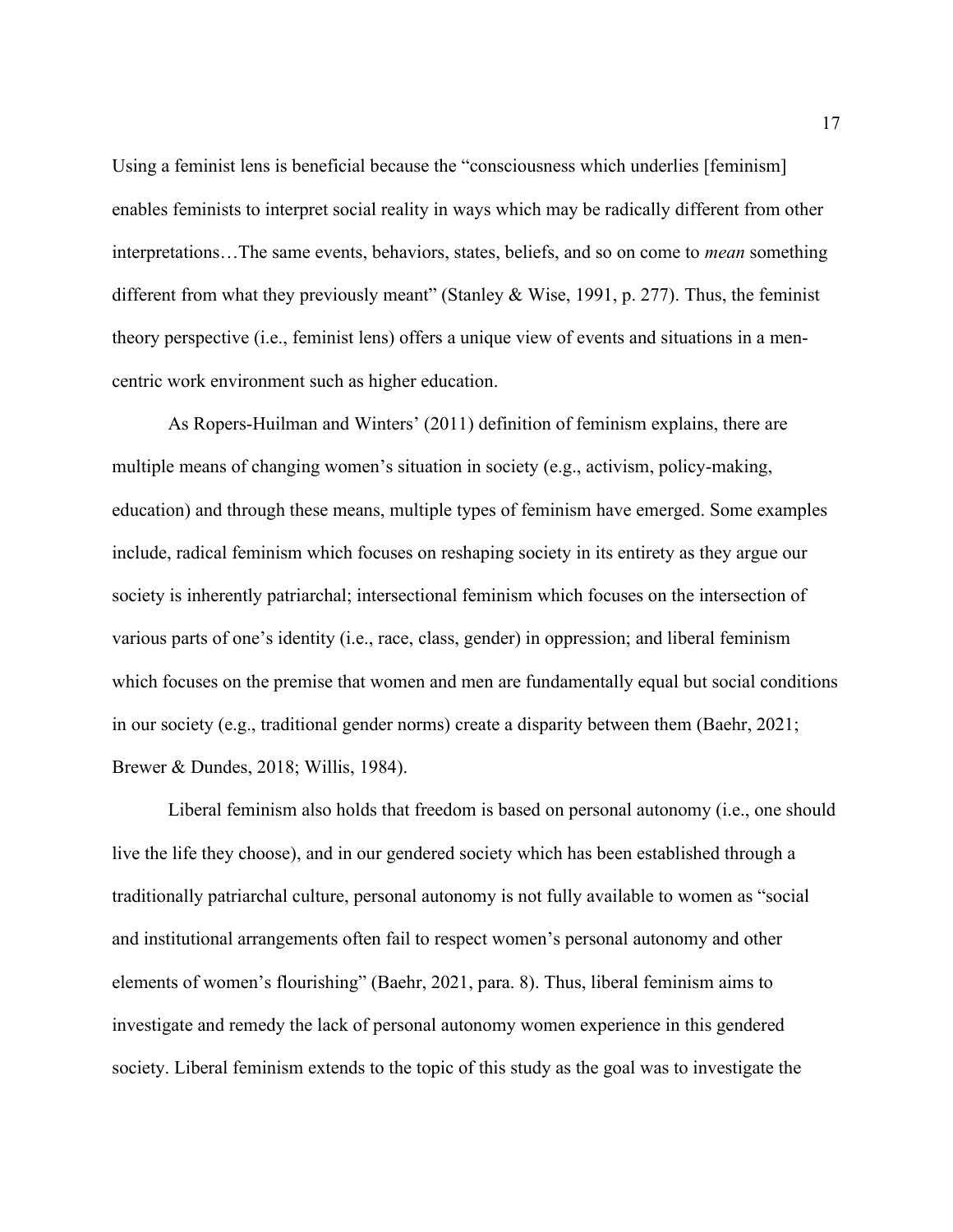Using a feminist lens is beneficial because the "consciousness which underlies [feminism] enables feminists to interpret social reality in ways which may be radically different from other interpretations…The same events, behaviors, states, beliefs, and so on come to *mean* something different from what they previously meant" (Stanley & Wise, 1991, p. 277). Thus, the feminist theory perspective (i.e., feminist lens) offers a unique view of events and situations in a men-centric work environment such as higher education.

As Ropers-Huilman and Winters' (2011) definition of feminism explains, there are multiple means of changing women's situation in society (e.g., activism, policy-making, education) and through these means, multiple types of feminism have emerged. Some examples include, radical feminism which focuses on reshaping society in its entirety as they argue our society is inherently patriarchal; intersectional feminism which focuses on the intersection of various parts of one's identity (i.e., race, class, gender) in oppression; and liberal feminism which focuses on the premise that women and men are fundamentally equal but social conditions in our society (e.g., traditional gender norms) create a disparity between them (Baehr, 2021; Brewer & Dundes, 2018; Willis, 1984).

Liberal feminism also holds that freedom is based on personal autonomy (i.e., one should live the life they choose), and in our gendered society which has been established through a traditionally patriarchal culture, personal autonomy is not fully available to women as "social and institutional arrangements often fail to respect women's personal autonomy and other elements of women's flourishing" (Baehr, 2021, para. 8). Thus, liberal feminism aims to investigate and remedy the lack of personal autonomy women experience in this gendered society. Liberal feminism extends to the topic of this study as the goal was to investigate the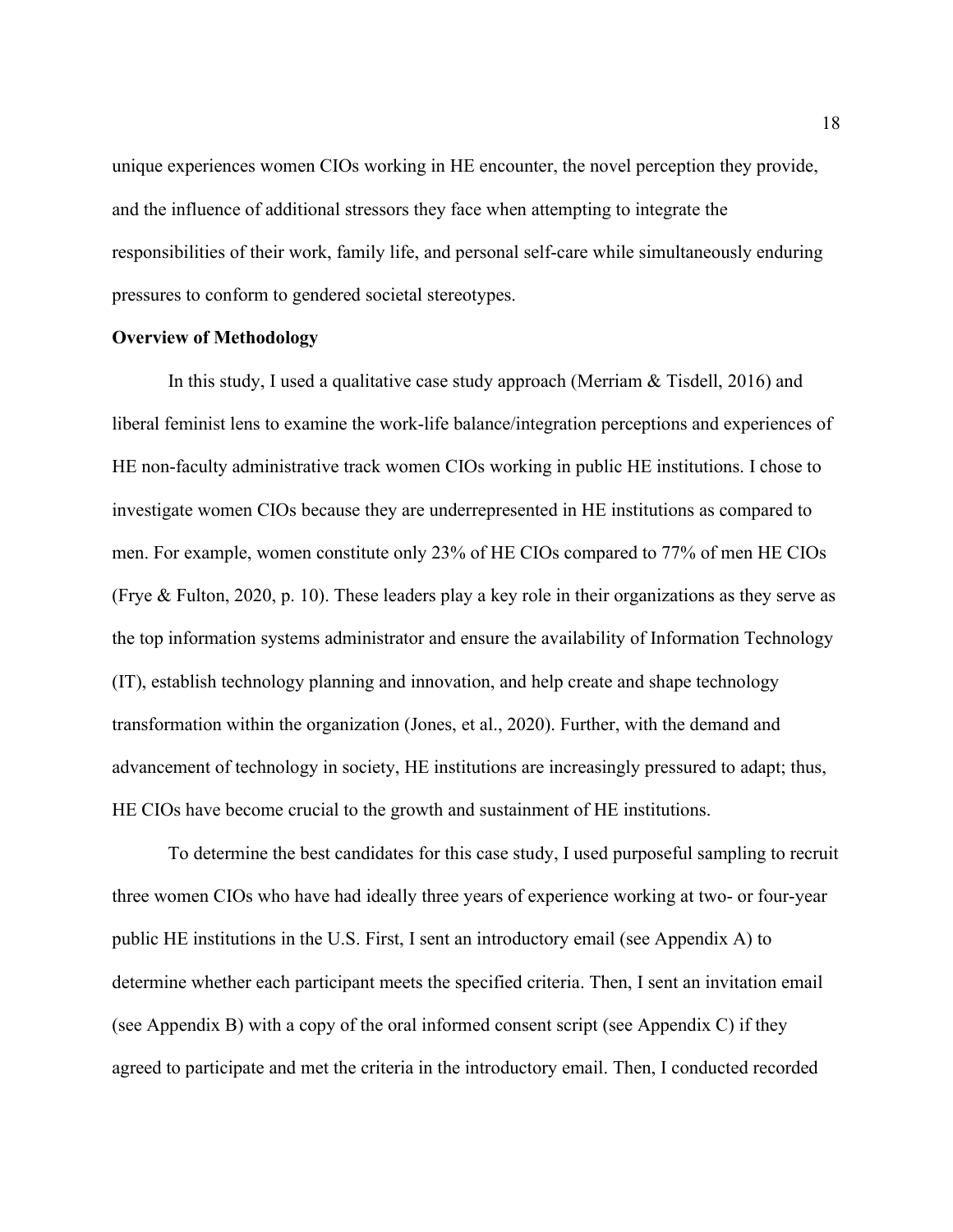unique experiences women CIOs working in HE encounter, the novel perception they provide, and the influence of additional stressors they face when attempting to integrate the responsibilities of their work, family life, and personal self-care while simultaneously enduring pressures to conform to gendered societal stereotypes.

**Overview of Methodology**

In this study, I used a qualitative case study approach (Merriam & Tisdell, 2016) and liberal feminist lens to examine the work-life balance/integration perceptions and experiences of HE non-faculty administrative track women CIOs working in public HE institutions. I chose to investigate women CIOs because they are underrepresented in HE institutions as compared to men. For example, women constitute only 23% of HE CIOs compared to 77% of men HE CIOs (Frye & Fulton, 2020, p. 10). These leaders play a key role in their organizations as they serve as the top information systems administrator and ensure the availability of Information Technology (IT), establish technology planning and innovation, and help create and shape technology transformation within the organization (Jones, et al., 2020). Further, with the demand and advancement of technology in society, HE institutions are increasingly pressured to adapt; thus, HE CIOs have become crucial to the growth and sustainment of HE institutions.

To determine the best candidates for this case study, I used purposeful sampling to recruit three women CIOs who have had ideally three years of experience working at two- or four-year public HE institutions in the U.S. First, I sent an introductory email (see Appendix A) to determine whether each participant meets the specified criteria. Then, I sent an invitation email (see Appendix B) with a copy of the oral informed consent script (see Appendix C) if they agreed to participate and met the criteria in the introductory email. Then, I conducted recorded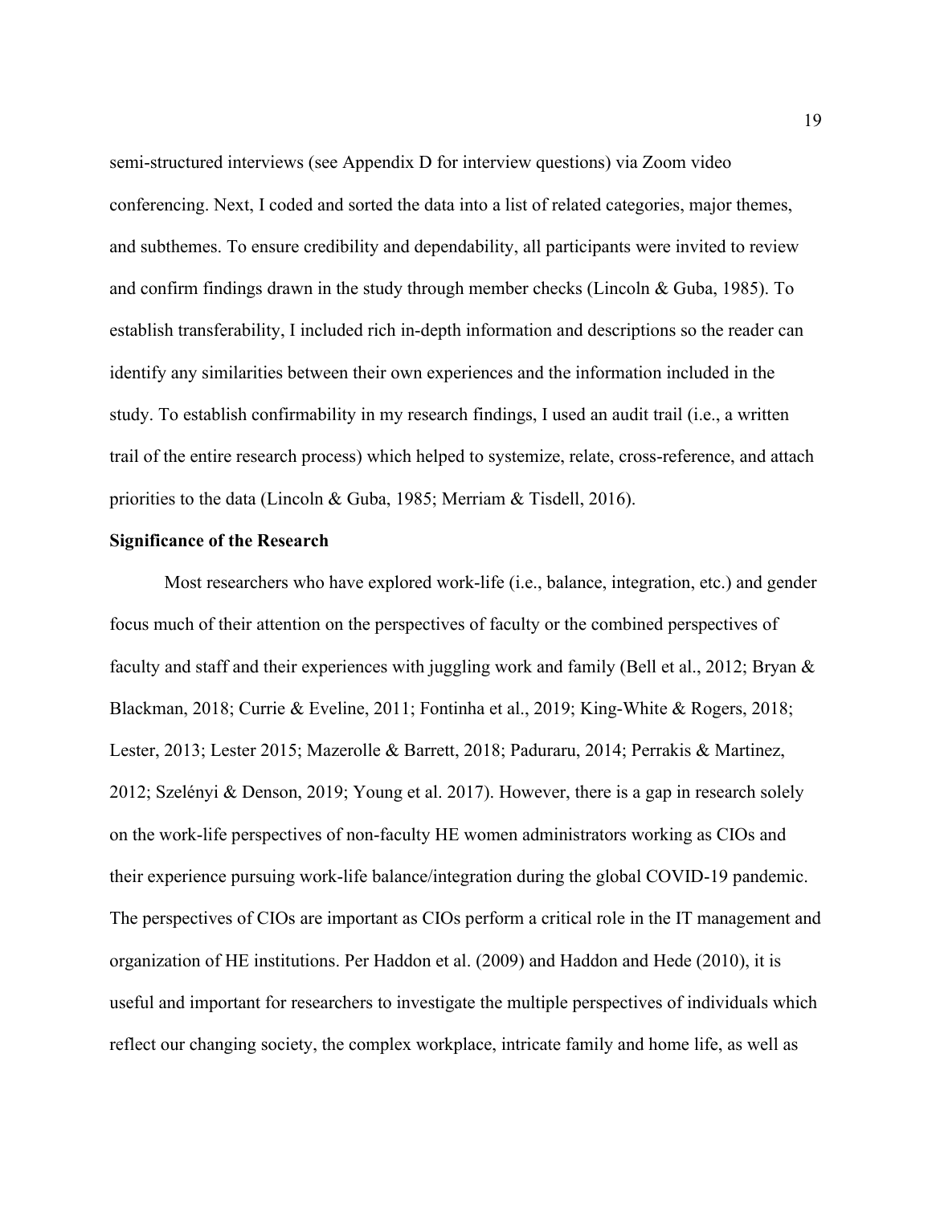semi-structured interviews (see Appendix D for interview questions) via Zoom video conferencing. Next, I coded and sorted the data into a list of related categories, major themes, and subthemes. To ensure credibility and dependability, all participants were invited to review and confirm findings drawn in the study through member checks (Lincoln & Guba, 1985). To establish transferability, I included rich in-depth information and descriptions so the reader can identify any similarities between their own experiences and the information included in the study. To establish confirmability in my research findings, I used an audit trail (i.e., a written trail of the entire research process) which helped to systemize, relate, cross-reference, and attach priorities to the data (Lincoln & Guba, 1985; Merriam & Tisdell, 2016).

**Significance of the Research**

Most researchers who have explored work-life (i.e., balance, integration, etc.) and gender focus much of their attention on the perspectives of faculty or the combined perspectives of faculty and staff and their experiences with juggling work and family (Bell et al., 2012; Bryan & Blackman, 2018; Currie & Eveline, 2011; Fontinha et al., 2019; King-White & Rogers, 2018; Lester, 2013; Lester 2015; Mazerolle & Barrett, 2018; Paduraru, 2014; Perrakis & Martinez, 2012; Szelényi & Denson, 2019; Young et al. 2017). However, there is a gap in research solely on the work-life perspectives of non-faculty HE women administrators working as CIOs and their experience pursuing work-life balance/integration during the global COVID-19 pandemic. The perspectives of CIOs are important as CIOs perform a critical role in the IT management and organization of HE institutions. Per Haddon et al. (2009) and Haddon and Hede (2010), it is useful and important for researchers to investigate the multiple perspectives of individuals which reflect our changing society, the complex workplace, intricate family and home life, as well as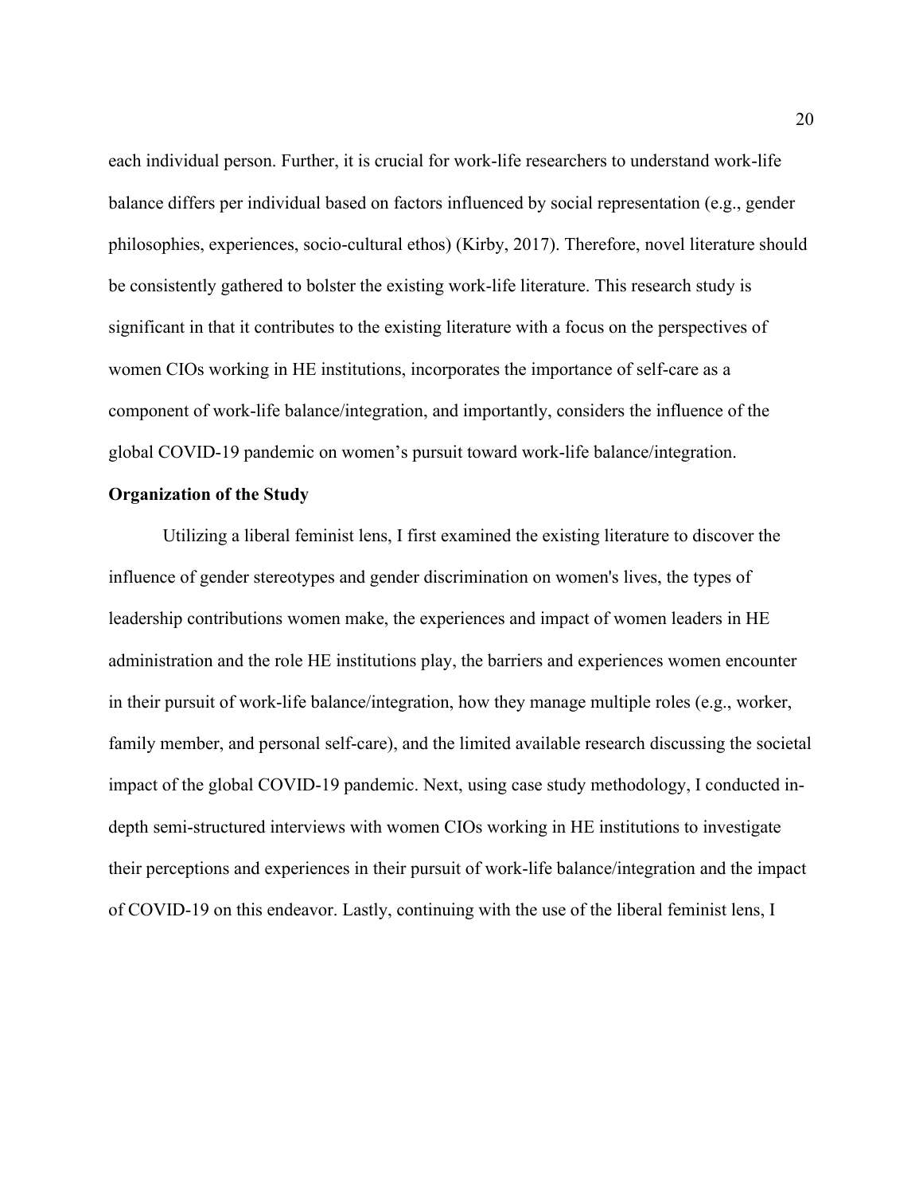each individual person. Further, it is crucial for work-life researchers to understand work-life balance differs per individual based on factors influenced by social representation (e.g., gender philosophies, experiences, socio-cultural ethos) (Kirby, 2017). Therefore, novel literature should be consistently gathered to bolster the existing work-life literature. This research study is significant in that it contributes to the existing literature with a focus on the perspectives of women CIOs working in HE institutions, incorporates the importance of self-care as a component of work-life balance/integration, and importantly, considers the influence of the global COVID-19 pandemic on women's pursuit toward work-life balance/integration.

**Organization of the Study**

Utilizing a liberal feminist lens, I first examined the existing literature to discover the influence of gender stereotypes and gender discrimination on women's lives, the types of leadership contributions women make, the experiences and impact of women leaders in HE administration and the role HE institutions play, the barriers and experiences women encounter in their pursuit of work-life balance/integration, how they manage multiple roles (e.g., worker, family member, and personal self-care), and the limited available research discussing the societal impact of the global COVID-19 pandemic. Next, using case study methodology, I conducted in-depth semi-structured interviews with women CIOs working in HE institutions to investigate their perceptions and experiences in their pursuit of work-life balance/integration and the impact of COVID-19 on this endeavor. Lastly, continuing with the use of the liberal feminist lens, I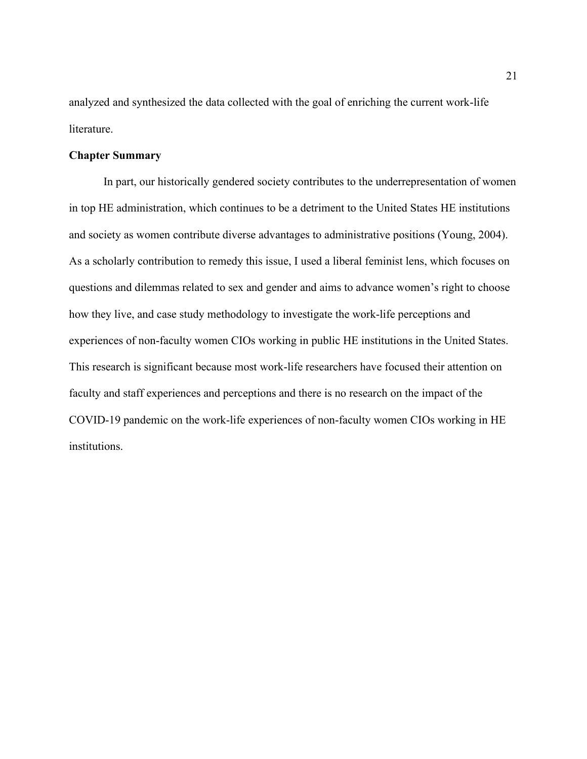analyzed and synthesized the data collected with the goal of enriching the current work-life literature.

## Chapter Summary

In part, our historically gendered society contributes to the underrepresentation of women in top HE administration, which continues to be a detriment to the United States HE institutions and society as women contribute diverse advantages to administrative positions (Young, 2004). As a scholarly contribution to remedy this issue, I used a liberal feminist lens, which focuses on questions and dilemmas related to sex and gender and aims to advance women's right to choose how they live, and case study methodology to investigate the work-life perceptions and experiences of non-faculty women CIOs working in public HE institutions in the United States. This research is significant because most work-life researchers have focused their attention on faculty and staff experiences and perceptions and there is no research on the impact of the COVID-19 pandemic on the work-life experiences of non-faculty women CIOs working in HE institutions.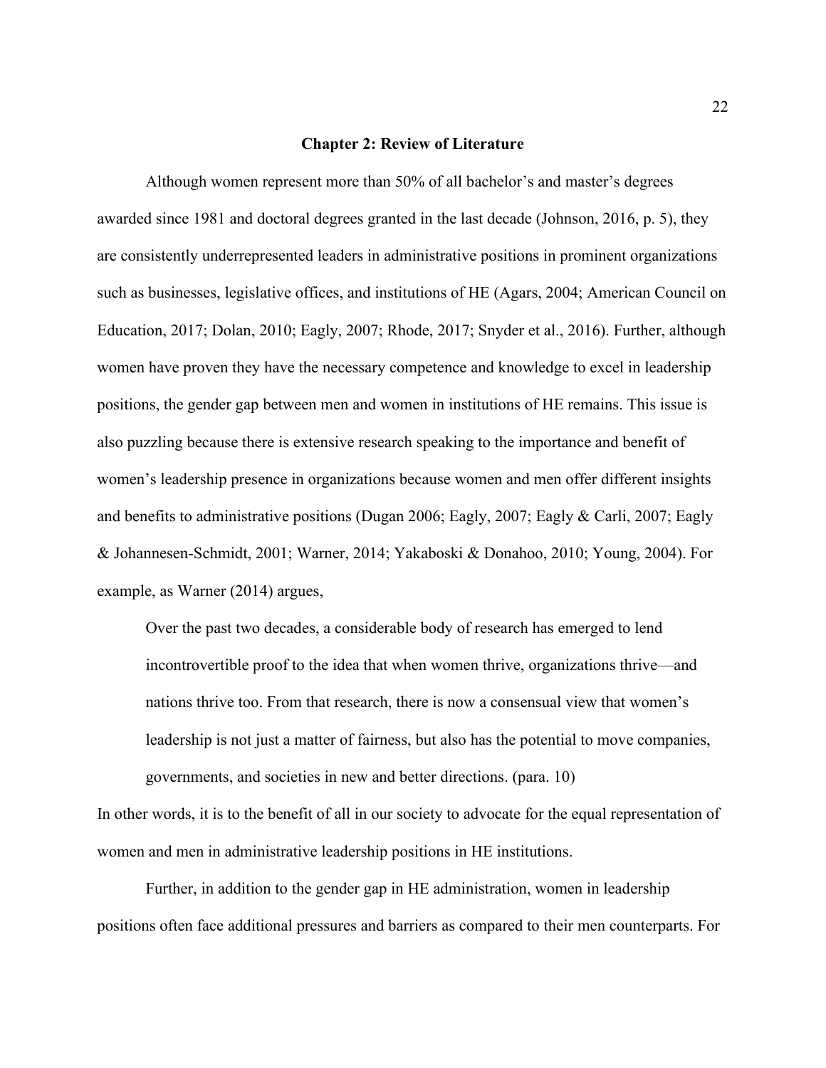# Chapter 2: Review of Literature

Although women represent more than 50% of all bachelor's and master's degrees awarded since 1981 and doctoral degrees granted in the last decade (Johnson, 2016, p. 5), they are consistently underrepresented leaders in administrative positions in prominent organizations such as businesses, legislative offices, and institutions of HE (Agars, 2004; American Council on Education, 2017; Dolan, 2010; Eagly, 2007; Rhode, 2017; Snyder et al., 2016). Further, although women have proven they have the necessary competence and knowledge to excel in leadership positions, the gender gap between men and women in institutions of HE remains. This issue is also puzzling because there is extensive research speaking to the importance and benefit of women's leadership presence in organizations because women and men offer different insights and benefits to administrative positions (Dugan 2006; Eagly, 2007; Eagly & Carli, 2007; Eagly & Johannesen-Schmidt, 2001; Warner, 2014; Yakaboski & Donahoo, 2010; Young, 2004). For example, as Warner (2014) argues,

> Over the past two decades, a considerable body of research has emerged to lend incontrovertible proof to the idea that when women thrive, organizations thrive—and nations thrive too. From that research, there is now a consensual view that women's leadership is not just a matter of fairness, but also has the potential to move companies, governments, and societies in new and better directions. (para. 10)

In other words, it is to the benefit of all in our society to advocate for the equal representation of women and men in administrative leadership positions in HE institutions.

Further, in addition to the gender gap in HE administration, women in leadership positions often face additional pressures and barriers as compared to their men counterparts. For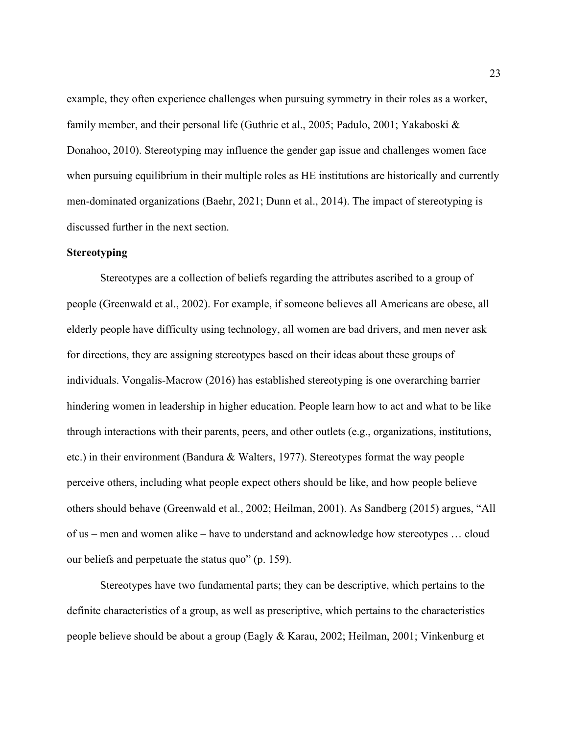example, they often experience challenges when pursuing symmetry in their roles as a worker, family member, and their personal life (Guthrie et al., 2005; Padulo, 2001; Yakaboski & Donahoo, 2010). Stereotyping may influence the gender gap issue and challenges women face when pursuing equilibrium in their multiple roles as HE institutions are historically and currently men-dominated organizations (Baehr, 2021; Dunn et al., 2014). The impact of stereotyping is discussed further in the next section.

**Stereotyping**

Stereotypes are a collection of beliefs regarding the attributes ascribed to a group of people (Greenwald et al., 2002). For example, if someone believes all Americans are obese, all elderly people have difficulty using technology, all women are bad drivers, and men never ask for directions, they are assigning stereotypes based on their ideas about these groups of individuals. Vongalis-Macrow (2016) has established stereotyping is one overarching barrier hindering women in leadership in higher education. People learn how to act and what to be like through interactions with their parents, peers, and other outlets (e.g., organizations, institutions, etc.) in their environment (Bandura & Walters, 1977). Stereotypes format the way people perceive others, including what people expect others should be like, and how people believe others should behave (Greenwald et al., 2002; Heilman, 2001). As Sandberg (2015) argues, "All of us – men and women alike – have to understand and acknowledge how stereotypes … cloud our beliefs and perpetuate the status quo" (p. 159).

Stereotypes have two fundamental parts; they can be descriptive, which pertains to the definite characteristics of a group, as well as prescriptive, which pertains to the characteristics people believe should be about a group (Eagly & Karau, 2002; Heilman, 2001; Vinkenburg et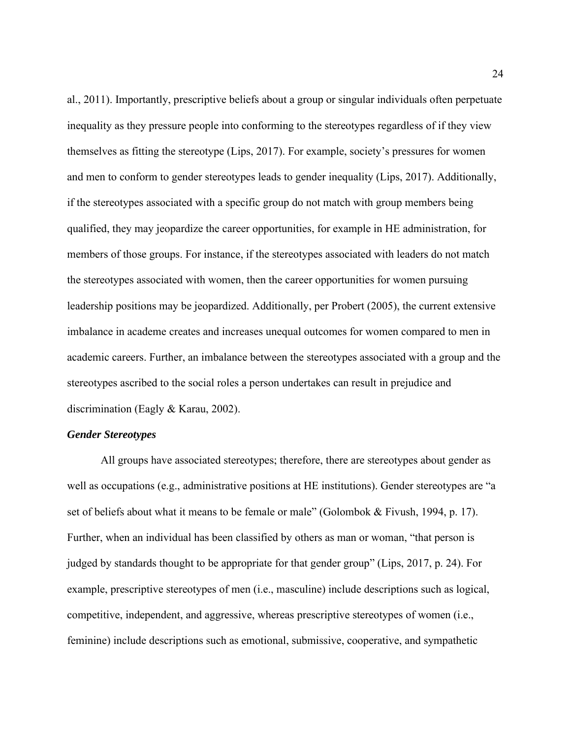al., 2011). Importantly, prescriptive beliefs about a group or singular individuals often perpetuate inequality as they pressure people into conforming to the stereotypes regardless of if they view themselves as fitting the stereotype (Lips, 2017). For example, society's pressures for women and men to conform to gender stereotypes leads to gender inequality (Lips, 2017). Additionally, if the stereotypes associated with a specific group do not match with group members being qualified, they may jeopardize the career opportunities, for example in HE administration, for members of those groups. For instance, if the stereotypes associated with leaders do not match the stereotypes associated with women, then the career opportunities for women pursuing leadership positions may be jeopardized. Additionally, per Probert (2005), the current extensive imbalance in academe creates and increases unequal outcomes for women compared to men in academic careers. Further, an imbalance between the stereotypes associated with a group and the stereotypes ascribed to the social roles a person undertakes can result in prejudice and discrimination (Eagly & Karau, 2002).

### ***Gender Stereotypes***

All groups have associated stereotypes; therefore, there are stereotypes about gender as well as occupations (e.g., administrative positions at HE institutions). Gender stereotypes are "a set of beliefs about what it means to be female or male" (Golombok & Fivush, 1994, p. 17). Further, when an individual has been classified by others as man or woman, "that person is judged by standards thought to be appropriate for that gender group" (Lips, 2017, p. 24). For example, prescriptive stereotypes of men (i.e., masculine) include descriptions such as logical, competitive, independent, and aggressive, whereas prescriptive stereotypes of women (i.e., feminine) include descriptions such as emotional, submissive, cooperative, and sympathetic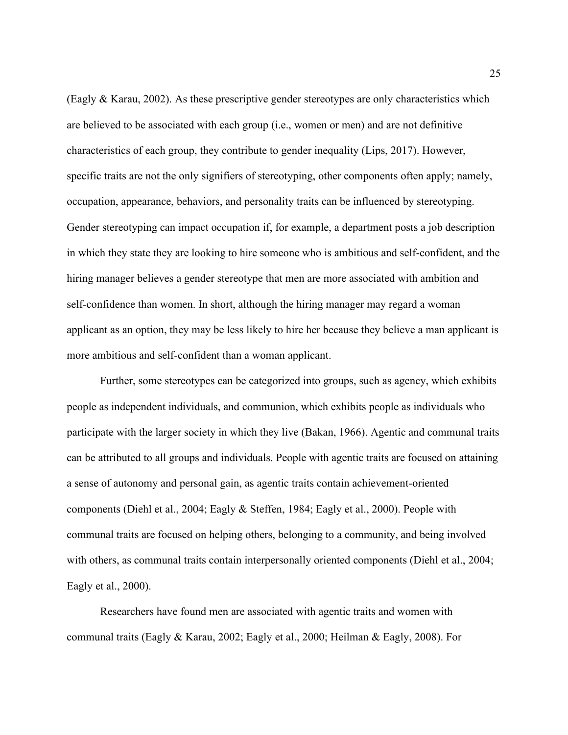(Eagly & Karau, 2002). As these prescriptive gender stereotypes are only characteristics which are believed to be associated with each group (i.e., women or men) and are not definitive characteristics of each group, they contribute to gender inequality (Lips, 2017). However, specific traits are not the only signifiers of stereotyping, other components often apply; namely, occupation, appearance, behaviors, and personality traits can be influenced by stereotyping. Gender stereotyping can impact occupation if, for example, a department posts a job description in which they state they are looking to hire someone who is ambitious and self-confident, and the hiring manager believes a gender stereotype that men are more associated with ambition and self-confidence than women. In short, although the hiring manager may regard a woman applicant as an option, they may be less likely to hire her because they believe a man applicant is more ambitious and self-confident than a woman applicant.

Further, some stereotypes can be categorized into groups, such as agency, which exhibits people as independent individuals, and communion, which exhibits people as individuals who participate with the larger society in which they live (Bakan, 1966). Agentic and communal traits can be attributed to all groups and individuals. People with agentic traits are focused on attaining a sense of autonomy and personal gain, as agentic traits contain achievement-oriented components (Diehl et al., 2004; Eagly & Steffen, 1984; Eagly et al., 2000). People with communal traits are focused on helping others, belonging to a community, and being involved with others, as communal traits contain interpersonally oriented components (Diehl et al., 2004; Eagly et al., 2000).

Researchers have found men are associated with agentic traits and women with communal traits (Eagly & Karau, 2002; Eagly et al., 2000; Heilman & Eagly, 2008). For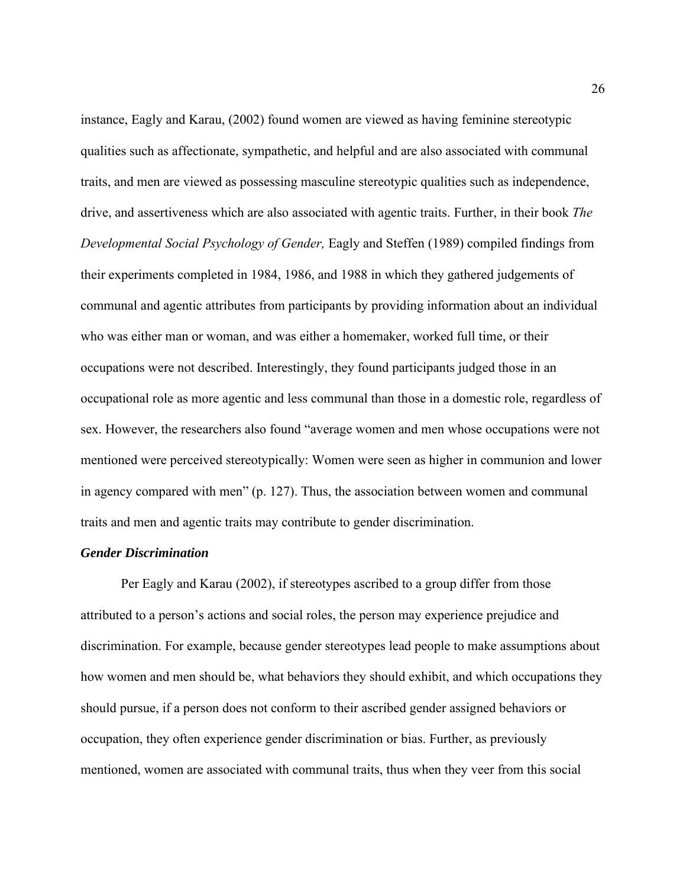instance, Eagly and Karau, (2002) found women are viewed as having feminine stereotypic qualities such as affectionate, sympathetic, and helpful and are also associated with communal traits, and men are viewed as possessing masculine stereotypic qualities such as independence, drive, and assertiveness which are also associated with agentic traits. Further, in their book *The Developmental Social Psychology of Gender,* Eagly and Steffen (1989) compiled findings from their experiments completed in 1984, 1986, and 1988 in which they gathered judgements of communal and agentic attributes from participants by providing information about an individual who was either man or woman, and was either a homemaker, worked full time, or their occupations were not described. Interestingly, they found participants judged those in an occupational role as more agentic and less communal than those in a domestic role, regardless of sex. However, the researchers also found "average women and men whose occupations were not mentioned were perceived stereotypically: Women were seen as higher in communion and lower in agency compared with men" (p. 127). Thus, the association between women and communal traits and men and agentic traits may contribute to gender discrimination.

### *Gender Discrimination*

Per Eagly and Karau (2002), if stereotypes ascribed to a group differ from those attributed to a person's actions and social roles, the person may experience prejudice and discrimination. For example, because gender stereotypes lead people to make assumptions about how women and men should be, what behaviors they should exhibit, and which occupations they should pursue, if a person does not conform to their ascribed gender assigned behaviors or occupation, they often experience gender discrimination or bias. Further, as previously mentioned, women are associated with communal traits, thus when they veer from this social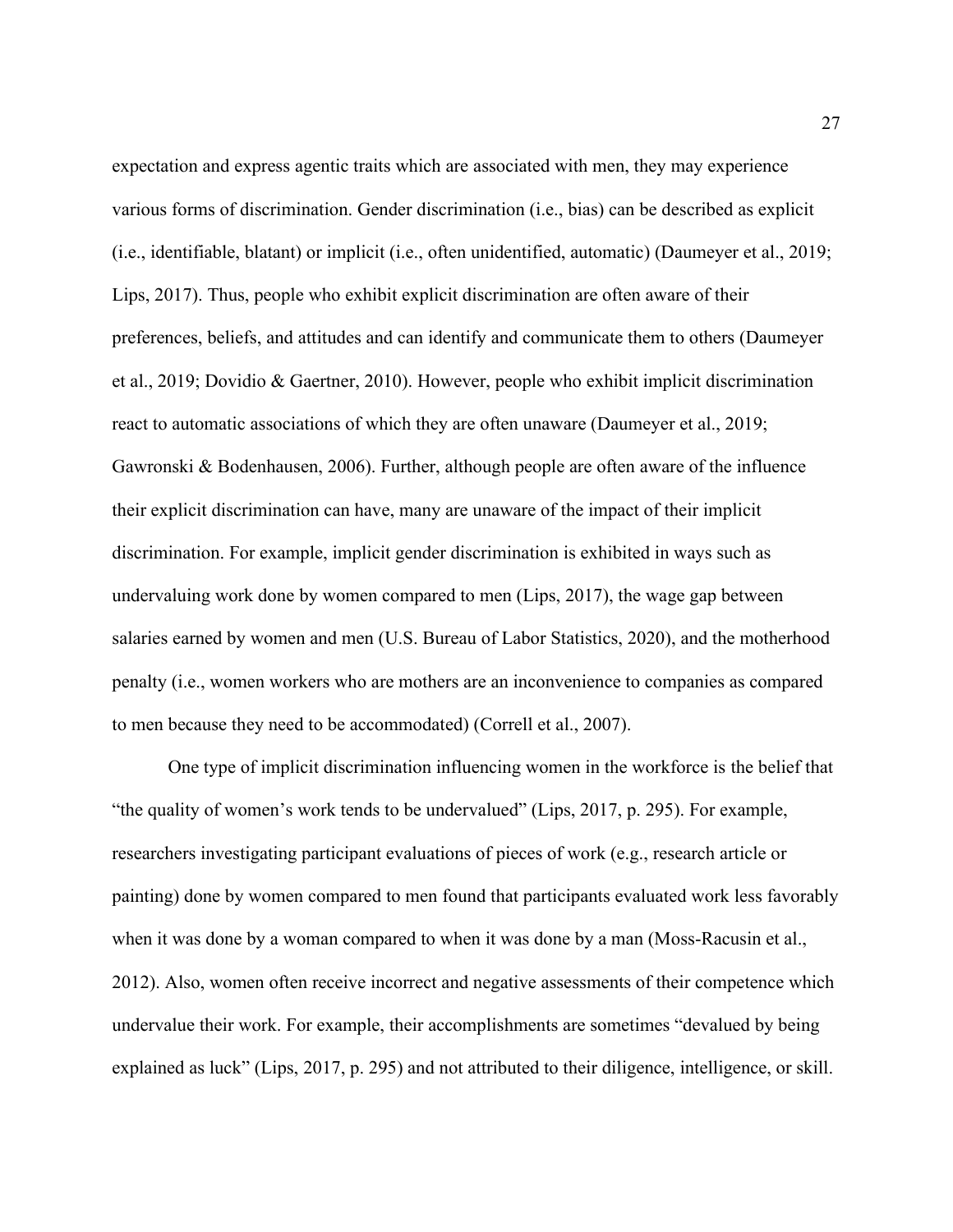expectation and express agentic traits which are associated with men, they may experience various forms of discrimination. Gender discrimination (i.e., bias) can be described as explicit (i.e., identifiable, blatant) or implicit (i.e., often unidentified, automatic) (Daumeyer et al., 2019; Lips, 2017). Thus, people who exhibit explicit discrimination are often aware of their preferences, beliefs, and attitudes and can identify and communicate them to others (Daumeyer et al., 2019; Dovidio & Gaertner, 2010). However, people who exhibit implicit discrimination react to automatic associations of which they are often unaware (Daumeyer et al., 2019; Gawronski & Bodenhausen, 2006). Further, although people are often aware of the influence their explicit discrimination can have, many are unaware of the impact of their implicit discrimination. For example, implicit gender discrimination is exhibited in ways such as undervaluing work done by women compared to men (Lips, 2017), the wage gap between salaries earned by women and men (U.S. Bureau of Labor Statistics, 2020), and the motherhood penalty (i.e., women workers who are mothers are an inconvenience to companies as compared to men because they need to be accommodated) (Correll et al., 2007).

One type of implicit discrimination influencing women in the workforce is the belief that "the quality of women's work tends to be undervalued" (Lips, 2017, p. 295). For example, researchers investigating participant evaluations of pieces of work (e.g., research article or painting) done by women compared to men found that participants evaluated work less favorably when it was done by a woman compared to when it was done by a man (Moss-Racusin et al., 2012). Also, women often receive incorrect and negative assessments of their competence which undervalue their work. For example, their accomplishments are sometimes "devalued by being explained as luck" (Lips, 2017, p. 295) and not attributed to their diligence, intelligence, or skill.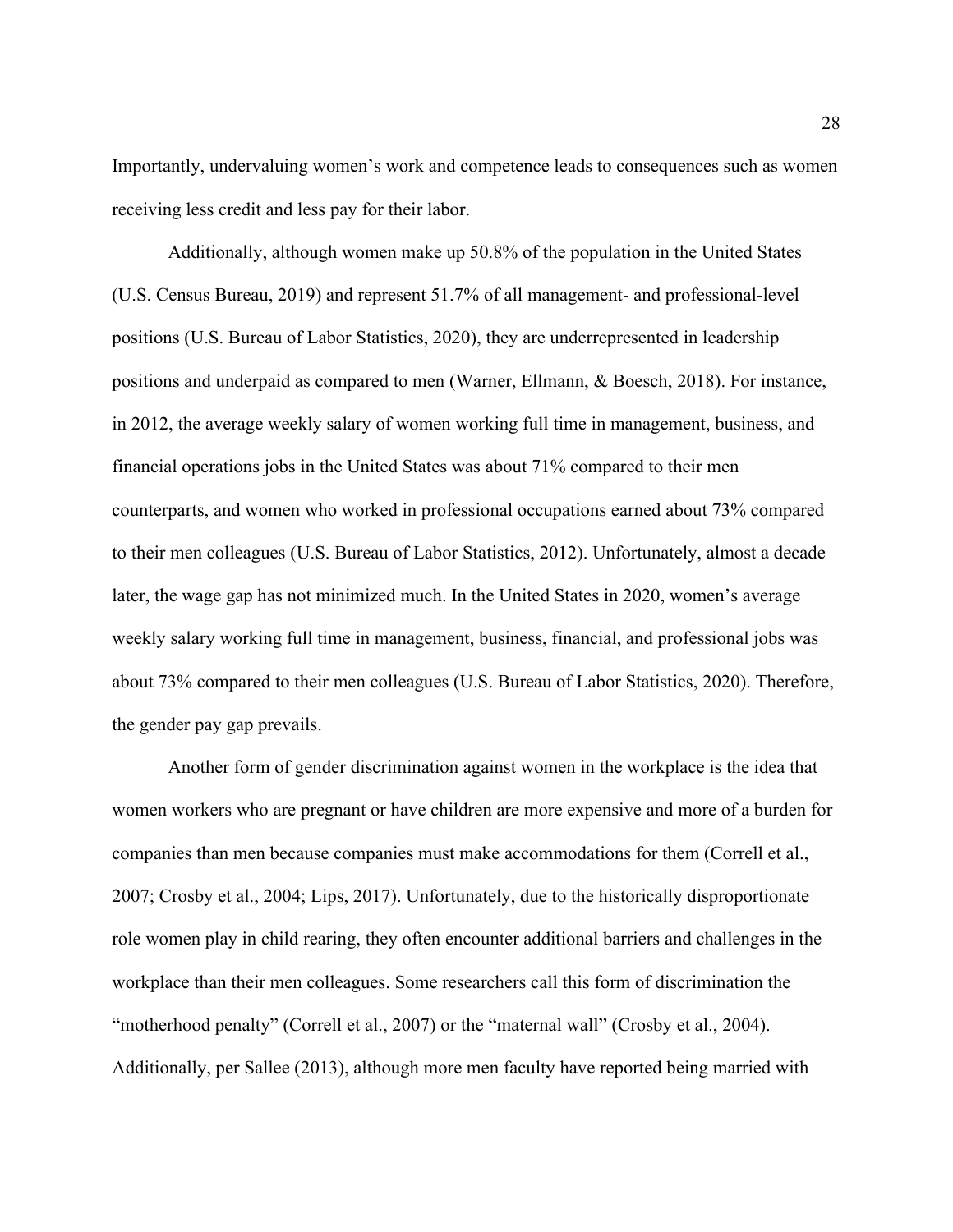Importantly, undervaluing women's work and competence leads to consequences such as women receiving less credit and less pay for their labor.

Additionally, although women make up 50.8% of the population in the United States (U.S. Census Bureau, 2019) and represent 51.7% of all management- and professional-level positions (U.S. Bureau of Labor Statistics, 2020), they are underrepresented in leadership positions and underpaid as compared to men (Warner, Ellmann, & Boesch, 2018). For instance, in 2012, the average weekly salary of women working full time in management, business, and financial operations jobs in the United States was about 71% compared to their men counterparts, and women who worked in professional occupations earned about 73% compared to their men colleagues (U.S. Bureau of Labor Statistics, 2012). Unfortunately, almost a decade later, the wage gap has not minimized much. In the United States in 2020, women's average weekly salary working full time in management, business, financial, and professional jobs was about 73% compared to their men colleagues (U.S. Bureau of Labor Statistics, 2020). Therefore, the gender pay gap prevails.

Another form of gender discrimination against women in the workplace is the idea that women workers who are pregnant or have children are more expensive and more of a burden for companies than men because companies must make accommodations for them (Correll et al., 2007; Crosby et al., 2004; Lips, 2017). Unfortunately, due to the historically disproportionate role women play in child rearing, they often encounter additional barriers and challenges in the workplace than their men colleagues. Some researchers call this form of discrimination the "motherhood penalty" (Correll et al., 2007) or the "maternal wall" (Crosby et al., 2004). Additionally, per Sallee (2013), although more men faculty have reported being married with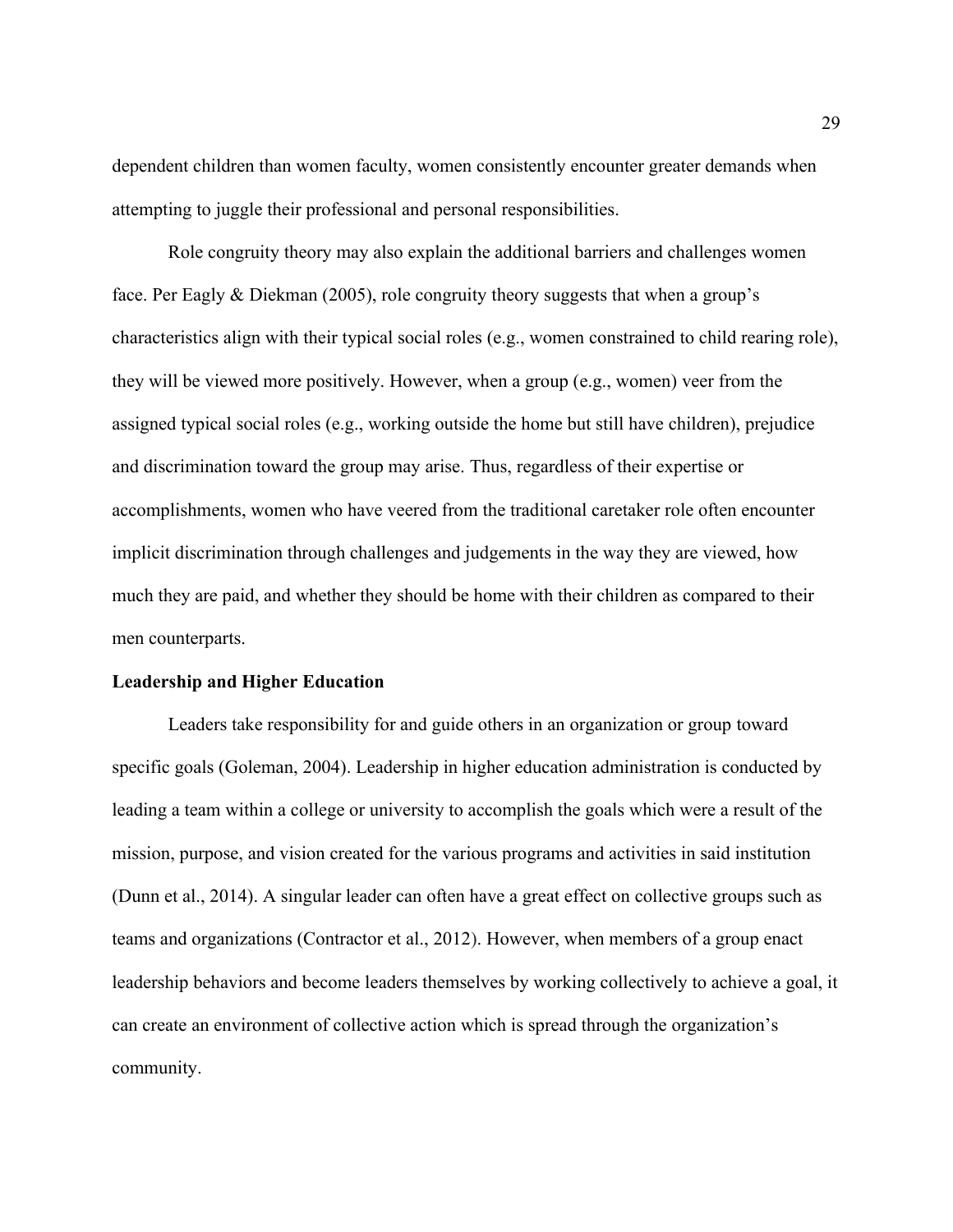dependent children than women faculty, women consistently encounter greater demands when attempting to juggle their professional and personal responsibilities.

Role congruity theory may also explain the additional barriers and challenges women face. Per Eagly & Diekman (2005), role congruity theory suggests that when a group's characteristics align with their typical social roles (e.g., women constrained to child rearing role), they will be viewed more positively. However, when a group (e.g., women) veer from the assigned typical social roles (e.g., working outside the home but still have children), prejudice and discrimination toward the group may arise. Thus, regardless of their expertise or accomplishments, women who have veered from the traditional caretaker role often encounter implicit discrimination through challenges and judgements in the way they are viewed, how much they are paid, and whether they should be home with their children as compared to their men counterparts.

## Leadership and Higher Education

Leaders take responsibility for and guide others in an organization or group toward specific goals (Goleman, 2004). Leadership in higher education administration is conducted by leading a team within a college or university to accomplish the goals which were a result of the mission, purpose, and vision created for the various programs and activities in said institution (Dunn et al., 2014). A singular leader can often have a great effect on collective groups such as teams and organizations (Contractor et al., 2012). However, when members of a group enact leadership behaviors and become leaders themselves by working collectively to achieve a goal, it can create an environment of collective action which is spread through the organization's community.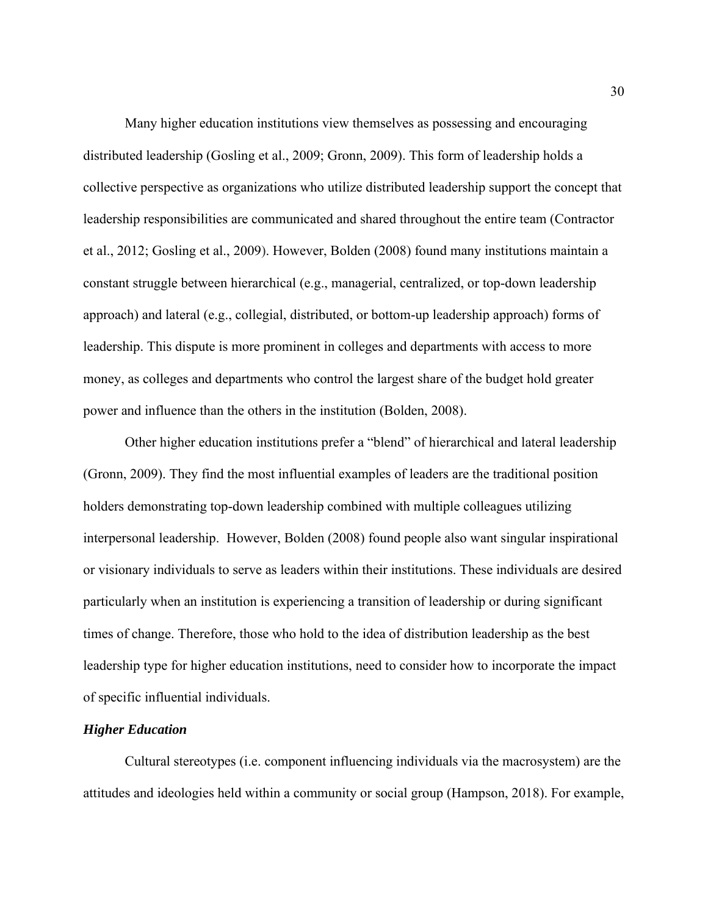Many higher education institutions view themselves as possessing and encouraging distributed leadership (Gosling et al., 2009; Gronn, 2009). This form of leadership holds a collective perspective as organizations who utilize distributed leadership support the concept that leadership responsibilities are communicated and shared throughout the entire team (Contractor et al., 2012; Gosling et al., 2009). However, Bolden (2008) found many institutions maintain a constant struggle between hierarchical (e.g., managerial, centralized, or top-down leadership approach) and lateral (e.g., collegial, distributed, or bottom-up leadership approach) forms of leadership. This dispute is more prominent in colleges and departments with access to more money, as colleges and departments who control the largest share of the budget hold greater power and influence than the others in the institution (Bolden, 2008).

Other higher education institutions prefer a "blend" of hierarchical and lateral leadership (Gronn, 2009). They find the most influential examples of leaders are the traditional position holders demonstrating top-down leadership combined with multiple colleagues utilizing interpersonal leadership. However, Bolden (2008) found people also want singular inspirational or visionary individuals to serve as leaders within their institutions. These individuals are desired particularly when an institution is experiencing a transition of leadership or during significant times of change. Therefore, those who hold to the idea of distribution leadership as the best leadership type for higher education institutions, need to consider how to incorporate the impact of specific influential individuals.

### ***Higher Education***

Cultural stereotypes (i.e. component influencing individuals via the macrosystem) are the attitudes and ideologies held within a community or social group (Hampson, 2018). For example,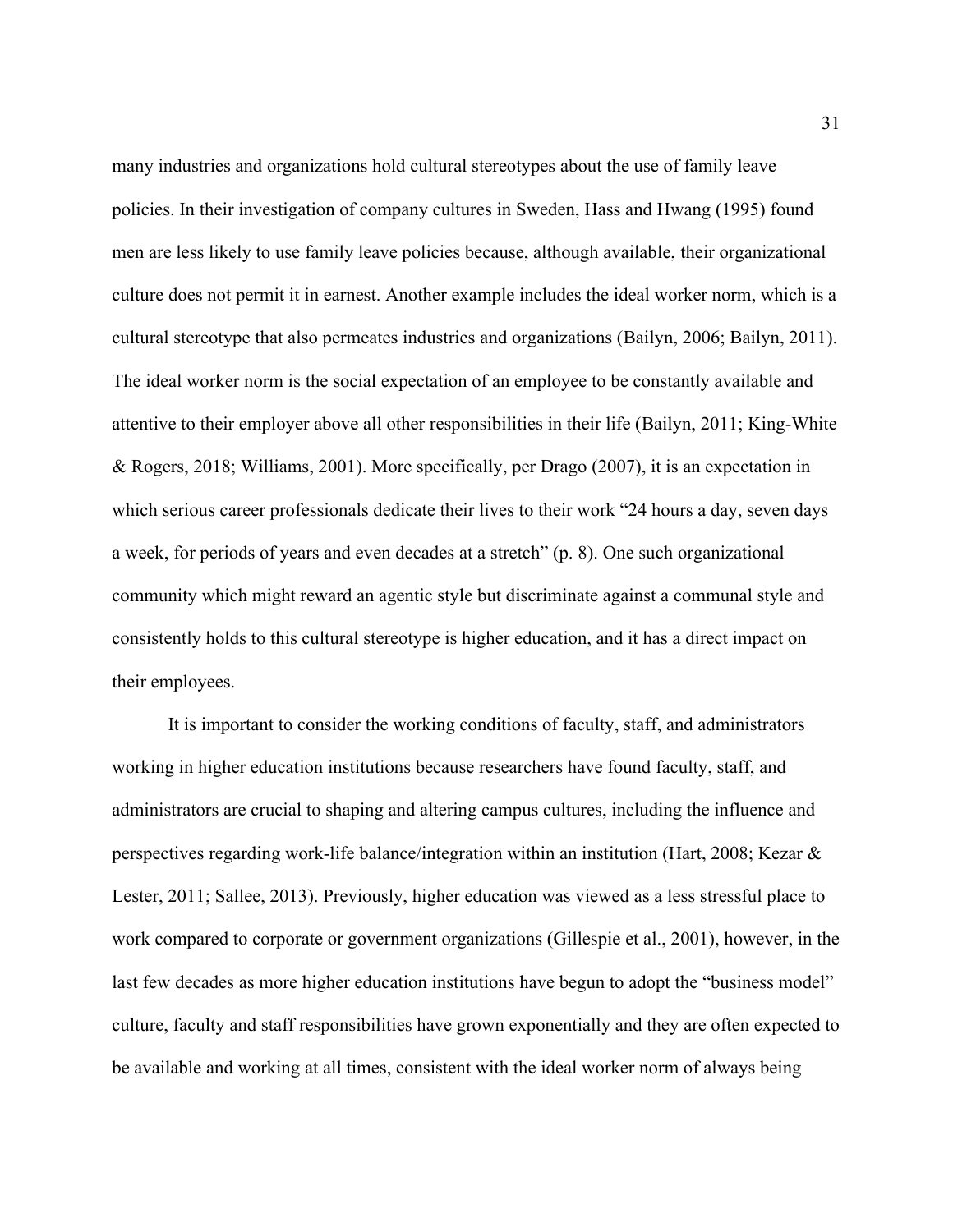many industries and organizations hold cultural stereotypes about the use of family leave policies. In their investigation of company cultures in Sweden, Hass and Hwang (1995) found men are less likely to use family leave policies because, although available, their organizational culture does not permit it in earnest. Another example includes the ideal worker norm, which is a cultural stereotype that also permeates industries and organizations (Bailyn, 2006; Bailyn, 2011). The ideal worker norm is the social expectation of an employee to be constantly available and attentive to their employer above all other responsibilities in their life (Bailyn, 2011; King-White & Rogers, 2018; Williams, 2001). More specifically, per Drago (2007), it is an expectation in which serious career professionals dedicate their lives to their work "24 hours a day, seven days a week, for periods of years and even decades at a stretch" (p. 8). One such organizational community which might reward an agentic style but discriminate against a communal style and consistently holds to this cultural stereotype is higher education, and it has a direct impact on their employees.

It is important to consider the working conditions of faculty, staff, and administrators working in higher education institutions because researchers have found faculty, staff, and administrators are crucial to shaping and altering campus cultures, including the influence and perspectives regarding work-life balance/integration within an institution (Hart, 2008; Kezar & Lester, 2011; Sallee, 2013). Previously, higher education was viewed as a less stressful place to work compared to corporate or government organizations (Gillespie et al., 2001), however, in the last few decades as more higher education institutions have begun to adopt the "business model" culture, faculty and staff responsibilities have grown exponentially and they are often expected to be available and working at all times, consistent with the ideal worker norm of always being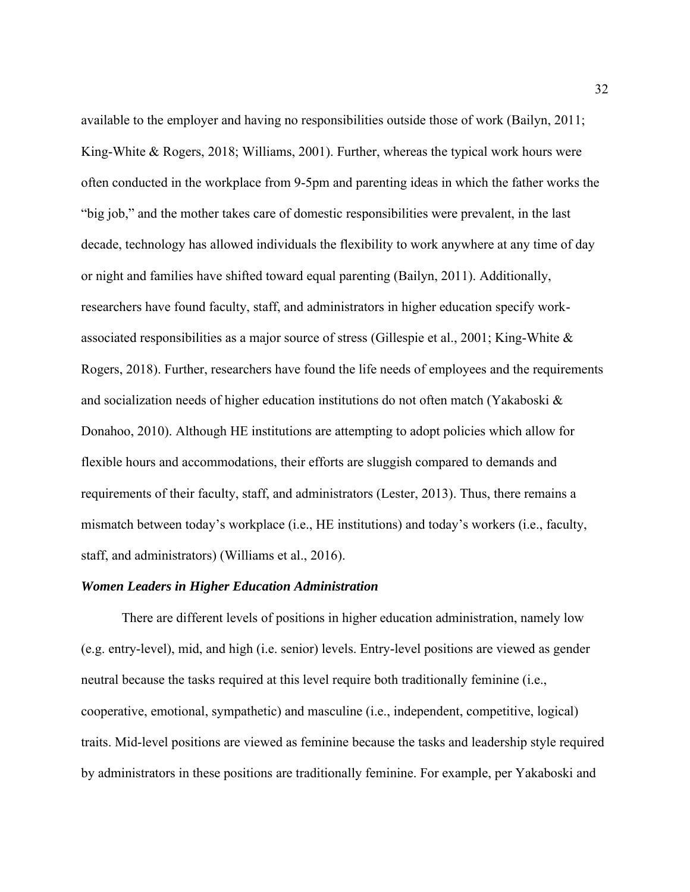available to the employer and having no responsibilities outside those of work (Bailyn, 2011; King-White & Rogers, 2018; Williams, 2001). Further, whereas the typical work hours were often conducted in the workplace from 9-5pm and parenting ideas in which the father works the "big job," and the mother takes care of domestic responsibilities were prevalent, in the last decade, technology has allowed individuals the flexibility to work anywhere at any time of day or night and families have shifted toward equal parenting (Bailyn, 2011). Additionally, researchers have found faculty, staff, and administrators in higher education specify work-associated responsibilities as a major source of stress (Gillespie et al., 2001; King-White & Rogers, 2018). Further, researchers have found the life needs of employees and the requirements and socialization needs of higher education institutions do not often match (Yakaboski & Donahoo, 2010). Although HE institutions are attempting to adopt policies which allow for flexible hours and accommodations, their efforts are sluggish compared to demands and requirements of their faculty, staff, and administrators (Lester, 2013). Thus, there remains a mismatch between today's workplace (i.e., HE institutions) and today's workers (i.e., faculty, staff, and administrators) (Williams et al., 2016).

### ***Women Leaders in Higher Education Administration***

There are different levels of positions in higher education administration, namely low (e.g. entry-level), mid, and high (i.e. senior) levels. Entry-level positions are viewed as gender neutral because the tasks required at this level require both traditionally feminine (i.e., cooperative, emotional, sympathetic) and masculine (i.e., independent, competitive, logical) traits. Mid-level positions are viewed as feminine because the tasks and leadership style required by administrators in these positions are traditionally feminine. For example, per Yakaboski and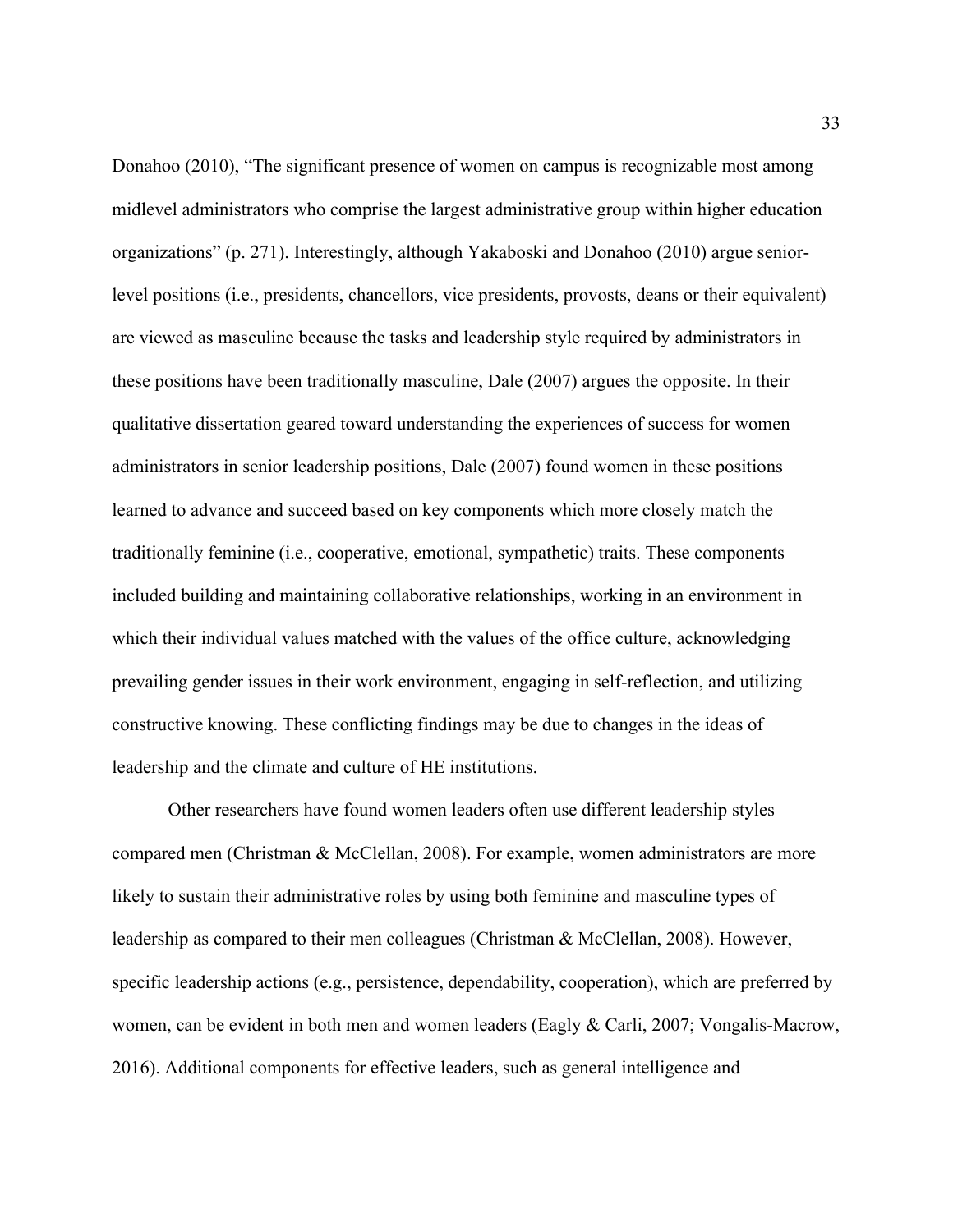Donahoo (2010), “The significant presence of women on campus is recognizable most among midlevel administrators who comprise the largest administrative group within higher education organizations” (p. 271). Interestingly, although Yakaboski and Donahoo (2010) argue senior-level positions (i.e., presidents, chancellors, vice presidents, provosts, deans or their equivalent) are viewed as masculine because the tasks and leadership style required by administrators in these positions have been traditionally masculine, Dale (2007) argues the opposite. In their qualitative dissertation geared toward understanding the experiences of success for women administrators in senior leadership positions, Dale (2007) found women in these positions learned to advance and succeed based on key components which more closely match the traditionally feminine (i.e., cooperative, emotional, sympathetic) traits. These components included building and maintaining collaborative relationships, working in an environment in which their individual values matched with the values of the office culture, acknowledging prevailing gender issues in their work environment, engaging in self-reflection, and utilizing constructive knowing. These conflicting findings may be due to changes in the ideas of leadership and the climate and culture of HE institutions.

Other researchers have found women leaders often use different leadership styles compared men (Christman & McClellan, 2008). For example, women administrators are more likely to sustain their administrative roles by using both feminine and masculine types of leadership as compared to their men colleagues (Christman & McClellan, 2008). However, specific leadership actions (e.g., persistence, dependability, cooperation), which are preferred by women, can be evident in both men and women leaders (Eagly & Carli, 2007; Vongalis-Macrow, 2016). Additional components for effective leaders, such as general intelligence and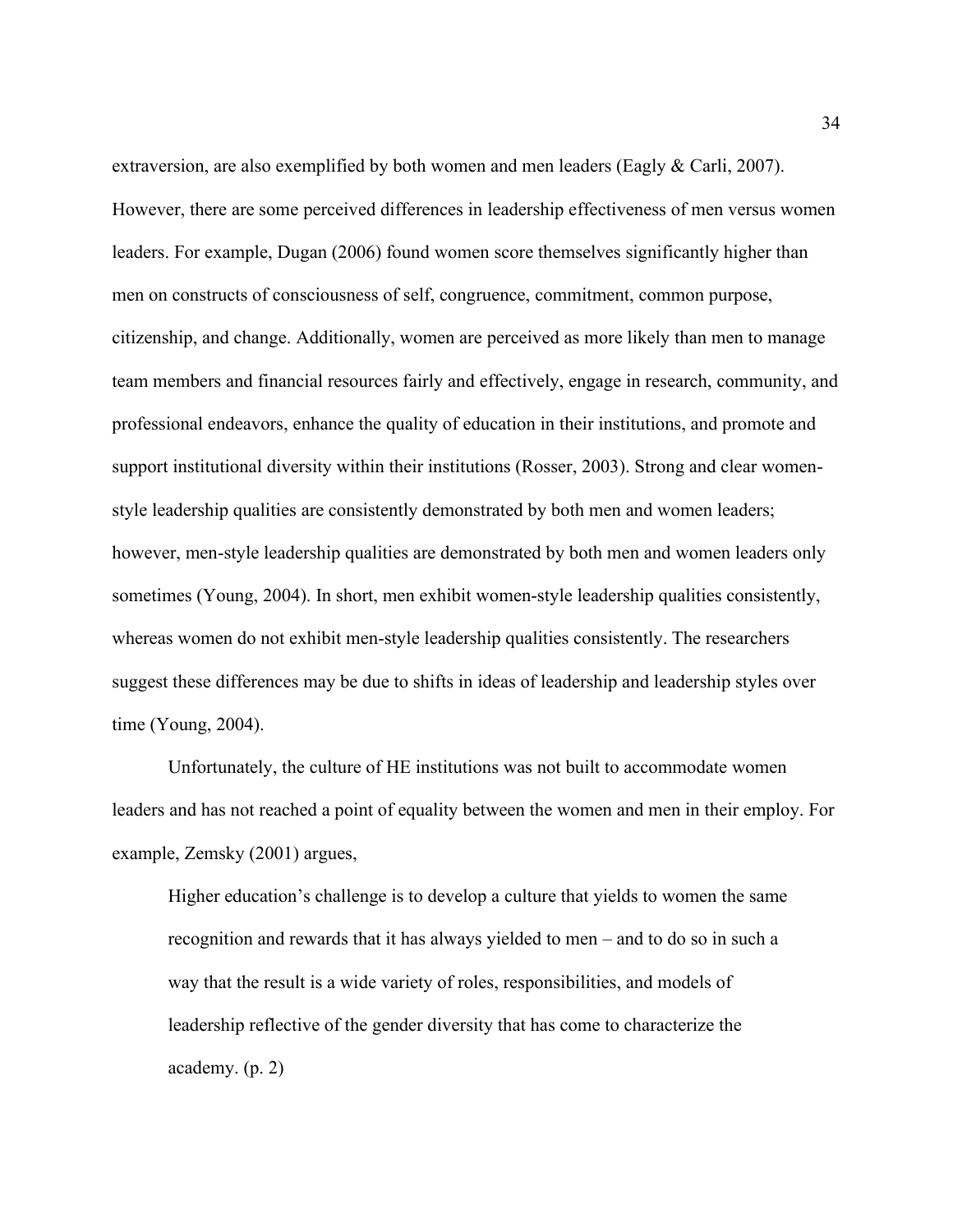extraversion, are also exemplified by both women and men leaders (Eagly & Carli, 2007). However, there are some perceived differences in leadership effectiveness of men versus women leaders. For example, Dugan (2006) found women score themselves significantly higher than men on constructs of consciousness of self, congruence, commitment, common purpose, citizenship, and change. Additionally, women are perceived as more likely than men to manage team members and financial resources fairly and effectively, engage in research, community, and professional endeavors, enhance the quality of education in their institutions, and promote and support institutional diversity within their institutions (Rosser, 2003). Strong and clear women-style leadership qualities are consistently demonstrated by both men and women leaders; however, men-style leadership qualities are demonstrated by both men and women leaders only sometimes (Young, 2004). In short, men exhibit women-style leadership qualities consistently, whereas women do not exhibit men-style leadership qualities consistently. The researchers suggest these differences may be due to shifts in ideas of leadership and leadership styles over time (Young, 2004).

Unfortunately, the culture of HE institutions was not built to accommodate women leaders and has not reached a point of equality between the women and men in their employ. For example, Zemsky (2001) argues,

> Higher education's challenge is to develop a culture that yields to women the same recognition and rewards that it has always yielded to men – and to do so in such a way that the result is a wide variety of roles, responsibilities, and models of leadership reflective of the gender diversity that has come to characterize the academy. (p. 2)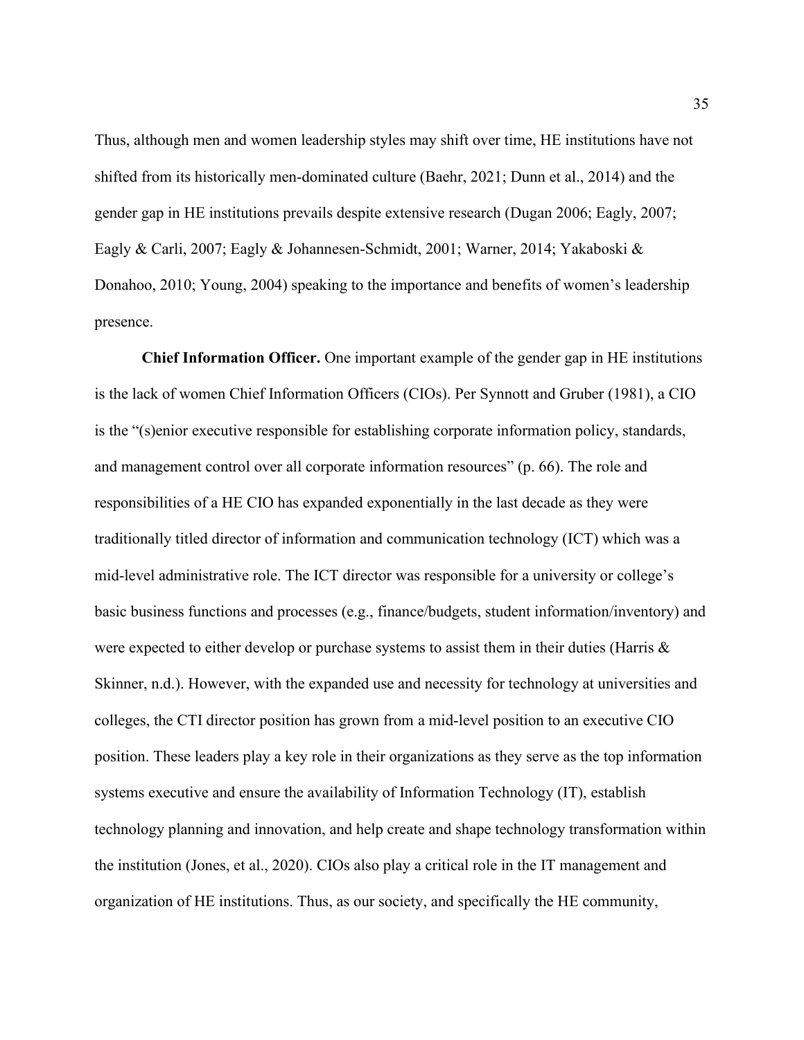Thus, although men and women leadership styles may shift over time, HE institutions have not shifted from its historically men-dominated culture (Baehr, 2021; Dunn et al., 2014) and the gender gap in HE institutions prevails despite extensive research (Dugan 2006; Eagly, 2007; Eagly & Carli, 2007; Eagly & Johannesen-Schmidt, 2001; Warner, 2014; Yakaboski & Donahoo, 2010; Young, 2004) speaking to the importance and benefits of women's leadership presence.

**Chief Information Officer.** One important example of the gender gap in HE institutions is the lack of women Chief Information Officers (CIOs). Per Synnott and Gruber (1981), a CIO is the "(s)enior executive responsible for establishing corporate information policy, standards, and management control over all corporate information resources" (p. 66). The role and responsibilities of a HE CIO has expanded exponentially in the last decade as they were traditionally titled director of information and communication technology (ICT) which was a mid-level administrative role. The ICT director was responsible for a university or college's basic business functions and processes (e.g., finance/budgets, student information/inventory) and were expected to either develop or purchase systems to assist them in their duties (Harris & Skinner, n.d.). However, with the expanded use and necessity for technology at universities and colleges, the CTI director position has grown from a mid-level position to an executive CIO position. These leaders play a key role in their organizations as they serve as the top information systems executive and ensure the availability of Information Technology (IT), establish technology planning and innovation, and help create and shape technology transformation within the institution (Jones, et al., 2020). CIOs also play a critical role in the IT management and organization of HE institutions. Thus, as our society, and specifically the HE community,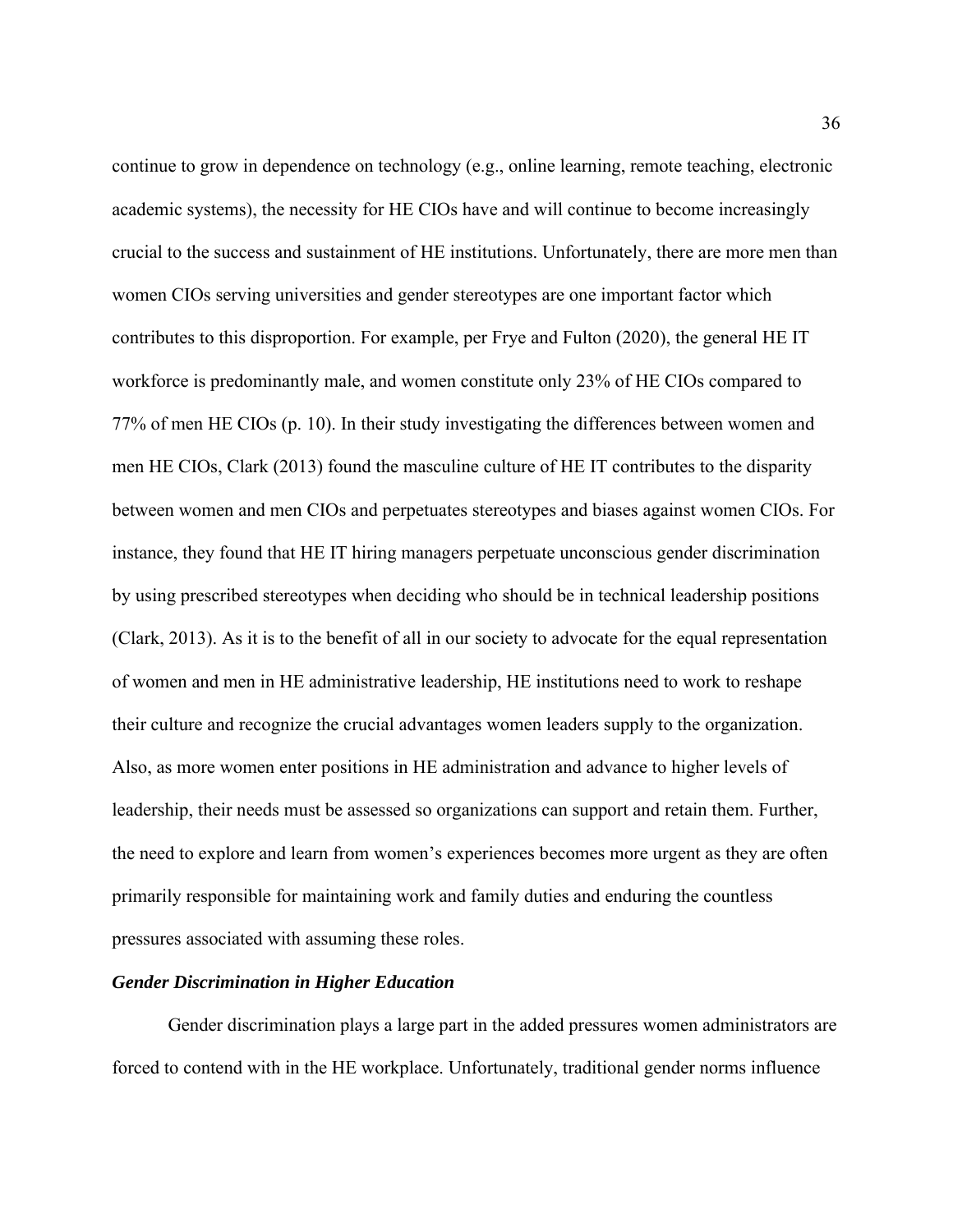continue to grow in dependence on technology (e.g., online learning, remote teaching, electronic academic systems), the necessity for HE CIOs have and will continue to become increasingly crucial to the success and sustainment of HE institutions. Unfortunately, there are more men than women CIOs serving universities and gender stereotypes are one important factor which contributes to this disproportion. For example, per Frye and Fulton (2020), the general HE IT workforce is predominantly male, and women constitute only 23% of HE CIOs compared to 77% of men HE CIOs (p. 10). In their study investigating the differences between women and men HE CIOs, Clark (2013) found the masculine culture of HE IT contributes to the disparity between women and men CIOs and perpetuates stereotypes and biases against women CIOs. For instance, they found that HE IT hiring managers perpetuate unconscious gender discrimination by using prescribed stereotypes when deciding who should be in technical leadership positions (Clark, 2013). As it is to the benefit of all in our society to advocate for the equal representation of women and men in HE administrative leadership, HE institutions need to work to reshape their culture and recognize the crucial advantages women leaders supply to the organization. Also, as more women enter positions in HE administration and advance to higher levels of leadership, their needs must be assessed so organizations can support and retain them. Further, the need to explore and learn from women's experiences becomes more urgent as they are often primarily responsible for maintaining work and family duties and enduring the countless pressures associated with assuming these roles.

### ***Gender Discrimination in Higher Education***

Gender discrimination plays a large part in the added pressures women administrators are forced to contend with in the HE workplace. Unfortunately, traditional gender norms influence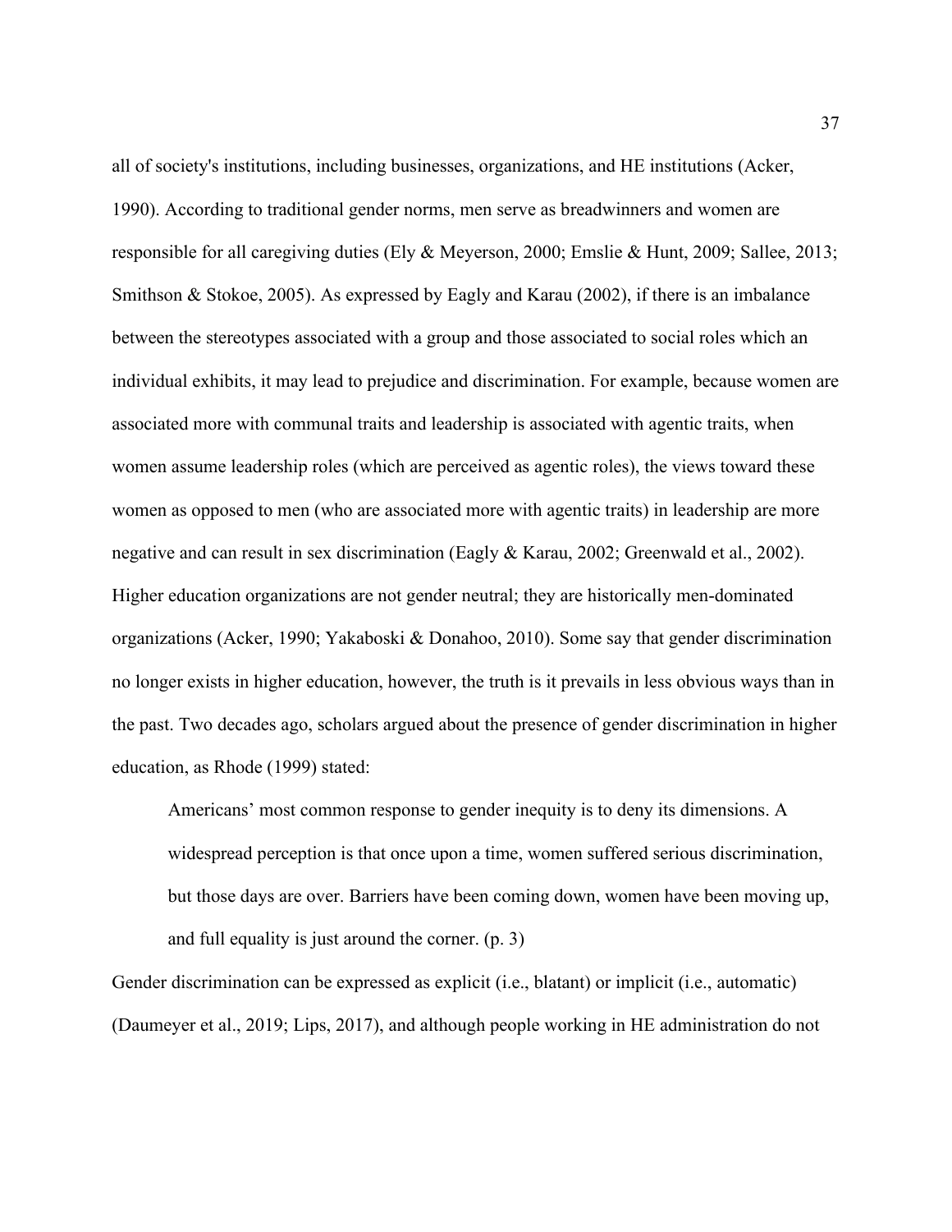all of society's institutions, including businesses, organizations, and HE institutions (Acker, 1990). According to traditional gender norms, men serve as breadwinners and women are responsible for all caregiving duties (Ely & Meyerson, 2000; Emslie & Hunt, 2009; Sallee, 2013; Smithson & Stokoe, 2005). As expressed by Eagly and Karau (2002), if there is an imbalance between the stereotypes associated with a group and those associated to social roles which an individual exhibits, it may lead to prejudice and discrimination. For example, because women are associated more with communal traits and leadership is associated with agentic traits, when women assume leadership roles (which are perceived as agentic roles), the views toward these women as opposed to men (who are associated more with agentic traits) in leadership are more negative and can result in sex discrimination (Eagly & Karau, 2002; Greenwald et al., 2002). Higher education organizations are not gender neutral; they are historically men-dominated organizations (Acker, 1990; Yakaboski & Donahoo, 2010). Some say that gender discrimination no longer exists in higher education, however, the truth is it prevails in less obvious ways than in the past. Two decades ago, scholars argued about the presence of gender discrimination in higher education, as Rhode (1999) stated:

> Americans' most common response to gender inequity is to deny its dimensions. A widespread perception is that once upon a time, women suffered serious discrimination, but those days are over. Barriers have been coming down, women have been moving up, and full equality is just around the corner. (p. 3)

Gender discrimination can be expressed as explicit (i.e., blatant) or implicit (i.e., automatic) (Daumeyer et al., 2019; Lips, 2017), and although people working in HE administration do not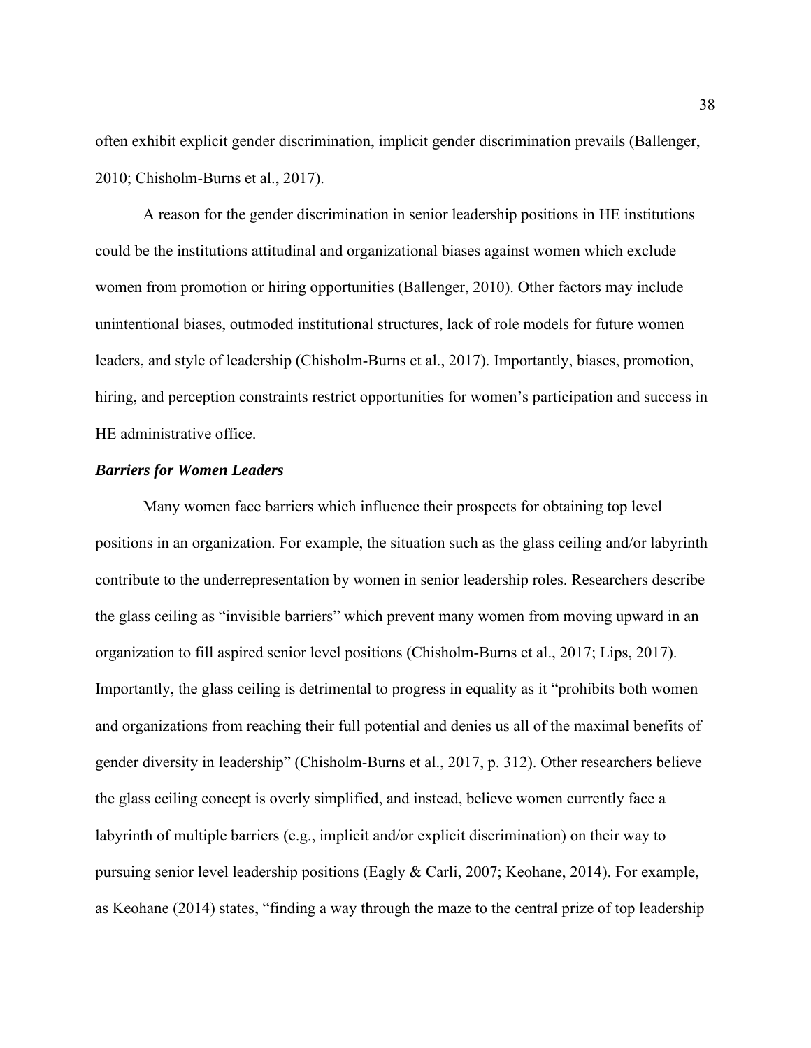often exhibit explicit gender discrimination, implicit gender discrimination prevails (Ballenger, 2010; Chisholm-Burns et al., 2017).

A reason for the gender discrimination in senior leadership positions in HE institutions could be the institutions attitudinal and organizational biases against women which exclude women from promotion or hiring opportunities (Ballenger, 2010). Other factors may include unintentional biases, outmoded institutional structures, lack of role models for future women leaders, and style of leadership (Chisholm-Burns et al., 2017). Importantly, biases, promotion, hiring, and perception constraints restrict opportunities for women's participation and success in HE administrative office.

### *Barriers for Women Leaders*

Many women face barriers which influence their prospects for obtaining top level positions in an organization. For example, the situation such as the glass ceiling and/or labyrinth contribute to the underrepresentation by women in senior leadership roles. Researchers describe the glass ceiling as "invisible barriers" which prevent many women from moving upward in an organization to fill aspired senior level positions (Chisholm-Burns et al., 2017; Lips, 2017). Importantly, the glass ceiling is detrimental to progress in equality as it "prohibits both women and organizations from reaching their full potential and denies us all of the maximal benefits of gender diversity in leadership" (Chisholm-Burns et al., 2017, p. 312). Other researchers believe the glass ceiling concept is overly simplified, and instead, believe women currently face a labyrinth of multiple barriers (e.g., implicit and/or explicit discrimination) on their way to pursuing senior level leadership positions (Eagly & Carli, 2007; Keohane, 2014). For example, as Keohane (2014) states, "finding a way through the maze to the central prize of top leadership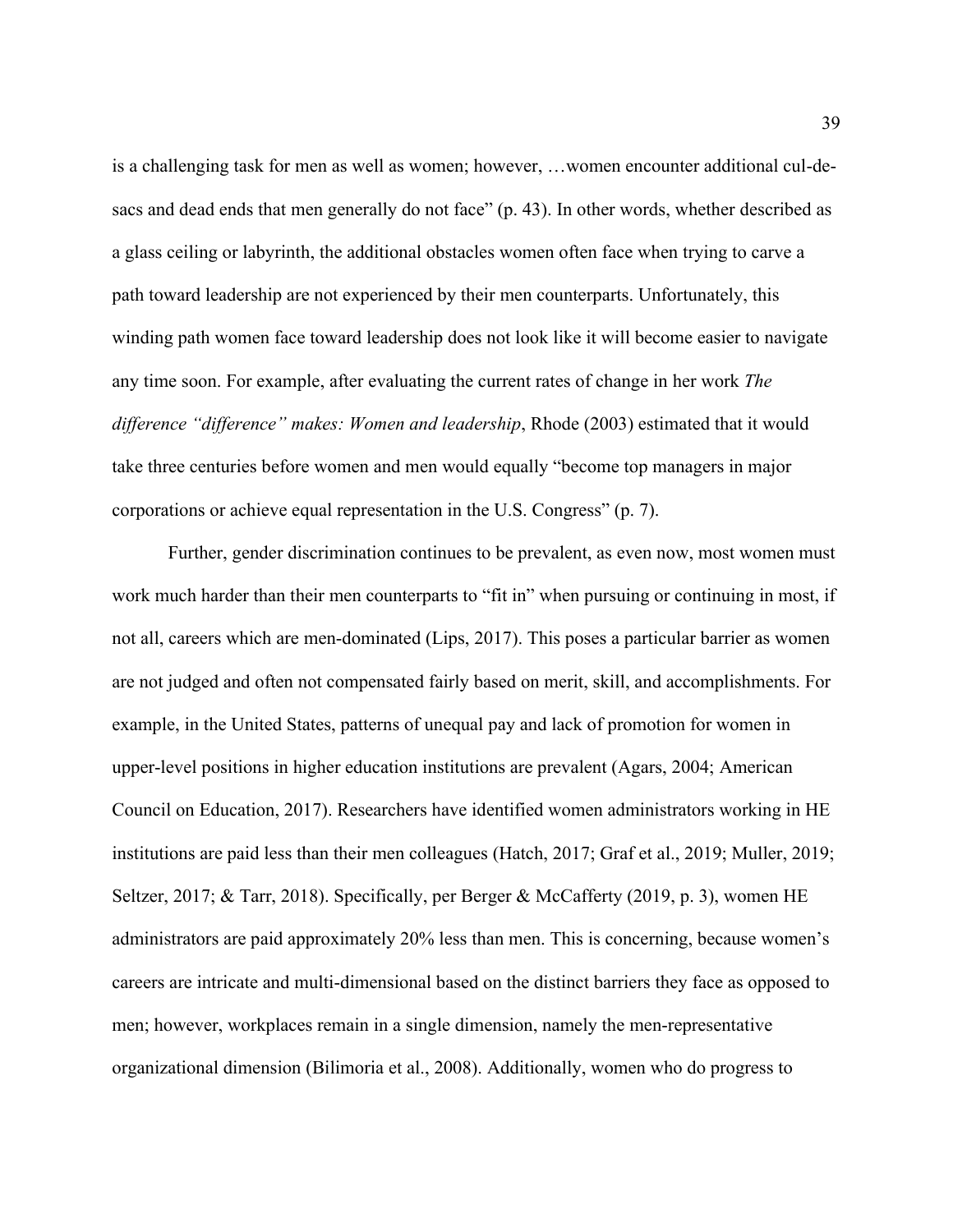is a challenging task for men as well as women; however, …women encounter additional cul-de-sacs and dead ends that men generally do not face" (p. 43). In other words, whether described as a glass ceiling or labyrinth, the additional obstacles women often face when trying to carve a path toward leadership are not experienced by their men counterparts. Unfortunately, this winding path women face toward leadership does not look like it will become easier to navigate any time soon. For example, after evaluating the current rates of change in her work *The difference "difference" makes: Women and leadership*, Rhode (2003) estimated that it would take three centuries before women and men would equally "become top managers in major corporations or achieve equal representation in the U.S. Congress" (p. 7).

Further, gender discrimination continues to be prevalent, as even now, most women must work much harder than their men counterparts to "fit in" when pursuing or continuing in most, if not all, careers which are men-dominated (Lips, 2017). This poses a particular barrier as women are not judged and often not compensated fairly based on merit, skill, and accomplishments. For example, in the United States, patterns of unequal pay and lack of promotion for women in upper-level positions in higher education institutions are prevalent (Agars, 2004; American Council on Education, 2017). Researchers have identified women administrators working in HE institutions are paid less than their men colleagues (Hatch, 2017; Graf et al., 2019; Muller, 2019; Seltzer, 2017; & Tarr, 2018). Specifically, per Berger & McCafferty (2019, p. 3), women HE administrators are paid approximately 20% less than men. This is concerning, because women's careers are intricate and multi-dimensional based on the distinct barriers they face as opposed to men; however, workplaces remain in a single dimension, namely the men-representative organizational dimension (Bilimoria et al., 2008). Additionally, women who do progress to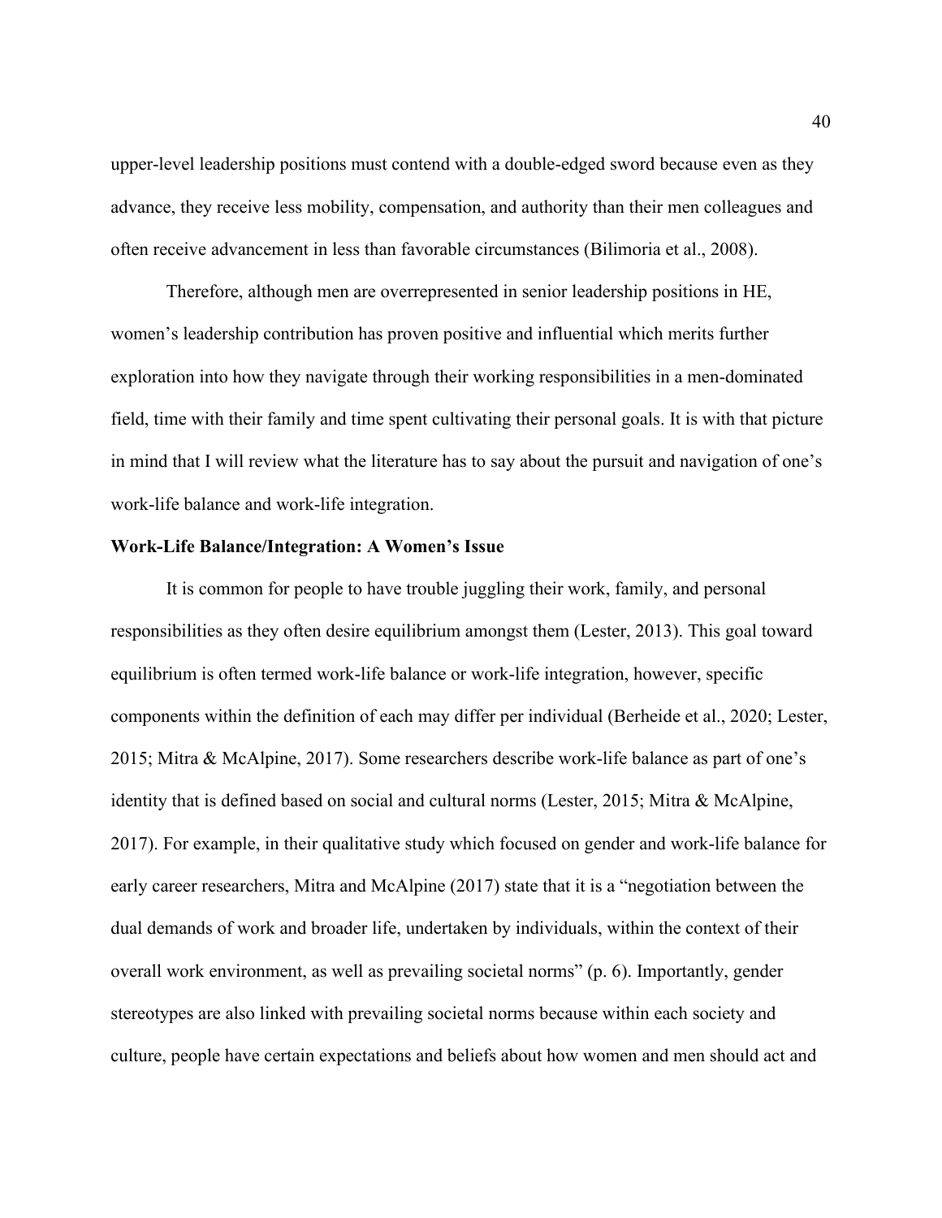upper-level leadership positions must contend with a double-edged sword because even as they advance, they receive less mobility, compensation, and authority than their men colleagues and often receive advancement in less than favorable circumstances (Bilimoria et al., 2008).

Therefore, although men are overrepresented in senior leadership positions in HE, women's leadership contribution has proven positive and influential which merits further exploration into how they navigate through their working responsibilities in a men-dominated field, time with their family and time spent cultivating their personal goals. It is with that picture in mind that I will review what the literature has to say about the pursuit and navigation of one's work-life balance and work-life integration.

**Work-Life Balance/Integration: A Women's Issue**

It is common for people to have trouble juggling their work, family, and personal responsibilities as they often desire equilibrium amongst them (Lester, 2013). This goal toward equilibrium is often termed work-life balance or work-life integration, however, specific components within the definition of each may differ per individual (Berheide et al., 2020; Lester, 2015; Mitra & McAlpine, 2017). Some researchers describe work-life balance as part of one's identity that is defined based on social and cultural norms (Lester, 2015; Mitra & McAlpine, 2017). For example, in their qualitative study which focused on gender and work-life balance for early career researchers, Mitra and McAlpine (2017) state that it is a "negotiation between the dual demands of work and broader life, undertaken by individuals, within the context of their overall work environment, as well as prevailing societal norms" (p. 6). Importantly, gender stereotypes are also linked with prevailing societal norms because within each society and culture, people have certain expectations and beliefs about how women and men should act and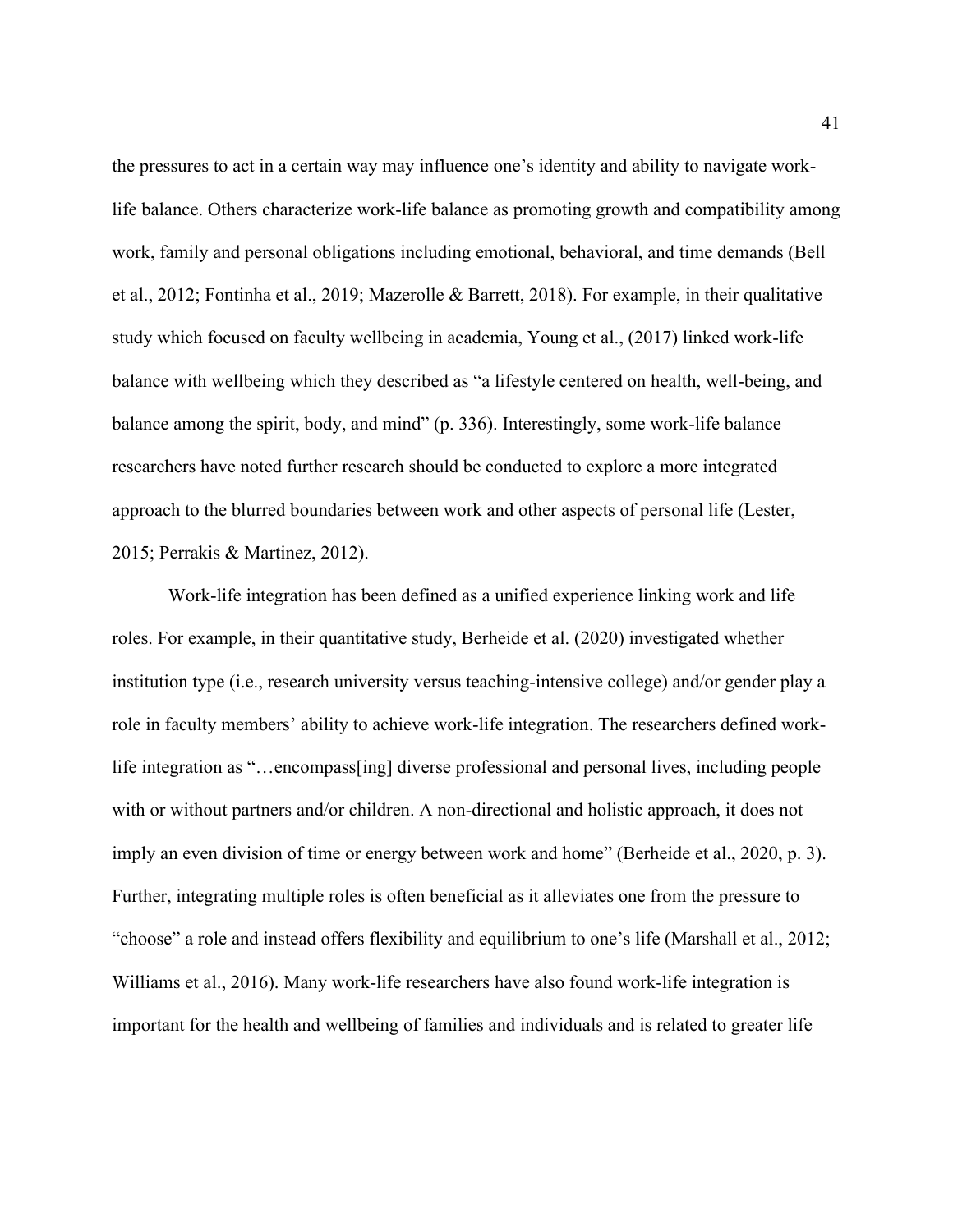the pressures to act in a certain way may influence one's identity and ability to navigate work-life balance. Others characterize work-life balance as promoting growth and compatibility among work, family and personal obligations including emotional, behavioral, and time demands (Bell et al., 2012; Fontinha et al., 2019; Mazerolle & Barrett, 2018). For example, in their qualitative study which focused on faculty wellbeing in academia, Young et al., (2017) linked work-life balance with wellbeing which they described as "a lifestyle centered on health, well-being, and balance among the spirit, body, and mind" (p. 336). Interestingly, some work-life balance researchers have noted further research should be conducted to explore a more integrated approach to the blurred boundaries between work and other aspects of personal life (Lester, 2015; Perrakis & Martinez, 2012).

Work-life integration has been defined as a unified experience linking work and life roles. For example, in their quantitative study, Berheide et al. (2020) investigated whether institution type (i.e., research university versus teaching-intensive college) and/or gender play a role in faculty members' ability to achieve work-life integration. The researchers defined work-life integration as "…encompass[ing] diverse professional and personal lives, including people with or without partners and/or children. A non-directional and holistic approach, it does not imply an even division of time or energy between work and home" (Berheide et al., 2020, p. 3). Further, integrating multiple roles is often beneficial as it alleviates one from the pressure to "choose" a role and instead offers flexibility and equilibrium to one's life (Marshall et al., 2012; Williams et al., 2016). Many work-life researchers have also found work-life integration is important for the health and wellbeing of families and individuals and is related to greater life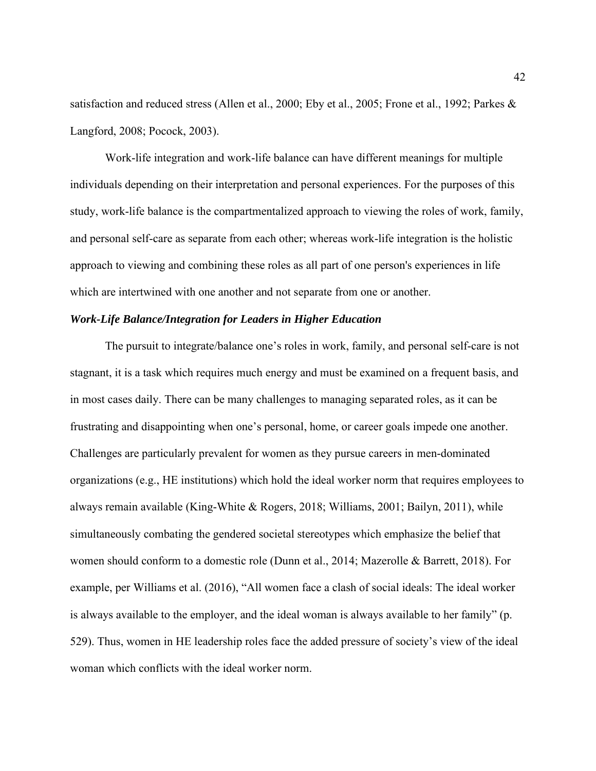satisfaction and reduced stress (Allen et al., 2000; Eby et al., 2005; Frone et al., 1992; Parkes & Langford, 2008; Pocock, 2003).

Work-life integration and work-life balance can have different meanings for multiple individuals depending on their interpretation and personal experiences. For the purposes of this study, work-life balance is the compartmentalized approach to viewing the roles of work, family, and personal self-care as separate from each other; whereas work-life integration is the holistic approach to viewing and combining these roles as all part of one person's experiences in life which are intertwined with one another and not separate from one or another.

### *Work-Life Balance/Integration for Leaders in Higher Education*

The pursuit to integrate/balance one's roles in work, family, and personal self-care is not stagnant, it is a task which requires much energy and must be examined on a frequent basis, and in most cases daily. There can be many challenges to managing separated roles, as it can be frustrating and disappointing when one's personal, home, or career goals impede one another. Challenges are particularly prevalent for women as they pursue careers in men-dominated organizations (e.g., HE institutions) which hold the ideal worker norm that requires employees to always remain available (King-White & Rogers, 2018; Williams, 2001; Bailyn, 2011), while simultaneously combating the gendered societal stereotypes which emphasize the belief that women should conform to a domestic role (Dunn et al., 2014; Mazerolle & Barrett, 2018). For example, per Williams et al. (2016), "All women face a clash of social ideals: The ideal worker is always available to the employer, and the ideal woman is always available to her family" (p. 529). Thus, women in HE leadership roles face the added pressure of society's view of the ideal woman which conflicts with the ideal worker norm.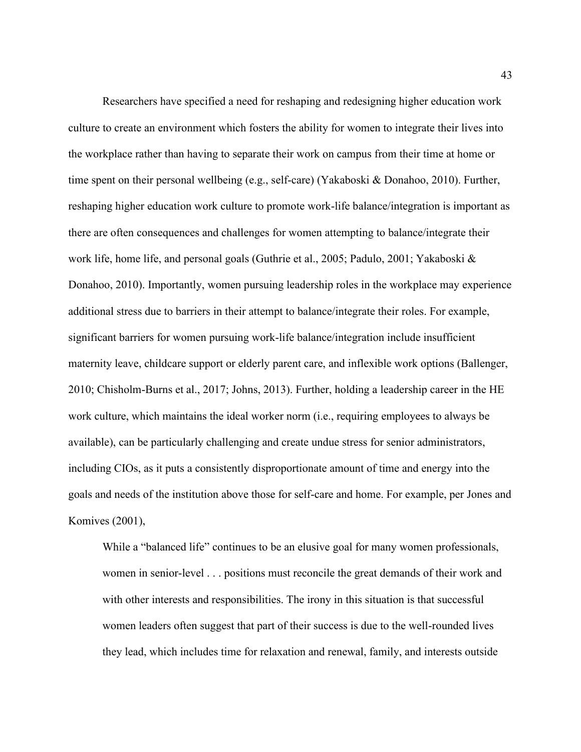Researchers have specified a need for reshaping and redesigning higher education work culture to create an environment which fosters the ability for women to integrate their lives into the workplace rather than having to separate their work on campus from their time at home or time spent on their personal wellbeing (e.g., self-care) (Yakaboski & Donahoo, 2010). Further, reshaping higher education work culture to promote work-life balance/integration is important as there are often consequences and challenges for women attempting to balance/integrate their work life, home life, and personal goals (Guthrie et al., 2005; Padulo, 2001; Yakaboski & Donahoo, 2010). Importantly, women pursuing leadership roles in the workplace may experience additional stress due to barriers in their attempt to balance/integrate their roles. For example, significant barriers for women pursuing work-life balance/integration include insufficient maternity leave, childcare support or elderly parent care, and inflexible work options (Ballenger, 2010; Chisholm-Burns et al., 2017; Johns, 2013). Further, holding a leadership career in the HE work culture, which maintains the ideal worker norm (i.e., requiring employees to always be available), can be particularly challenging and create undue stress for senior administrators, including CIOs, as it puts a consistently disproportionate amount of time and energy into the goals and needs of the institution above those for self-care and home. For example, per Jones and Komives (2001),

> While a "balanced life" continues to be an elusive goal for many women professionals, women in senior-level . . . positions must reconcile the great demands of their work and with other interests and responsibilities. The irony in this situation is that successful women leaders often suggest that part of their success is due to the well-rounded lives they lead, which includes time for relaxation and renewal, family, and interests outside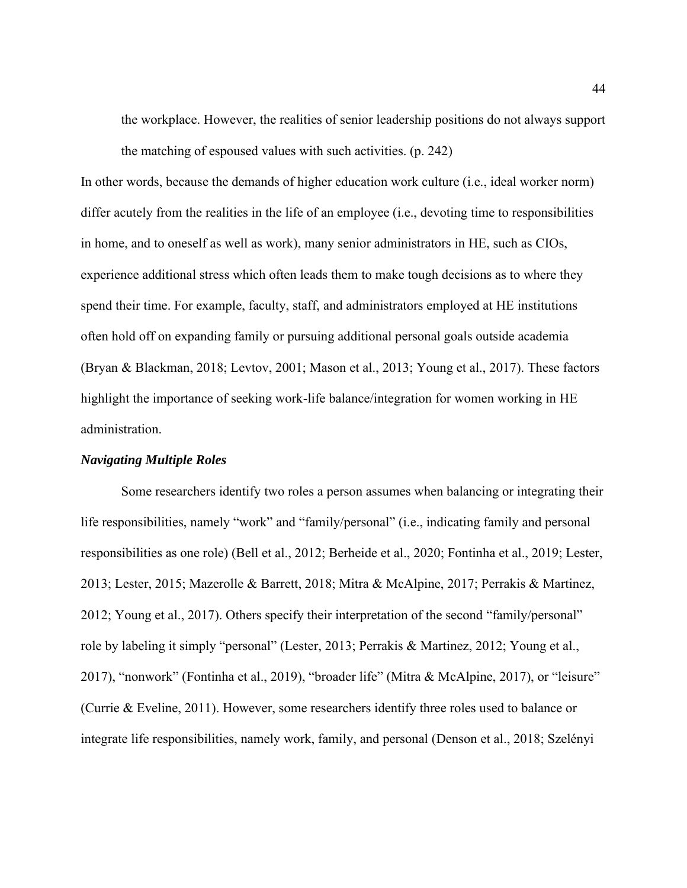> the workplace. However, the realities of senior leadership positions do not always support the matching of espoused values with such activities. (p. 242)

In other words, because the demands of higher education work culture (i.e., ideal worker norm) differ acutely from the realities in the life of an employee (i.e., devoting time to responsibilities in home, and to oneself as well as work), many senior administrators in HE, such as CIOs, experience additional stress which often leads them to make tough decisions as to where they spend their time. For example, faculty, staff, and administrators employed at HE institutions often hold off on expanding family or pursuing additional personal goals outside academia (Bryan & Blackman, 2018; Levtov, 2001; Mason et al., 2013; Young et al., 2017). These factors highlight the importance of seeking work-life balance/integration for women working in HE administration.

### *Navigating Multiple Roles*

Some researchers identify two roles a person assumes when balancing or integrating their life responsibilities, namely "work" and "family/personal" (i.e., indicating family and personal responsibilities as one role) (Bell et al., 2012; Berheide et al., 2020; Fontinha et al., 2019; Lester, 2013; Lester, 2015; Mazerolle & Barrett, 2018; Mitra & McAlpine, 2017; Perrakis & Martinez, 2012; Young et al., 2017). Others specify their interpretation of the second "family/personal" role by labeling it simply "personal" (Lester, 2013; Perrakis & Martinez, 2012; Young et al., 2017), "nonwork" (Fontinha et al., 2019), "broader life" (Mitra & McAlpine, 2017), or "leisure" (Currie & Eveline, 2011). However, some researchers identify three roles used to balance or integrate life responsibilities, namely work, family, and personal (Denson et al., 2018; Szelényi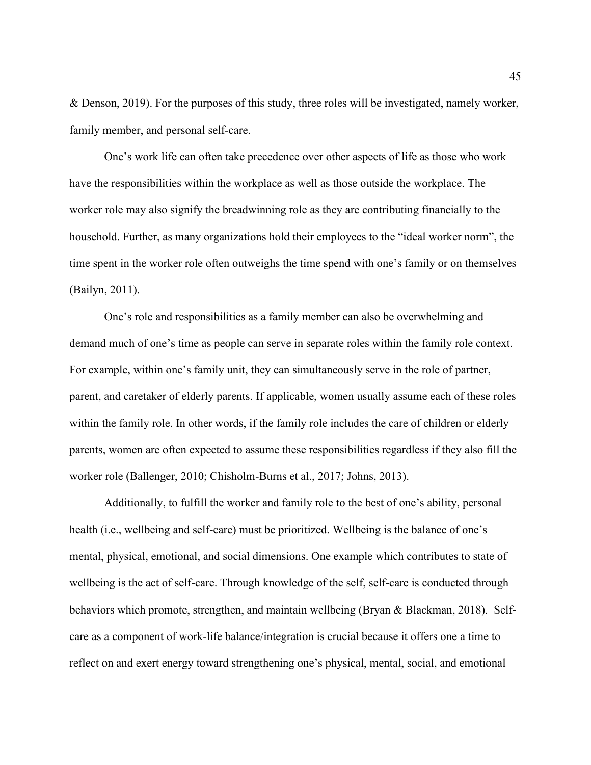& Denson, 2019). For the purposes of this study, three roles will be investigated, namely worker, family member, and personal self-care.

One's work life can often take precedence over other aspects of life as those who work have the responsibilities within the workplace as well as those outside the workplace. The worker role may also signify the breadwinning role as they are contributing financially to the household. Further, as many organizations hold their employees to the "ideal worker norm", the time spent in the worker role often outweighs the time spend with one's family or on themselves (Bailyn, 2011).

One's role and responsibilities as a family member can also be overwhelming and demand much of one's time as people can serve in separate roles within the family role context. For example, within one's family unit, they can simultaneously serve in the role of partner, parent, and caretaker of elderly parents. If applicable, women usually assume each of these roles within the family role. In other words, if the family role includes the care of children or elderly parents, women are often expected to assume these responsibilities regardless if they also fill the worker role (Ballenger, 2010; Chisholm-Burns et al., 2017; Johns, 2013).

Additionally, to fulfill the worker and family role to the best of one's ability, personal health (i.e., wellbeing and self-care) must be prioritized. Wellbeing is the balance of one's mental, physical, emotional, and social dimensions. One example which contributes to state of wellbeing is the act of self-care. Through knowledge of the self, self-care is conducted through behaviors which promote, strengthen, and maintain wellbeing (Bryan & Blackman, 2018). Self-care as a component of work-life balance/integration is crucial because it offers one a time to reflect on and exert energy toward strengthening one's physical, mental, social, and emotional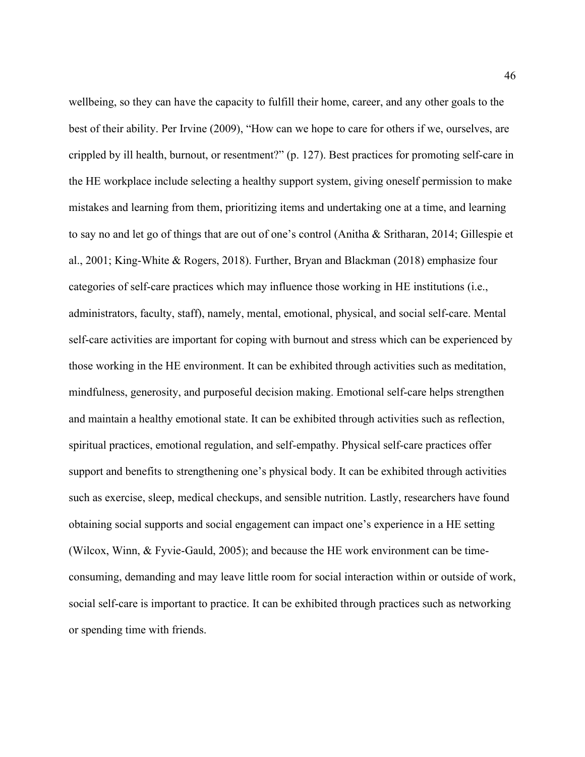wellbeing, so they can have the capacity to fulfill their home, career, and any other goals to the best of their ability. Per Irvine (2009), "How can we hope to care for others if we, ourselves, are crippled by ill health, burnout, or resentment?" (p. 127). Best practices for promoting self-care in the HE workplace include selecting a healthy support system, giving oneself permission to make mistakes and learning from them, prioritizing items and undertaking one at a time, and learning to say no and let go of things that are out of one's control (Anitha & Sritharan, 2014; Gillespie et al., 2001; King-White & Rogers, 2018). Further, Bryan and Blackman (2018) emphasize four categories of self-care practices which may influence those working in HE institutions (i.e., administrators, faculty, staff), namely, mental, emotional, physical, and social self-care. Mental self-care activities are important for coping with burnout and stress which can be experienced by those working in the HE environment. It can be exhibited through activities such as meditation, mindfulness, generosity, and purposeful decision making. Emotional self-care helps strengthen and maintain a healthy emotional state. It can be exhibited through activities such as reflection, spiritual practices, emotional regulation, and self-empathy. Physical self-care practices offer support and benefits to strengthening one's physical body. It can be exhibited through activities such as exercise, sleep, medical checkups, and sensible nutrition. Lastly, researchers have found obtaining social supports and social engagement can impact one's experience in a HE setting (Wilcox, Winn, & Fyvie-Gauld, 2005); and because the HE work environment can be time-consuming, demanding and may leave little room for social interaction within or outside of work, social self-care is important to practice. It can be exhibited through practices such as networking or spending time with friends.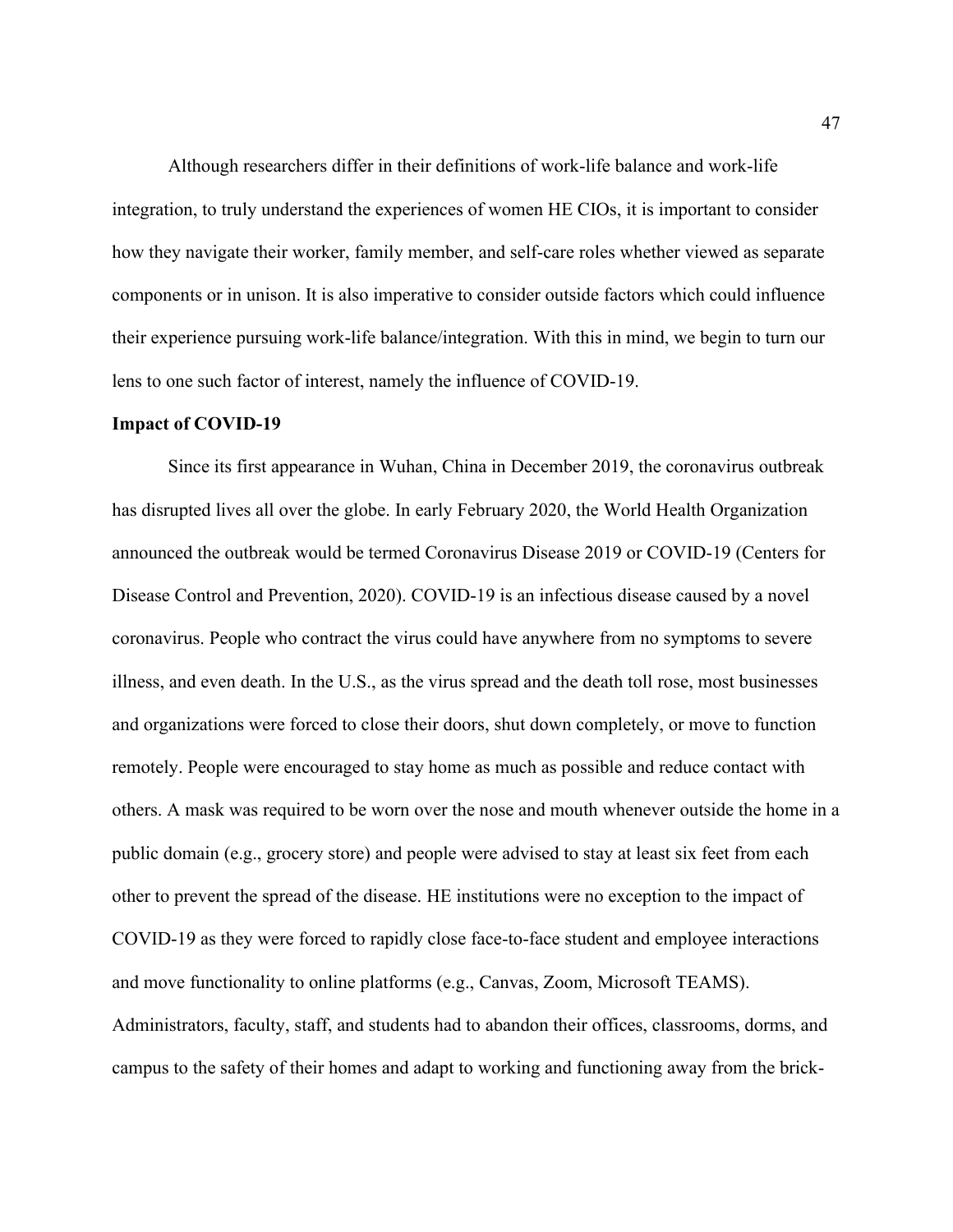Although researchers differ in their definitions of work-life balance and work-life integration, to truly understand the experiences of women HE CIOs, it is important to consider how they navigate their worker, family member, and self-care roles whether viewed as separate components or in unison. It is also imperative to consider outside factors which could influence their experience pursuing work-life balance/integration. With this in mind, we begin to turn our lens to one such factor of interest, namely the influence of COVID-19.

**Impact of COVID-19**

Since its first appearance in Wuhan, China in December 2019, the coronavirus outbreak has disrupted lives all over the globe. In early February 2020, the World Health Organization announced the outbreak would be termed Coronavirus Disease 2019 or COVID-19 (Centers for Disease Control and Prevention, 2020). COVID-19 is an infectious disease caused by a novel coronavirus. People who contract the virus could have anywhere from no symptoms to severe illness, and even death. In the U.S., as the virus spread and the death toll rose, most businesses and organizations were forced to close their doors, shut down completely, or move to function remotely. People were encouraged to stay home as much as possible and reduce contact with others. A mask was required to be worn over the nose and mouth whenever outside the home in a public domain (e.g., grocery store) and people were advised to stay at least six feet from each other to prevent the spread of the disease. HE institutions were no exception to the impact of COVID-19 as they were forced to rapidly close face-to-face student and employee interactions and move functionality to online platforms (e.g., Canvas, Zoom, Microsoft TEAMS). Administrators, faculty, staff, and students had to abandon their offices, classrooms, dorms, and campus to the safety of their homes and adapt to working and functioning away from the brick-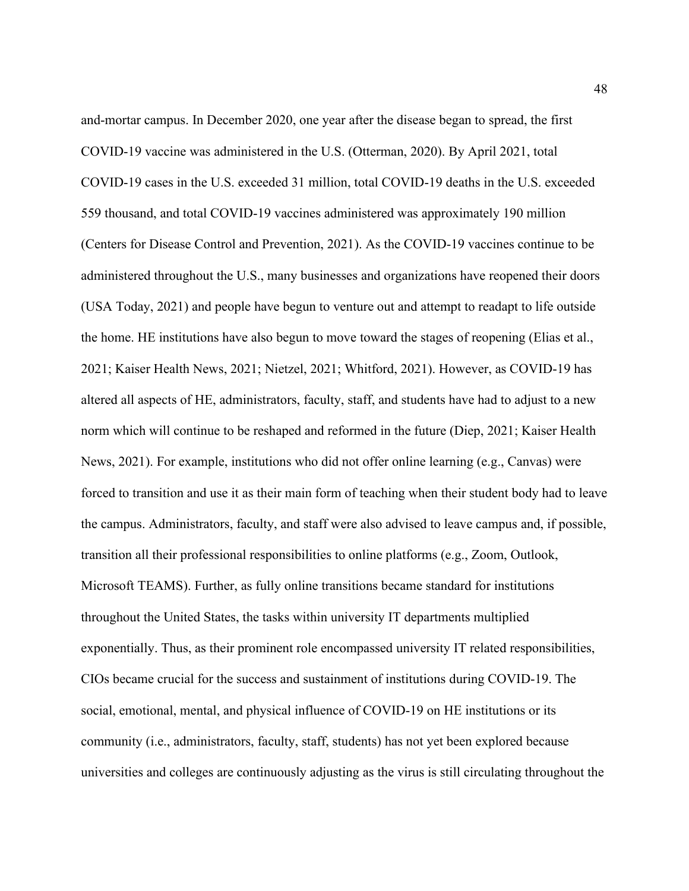and-mortar campus. In December 2020, one year after the disease began to spread, the first COVID-19 vaccine was administered in the U.S. (Otterman, 2020). By April 2021, total COVID-19 cases in the U.S. exceeded 31 million, total COVID-19 deaths in the U.S. exceeded 559 thousand, and total COVID-19 vaccines administered was approximately 190 million (Centers for Disease Control and Prevention, 2021). As the COVID-19 vaccines continue to be administered throughout the U.S., many businesses and organizations have reopened their doors (USA Today, 2021) and people have begun to venture out and attempt to readapt to life outside the home. HE institutions have also begun to move toward the stages of reopening (Elias et al., 2021; Kaiser Health News, 2021; Nietzel, 2021; Whitford, 2021). However, as COVID-19 has altered all aspects of HE, administrators, faculty, staff, and students have had to adjust to a new norm which will continue to be reshaped and reformed in the future (Diep, 2021; Kaiser Health News, 2021). For example, institutions who did not offer online learning (e.g., Canvas) were forced to transition and use it as their main form of teaching when their student body had to leave the campus. Administrators, faculty, and staff were also advised to leave campus and, if possible, transition all their professional responsibilities to online platforms (e.g., Zoom, Outlook, Microsoft TEAMS). Further, as fully online transitions became standard for institutions throughout the United States, the tasks within university IT departments multiplied exponentially. Thus, as their prominent role encompassed university IT related responsibilities, CIOs became crucial for the success and sustainment of institutions during COVID-19. The social, emotional, mental, and physical influence of COVID-19 on HE institutions or its community (i.e., administrators, faculty, staff, students) has not yet been explored because universities and colleges are continuously adjusting as the virus is still circulating throughout the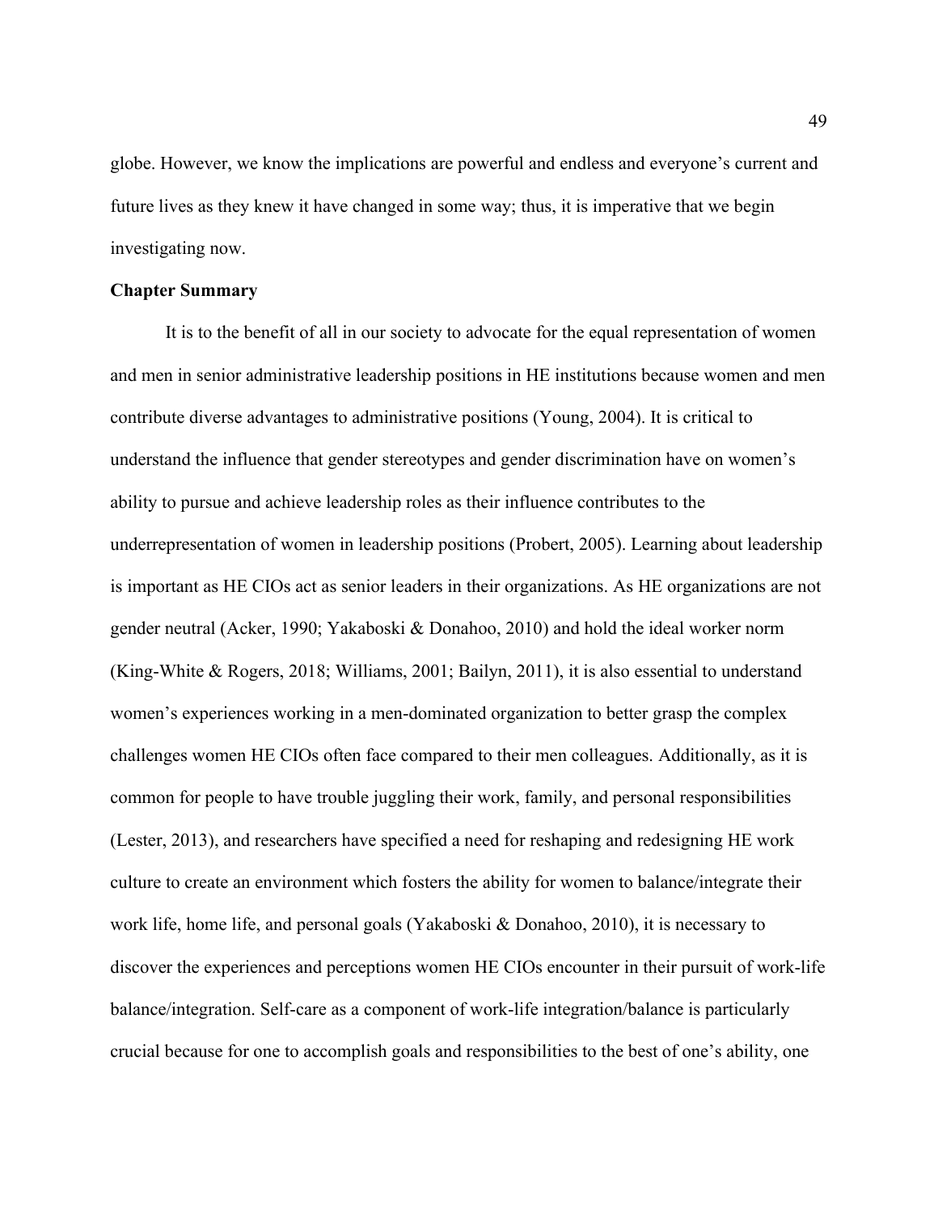globe. However, we know the implications are powerful and endless and everyone's current and future lives as they knew it have changed in some way; thus, it is imperative that we begin investigating now.

**Chapter Summary**

It is to the benefit of all in our society to advocate for the equal representation of women and men in senior administrative leadership positions in HE institutions because women and men contribute diverse advantages to administrative positions (Young, 2004). It is critical to understand the influence that gender stereotypes and gender discrimination have on women's ability to pursue and achieve leadership roles as their influence contributes to the underrepresentation of women in leadership positions (Probert, 2005). Learning about leadership is important as HE CIOs act as senior leaders in their organizations. As HE organizations are not gender neutral (Acker, 1990; Yakaboski & Donahoo, 2010) and hold the ideal worker norm (King-White & Rogers, 2018; Williams, 2001; Bailyn, 2011), it is also essential to understand women's experiences working in a men-dominated organization to better grasp the complex challenges women HE CIOs often face compared to their men colleagues. Additionally, as it is common for people to have trouble juggling their work, family, and personal responsibilities (Lester, 2013), and researchers have specified a need for reshaping and redesigning HE work culture to create an environment which fosters the ability for women to balance/integrate their work life, home life, and personal goals (Yakaboski & Donahoo, 2010), it is necessary to discover the experiences and perceptions women HE CIOs encounter in their pursuit of work-life balance/integration. Self-care as a component of work-life integration/balance is particularly crucial because for one to accomplish goals and responsibilities to the best of one's ability, one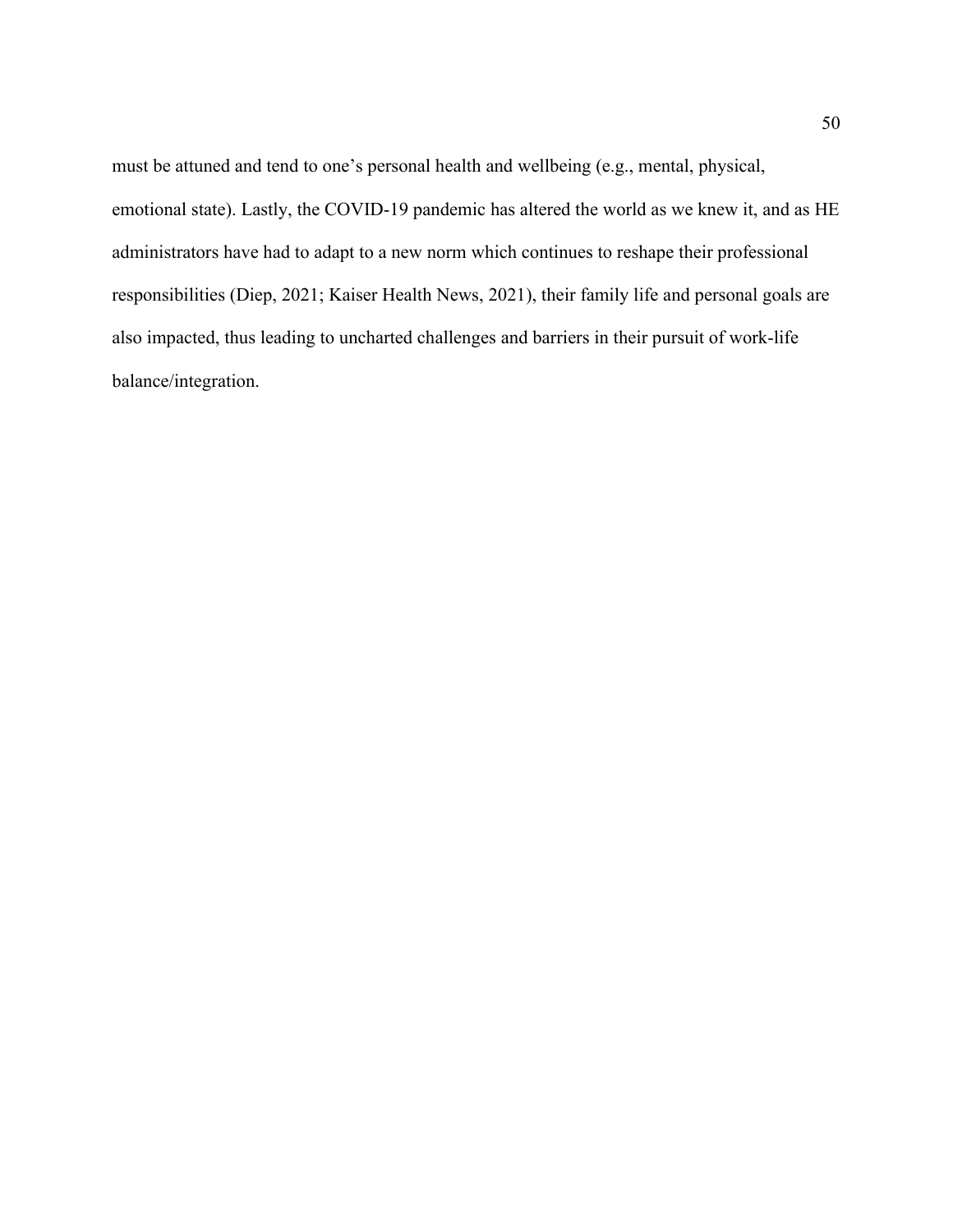must be attuned and tend to one's personal health and wellbeing (e.g., mental, physical, emotional state). Lastly, the COVID-19 pandemic has altered the world as we knew it, and as HE administrators have had to adapt to a new norm which continues to reshape their professional responsibilities (Diep, 2021; Kaiser Health News, 2021), their family life and personal goals are also impacted, thus leading to uncharted challenges and barriers in their pursuit of work-life balance/integration.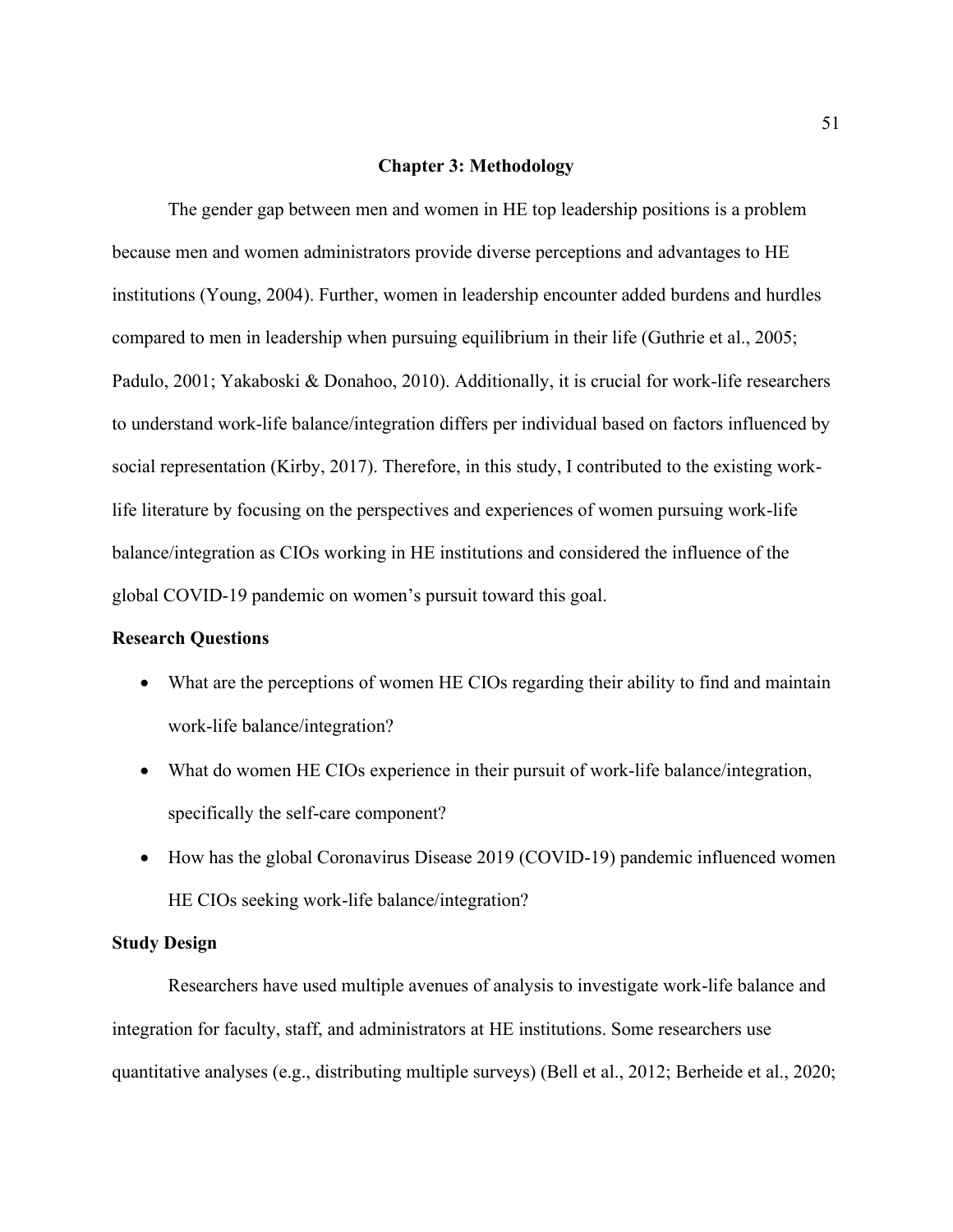# Chapter 3: Methodology

The gender gap between men and women in HE top leadership positions is a problem because men and women administrators provide diverse perceptions and advantages to HE institutions (Young, 2004). Further, women in leadership encounter added burdens and hurdles compared to men in leadership when pursuing equilibrium in their life (Guthrie et al., 2005; Padulo, 2001; Yakaboski & Donahoo, 2010). Additionally, it is crucial for work-life researchers to understand work-life balance/integration differs per individual based on factors influenced by social representation (Kirby, 2017). Therefore, in this study, I contributed to the existing work-life literature by focusing on the perspectives and experiences of women pursuing work-life balance/integration as CIOs working in HE institutions and considered the influence of the global COVID-19 pandemic on women's pursuit toward this goal.

## Research Questions

- What are the perceptions of women HE CIOs regarding their ability to find and maintain work-life balance/integration?
- What do women HE CIOs experience in their pursuit of work-life balance/integration, specifically the self-care component?
- How has the global Coronavirus Disease 2019 (COVID-19) pandemic influenced women HE CIOs seeking work-life balance/integration?

## Study Design

Researchers have used multiple avenues of analysis to investigate work-life balance and integration for faculty, staff, and administrators at HE institutions. Some researchers use quantitative analyses (e.g., distributing multiple surveys) (Bell et al., 2012; Berheide et al., 2020;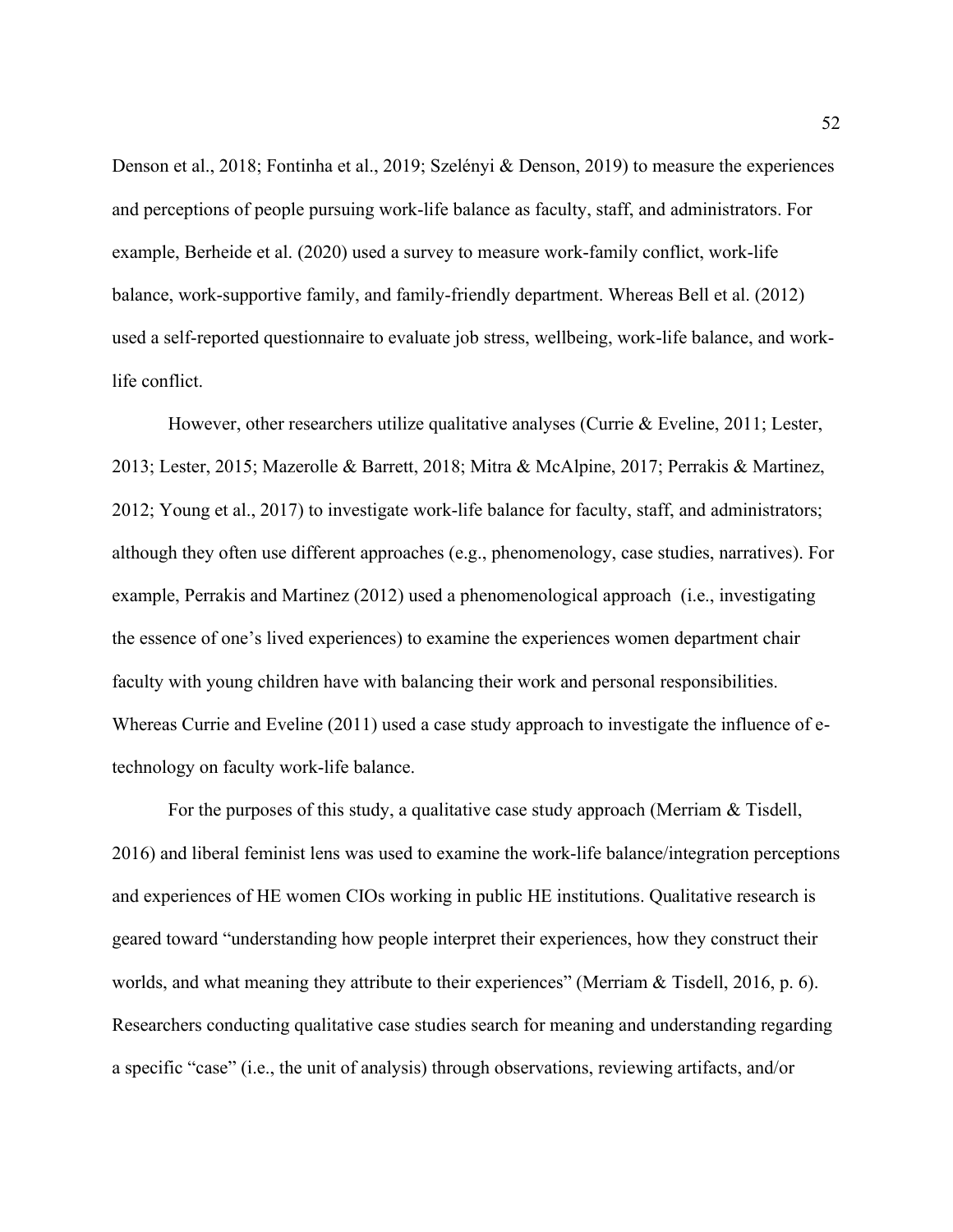Denson et al., 2018; Fontinha et al., 2019; Szelényi & Denson, 2019) to measure the experiences and perceptions of people pursuing work-life balance as faculty, staff, and administrators. For example, Berheide et al. (2020) used a survey to measure work-family conflict, work-life balance, work-supportive family, and family-friendly department. Whereas Bell et al. (2012) used a self-reported questionnaire to evaluate job stress, wellbeing, work-life balance, and work-life conflict.

However, other researchers utilize qualitative analyses (Currie & Eveline, 2011; Lester, 2013; Lester, 2015; Mazerolle & Barrett, 2018; Mitra & McAlpine, 2017; Perrakis & Martinez, 2012; Young et al., 2017) to investigate work-life balance for faculty, staff, and administrators; although they often use different approaches (e.g., phenomenology, case studies, narratives). For example, Perrakis and Martinez (2012) used a phenomenological approach (i.e., investigating the essence of one's lived experiences) to examine the experiences women department chair faculty with young children have with balancing their work and personal responsibilities. Whereas Currie and Eveline (2011) used a case study approach to investigate the influence of e-technology on faculty work-life balance.

For the purposes of this study, a qualitative case study approach (Merriam & Tisdell, 2016) and liberal feminist lens was used to examine the work-life balance/integration perceptions and experiences of HE women CIOs working in public HE institutions. Qualitative research is geared toward "understanding how people interpret their experiences, how they construct their worlds, and what meaning they attribute to their experiences" (Merriam & Tisdell, 2016, p. 6). Researchers conducting qualitative case studies search for meaning and understanding regarding a specific "case" (i.e., the unit of analysis) through observations, reviewing artifacts, and/or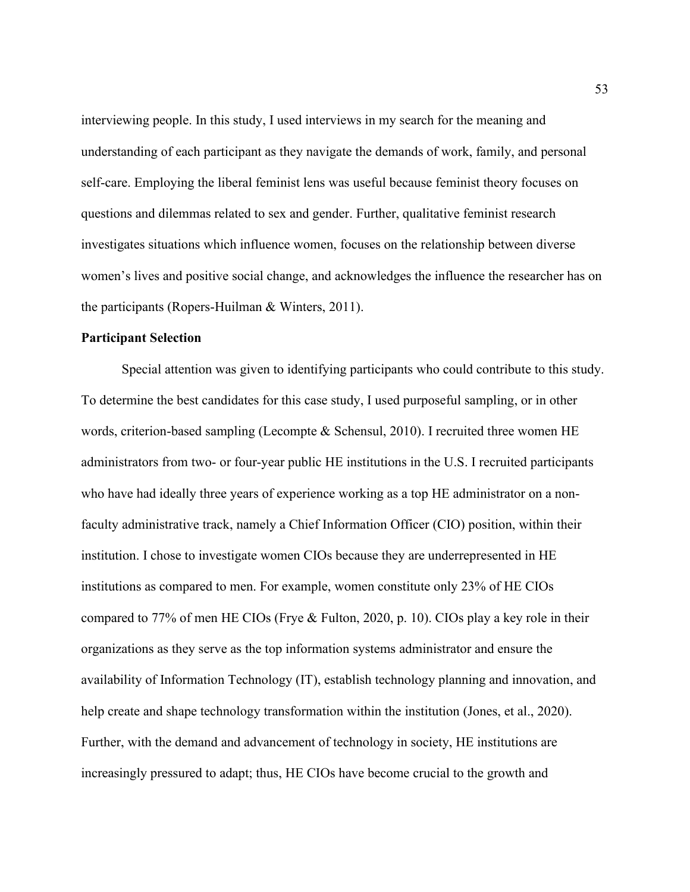interviewing people. In this study, I used interviews in my search for the meaning and understanding of each participant as they navigate the demands of work, family, and personal self-care. Employing the liberal feminist lens was useful because feminist theory focuses on questions and dilemmas related to sex and gender. Further, qualitative feminist research investigates situations which influence women, focuses on the relationship between diverse women's lives and positive social change, and acknowledges the influence the researcher has on the participants (Ropers-Huilman & Winters, 2011).

**Participant Selection**

Special attention was given to identifying participants who could contribute to this study. To determine the best candidates for this case study, I used purposeful sampling, or in other words, criterion-based sampling (Lecompte & Schensul, 2010). I recruited three women HE administrators from two- or four-year public HE institutions in the U.S. I recruited participants who have had ideally three years of experience working as a top HE administrator on a non-faculty administrative track, namely a Chief Information Officer (CIO) position, within their institution. I chose to investigate women CIOs because they are underrepresented in HE institutions as compared to men. For example, women constitute only 23% of HE CIOs compared to 77% of men HE CIOs (Frye & Fulton, 2020, p. 10). CIOs play a key role in their organizations as they serve as the top information systems administrator and ensure the availability of Information Technology (IT), establish technology planning and innovation, and help create and shape technology transformation within the institution (Jones, et al., 2020). Further, with the demand and advancement of technology in society, HE institutions are increasingly pressured to adapt; thus, HE CIOs have become crucial to the growth and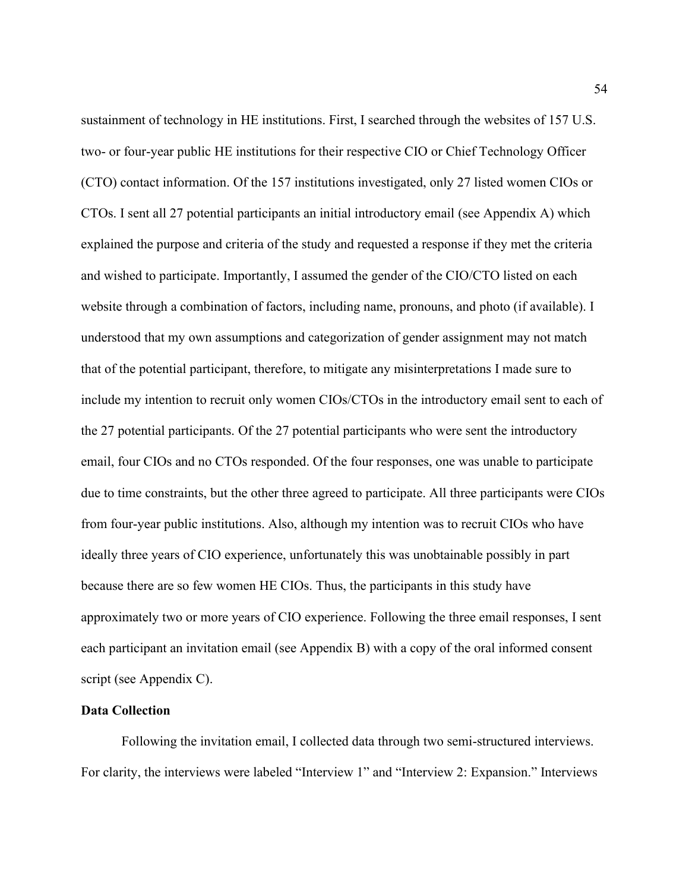sustainment of technology in HE institutions. First, I searched through the websites of 157 U.S. two- or four-year public HE institutions for their respective CIO or Chief Technology Officer (CTO) contact information. Of the 157 institutions investigated, only 27 listed women CIOs or CTOs. I sent all 27 potential participants an initial introductory email (see Appendix A) which explained the purpose and criteria of the study and requested a response if they met the criteria and wished to participate. Importantly, I assumed the gender of the CIO/CTO listed on each website through a combination of factors, including name, pronouns, and photo (if available). I understood that my own assumptions and categorization of gender assignment may not match that of the potential participant, therefore, to mitigate any misinterpretations I made sure to include my intention to recruit only women CIOs/CTOs in the introductory email sent to each of the 27 potential participants. Of the 27 potential participants who were sent the introductory email, four CIOs and no CTOs responded. Of the four responses, one was unable to participate due to time constraints, but the other three agreed to participate. All three participants were CIOs from four-year public institutions. Also, although my intention was to recruit CIOs who have ideally three years of CIO experience, unfortunately this was unobtainable possibly in part because there are so few women HE CIOs. Thus, the participants in this study have approximately two or more years of CIO experience. Following the three email responses, I sent each participant an invitation email (see Appendix B) with a copy of the oral informed consent script (see Appendix C).

**Data Collection**

Following the invitation email, I collected data through two semi-structured interviews. For clarity, the interviews were labeled "Interview 1" and "Interview 2: Expansion." Interviews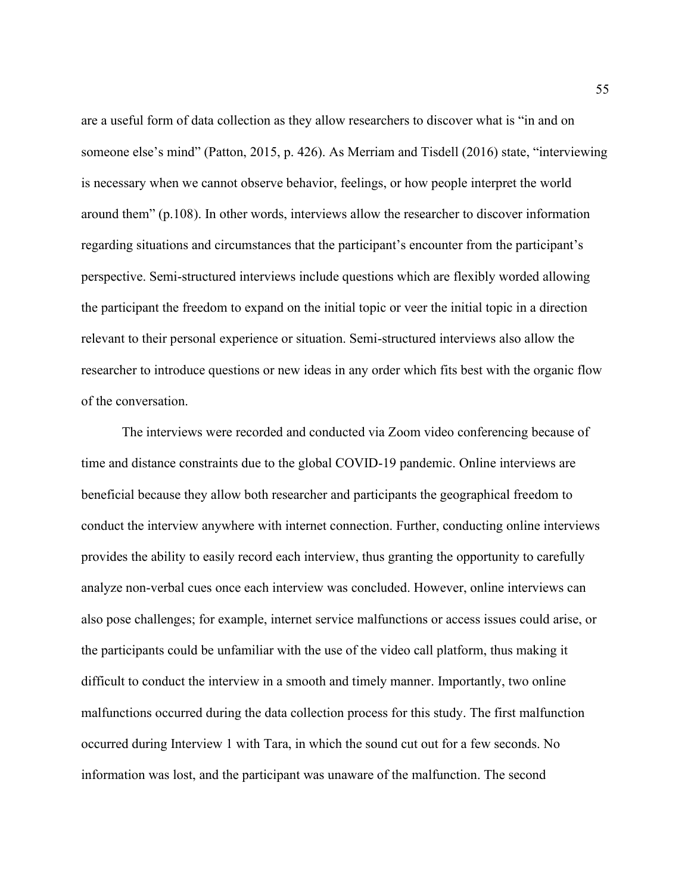are a useful form of data collection as they allow researchers to discover what is "in and on someone else's mind" (Patton, 2015, p. 426). As Merriam and Tisdell (2016) state, "interviewing is necessary when we cannot observe behavior, feelings, or how people interpret the world around them" (p.108). In other words, interviews allow the researcher to discover information regarding situations and circumstances that the participant's encounter from the participant's perspective. Semi-structured interviews include questions which are flexibly worded allowing the participant the freedom to expand on the initial topic or veer the initial topic in a direction relevant to their personal experience or situation. Semi-structured interviews also allow the researcher to introduce questions or new ideas in any order which fits best with the organic flow of the conversation.

The interviews were recorded and conducted via Zoom video conferencing because of time and distance constraints due to the global COVID-19 pandemic. Online interviews are beneficial because they allow both researcher and participants the geographical freedom to conduct the interview anywhere with internet connection. Further, conducting online interviews provides the ability to easily record each interview, thus granting the opportunity to carefully analyze non-verbal cues once each interview was concluded. However, online interviews can also pose challenges; for example, internet service malfunctions or access issues could arise, or the participants could be unfamiliar with the use of the video call platform, thus making it difficult to conduct the interview in a smooth and timely manner. Importantly, two online malfunctions occurred during the data collection process for this study. The first malfunction occurred during Interview 1 with Tara, in which the sound cut out for a few seconds. No information was lost, and the participant was unaware of the malfunction. The second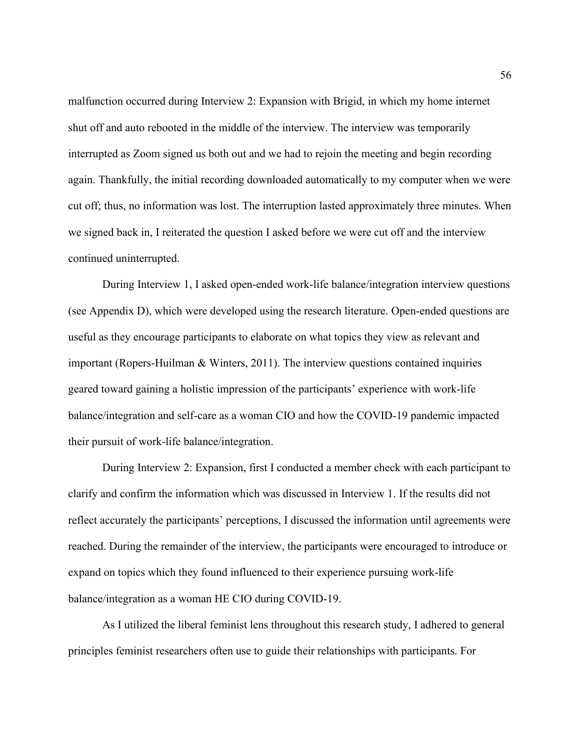malfunction occurred during Interview 2: Expansion with Brigid, in which my home internet shut off and auto rebooted in the middle of the interview. The interview was temporarily interrupted as Zoom signed us both out and we had to rejoin the meeting and begin recording again. Thankfully, the initial recording downloaded automatically to my computer when we were cut off; thus, no information was lost. The interruption lasted approximately three minutes. When we signed back in, I reiterated the question I asked before we were cut off and the interview continued uninterrupted.

During Interview 1, I asked open-ended work-life balance/integration interview questions (see Appendix D), which were developed using the research literature. Open-ended questions are useful as they encourage participants to elaborate on what topics they view as relevant and important (Ropers-Huilman & Winters, 2011). The interview questions contained inquiries geared toward gaining a holistic impression of the participants' experience with work-life balance/integration and self-care as a woman CIO and how the COVID-19 pandemic impacted their pursuit of work-life balance/integration.

During Interview 2: Expansion, first I conducted a member check with each participant to clarify and confirm the information which was discussed in Interview 1. If the results did not reflect accurately the participants' perceptions, I discussed the information until agreements were reached. During the remainder of the interview, the participants were encouraged to introduce or expand on topics which they found influenced to their experience pursuing work-life balance/integration as a woman HE CIO during COVID-19.

As I utilized the liberal feminist lens throughout this research study, I adhered to general principles feminist researchers often use to guide their relationships with participants. For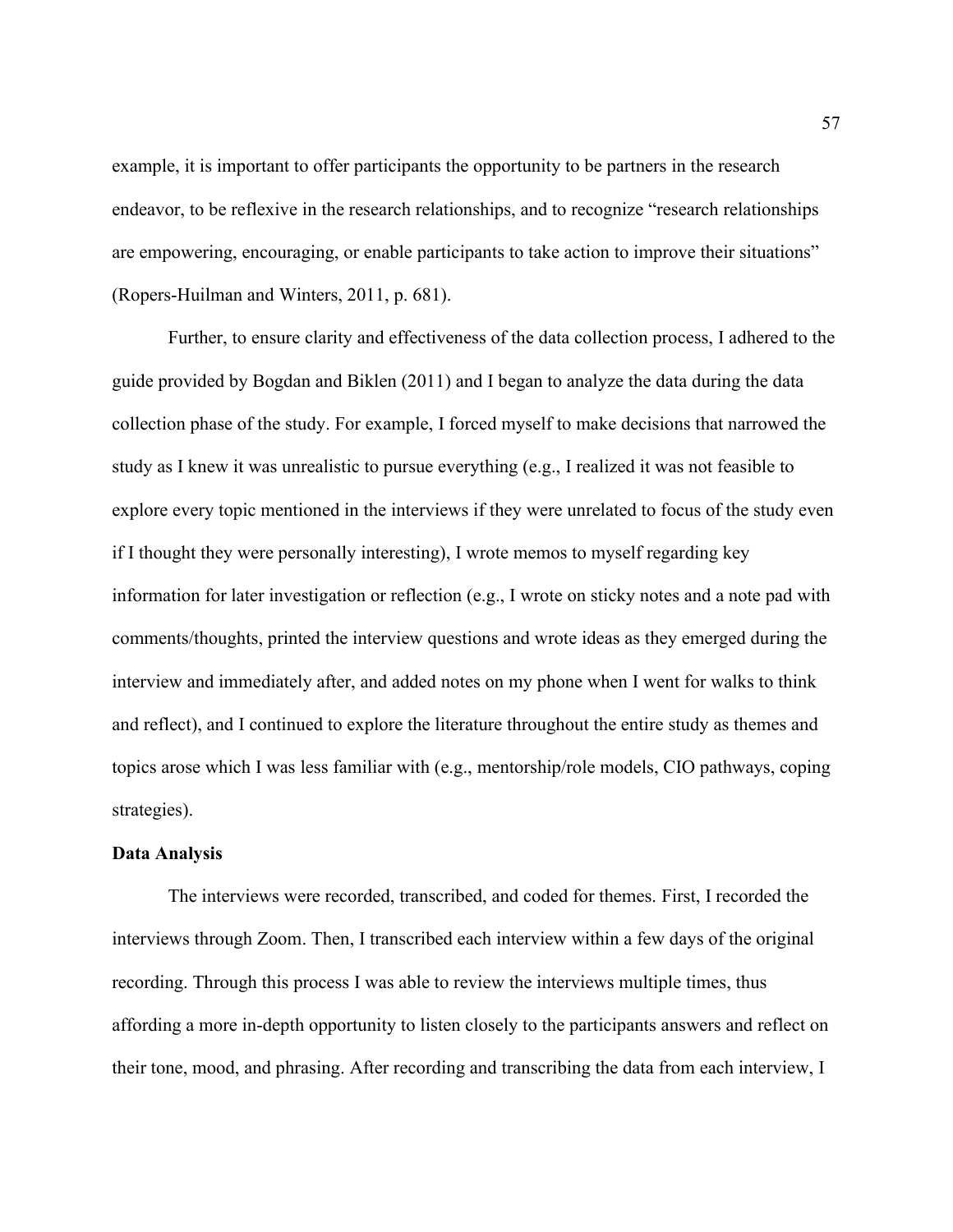example, it is important to offer participants the opportunity to be partners in the research endeavor, to be reflexive in the research relationships, and to recognize "research relationships are empowering, encouraging, or enable participants to take action to improve their situations" (Ropers-Huilman and Winters, 2011, p. 681).

Further, to ensure clarity and effectiveness of the data collection process, I adhered to the guide provided by Bogdan and Biklen (2011) and I began to analyze the data during the data collection phase of the study. For example, I forced myself to make decisions that narrowed the study as I knew it was unrealistic to pursue everything (e.g., I realized it was not feasible to explore every topic mentioned in the interviews if they were unrelated to focus of the study even if I thought they were personally interesting), I wrote memos to myself regarding key information for later investigation or reflection (e.g., I wrote on sticky notes and a note pad with comments/thoughts, printed the interview questions and wrote ideas as they emerged during the interview and immediately after, and added notes on my phone when I went for walks to think and reflect), and I continued to explore the literature throughout the entire study as themes and topics arose which I was less familiar with (e.g., mentorship/role models, CIO pathways, coping strategies).

**Data Analysis**

The interviews were recorded, transcribed, and coded for themes. First, I recorded the interviews through Zoom. Then, I transcribed each interview within a few days of the original recording. Through this process I was able to review the interviews multiple times, thus affording a more in-depth opportunity to listen closely to the participants answers and reflect on their tone, mood, and phrasing. After recording and transcribing the data from each interview, I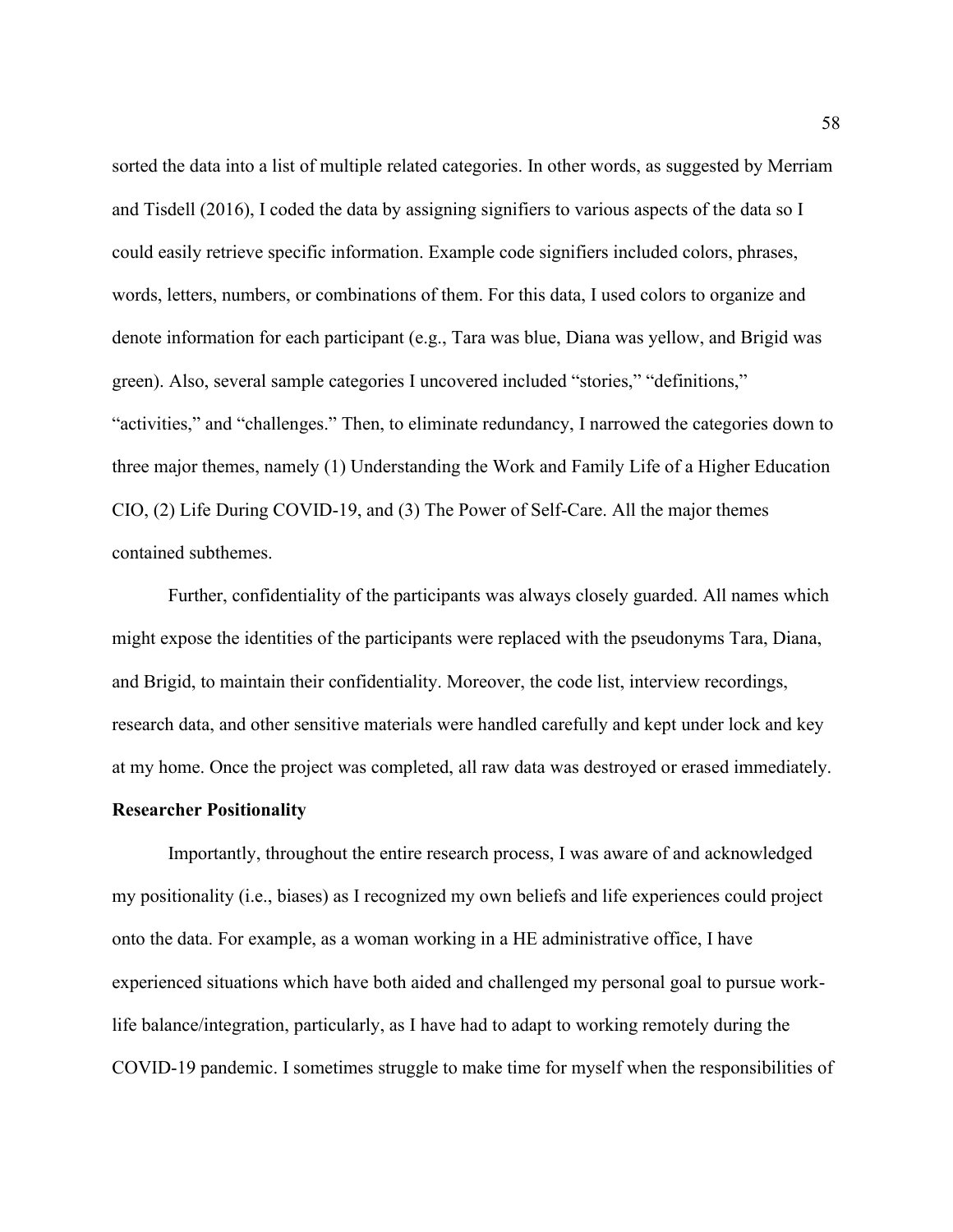sorted the data into a list of multiple related categories. In other words, as suggested by Merriam and Tisdell (2016), I coded the data by assigning signifiers to various aspects of the data so I could easily retrieve specific information. Example code signifiers included colors, phrases, words, letters, numbers, or combinations of them. For this data, I used colors to organize and denote information for each participant (e.g., Tara was blue, Diana was yellow, and Brigid was green). Also, several sample categories I uncovered included "stories," "definitions," "activities," and "challenges." Then, to eliminate redundancy, I narrowed the categories down to three major themes, namely (1) Understanding the Work and Family Life of a Higher Education CIO, (2) Life During COVID-19, and (3) The Power of Self-Care. All the major themes contained subthemes.

Further, confidentiality of the participants was always closely guarded. All names which might expose the identities of the participants were replaced with the pseudonyms Tara, Diana, and Brigid, to maintain their confidentiality. Moreover, the code list, interview recordings, research data, and other sensitive materials were handled carefully and kept under lock and key at my home. Once the project was completed, all raw data was destroyed or erased immediately.

**Researcher Positionality**

Importantly, throughout the entire research process, I was aware of and acknowledged my positionality (i.e., biases) as I recognized my own beliefs and life experiences could project onto the data. For example, as a woman working in a HE administrative office, I have experienced situations which have both aided and challenged my personal goal to pursue work-life balance/integration, particularly, as I have had to adapt to working remotely during the COVID-19 pandemic. I sometimes struggle to make time for myself when the responsibilities of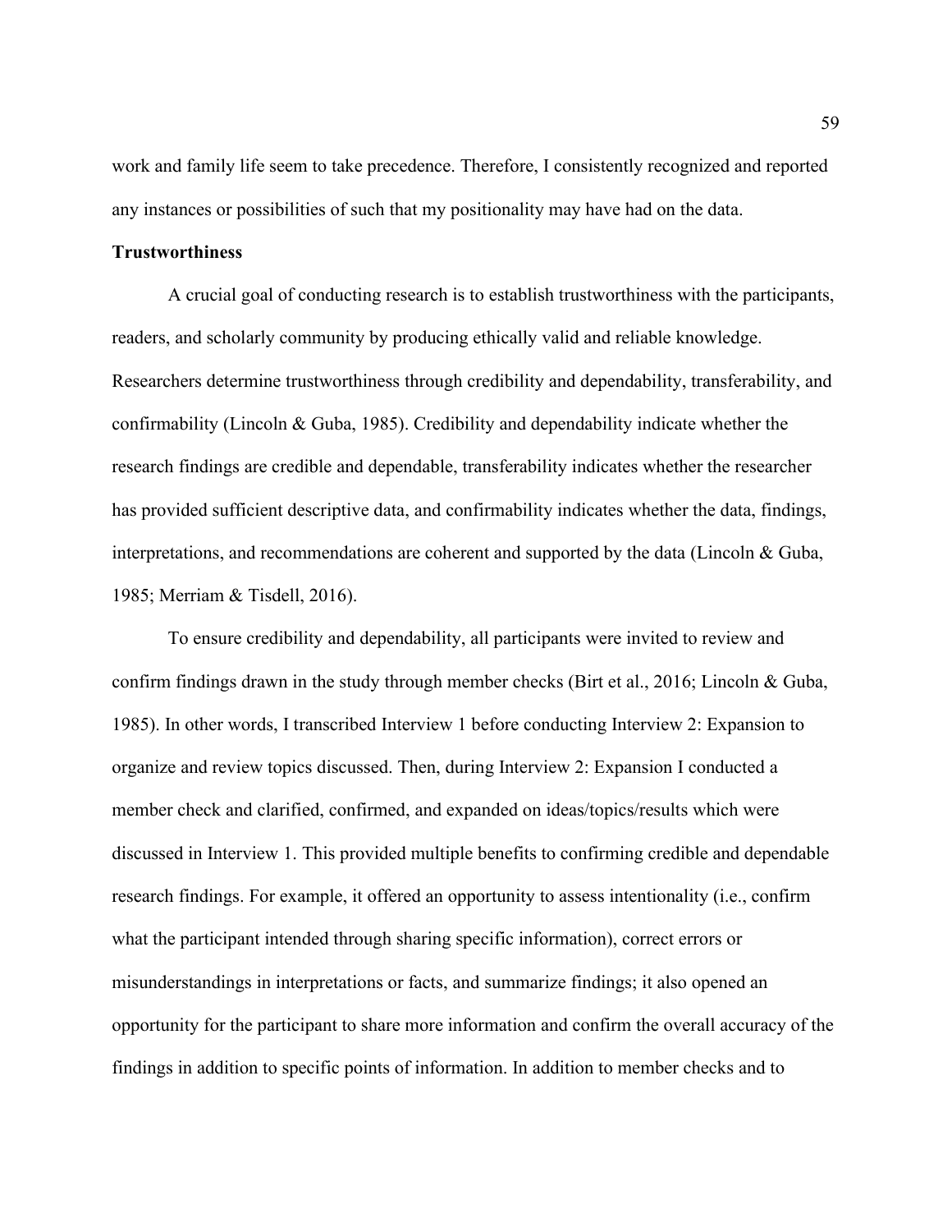work and family life seem to take precedence. Therefore, I consistently recognized and reported any instances or possibilities of such that my positionality may have had on the data.

### Trustworthiness

A crucial goal of conducting research is to establish trustworthiness with the participants, readers, and scholarly community by producing ethically valid and reliable knowledge. Researchers determine trustworthiness through credibility and dependability, transferability, and confirmability (Lincoln & Guba, 1985). Credibility and dependability indicate whether the research findings are credible and dependable, transferability indicates whether the researcher has provided sufficient descriptive data, and confirmability indicates whether the data, findings, interpretations, and recommendations are coherent and supported by the data (Lincoln & Guba, 1985; Merriam & Tisdell, 2016).

To ensure credibility and dependability, all participants were invited to review and confirm findings drawn in the study through member checks (Birt et al., 2016; Lincoln & Guba, 1985). In other words, I transcribed Interview 1 before conducting Interview 2: Expansion to organize and review topics discussed. Then, during Interview 2: Expansion I conducted a member check and clarified, confirmed, and expanded on ideas/topics/results which were discussed in Interview 1. This provided multiple benefits to confirming credible and dependable research findings. For example, it offered an opportunity to assess intentionality (i.e., confirm what the participant intended through sharing specific information), correct errors or misunderstandings in interpretations or facts, and summarize findings; it also opened an opportunity for the participant to share more information and confirm the overall accuracy of the findings in addition to specific points of information. In addition to member checks and to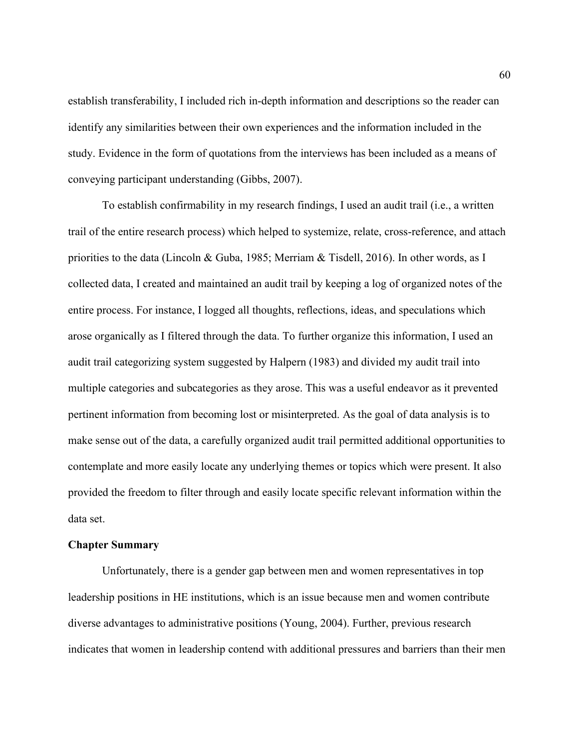establish transferability, I included rich in-depth information and descriptions so the reader can identify any similarities between their own experiences and the information included in the study. Evidence in the form of quotations from the interviews has been included as a means of conveying participant understanding (Gibbs, 2007).

To establish confirmability in my research findings, I used an audit trail (i.e., a written trail of the entire research process) which helped to systemize, relate, cross-reference, and attach priorities to the data (Lincoln & Guba, 1985; Merriam & Tisdell, 2016). In other words, as I collected data, I created and maintained an audit trail by keeping a log of organized notes of the entire process. For instance, I logged all thoughts, reflections, ideas, and speculations which arose organically as I filtered through the data. To further organize this information, I used an audit trail categorizing system suggested by Halpern (1983) and divided my audit trail into multiple categories and subcategories as they arose. This was a useful endeavor as it prevented pertinent information from becoming lost or misinterpreted. As the goal of data analysis is to make sense out of the data, a carefully organized audit trail permitted additional opportunities to contemplate and more easily locate any underlying themes or topics which were present. It also provided the freedom to filter through and easily locate specific relevant information within the data set.

**Chapter Summary**

Unfortunately, there is a gender gap between men and women representatives in top leadership positions in HE institutions, which is an issue because men and women contribute diverse advantages to administrative positions (Young, 2004). Further, previous research indicates that women in leadership contend with additional pressures and barriers than their men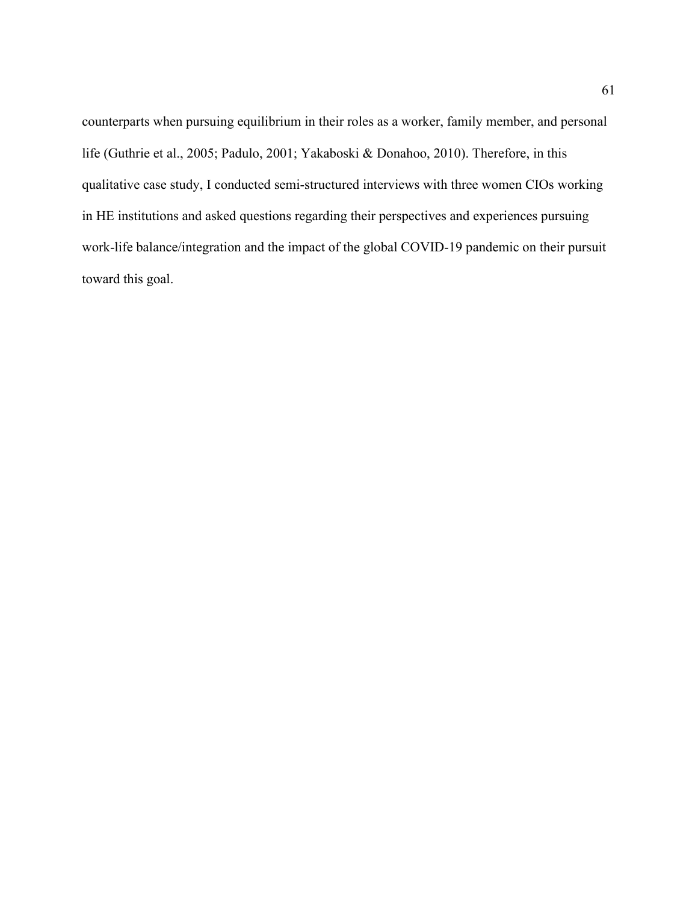counterparts when pursuing equilibrium in their roles as a worker, family member, and personal life (Guthrie et al., 2005; Padulo, 2001; Yakaboski & Donahoo, 2010). Therefore, in this qualitative case study, I conducted semi-structured interviews with three women CIOs working in HE institutions and asked questions regarding their perspectives and experiences pursuing work-life balance/integration and the impact of the global COVID-19 pandemic on their pursuit toward this goal.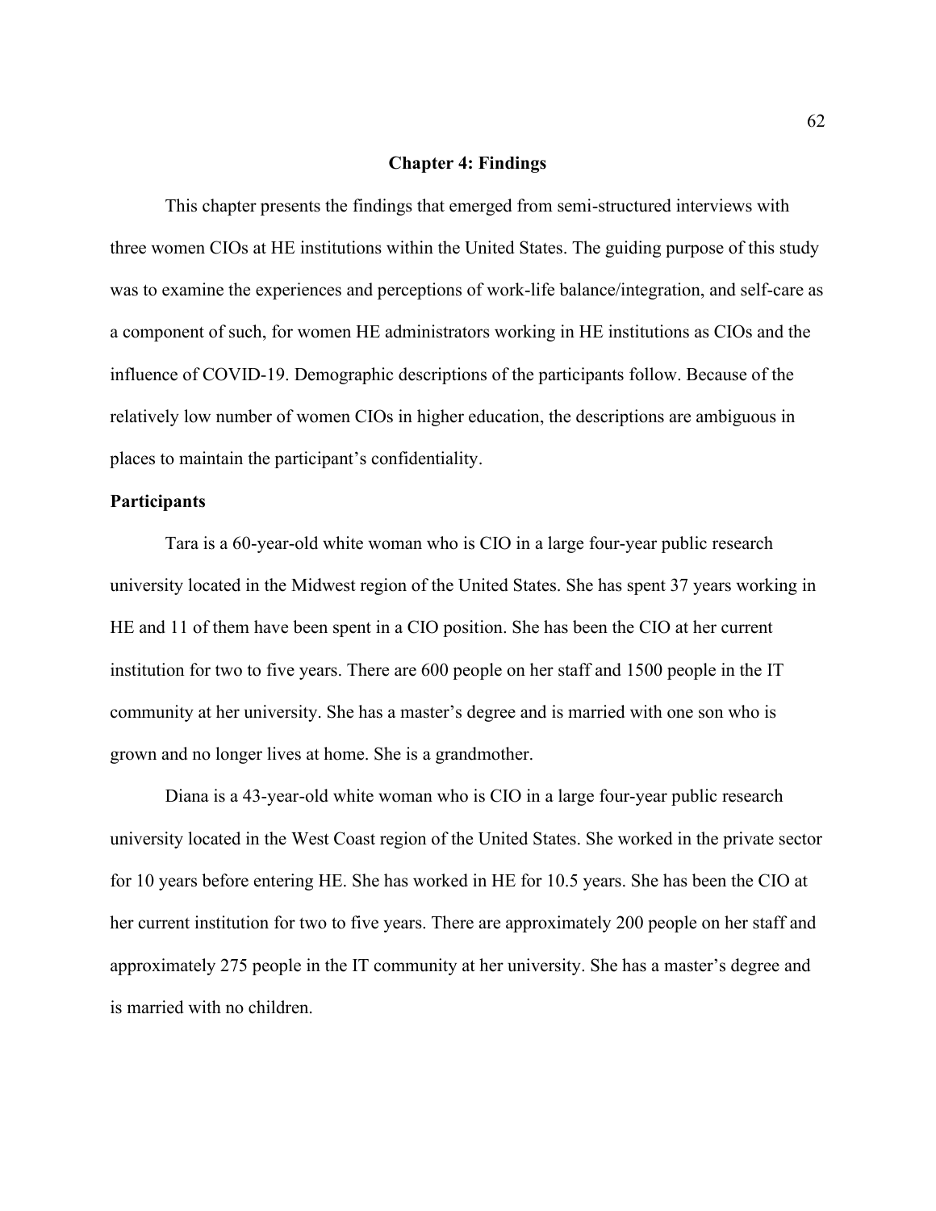# Chapter 4: Findings

This chapter presents the findings that emerged from semi-structured interviews with three women CIOs at HE institutions within the United States. The guiding purpose of this study was to examine the experiences and perceptions of work-life balance/integration, and self-care as a component of such, for women HE administrators working in HE institutions as CIOs and the influence of COVID-19. Demographic descriptions of the participants follow. Because of the relatively low number of women CIOs in higher education, the descriptions are ambiguous in places to maintain the participant's confidentiality.

## Participants

Tara is a 60-year-old white woman who is CIO in a large four-year public research university located in the Midwest region of the United States. She has spent 37 years working in HE and 11 of them have been spent in a CIO position. She has been the CIO at her current institution for two to five years. There are 600 people on her staff and 1500 people in the IT community at her university. She has a master's degree and is married with one son who is grown and no longer lives at home. She is a grandmother.

Diana is a 43-year-old white woman who is CIO in a large four-year public research university located in the West Coast region of the United States. She worked in the private sector for 10 years before entering HE. She has worked in HE for 10.5 years. She has been the CIO at her current institution for two to five years. There are approximately 200 people on her staff and approximately 275 people in the IT community at her university. She has a master's degree and is married with no children.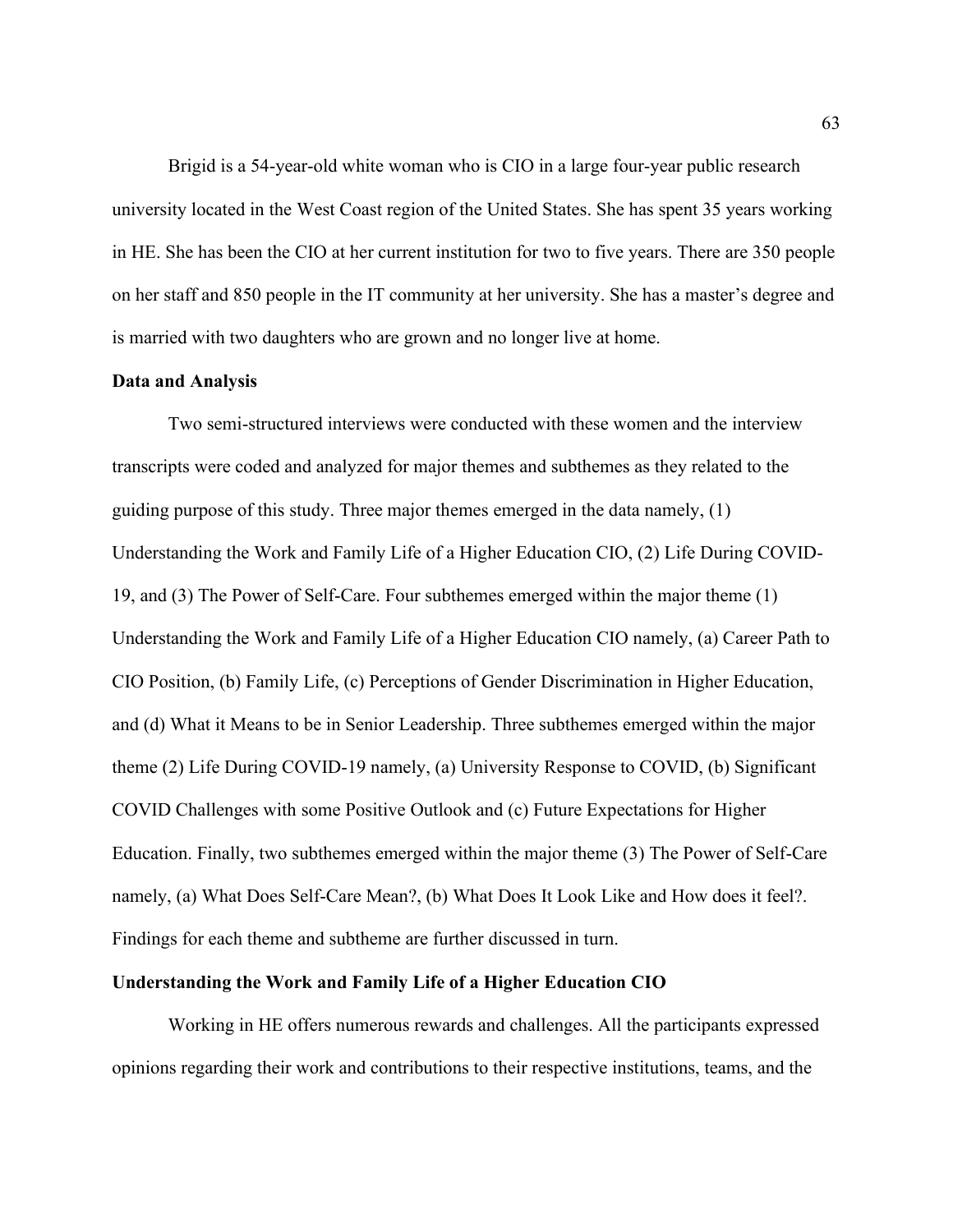Brigid is a 54-year-old white woman who is CIO in a large four-year public research university located in the West Coast region of the United States. She has spent 35 years working in HE. She has been the CIO at her current institution for two to five years. There are 350 people on her staff and 850 people in the IT community at her university. She has a master's degree and is married with two daughters who are grown and no longer live at home.

**Data and Analysis**

Two semi-structured interviews were conducted with these women and the interview transcripts were coded and analyzed for major themes and subthemes as they related to the guiding purpose of this study. Three major themes emerged in the data namely, (1) Understanding the Work and Family Life of a Higher Education CIO, (2) Life During COVID-19, and (3) The Power of Self-Care. Four subthemes emerged within the major theme (1) Understanding the Work and Family Life of a Higher Education CIO namely, (a) Career Path to CIO Position, (b) Family Life, (c) Perceptions of Gender Discrimination in Higher Education, and (d) What it Means to be in Senior Leadership. Three subthemes emerged within the major theme (2) Life During COVID-19 namely, (a) University Response to COVID, (b) Significant COVID Challenges with some Positive Outlook and (c) Future Expectations for Higher Education. Finally, two subthemes emerged within the major theme (3) The Power of Self-Care namely, (a) What Does Self-Care Mean?, (b) What Does It Look Like and How does it feel?. Findings for each theme and subtheme are further discussed in turn.

**Understanding the Work and Family Life of a Higher Education CIO**

Working in HE offers numerous rewards and challenges. All the participants expressed opinions regarding their work and contributions to their respective institutions, teams, and the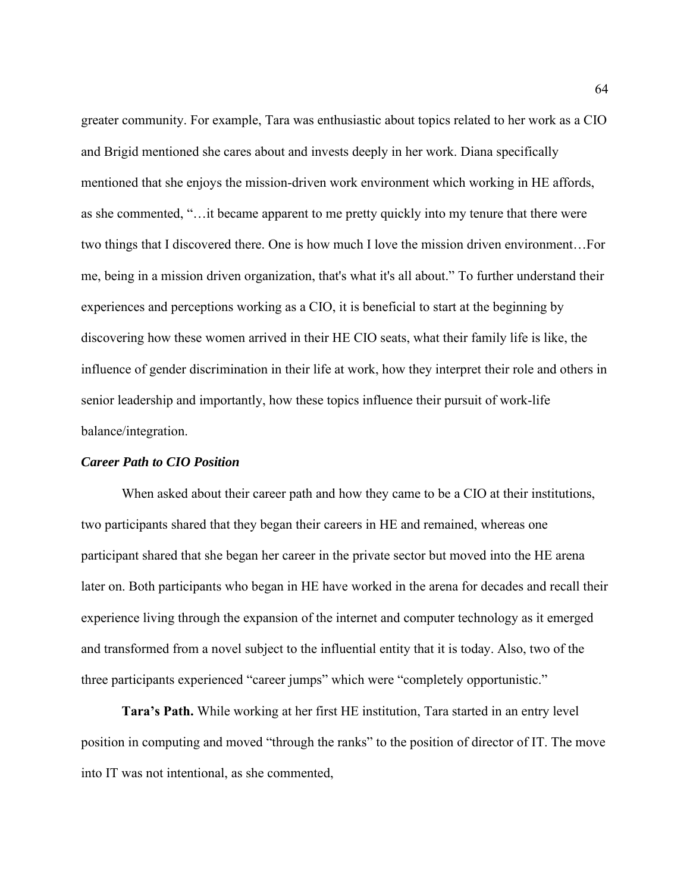greater community. For example, Tara was enthusiastic about topics related to her work as a CIO and Brigid mentioned she cares about and invests deeply in her work. Diana specifically mentioned that she enjoys the mission-driven work environment which working in HE affords, as she commented, "…it became apparent to me pretty quickly into my tenure that there were two things that I discovered there. One is how much I love the mission driven environment…For me, being in a mission driven organization, that's what it's all about." To further understand their experiences and perceptions working as a CIO, it is beneficial to start at the beginning by discovering how these women arrived in their HE CIO seats, what their family life is like, the influence of gender discrimination in their life at work, how they interpret their role and others in senior leadership and importantly, how these topics influence their pursuit of work-life balance/integration.

### *Career Path to CIO Position*

When asked about their career path and how they came to be a CIO at their institutions, two participants shared that they began their careers in HE and remained, whereas one participant shared that she began her career in the private sector but moved into the HE arena later on. Both participants who began in HE have worked in the arena for decades and recall their experience living through the expansion of the internet and computer technology as it emerged and transformed from a novel subject to the influential entity that it is today. Also, two of the three participants experienced "career jumps" which were "completely opportunistic."

**Tara's Path.** While working at her first HE institution, Tara started in an entry level position in computing and moved "through the ranks" to the position of director of IT. The move into IT was not intentional, as she commented,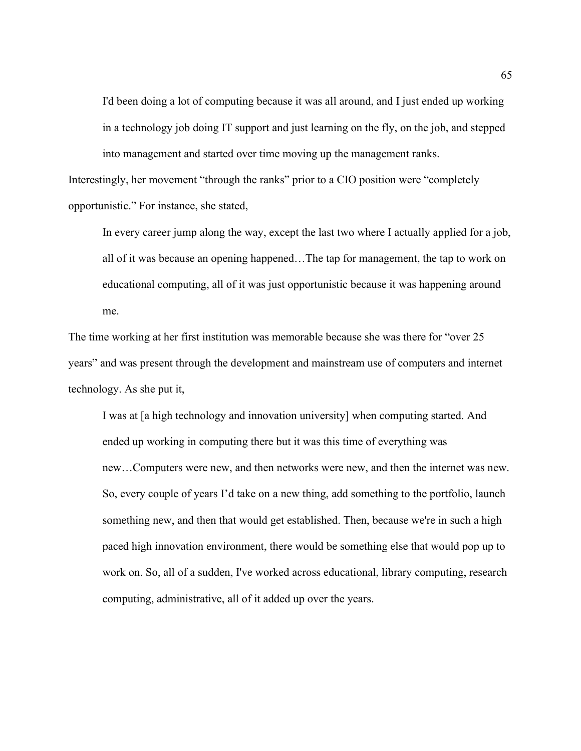> I'd been doing a lot of computing because it was all around, and I just ended up working in a technology job doing IT support and just learning on the fly, on the job, and stepped into management and started over time moving up the management ranks.

Interestingly, her movement "through the ranks" prior to a CIO position were "completely opportunistic." For instance, she stated,

> In every career jump along the way, except the last two where I actually applied for a job, all of it was because an opening happened…The tap for management, the tap to work on educational computing, all of it was just opportunistic because it was happening around me.

The time working at her first institution was memorable because she was there for "over 25 years" and was present through the development and mainstream use of computers and internet technology. As she put it,

> I was at [a high technology and innovation university] when computing started. And ended up working in computing there but it was this time of everything was new…Computers were new, and then networks were new, and then the internet was new. So, every couple of years I'd take on a new thing, add something to the portfolio, launch something new, and then that would get established. Then, because we're in such a high paced high innovation environment, there would be something else that would pop up to work on. So, all of a sudden, I've worked across educational, library computing, research computing, administrative, all of it added up over the years.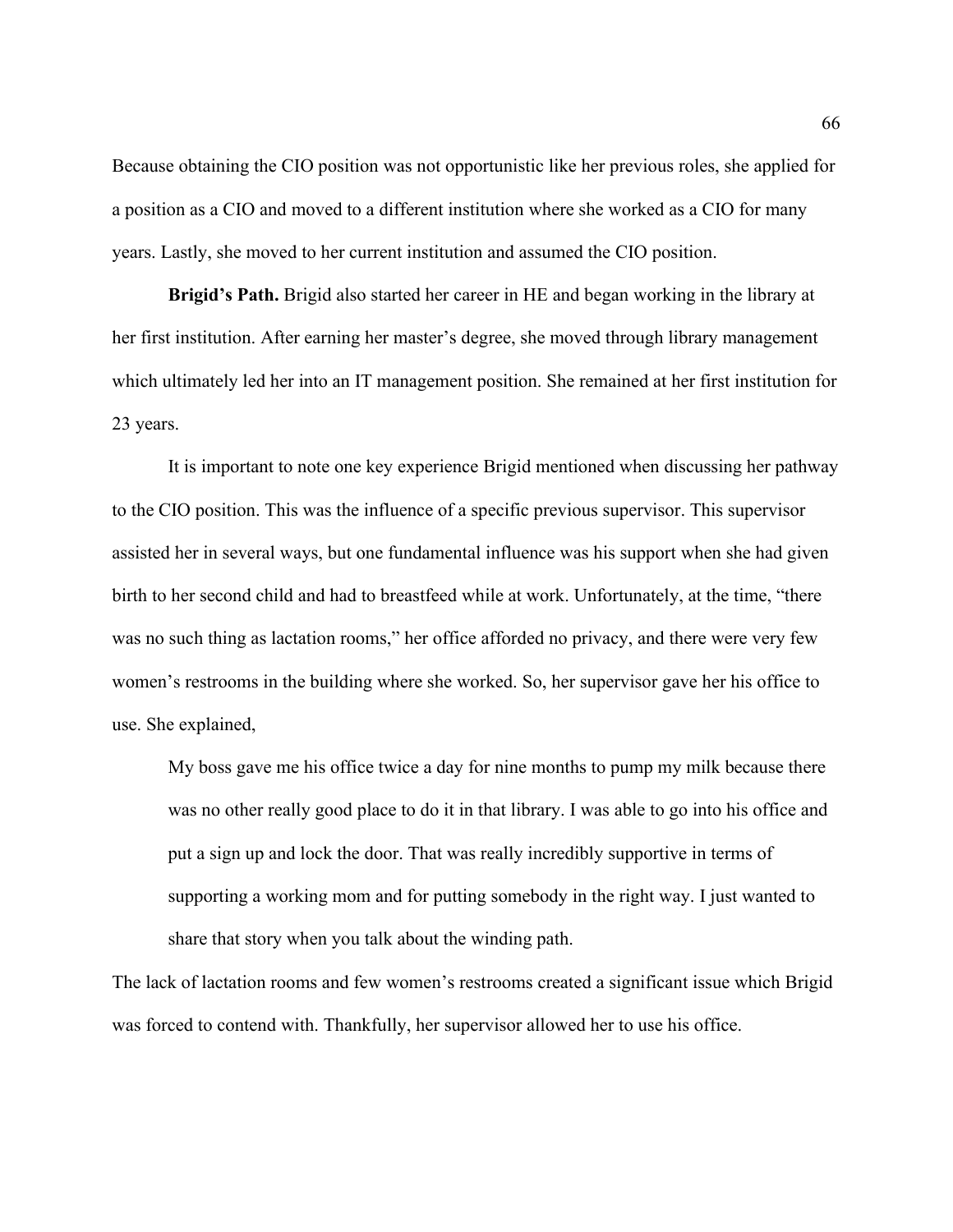Because obtaining the CIO position was not opportunistic like her previous roles, she applied for a position as a CIO and moved to a different institution where she worked as a CIO for many years. Lastly, she moved to her current institution and assumed the CIO position.

**Brigid's Path.** Brigid also started her career in HE and began working in the library at her first institution. After earning her master's degree, she moved through library management which ultimately led her into an IT management position. She remained at her first institution for 23 years.

It is important to note one key experience Brigid mentioned when discussing her pathway to the CIO position. This was the influence of a specific previous supervisor. This supervisor assisted her in several ways, but one fundamental influence was his support when she had given birth to her second child and had to breastfeed while at work. Unfortunately, at the time, "there was no such thing as lactation rooms," her office afforded no privacy, and there were very few women's restrooms in the building where she worked. So, her supervisor gave her his office to use. She explained,

> My boss gave me his office twice a day for nine months to pump my milk because there was no other really good place to do it in that library. I was able to go into his office and put a sign up and lock the door. That was really incredibly supportive in terms of supporting a working mom and for putting somebody in the right way. I just wanted to share that story when you talk about the winding path.

The lack of lactation rooms and few women's restrooms created a significant issue which Brigid was forced to contend with. Thankfully, her supervisor allowed her to use his office.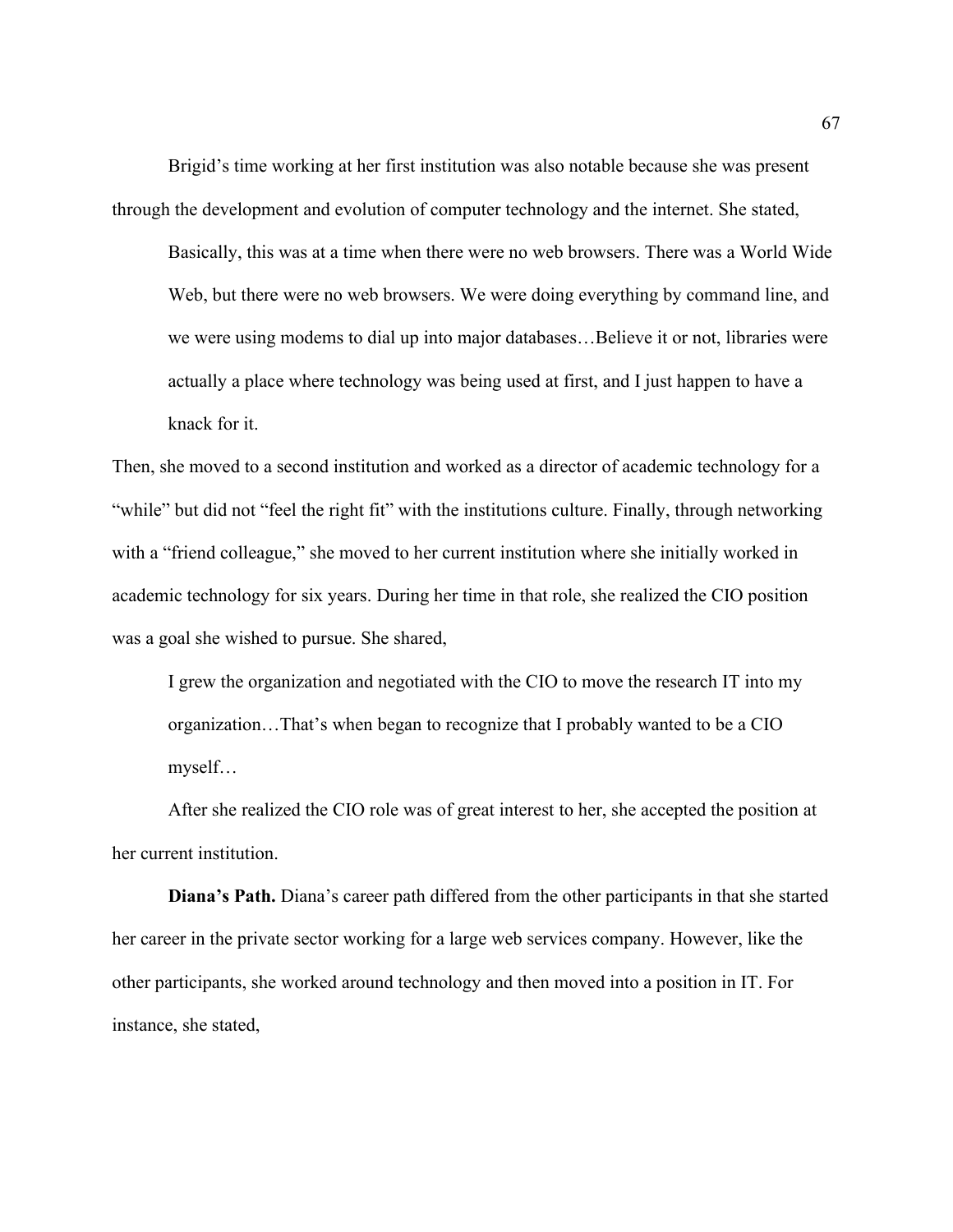Brigid's time working at her first institution was also notable because she was present through the development and evolution of computer technology and the internet. She stated,

> Basically, this was at a time when there were no web browsers. There was a World Wide Web, but there were no web browsers. We were doing everything by command line, and we were using modems to dial up into major databases…Believe it or not, libraries were actually a place where technology was being used at first, and I just happen to have a knack for it.

Then, she moved to a second institution and worked as a director of academic technology for a "while" but did not "feel the right fit" with the institutions culture. Finally, through networking with a "friend colleague," she moved to her current institution where she initially worked in academic technology for six years. During her time in that role, she realized the CIO position was a goal she wished to pursue. She shared,

> I grew the organization and negotiated with the CIO to move the research IT into my organization…That's when began to recognize that I probably wanted to be a CIO myself…

After she realized the CIO role was of great interest to her, she accepted the position at her current institution.

**Diana's Path.** Diana's career path differed from the other participants in that she started her career in the private sector working for a large web services company. However, like the other participants, she worked around technology and then moved into a position in IT. For instance, she stated,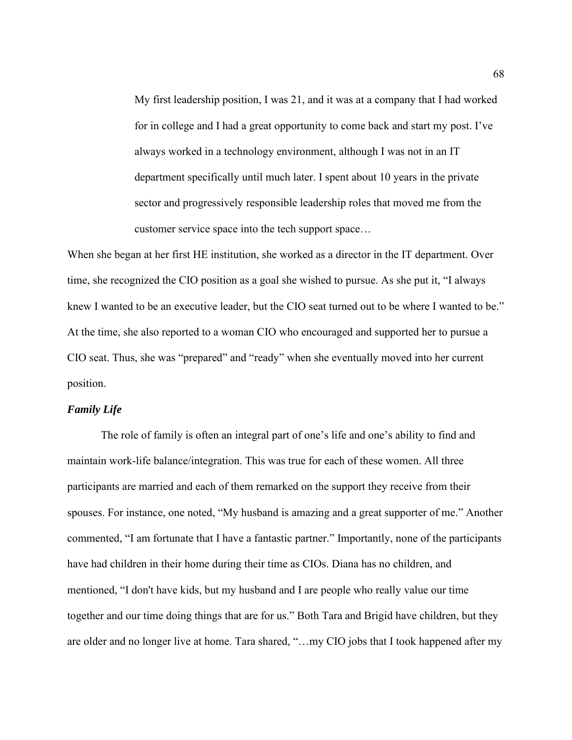> My first leadership position, I was 21, and it was at a company that I had worked for in college and I had a great opportunity to come back and start my post. I've always worked in a technology environment, although I was not in an IT department specifically until much later. I spent about 10 years in the private sector and progressively responsible leadership roles that moved me from the customer service space into the tech support space…

When she began at her first HE institution, she worked as a director in the IT department. Over time, she recognized the CIO position as a goal she wished to pursue. As she put it, "I always knew I wanted to be an executive leader, but the CIO seat turned out to be where I wanted to be." At the time, she also reported to a woman CIO who encouraged and supported her to pursue a CIO seat. Thus, she was "prepared" and "ready" when she eventually moved into her current position.

### *Family Life*

The role of family is often an integral part of one's life and one's ability to find and maintain work-life balance/integration. This was true for each of these women. All three participants are married and each of them remarked on the support they receive from their spouses. For instance, one noted, "My husband is amazing and a great supporter of me." Another commented, "I am fortunate that I have a fantastic partner." Importantly, none of the participants have had children in their home during their time as CIOs. Diana has no children, and mentioned, "I don't have kids, but my husband and I are people who really value our time together and our time doing things that are for us." Both Tara and Brigid have children, but they are older and no longer live at home. Tara shared, "…my CIO jobs that I took happened after my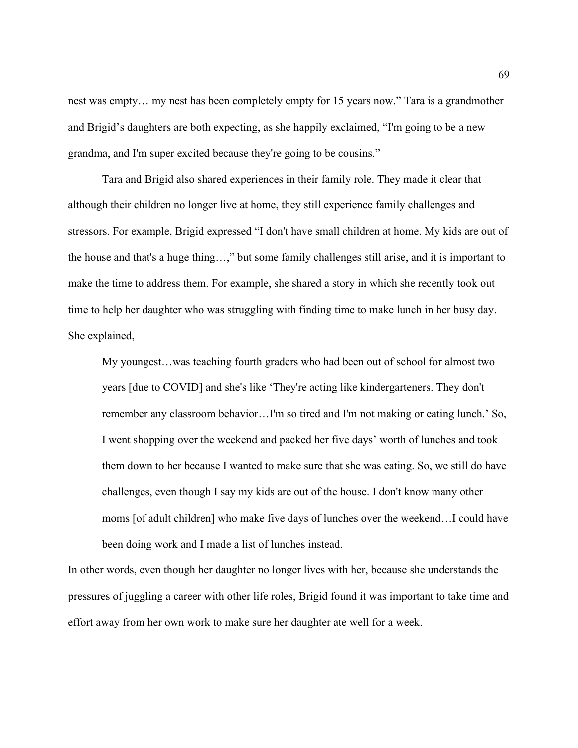nest was empty… my nest has been completely empty for 15 years now." Tara is a grandmother and Brigid's daughters are both expecting, as she happily exclaimed, "I'm going to be a new grandma, and I'm super excited because they're going to be cousins."

Tara and Brigid also shared experiences in their family role. They made it clear that although their children no longer live at home, they still experience family challenges and stressors. For example, Brigid expressed "I don't have small children at home. My kids are out of the house and that's a huge thing…," but some family challenges still arise, and it is important to make the time to address them. For example, she shared a story in which she recently took out time to help her daughter who was struggling with finding time to make lunch in her busy day. She explained,

> My youngest…was teaching fourth graders who had been out of school for almost two years [due to COVID] and she's like 'They're acting like kindergarteners. They don't remember any classroom behavior…I'm so tired and I'm not making or eating lunch.' So, I went shopping over the weekend and packed her five days' worth of lunches and took them down to her because I wanted to make sure that she was eating. So, we still do have challenges, even though I say my kids are out of the house. I don't know many other moms [of adult children] who make five days of lunches over the weekend…I could have been doing work and I made a list of lunches instead.

In other words, even though her daughter no longer lives with her, because she understands the pressures of juggling a career with other life roles, Brigid found it was important to take time and effort away from her own work to make sure her daughter ate well for a week.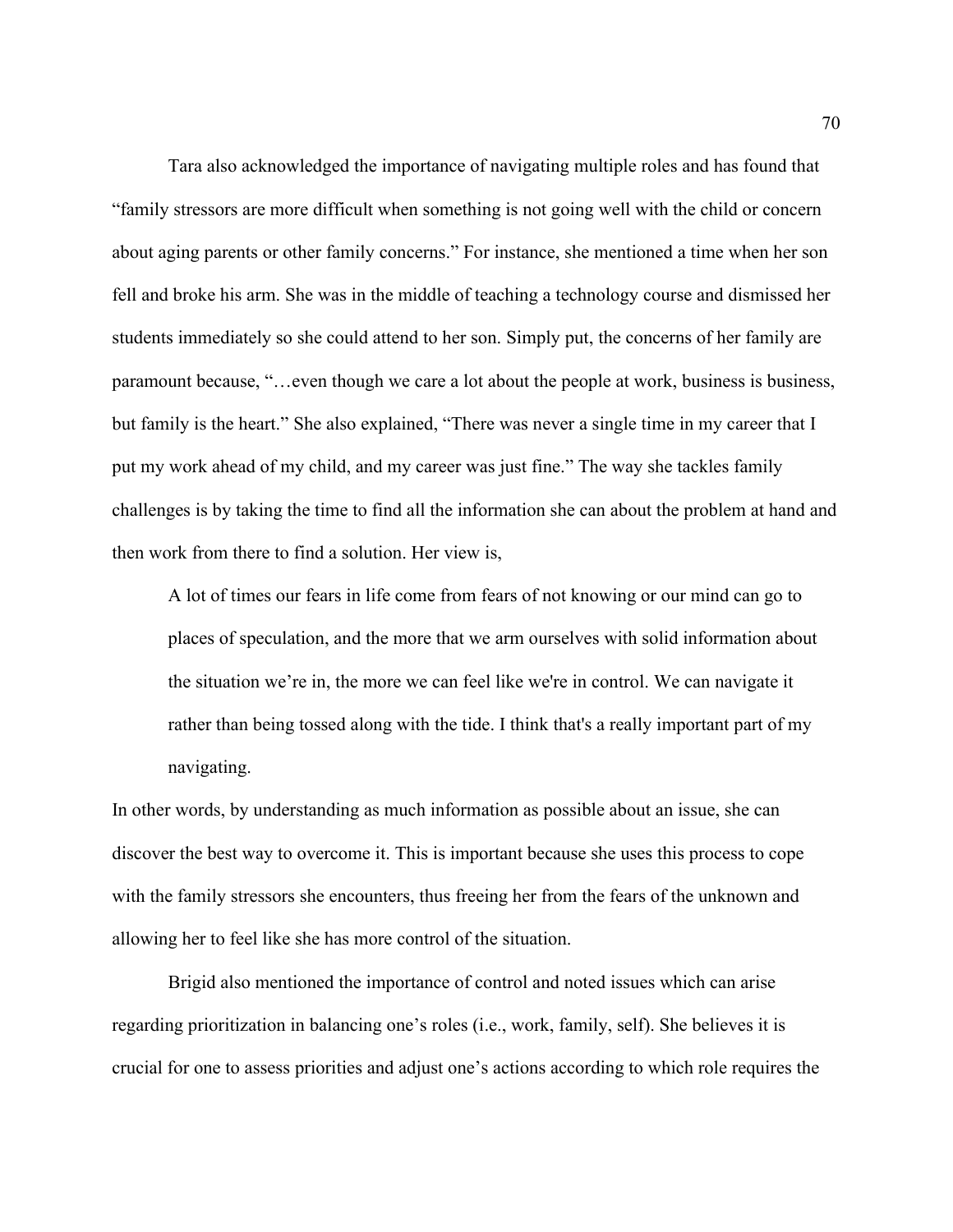Tara also acknowledged the importance of navigating multiple roles and has found that "family stressors are more difficult when something is not going well with the child or concern about aging parents or other family concerns." For instance, she mentioned a time when her son fell and broke his arm. She was in the middle of teaching a technology course and dismissed her students immediately so she could attend to her son. Simply put, the concerns of her family are paramount because, "…even though we care a lot about the people at work, business is business, but family is the heart." She also explained, "There was never a single time in my career that I put my work ahead of my child, and my career was just fine." The way she tackles family challenges is by taking the time to find all the information she can about the problem at hand and then work from there to find a solution. Her view is,

> A lot of times our fears in life come from fears of not knowing or our mind can go to places of speculation, and the more that we arm ourselves with solid information about the situation we're in, the more we can feel like we're in control. We can navigate it rather than being tossed along with the tide. I think that's a really important part of my navigating.

In other words, by understanding as much information as possible about an issue, she can discover the best way to overcome it. This is important because she uses this process to cope with the family stressors she encounters, thus freeing her from the fears of the unknown and allowing her to feel like she has more control of the situation.

Brigid also mentioned the importance of control and noted issues which can arise regarding prioritization in balancing one's roles (i.e., work, family, self). She believes it is crucial for one to assess priorities and adjust one's actions according to which role requires the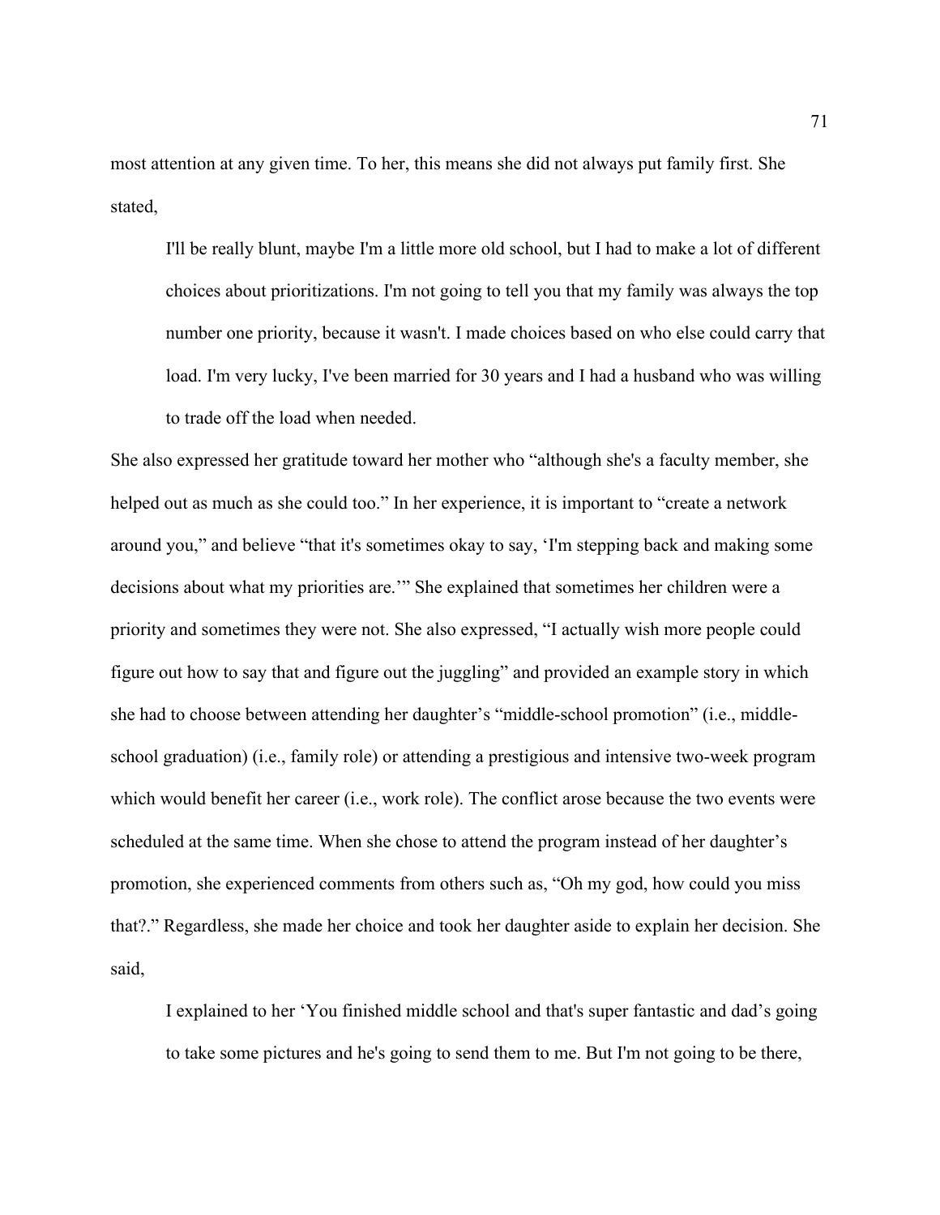most attention at any given time. To her, this means she did not always put family first. She stated,

> I'll be really blunt, maybe I'm a little more old school, but I had to make a lot of different choices about prioritizations. I'm not going to tell you that my family was always the top number one priority, because it wasn't. I made choices based on who else could carry that load. I'm very lucky, I've been married for 30 years and I had a husband who was willing to trade off the load when needed.

She also expressed her gratitude toward her mother who "although she's a faculty member, she helped out as much as she could too." In her experience, it is important to "create a network around you," and believe "that it's sometimes okay to say, 'I'm stepping back and making some decisions about what my priorities are.'" She explained that sometimes her children were a priority and sometimes they were not. She also expressed, "I actually wish more people could figure out how to say that and figure out the juggling" and provided an example story in which she had to choose between attending her daughter's "middle-school promotion" (i.e., middle-school graduation) (i.e., family role) or attending a prestigious and intensive two-week program which would benefit her career (i.e., work role). The conflict arose because the two events were scheduled at the same time. When she chose to attend the program instead of her daughter's promotion, she experienced comments from others such as, "Oh my god, how could you miss that?." Regardless, she made her choice and took her daughter aside to explain her decision. She said,

> I explained to her 'You finished middle school and that's super fantastic and dad's going to take some pictures and he's going to send them to me. But I'm not going to be there,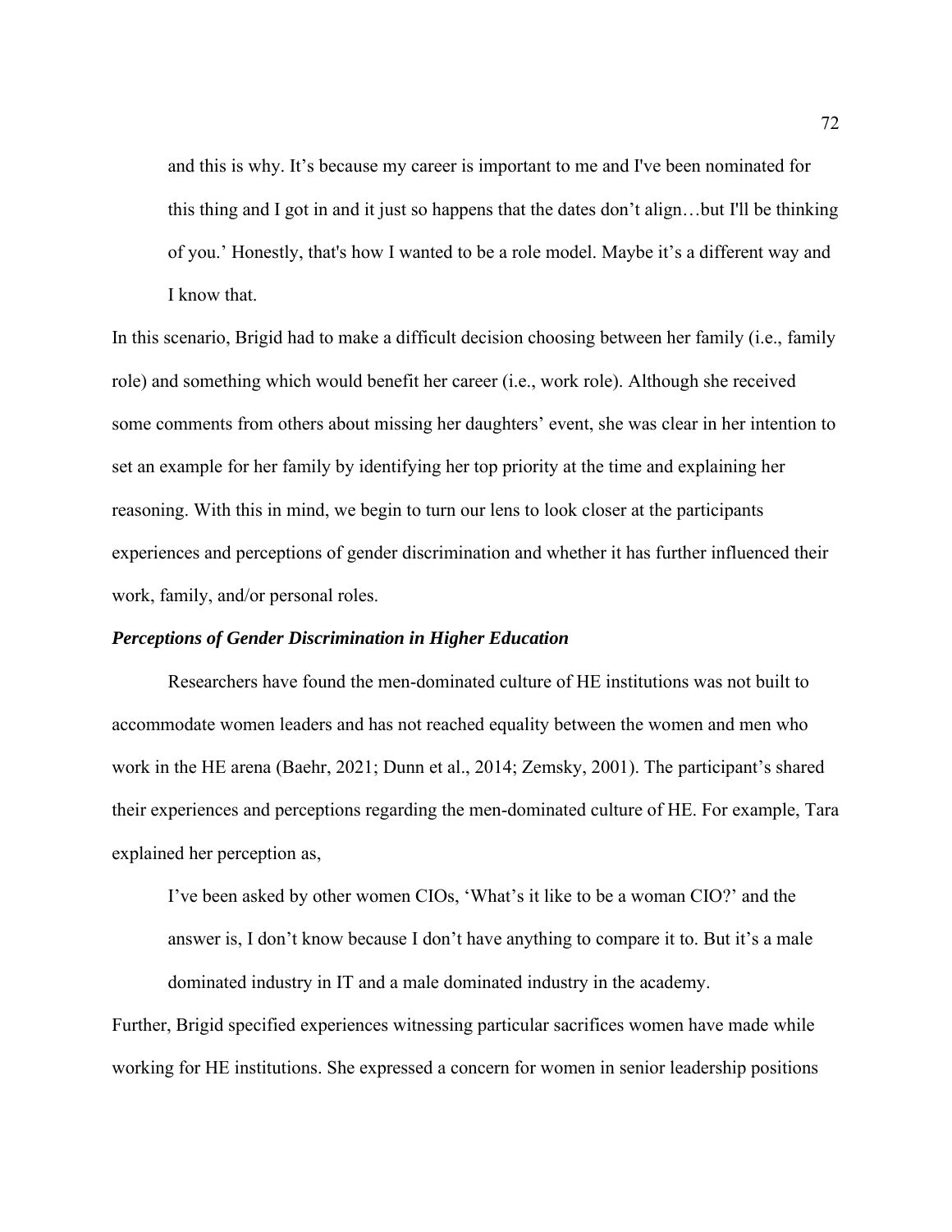> and this is why. It's because my career is important to me and I've been nominated for this thing and I got in and it just so happens that the dates don't align…but I'll be thinking of you.' Honestly, that's how I wanted to be a role model. Maybe it's a different way and I know that.

In this scenario, Brigid had to make a difficult decision choosing between her family (i.e., family role) and something which would benefit her career (i.e., work role). Although she received some comments from others about missing her daughters' event, she was clear in her intention to set an example for her family by identifying her top priority at the time and explaining her reasoning. With this in mind, we begin to turn our lens to look closer at the participants experiences and perceptions of gender discrimination and whether it has further influenced their work, family, and/or personal roles.

### *Perceptions of Gender Discrimination in Higher Education*

Researchers have found the men-dominated culture of HE institutions was not built to accommodate women leaders and has not reached equality between the women and men who work in the HE arena (Baehr, 2021; Dunn et al., 2014; Zemsky, 2001). The participant's shared their experiences and perceptions regarding the men-dominated culture of HE. For example, Tara explained her perception as,

> I've been asked by other women CIOs, 'What's it like to be a woman CIO?' and the answer is, I don't know because I don't have anything to compare it to. But it's a male dominated industry in IT and a male dominated industry in the academy.

Further, Brigid specified experiences witnessing particular sacrifices women have made while working for HE institutions. She expressed a concern for women in senior leadership positions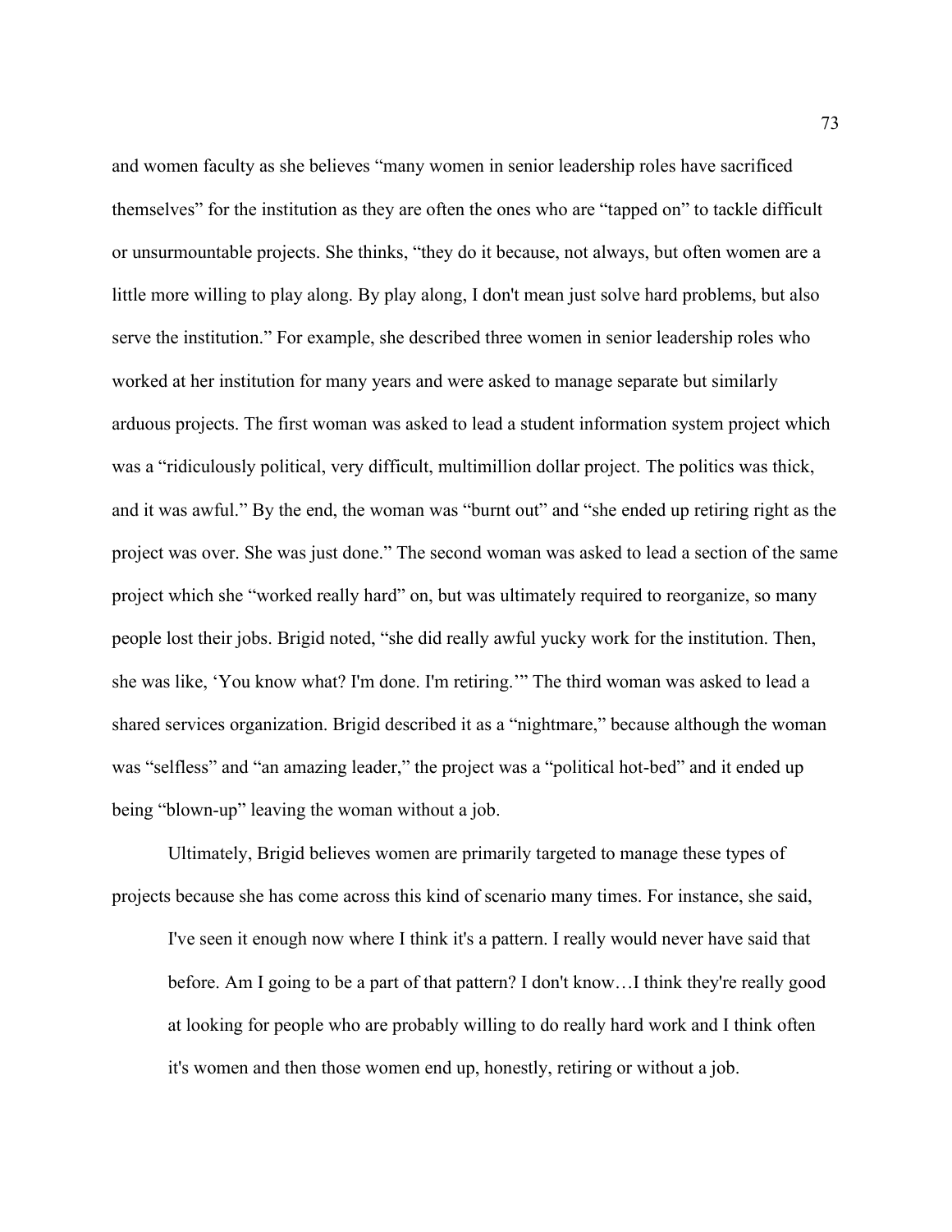and women faculty as she believes "many women in senior leadership roles have sacrificed themselves" for the institution as they are often the ones who are "tapped on" to tackle difficult or unsurmountable projects. She thinks, "they do it because, not always, but often women are a little more willing to play along. By play along, I don't mean just solve hard problems, but also serve the institution." For example, she described three women in senior leadership roles who worked at her institution for many years and were asked to manage separate but similarly arduous projects. The first woman was asked to lead a student information system project which was a "ridiculously political, very difficult, multimillion dollar project. The politics was thick, and it was awful." By the end, the woman was "burnt out" and "she ended up retiring right as the project was over. She was just done." The second woman was asked to lead a section of the same project which she "worked really hard" on, but was ultimately required to reorganize, so many people lost their jobs. Brigid noted, "she did really awful yucky work for the institution. Then, she was like, 'You know what? I'm done. I'm retiring.'" The third woman was asked to lead a shared services organization. Brigid described it as a "nightmare," because although the woman was "selfless" and "an amazing leader," the project was a "political hot-bed" and it ended up being "blown-up" leaving the woman without a job.

Ultimately, Brigid believes women are primarily targeted to manage these types of projects because she has come across this kind of scenario many times. For instance, she said,

> I've seen it enough now where I think it's a pattern. I really would never have said that before. Am I going to be a part of that pattern? I don't know…I think they're really good at looking for people who are probably willing to do really hard work and I think often it's women and then those women end up, honestly, retiring or without a job.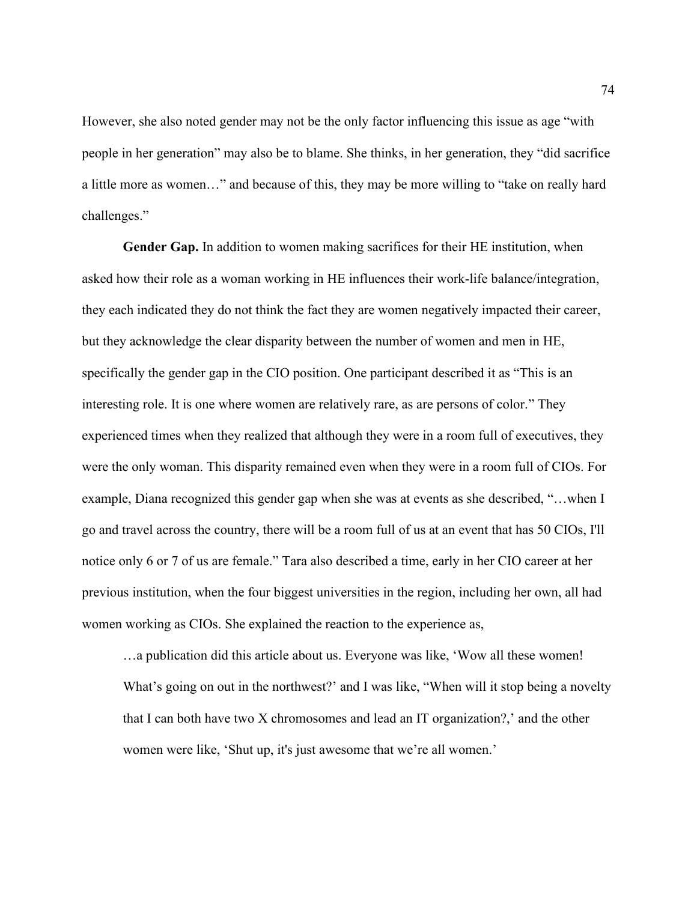However, she also noted gender may not be the only factor influencing this issue as age "with people in her generation" may also be to blame. She thinks, in her generation, they "did sacrifice a little more as women…" and because of this, they may be more willing to "take on really hard challenges."

**Gender Gap.** In addition to women making sacrifices for their HE institution, when asked how their role as a woman working in HE influences their work-life balance/integration, they each indicated they do not think the fact they are women negatively impacted their career, but they acknowledge the clear disparity between the number of women and men in HE, specifically the gender gap in the CIO position. One participant described it as "This is an interesting role. It is one where women are relatively rare, as are persons of color." They experienced times when they realized that although they were in a room full of executives, they were the only woman. This disparity remained even when they were in a room full of CIOs. For example, Diana recognized this gender gap when she was at events as she described, "…when I go and travel across the country, there will be a room full of us at an event that has 50 CIOs, I'll notice only 6 or 7 of us are female." Tara also described a time, early in her CIO career at her previous institution, when the four biggest universities in the region, including her own, all had women working as CIOs. She explained the reaction to the experience as,

> …a publication did this article about us. Everyone was like, 'Wow all these women! What's going on out in the northwest?' and I was like, "When will it stop being a novelty that I can both have two X chromosomes and lead an IT organization?,' and the other women were like, 'Shut up, it's just awesome that we're all women.'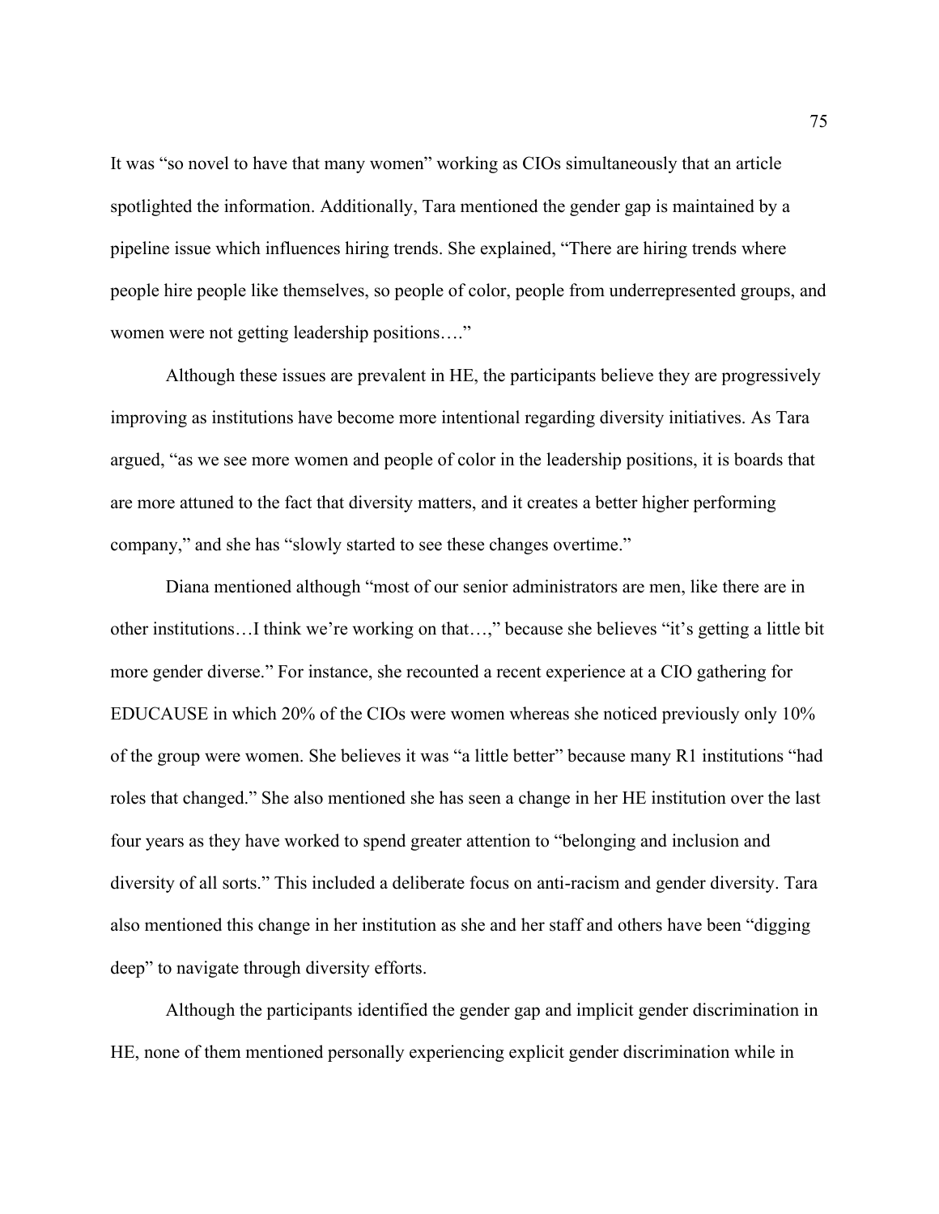It was “so novel to have that many women” working as CIOs simultaneously that an article spotlighted the information. Additionally, Tara mentioned the gender gap is maintained by a pipeline issue which influences hiring trends. She explained, “There are hiring trends where people hire people like themselves, so people of color, people from underrepresented groups, and women were not getting leadership positions….”

Although these issues are prevalent in HE, the participants believe they are progressively improving as institutions have become more intentional regarding diversity initiatives. As Tara argued, “as we see more women and people of color in the leadership positions, it is boards that are more attuned to the fact that diversity matters, and it creates a better higher performing company,” and she has “slowly started to see these changes overtime.”

Diana mentioned although “most of our senior administrators are men, like there are in other institutions…I think we’re working on that…,” because she believes “it’s getting a little bit more gender diverse.” For instance, she recounted a recent experience at a CIO gathering for EDUCAUSE in which 20% of the CIOs were women whereas she noticed previously only 10% of the group were women. She believes it was “a little better” because many R1 institutions “had roles that changed.” She also mentioned she has seen a change in her HE institution over the last four years as they have worked to spend greater attention to “belonging and inclusion and diversity of all sorts.” This included a deliberate focus on anti-racism and gender diversity. Tara also mentioned this change in her institution as she and her staff and others have been “digging deep” to navigate through diversity efforts.

Although the participants identified the gender gap and implicit gender discrimination in HE, none of them mentioned personally experiencing explicit gender discrimination while in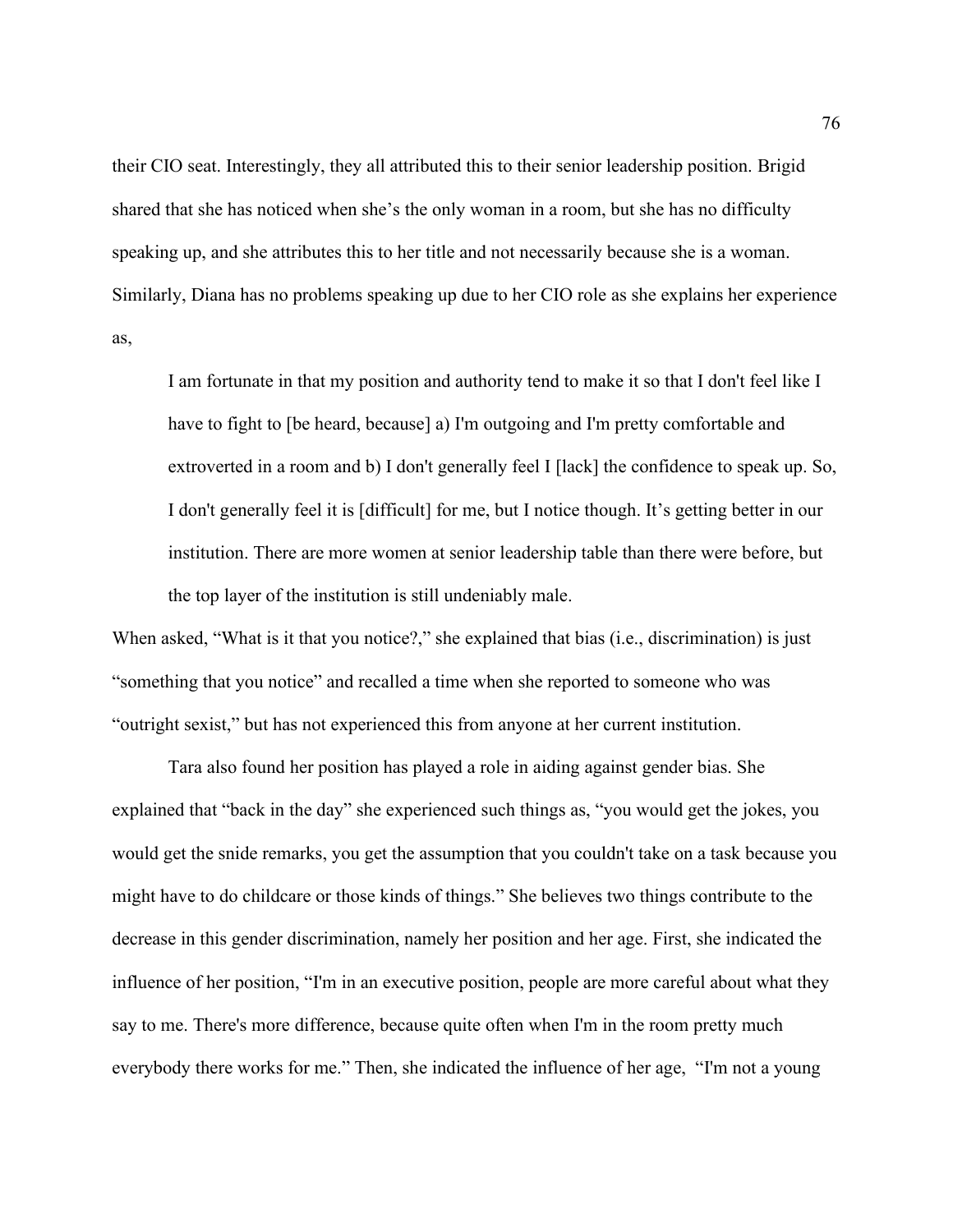their CIO seat. Interestingly, they all attributed this to their senior leadership position. Brigid shared that she has noticed when she's the only woman in a room, but she has no difficulty speaking up, and she attributes this to her title and not necessarily because she is a woman. Similarly, Diana has no problems speaking up due to her CIO role as she explains her experience as,

> I am fortunate in that my position and authority tend to make it so that I don't feel like I have to fight to [be heard, because] a) I'm outgoing and I'm pretty comfortable and extroverted in a room and b) I don't generally feel I [lack] the confidence to speak up. So, I don't generally feel it is [difficult] for me, but I notice though. It's getting better in our institution. There are more women at senior leadership table than there were before, but the top layer of the institution is still undeniably male.

When asked, "What is it that you notice?," she explained that bias (i.e., discrimination) is just "something that you notice" and recalled a time when she reported to someone who was "outright sexist," but has not experienced this from anyone at her current institution.

Tara also found her position has played a role in aiding against gender bias. She explained that "back in the day" she experienced such things as, "you would get the jokes, you would get the snide remarks, you get the assumption that you couldn't take on a task because you might have to do childcare or those kinds of things." She believes two things contribute to the decrease in this gender discrimination, namely her position and her age. First, she indicated the influence of her position, "I'm in an executive position, people are more careful about what they say to me. There's more difference, because quite often when I'm in the room pretty much everybody there works for me." Then, she indicated the influence of her age, "I'm not a young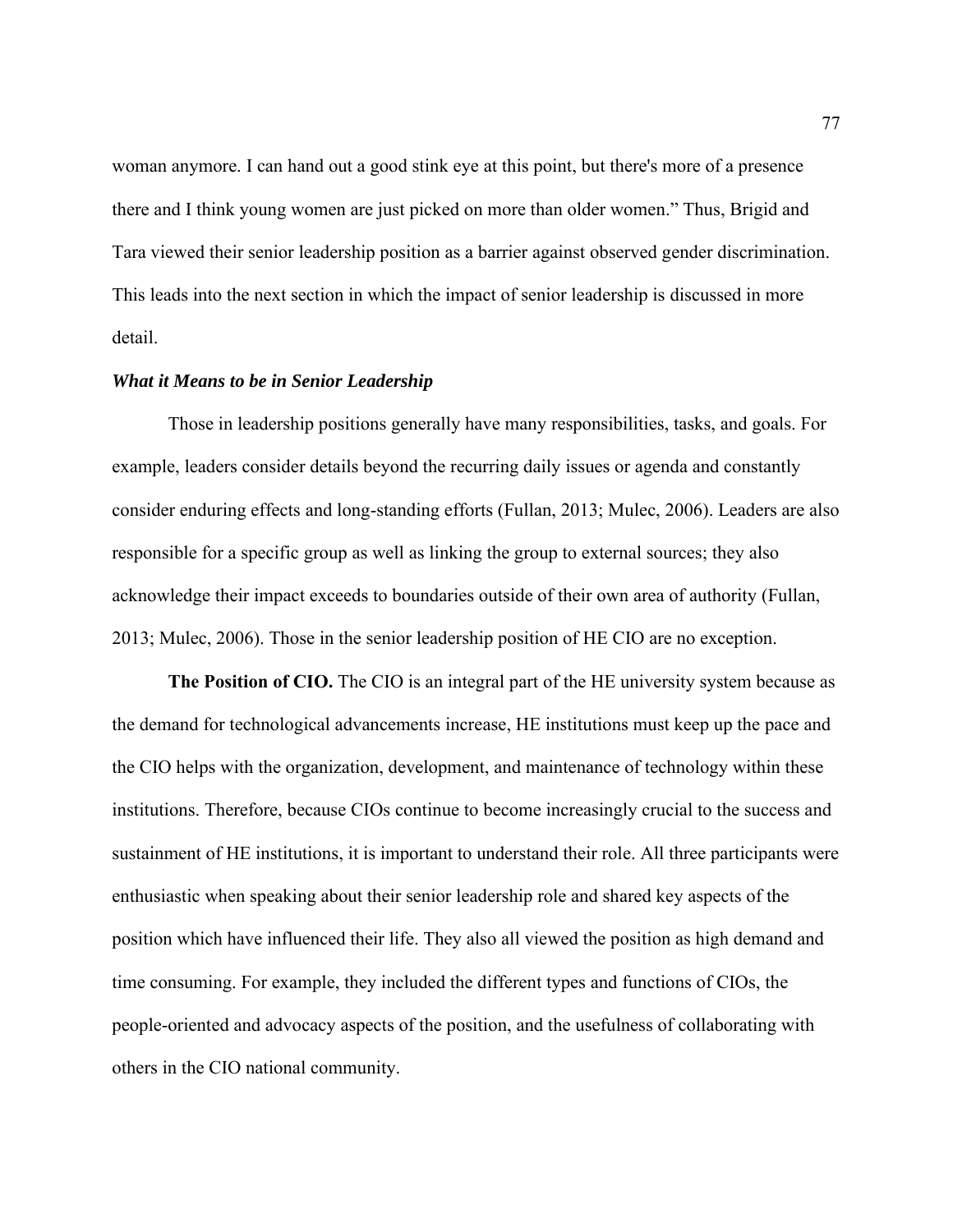woman anymore. I can hand out a good stink eye at this point, but there's more of a presence there and I think young women are just picked on more than older women." Thus, Brigid and Tara viewed their senior leadership position as a barrier against observed gender discrimination. This leads into the next section in which the impact of senior leadership is discussed in more detail.

### *What it Means to be in Senior Leadership*

Those in leadership positions generally have many responsibilities, tasks, and goals. For example, leaders consider details beyond the recurring daily issues or agenda and constantly consider enduring effects and long-standing efforts (Fullan, 2013; Mulec, 2006). Leaders are also responsible for a specific group as well as linking the group to external sources; they also acknowledge their impact exceeds to boundaries outside of their own area of authority (Fullan, 2013; Mulec, 2006). Those in the senior leadership position of HE CIO are no exception.

**The Position of CIO.** The CIO is an integral part of the HE university system because as the demand for technological advancements increase, HE institutions must keep up the pace and the CIO helps with the organization, development, and maintenance of technology within these institutions. Therefore, because CIOs continue to become increasingly crucial to the success and sustainment of HE institutions, it is important to understand their role. All three participants were enthusiastic when speaking about their senior leadership role and shared key aspects of the position which have influenced their life. They also all viewed the position as high demand and time consuming. For example, they included the different types and functions of CIOs, the people-oriented and advocacy aspects of the position, and the usefulness of collaborating with others in the CIO national community.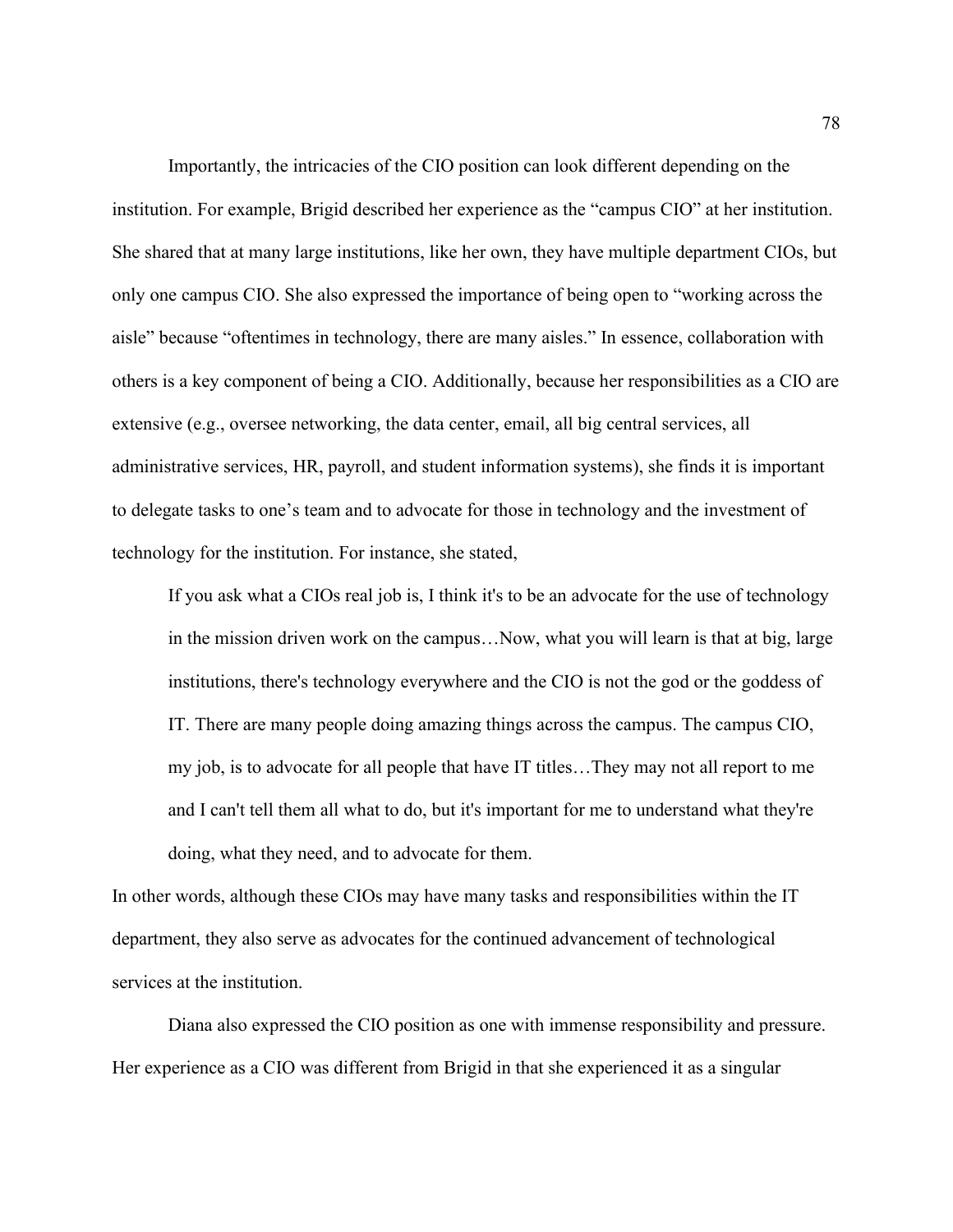Importantly, the intricacies of the CIO position can look different depending on the institution. For example, Brigid described her experience as the "campus CIO" at her institution. She shared that at many large institutions, like her own, they have multiple department CIOs, but only one campus CIO. She also expressed the importance of being open to "working across the aisle" because "oftentimes in technology, there are many aisles." In essence, collaboration with others is a key component of being a CIO. Additionally, because her responsibilities as a CIO are extensive (e.g., oversee networking, the data center, email, all big central services, all administrative services, HR, payroll, and student information systems), she finds it is important to delegate tasks to one's team and to advocate for those in technology and the investment of technology for the institution. For instance, she stated,

> If you ask what a CIOs real job is, I think it's to be an advocate for the use of technology in the mission driven work on the campus…Now, what you will learn is that at big, large institutions, there's technology everywhere and the CIO is not the god or the goddess of IT. There are many people doing amazing things across the campus. The campus CIO, my job, is to advocate for all people that have IT titles…They may not all report to me and I can't tell them all what to do, but it's important for me to understand what they're doing, what they need, and to advocate for them.

In other words, although these CIOs may have many tasks and responsibilities within the IT department, they also serve as advocates for the continued advancement of technological services at the institution.

Diana also expressed the CIO position as one with immense responsibility and pressure. Her experience as a CIO was different from Brigid in that she experienced it as a singular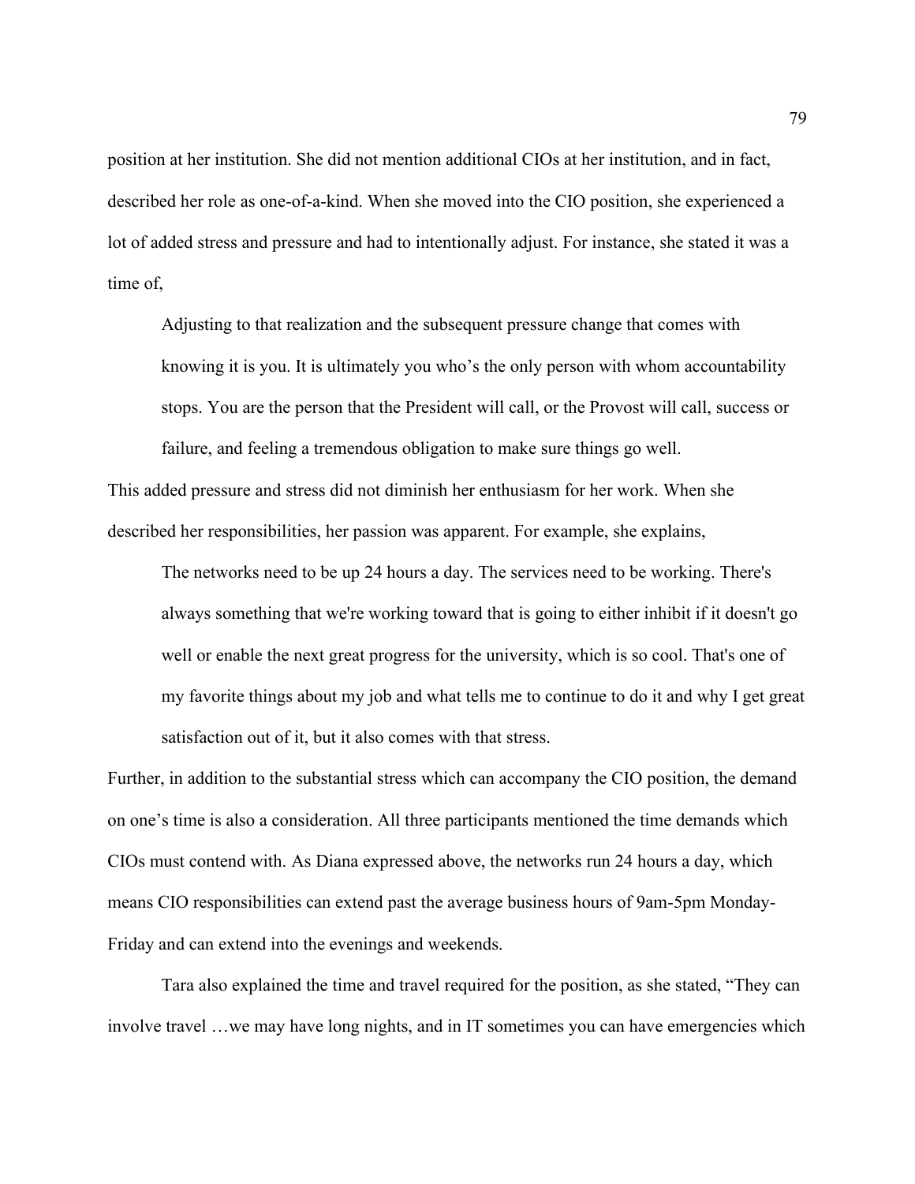position at her institution. She did not mention additional CIOs at her institution, and in fact, described her role as one-of-a-kind. When she moved into the CIO position, she experienced a lot of added stress and pressure and had to intentionally adjust. For instance, she stated it was a time of,

> Adjusting to that realization and the subsequent pressure change that comes with knowing it is you. It is ultimately you who's the only person with whom accountability stops. You are the person that the President will call, or the Provost will call, success or failure, and feeling a tremendous obligation to make sure things go well.

This added pressure and stress did not diminish her enthusiasm for her work. When she described her responsibilities, her passion was apparent. For example, she explains,

> The networks need to be up 24 hours a day. The services need to be working. There's always something that we're working toward that is going to either inhibit if it doesn't go well or enable the next great progress for the university, which is so cool. That's one of my favorite things about my job and what tells me to continue to do it and why I get great satisfaction out of it, but it also comes with that stress.

Further, in addition to the substantial stress which can accompany the CIO position, the demand on one's time is also a consideration. All three participants mentioned the time demands which CIOs must contend with. As Diana expressed above, the networks run 24 hours a day, which means CIO responsibilities can extend past the average business hours of 9am-5pm Monday-Friday and can extend into the evenings and weekends.

Tara also explained the time and travel required for the position, as she stated, "They can involve travel …we may have long nights, and in IT sometimes you can have emergencies which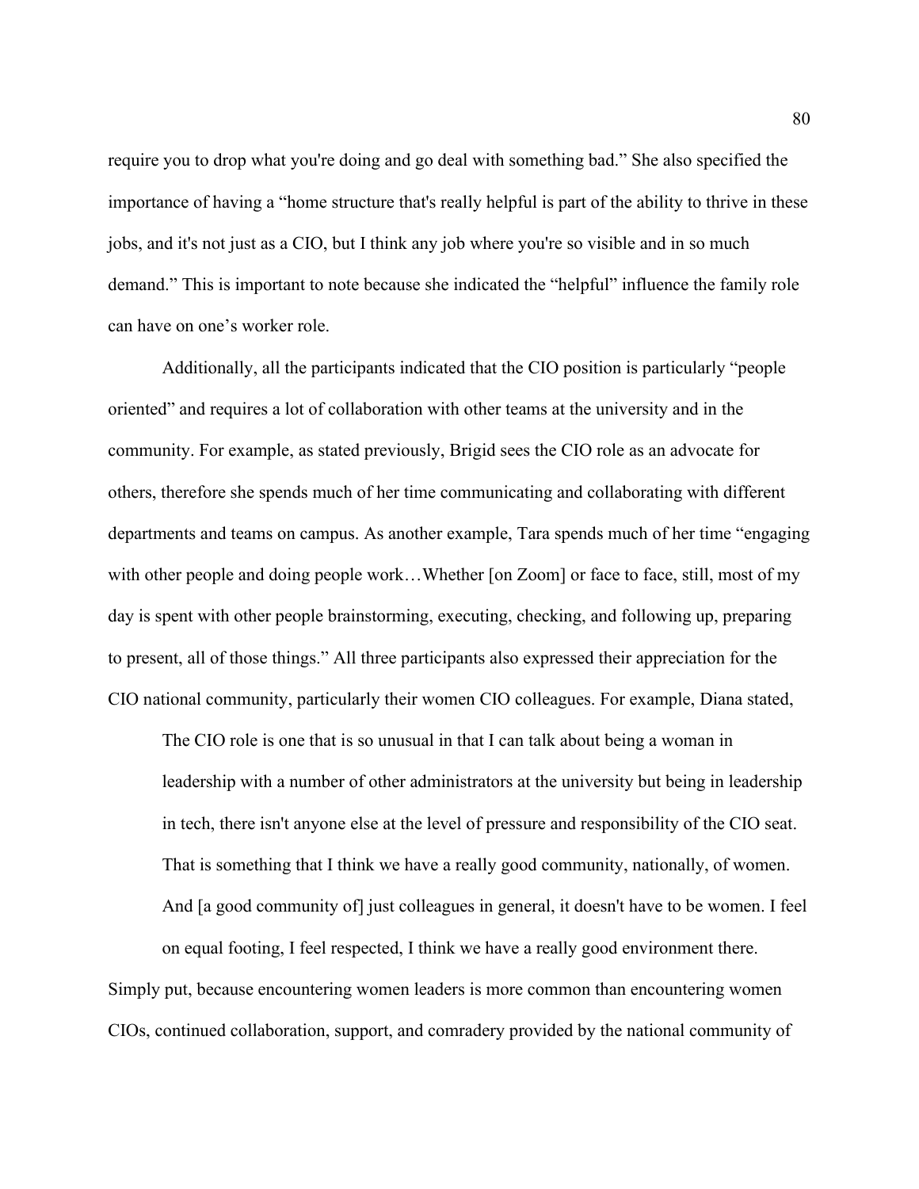require you to drop what you're doing and go deal with something bad." She also specified the importance of having a "home structure that's really helpful is part of the ability to thrive in these jobs, and it's not just as a CIO, but I think any job where you're so visible and in so much demand." This is important to note because she indicated the "helpful" influence the family role can have on one's worker role.

Additionally, all the participants indicated that the CIO position is particularly "people oriented" and requires a lot of collaboration with other teams at the university and in the community. For example, as stated previously, Brigid sees the CIO role as an advocate for others, therefore she spends much of her time communicating and collaborating with different departments and teams on campus. As another example, Tara spends much of her time "engaging with other people and doing people work…Whether [on Zoom] or face to face, still, most of my day is spent with other people brainstorming, executing, checking, and following up, preparing to present, all of those things." All three participants also expressed their appreciation for the CIO national community, particularly their women CIO colleagues. For example, Diana stated,

> The CIO role is one that is so unusual in that I can talk about being a woman in leadership with a number of other administrators at the university but being in leadership in tech, there isn't anyone else at the level of pressure and responsibility of the CIO seat. That is something that I think we have a really good community, nationally, of women. And [a good community of] just colleagues in general, it doesn't have to be women. I feel on equal footing, I feel respected, I think we have a really good environment there.

Simply put, because encountering women leaders is more common than encountering women CIOs, continued collaboration, support, and comradery provided by the national community of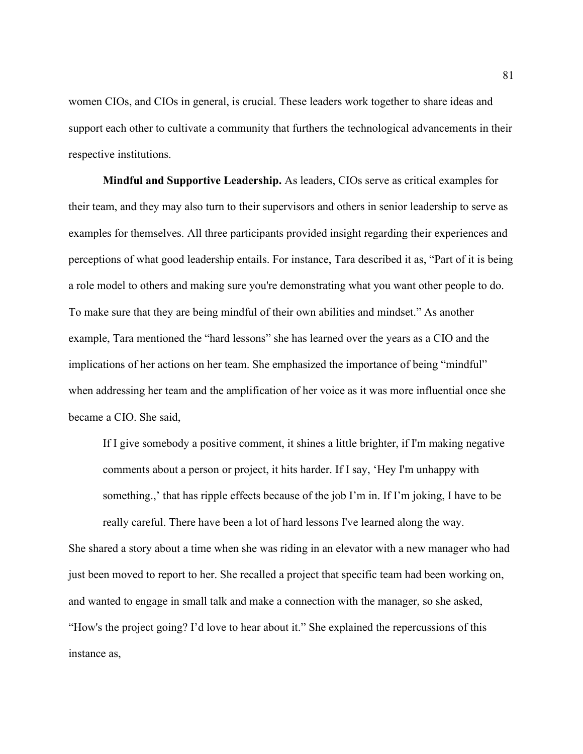women CIOs, and CIOs in general, is crucial. These leaders work together to share ideas and support each other to cultivate a community that furthers the technological advancements in their respective institutions.

**Mindful and Supportive Leadership.** As leaders, CIOs serve as critical examples for their team, and they may also turn to their supervisors and others in senior leadership to serve as examples for themselves. All three participants provided insight regarding their experiences and perceptions of what good leadership entails. For instance, Tara described it as, "Part of it is being a role model to others and making sure you're demonstrating what you want other people to do. To make sure that they are being mindful of their own abilities and mindset." As another example, Tara mentioned the "hard lessons" she has learned over the years as a CIO and the implications of her actions on her team. She emphasized the importance of being "mindful" when addressing her team and the amplification of her voice as it was more influential once she became a CIO. She said,

> If I give somebody a positive comment, it shines a little brighter, if I'm making negative comments about a person or project, it hits harder. If I say, 'Hey I'm unhappy with something.,' that has ripple effects because of the job I'm in. If I'm joking, I have to be really careful. There have been a lot of hard lessons I've learned along the way.

She shared a story about a time when she was riding in an elevator with a new manager who had just been moved to report to her. She recalled a project that specific team had been working on, and wanted to engage in small talk and make a connection with the manager, so she asked, "How's the project going? I'd love to hear about it." She explained the repercussions of this instance as,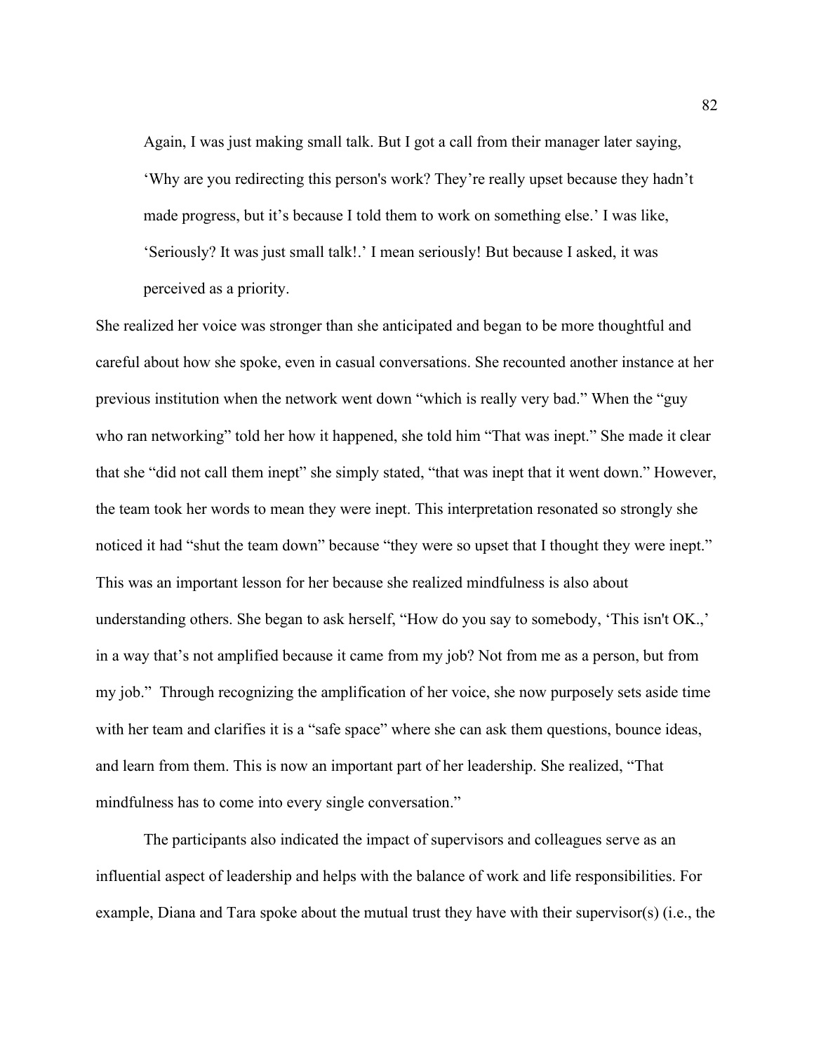> Again, I was just making small talk. But I got a call from their manager later saying, 'Why are you redirecting this person's work? They're really upset because they hadn't made progress, but it's because I told them to work on something else.' I was like, 'Seriously? It was just small talk!.' I mean seriously! But because I asked, it was perceived as a priority.

She realized her voice was stronger than she anticipated and began to be more thoughtful and careful about how she spoke, even in casual conversations. She recounted another instance at her previous institution when the network went down "which is really very bad." When the "guy who ran networking" told her how it happened, she told him "That was inept." She made it clear that she "did not call them inept" she simply stated, "that was inept that it went down." However, the team took her words to mean they were inept. This interpretation resonated so strongly she noticed it had "shut the team down" because "they were so upset that I thought they were inept." This was an important lesson for her because she realized mindfulness is also about understanding others. She began to ask herself, "How do you say to somebody, 'This isn't OK.,' in a way that's not amplified because it came from my job? Not from me as a person, but from my job." Through recognizing the amplification of her voice, she now purposely sets aside time with her team and clarifies it is a "safe space" where she can ask them questions, bounce ideas, and learn from them. This is now an important part of her leadership. She realized, "That mindfulness has to come into every single conversation."

The participants also indicated the impact of supervisors and colleagues serve as an influential aspect of leadership and helps with the balance of work and life responsibilities. For example, Diana and Tara spoke about the mutual trust they have with their supervisor(s) (i.e., the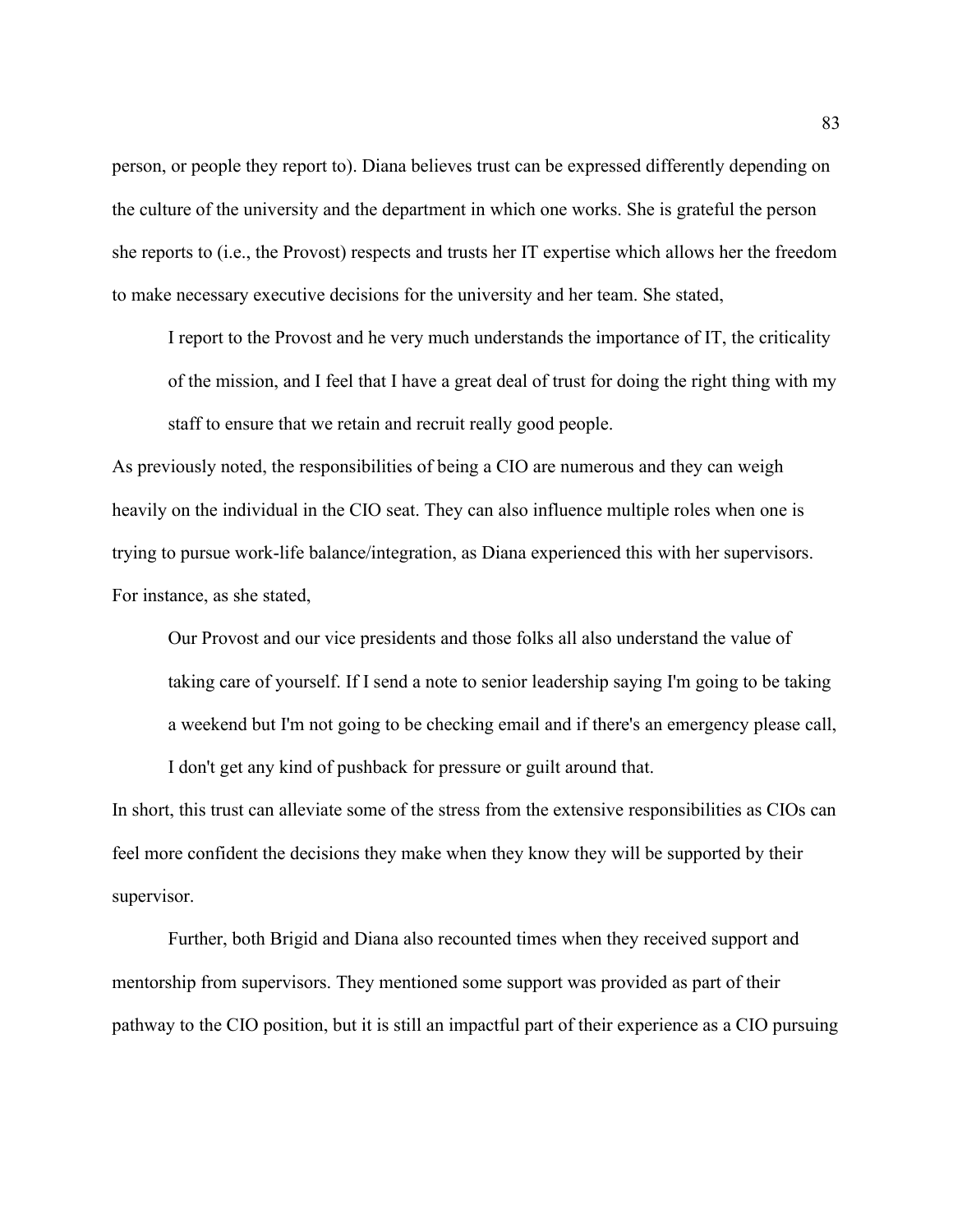person, or people they report to). Diana believes trust can be expressed differently depending on the culture of the university and the department in which one works. She is grateful the person she reports to (i.e., the Provost) respects and trusts her IT expertise which allows her the freedom to make necessary executive decisions for the university and her team. She stated,

> I report to the Provost and he very much understands the importance of IT, the criticality of the mission, and I feel that I have a great deal of trust for doing the right thing with my staff to ensure that we retain and recruit really good people.

As previously noted, the responsibilities of being a CIO are numerous and they can weigh heavily on the individual in the CIO seat. They can also influence multiple roles when one is trying to pursue work-life balance/integration, as Diana experienced this with her supervisors. For instance, as she stated,

> Our Provost and our vice presidents and those folks all also understand the value of taking care of yourself. If I send a note to senior leadership saying I'm going to be taking a weekend but I'm not going to be checking email and if there's an emergency please call, I don't get any kind of pushback for pressure or guilt around that.

In short, this trust can alleviate some of the stress from the extensive responsibilities as CIOs can feel more confident the decisions they make when they know they will be supported by their supervisor.

Further, both Brigid and Diana also recounted times when they received support and mentorship from supervisors. They mentioned some support was provided as part of their pathway to the CIO position, but it is still an impactful part of their experience as a CIO pursuing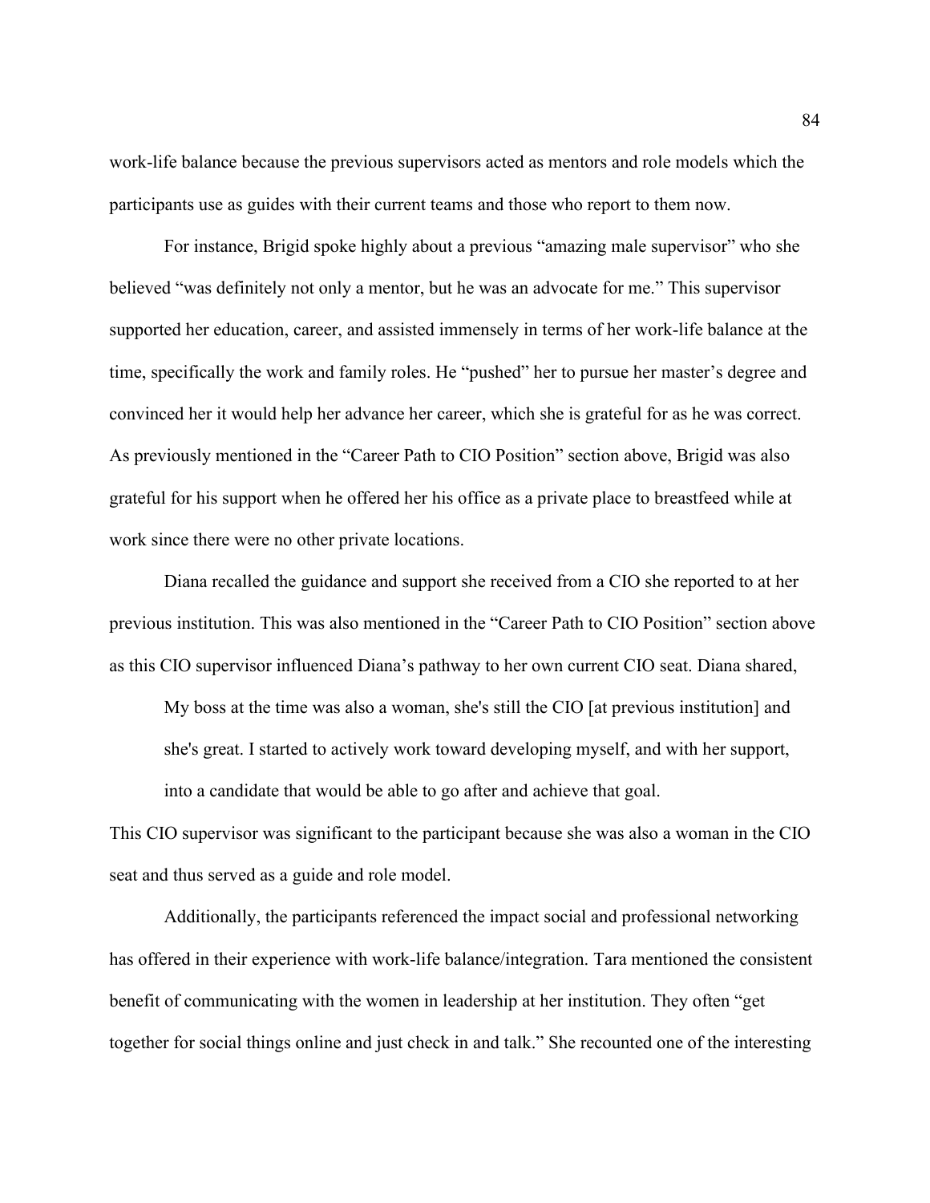work-life balance because the previous supervisors acted as mentors and role models which the participants use as guides with their current teams and those who report to them now.

For instance, Brigid spoke highly about a previous "amazing male supervisor" who she believed "was definitely not only a mentor, but he was an advocate for me." This supervisor supported her education, career, and assisted immensely in terms of her work-life balance at the time, specifically the work and family roles. He "pushed" her to pursue her master's degree and convinced her it would help her advance her career, which she is grateful for as he was correct. As previously mentioned in the "Career Path to CIO Position" section above, Brigid was also grateful for his support when he offered her his office as a private place to breastfeed while at work since there were no other private locations.

Diana recalled the guidance and support she received from a CIO she reported to at her previous institution. This was also mentioned in the "Career Path to CIO Position" section above as this CIO supervisor influenced Diana's pathway to her own current CIO seat. Diana shared,

> My boss at the time was also a woman, she's still the CIO [at previous institution] and she's great. I started to actively work toward developing myself, and with her support, into a candidate that would be able to go after and achieve that goal.

This CIO supervisor was significant to the participant because she was also a woman in the CIO seat and thus served as a guide and role model.

Additionally, the participants referenced the impact social and professional networking has offered in their experience with work-life balance/integration. Tara mentioned the consistent benefit of communicating with the women in leadership at her institution. They often "get together for social things online and just check in and talk." She recounted one of the interesting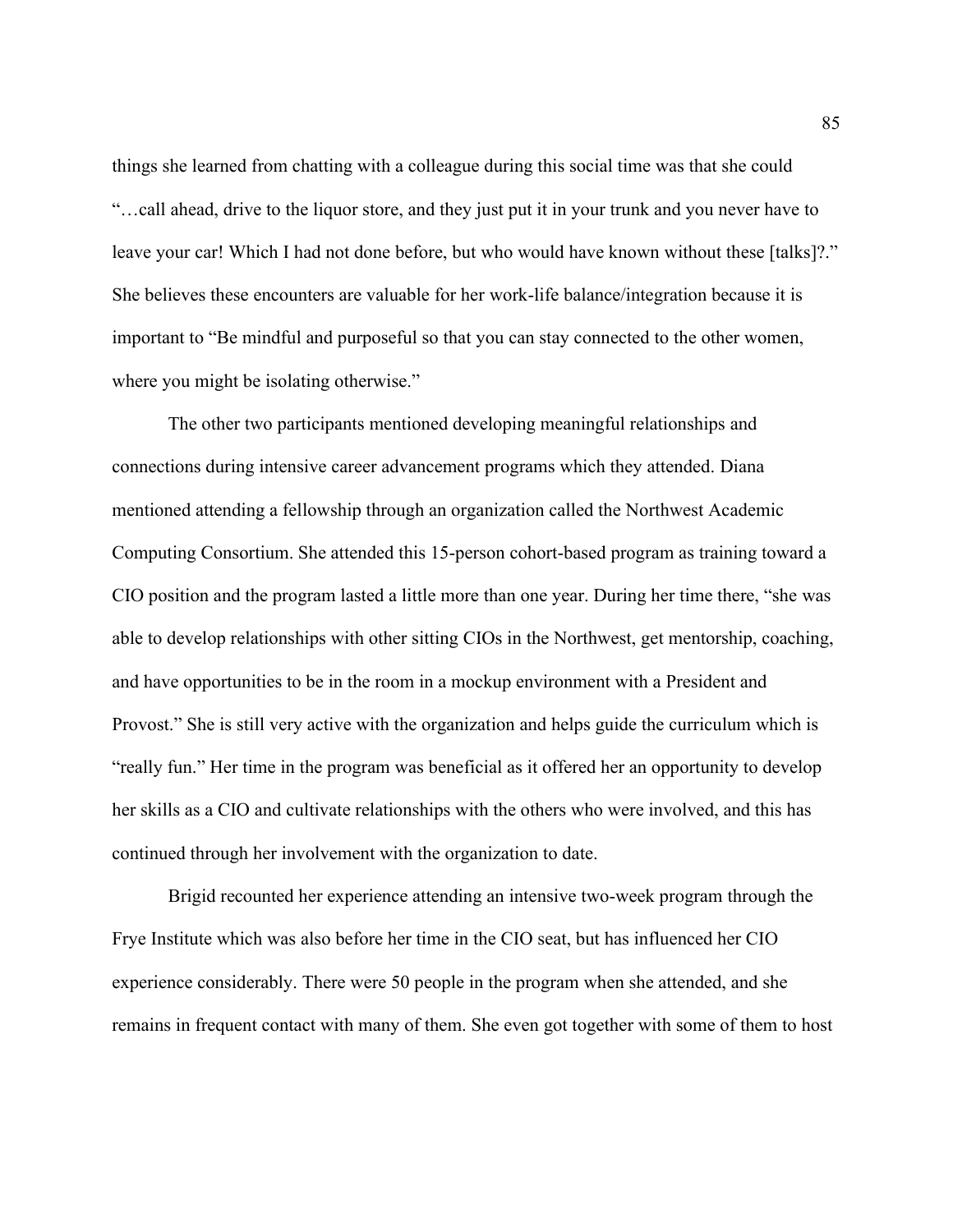things she learned from chatting with a colleague during this social time was that she could "…call ahead, drive to the liquor store, and they just put it in your trunk and you never have to leave your car! Which I had not done before, but who would have known without these [talks]?." She believes these encounters are valuable for her work-life balance/integration because it is important to "Be mindful and purposeful so that you can stay connected to the other women, where you might be isolating otherwise."

The other two participants mentioned developing meaningful relationships and connections during intensive career advancement programs which they attended. Diana mentioned attending a fellowship through an organization called the Northwest Academic Computing Consortium. She attended this 15-person cohort-based program as training toward a CIO position and the program lasted a little more than one year. During her time there, "she was able to develop relationships with other sitting CIOs in the Northwest, get mentorship, coaching, and have opportunities to be in the room in a mockup environment with a President and Provost." She is still very active with the organization and helps guide the curriculum which is "really fun." Her time in the program was beneficial as it offered her an opportunity to develop her skills as a CIO and cultivate relationships with the others who were involved, and this has continued through her involvement with the organization to date.

Brigid recounted her experience attending an intensive two-week program through the Frye Institute which was also before her time in the CIO seat, but has influenced her CIO experience considerably. There were 50 people in the program when she attended, and she remains in frequent contact with many of them. She even got together with some of them to host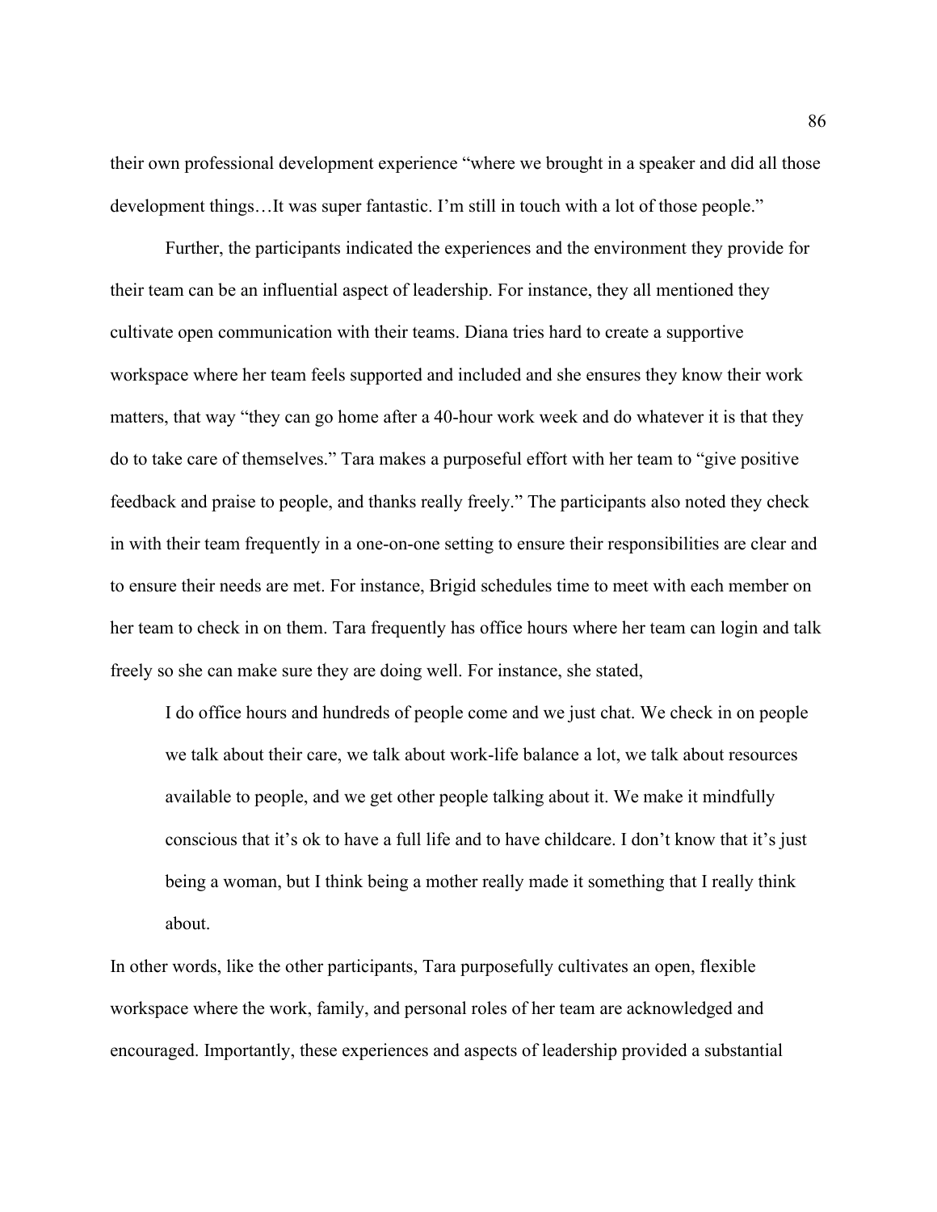their own professional development experience "where we brought in a speaker and did all those development things…It was super fantastic. I'm still in touch with a lot of those people."

Further, the participants indicated the experiences and the environment they provide for their team can be an influential aspect of leadership. For instance, they all mentioned they cultivate open communication with their teams. Diana tries hard to create a supportive workspace where her team feels supported and included and she ensures they know their work matters, that way "they can go home after a 40-hour work week and do whatever it is that they do to take care of themselves." Tara makes a purposeful effort with her team to "give positive feedback and praise to people, and thanks really freely." The participants also noted they check in with their team frequently in a one-on-one setting to ensure their responsibilities are clear and to ensure their needs are met. For instance, Brigid schedules time to meet with each member on her team to check in on them. Tara frequently has office hours where her team can login and talk freely so she can make sure they are doing well. For instance, she stated,

> I do office hours and hundreds of people come and we just chat. We check in on people we talk about their care, we talk about work-life balance a lot, we talk about resources available to people, and we get other people talking about it. We make it mindfully conscious that it's ok to have a full life and to have childcare. I don't know that it's just being a woman, but I think being a mother really made it something that I really think about.

In other words, like the other participants, Tara purposefully cultivates an open, flexible workspace where the work, family, and personal roles of her team are acknowledged and encouraged. Importantly, these experiences and aspects of leadership provided a substantial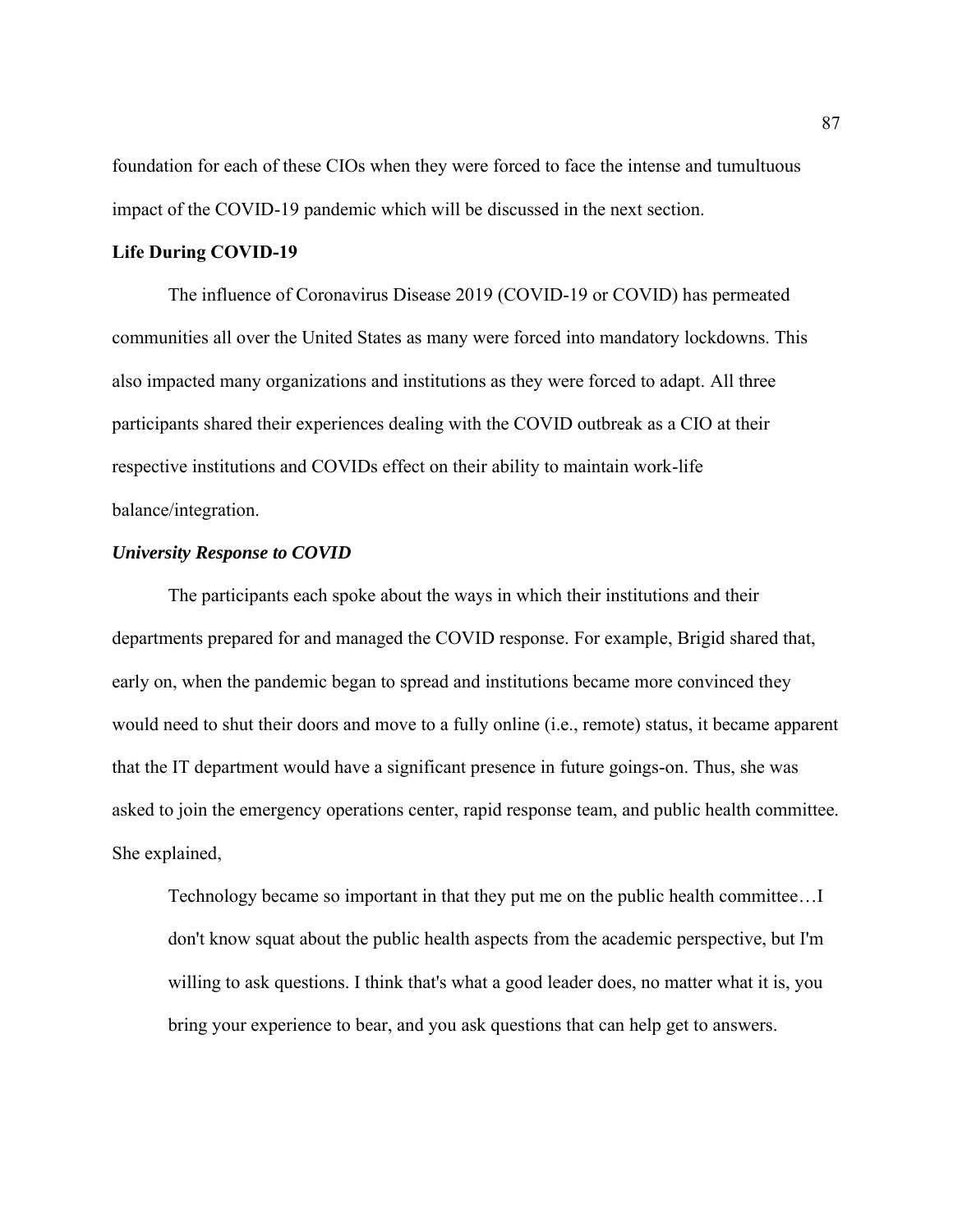foundation for each of these CIOs when they were forced to face the intense and tumultuous impact of the COVID-19 pandemic which will be discussed in the next section.

## Life During COVID-19

The influence of Coronavirus Disease 2019 (COVID-19 or COVID) has permeated communities all over the United States as many were forced into mandatory lockdowns. This also impacted many organizations and institutions as they were forced to adapt. All three participants shared their experiences dealing with the COVID outbreak as a CIO at their respective institutions and COVIDs effect on their ability to maintain work-life balance/integration.

### *University Response to COVID*

The participants each spoke about the ways in which their institutions and their departments prepared for and managed the COVID response. For example, Brigid shared that, early on, when the pandemic began to spread and institutions became more convinced they would need to shut their doors and move to a fully online (i.e., remote) status, it became apparent that the IT department would have a significant presence in future goings-on. Thus, she was asked to join the emergency operations center, rapid response team, and public health committee. She explained,

> Technology became so important in that they put me on the public health committee…I don't know squat about the public health aspects from the academic perspective, but I'm willing to ask questions. I think that's what a good leader does, no matter what it is, you bring your experience to bear, and you ask questions that can help get to answers.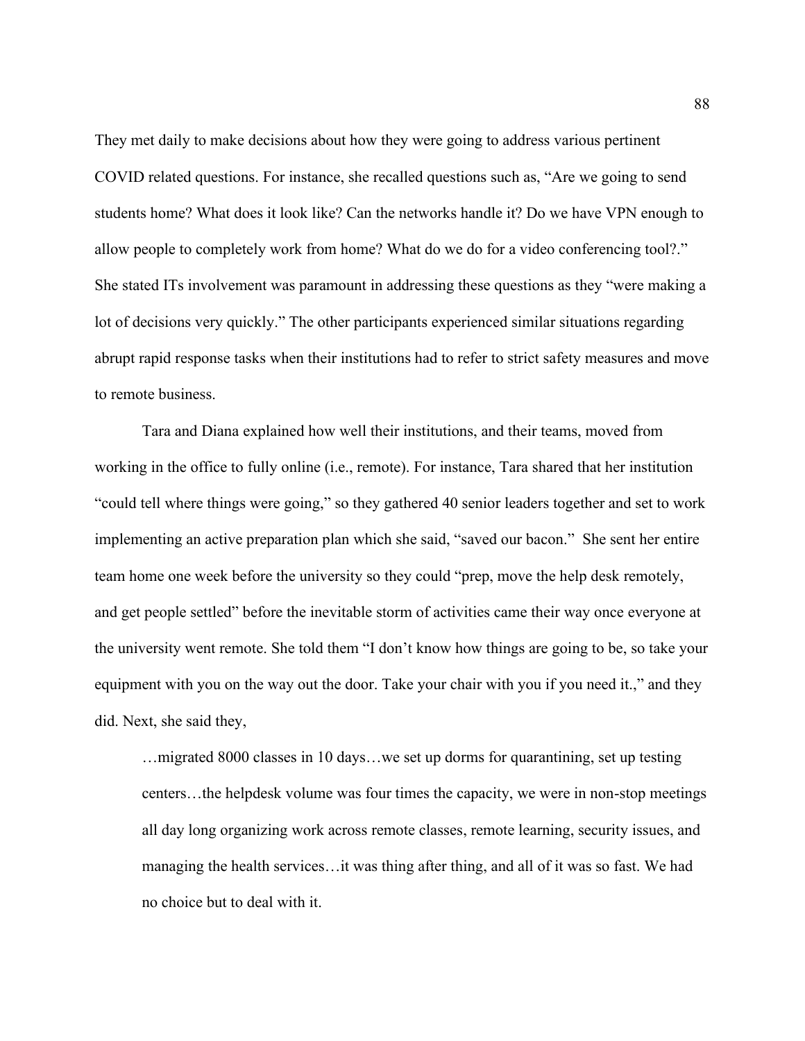They met daily to make decisions about how they were going to address various pertinent COVID related questions. For instance, she recalled questions such as, "Are we going to send students home? What does it look like? Can the networks handle it? Do we have VPN enough to allow people to completely work from home? What do we do for a video conferencing tool?." She stated ITs involvement was paramount in addressing these questions as they "were making a lot of decisions very quickly." The other participants experienced similar situations regarding abrupt rapid response tasks when their institutions had to refer to strict safety measures and move to remote business.

Tara and Diana explained how well their institutions, and their teams, moved from working in the office to fully online (i.e., remote). For instance, Tara shared that her institution "could tell where things were going," so they gathered 40 senior leaders together and set to work implementing an active preparation plan which she said, "saved our bacon." She sent her entire team home one week before the university so they could "prep, move the help desk remotely, and get people settled" before the inevitable storm of activities came their way once everyone at the university went remote. She told them "I don't know how things are going to be, so take your equipment with you on the way out the door. Take your chair with you if you need it.," and they did. Next, she said they,

> …migrated 8000 classes in 10 days…we set up dorms for quarantining, set up testing centers…the helpdesk volume was four times the capacity, we were in non-stop meetings all day long organizing work across remote classes, remote learning, security issues, and managing the health services…it was thing after thing, and all of it was so fast. We had no choice but to deal with it.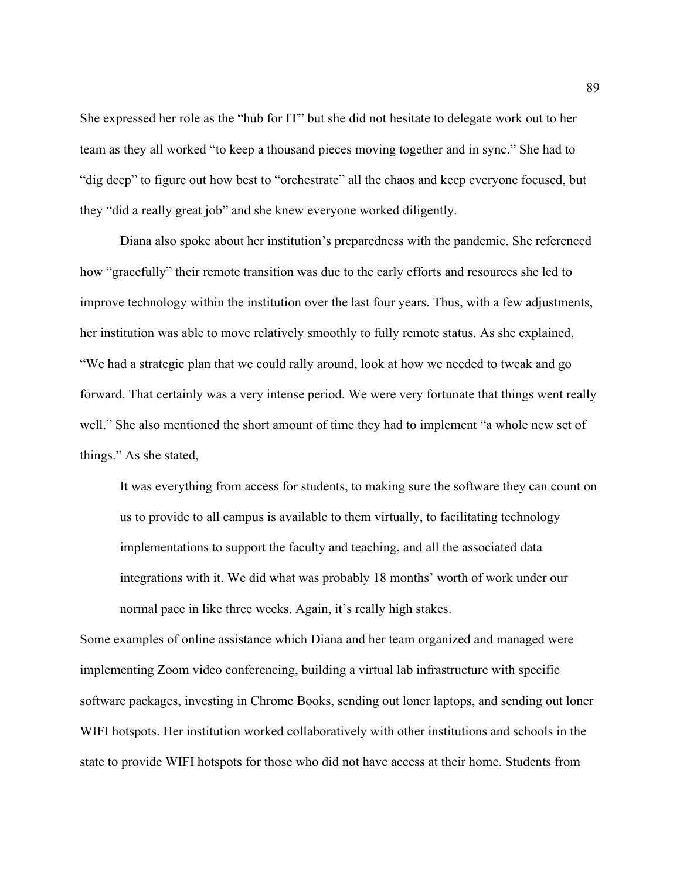She expressed her role as the "hub for IT" but she did not hesitate to delegate work out to her team as they all worked "to keep a thousand pieces moving together and in sync." She had to "dig deep" to figure out how best to "orchestrate" all the chaos and keep everyone focused, but they "did a really great job" and she knew everyone worked diligently.

Diana also spoke about her institution's preparedness with the pandemic. She referenced how "gracefully" their remote transition was due to the early efforts and resources she led to improve technology within the institution over the last four years. Thus, with a few adjustments, her institution was able to move relatively smoothly to fully remote status. As she explained, "We had a strategic plan that we could rally around, look at how we needed to tweak and go forward. That certainly was a very intense period. We were very fortunate that things went really well." She also mentioned the short amount of time they had to implement "a whole new set of things." As she stated,

> It was everything from access for students, to making sure the software they can count on us to provide to all campus is available to them virtually, to facilitating technology implementations to support the faculty and teaching, and all the associated data integrations with it. We did what was probably 18 months' worth of work under our normal pace in like three weeks. Again, it's really high stakes.

Some examples of online assistance which Diana and her team organized and managed were implementing Zoom video conferencing, building a virtual lab infrastructure with specific software packages, investing in Chrome Books, sending out loner laptops, and sending out loner WIFI hotspots. Her institution worked collaboratively with other institutions and schools in the state to provide WIFI hotspots for those who did not have access at their home. Students from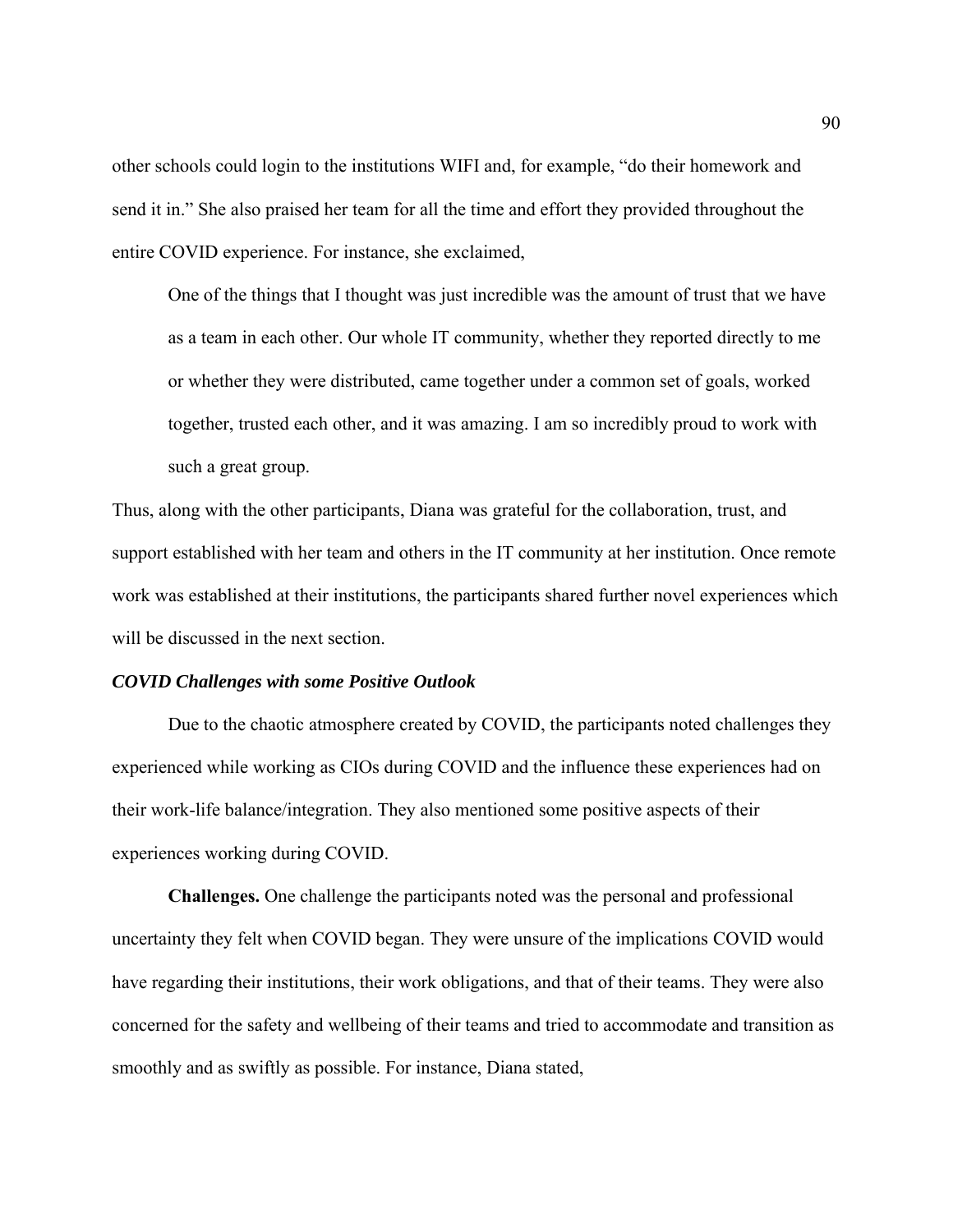other schools could login to the institutions WIFI and, for example, "do their homework and send it in." She also praised her team for all the time and effort they provided throughout the entire COVID experience. For instance, she exclaimed,

> One of the things that I thought was just incredible was the amount of trust that we have as a team in each other. Our whole IT community, whether they reported directly to me or whether they were distributed, came together under a common set of goals, worked together, trusted each other, and it was amazing. I am so incredibly proud to work with such a great group.

Thus, along with the other participants, Diana was grateful for the collaboration, trust, and support established with her team and others in the IT community at her institution. Once remote work was established at their institutions, the participants shared further novel experiences which will be discussed in the next section.

### *COVID Challenges with some Positive Outlook*

Due to the chaotic atmosphere created by COVID, the participants noted challenges they experienced while working as CIOs during COVID and the influence these experiences had on their work-life balance/integration. They also mentioned some positive aspects of their experiences working during COVID.

**Challenges.** One challenge the participants noted was the personal and professional uncertainty they felt when COVID began. They were unsure of the implications COVID would have regarding their institutions, their work obligations, and that of their teams. They were also concerned for the safety and wellbeing of their teams and tried to accommodate and transition as smoothly and as swiftly as possible. For instance, Diana stated,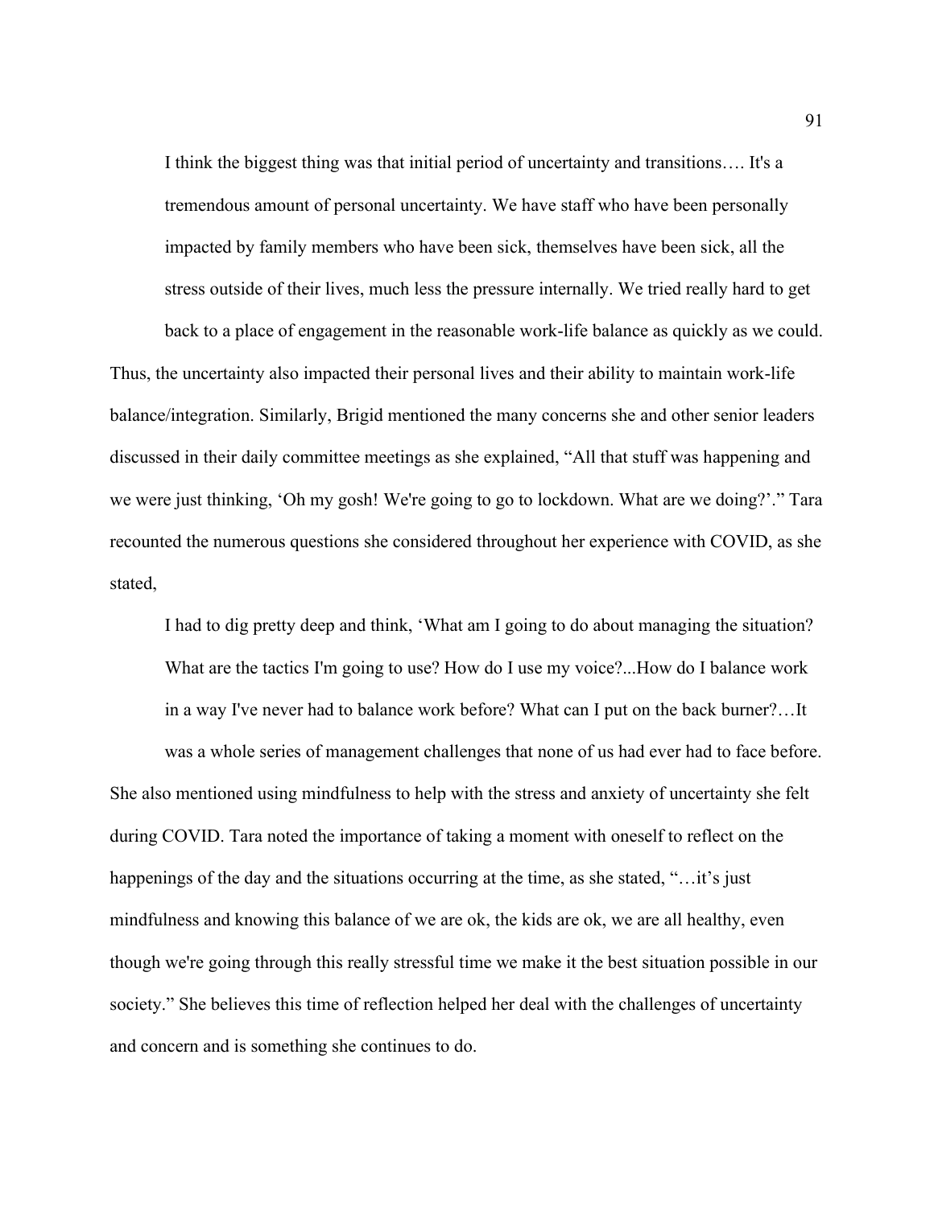> I think the biggest thing was that initial period of uncertainty and transitions…. It's a tremendous amount of personal uncertainty. We have staff who have been personally impacted by family members who have been sick, themselves have been sick, all the stress outside of their lives, much less the pressure internally. We tried really hard to get back to a place of engagement in the reasonable work-life balance as quickly as we could.

Thus, the uncertainty also impacted their personal lives and their ability to maintain work-life balance/integration. Similarly, Brigid mentioned the many concerns she and other senior leaders discussed in their daily committee meetings as she explained, "All that stuff was happening and we were just thinking, 'Oh my gosh! We're going to go to lockdown. What are we doing?'." Tara recounted the numerous questions she considered throughout her experience with COVID, as she stated,

> I had to dig pretty deep and think, 'What am I going to do about managing the situation? What are the tactics I'm going to use? How do I use my voice?...How do I balance work in a way I've never had to balance work before? What can I put on the back burner?…It was a whole series of management challenges that none of us had ever had to face before.

She also mentioned using mindfulness to help with the stress and anxiety of uncertainty she felt during COVID. Tara noted the importance of taking a moment with oneself to reflect on the happenings of the day and the situations occurring at the time, as she stated, "…it's just mindfulness and knowing this balance of we are ok, the kids are ok, we are all healthy, even though we're going through this really stressful time we make it the best situation possible in our society." She believes this time of reflection helped her deal with the challenges of uncertainty and concern and is something she continues to do.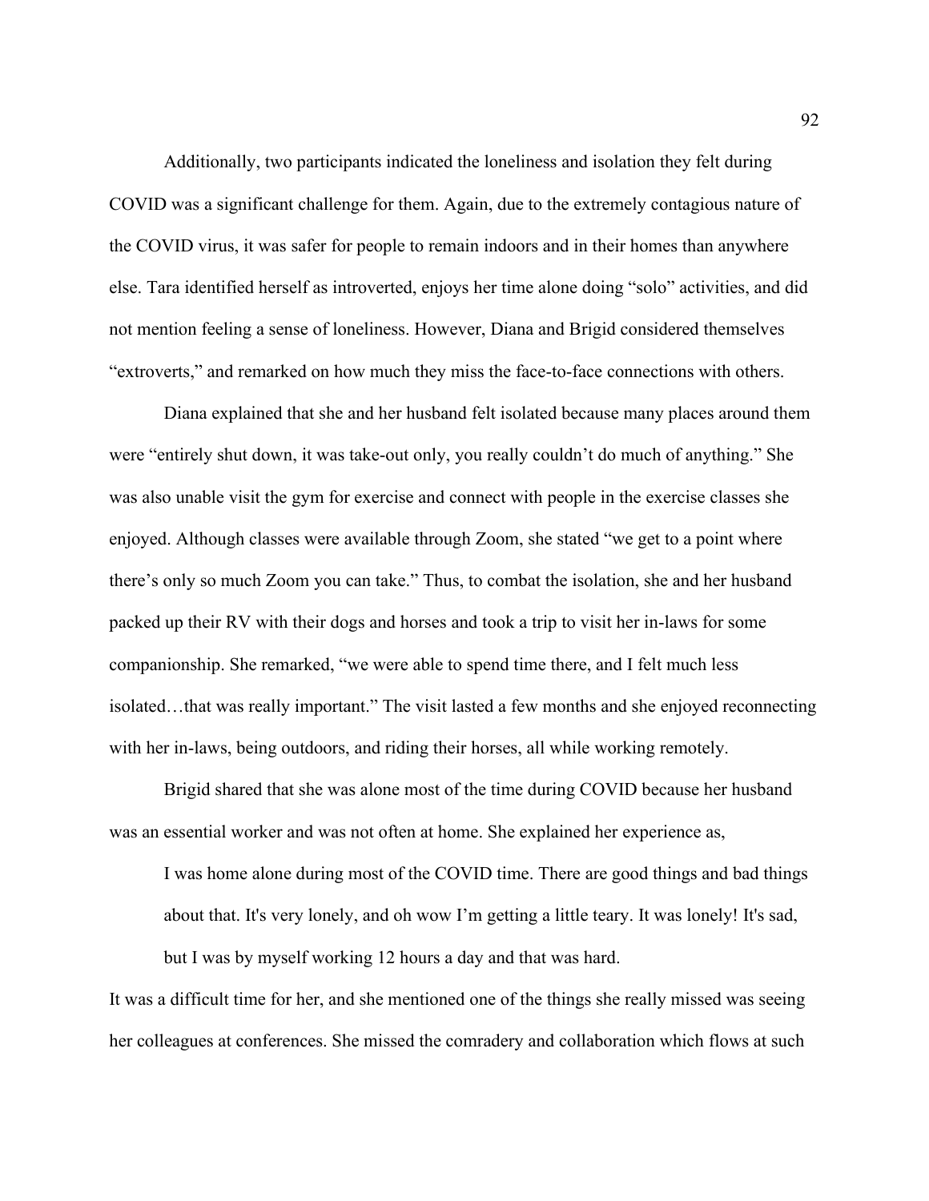Additionally, two participants indicated the loneliness and isolation they felt during COVID was a significant challenge for them. Again, due to the extremely contagious nature of the COVID virus, it was safer for people to remain indoors and in their homes than anywhere else. Tara identified herself as introverted, enjoys her time alone doing "solo" activities, and did not mention feeling a sense of loneliness. However, Diana and Brigid considered themselves "extroverts," and remarked on how much they miss the face-to-face connections with others.

Diana explained that she and her husband felt isolated because many places around them were "entirely shut down, it was take-out only, you really couldn't do much of anything." She was also unable visit the gym for exercise and connect with people in the exercise classes she enjoyed. Although classes were available through Zoom, she stated "we get to a point where there's only so much Zoom you can take." Thus, to combat the isolation, she and her husband packed up their RV with their dogs and horses and took a trip to visit her in-laws for some companionship. She remarked, "we were able to spend time there, and I felt much less isolated…that was really important." The visit lasted a few months and she enjoyed reconnecting with her in-laws, being outdoors, and riding their horses, all while working remotely.

Brigid shared that she was alone most of the time during COVID because her husband was an essential worker and was not often at home. She explained her experience as,

> I was home alone during most of the COVID time. There are good things and bad things about that. It's very lonely, and oh wow I'm getting a little teary. It was lonely! It's sad, but I was by myself working 12 hours a day and that was hard.

It was a difficult time for her, and she mentioned one of the things she really missed was seeing her colleagues at conferences. She missed the comradery and collaboration which flows at such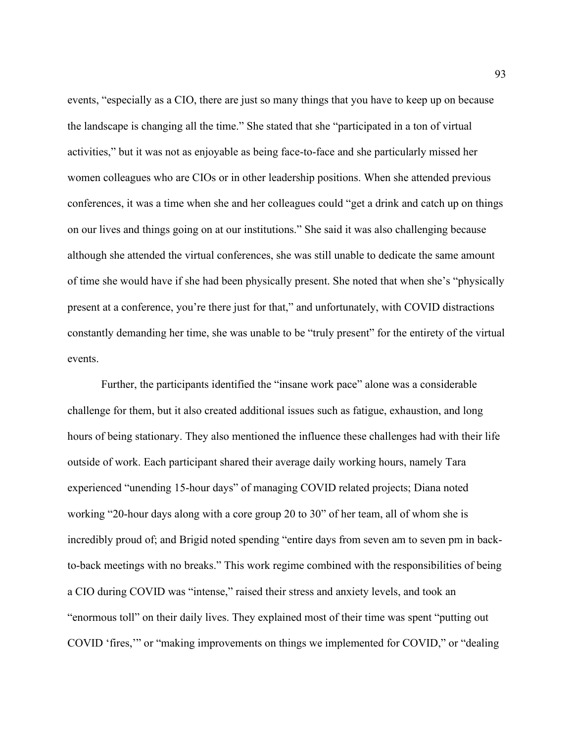events, "especially as a CIO, there are just so many things that you have to keep up on because the landscape is changing all the time." She stated that she "participated in a ton of virtual activities," but it was not as enjoyable as being face-to-face and she particularly missed her women colleagues who are CIOs or in other leadership positions. When she attended previous conferences, it was a time when she and her colleagues could "get a drink and catch up on things on our lives and things going on at our institutions." She said it was also challenging because although she attended the virtual conferences, she was still unable to dedicate the same amount of time she would have if she had been physically present. She noted that when she's "physically present at a conference, you're there just for that," and unfortunately, with COVID distractions constantly demanding her time, she was unable to be "truly present" for the entirety of the virtual events.

Further, the participants identified the "insane work pace" alone was a considerable challenge for them, but it also created additional issues such as fatigue, exhaustion, and long hours of being stationary. They also mentioned the influence these challenges had with their life outside of work. Each participant shared their average daily working hours, namely Tara experienced "unending 15-hour days" of managing COVID related projects; Diana noted working "20-hour days along with a core group 20 to 30" of her team, all of whom she is incredibly proud of; and Brigid noted spending "entire days from seven am to seven pm in back-to-back meetings with no breaks." This work regime combined with the responsibilities of being a CIO during COVID was "intense," raised their stress and anxiety levels, and took an "enormous toll" on their daily lives. They explained most of their time was spent "putting out COVID 'fires,'" or "making improvements on things we implemented for COVID," or "dealing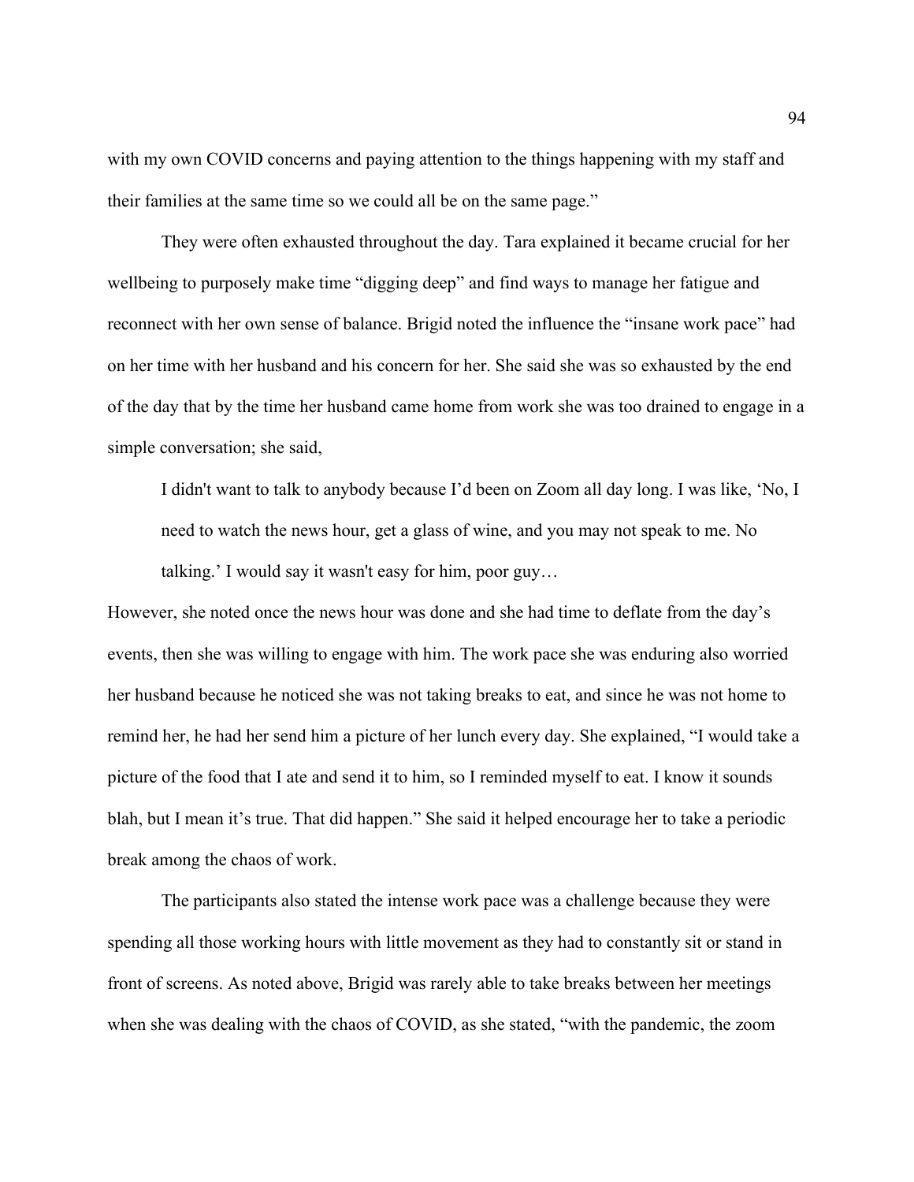with my own COVID concerns and paying attention to the things happening with my staff and their families at the same time so we could all be on the same page."

They were often exhausted throughout the day. Tara explained it became crucial for her wellbeing to purposely make time "digging deep" and find ways to manage her fatigue and reconnect with her own sense of balance. Brigid noted the influence the "insane work pace" had on her time with her husband and his concern for her. She said she was so exhausted by the end of the day that by the time her husband came home from work she was too drained to engage in a simple conversation; she said,

> I didn't want to talk to anybody because I'd been on Zoom all day long. I was like, 'No, I need to watch the news hour, get a glass of wine, and you may not speak to me. No talking.' I would say it wasn't easy for him, poor guy…

However, she noted once the news hour was done and she had time to deflate from the day's events, then she was willing to engage with him. The work pace she was enduring also worried her husband because he noticed she was not taking breaks to eat, and since he was not home to remind her, he had her send him a picture of her lunch every day. She explained, "I would take a picture of the food that I ate and send it to him, so I reminded myself to eat. I know it sounds blah, but I mean it's true. That did happen." She said it helped encourage her to take a periodic break among the chaos of work.

The participants also stated the intense work pace was a challenge because they were spending all those working hours with little movement as they had to constantly sit or stand in front of screens. As noted above, Brigid was rarely able to take breaks between her meetings when she was dealing with the chaos of COVID, as she stated, "with the pandemic, the zoom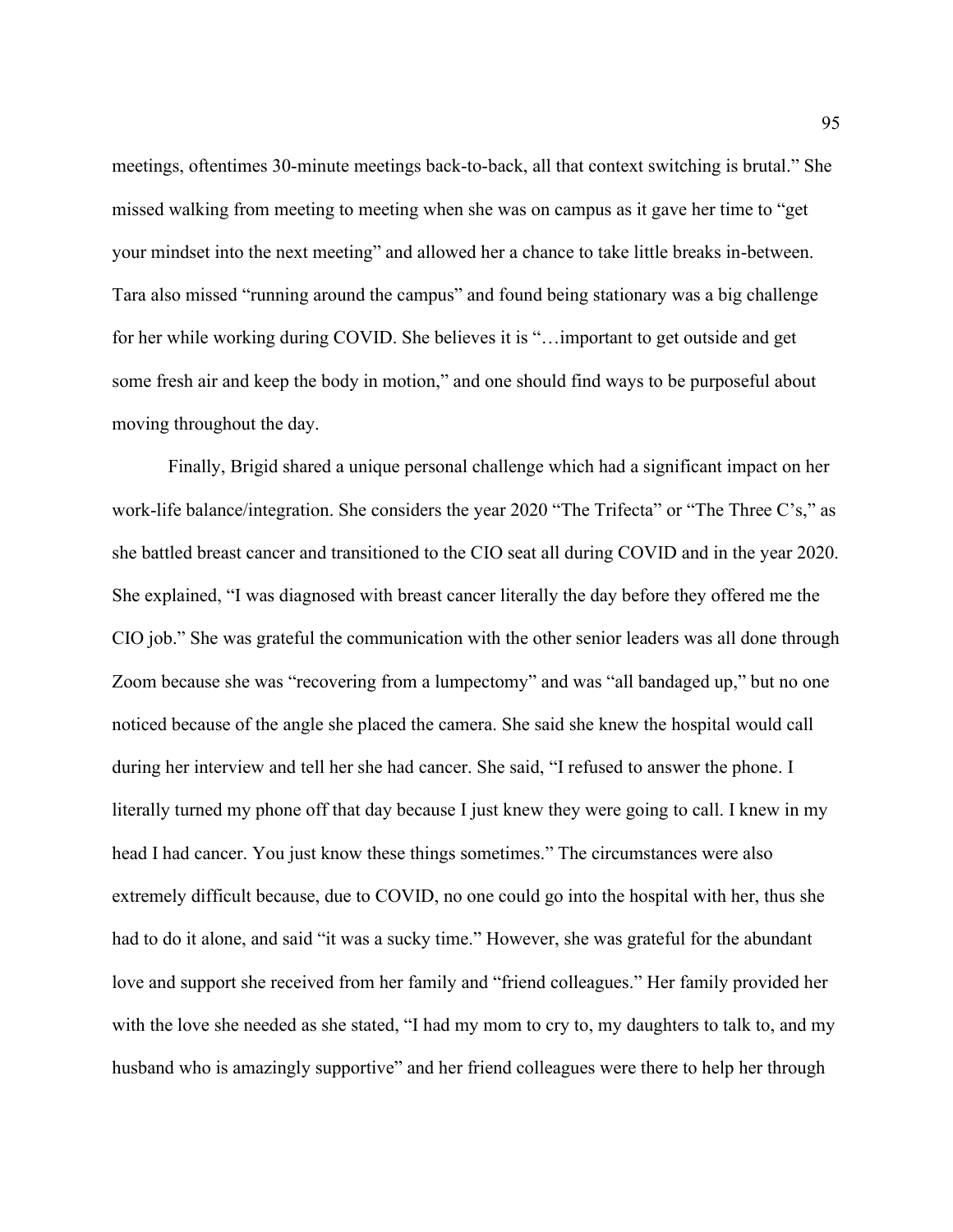meetings, oftentimes 30-minute meetings back-to-back, all that context switching is brutal." She missed walking from meeting to meeting when she was on campus as it gave her time to "get your mindset into the next meeting" and allowed her a chance to take little breaks in-between. Tara also missed "running around the campus" and found being stationary was a big challenge for her while working during COVID. She believes it is "…important to get outside and get some fresh air and keep the body in motion," and one should find ways to be purposeful about moving throughout the day.

Finally, Brigid shared a unique personal challenge which had a significant impact on her work-life balance/integration. She considers the year 2020 "The Trifecta" or "The Three C's," as she battled breast cancer and transitioned to the CIO seat all during COVID and in the year 2020. She explained, "I was diagnosed with breast cancer literally the day before they offered me the CIO job." She was grateful the communication with the other senior leaders was all done through Zoom because she was "recovering from a lumpectomy" and was "all bandaged up," but no one noticed because of the angle she placed the camera. She said she knew the hospital would call during her interview and tell her she had cancer. She said, "I refused to answer the phone. I literally turned my phone off that day because I just knew they were going to call. I knew in my head I had cancer. You just know these things sometimes." The circumstances were also extremely difficult because, due to COVID, no one could go into the hospital with her, thus she had to do it alone, and said "it was a sucky time." However, she was grateful for the abundant love and support she received from her family and "friend colleagues." Her family provided her with the love she needed as she stated, "I had my mom to cry to, my daughters to talk to, and my husband who is amazingly supportive" and her friend colleagues were there to help her through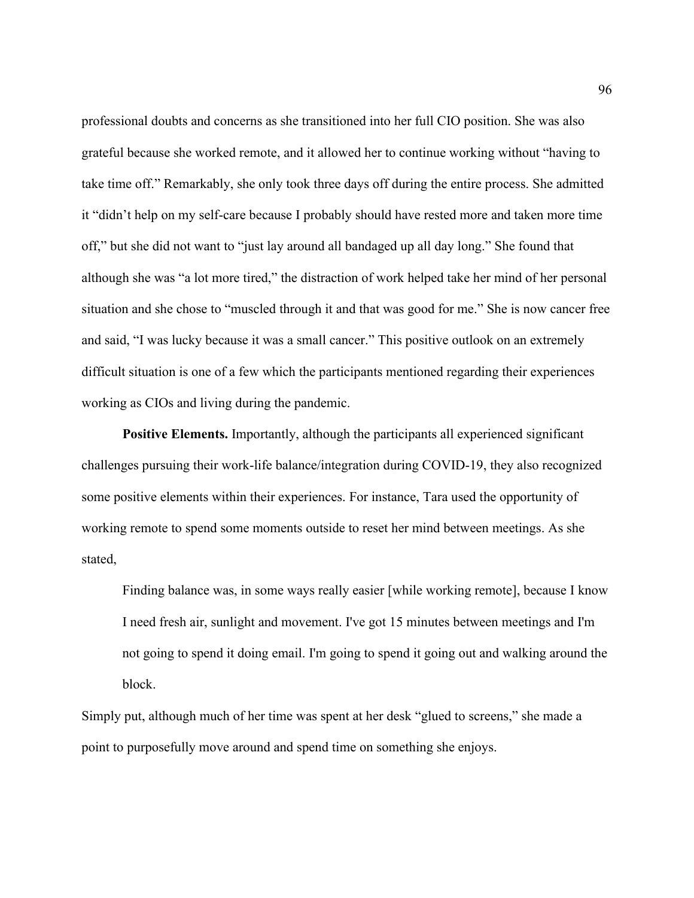professional doubts and concerns as she transitioned into her full CIO position. She was also grateful because she worked remote, and it allowed her to continue working without "having to take time off." Remarkably, she only took three days off during the entire process. She admitted it "didn't help on my self-care because I probably should have rested more and taken more time off," but she did not want to "just lay around all bandaged up all day long." She found that although she was "a lot more tired," the distraction of work helped take her mind of her personal situation and she chose to "muscled through it and that was good for me." She is now cancer free and said, "I was lucky because it was a small cancer." This positive outlook on an extremely difficult situation is one of a few which the participants mentioned regarding their experiences working as CIOs and living during the pandemic.

**Positive Elements.** Importantly, although the participants all experienced significant challenges pursuing their work-life balance/integration during COVID-19, they also recognized some positive elements within their experiences. For instance, Tara used the opportunity of working remote to spend some moments outside to reset her mind between meetings. As she stated,

> Finding balance was, in some ways really easier [while working remote], because I know I need fresh air, sunlight and movement. I've got 15 minutes between meetings and I'm not going to spend it doing email. I'm going to spend it going out and walking around the block.

Simply put, although much of her time was spent at her desk "glued to screens," she made a point to purposefully move around and spend time on something she enjoys.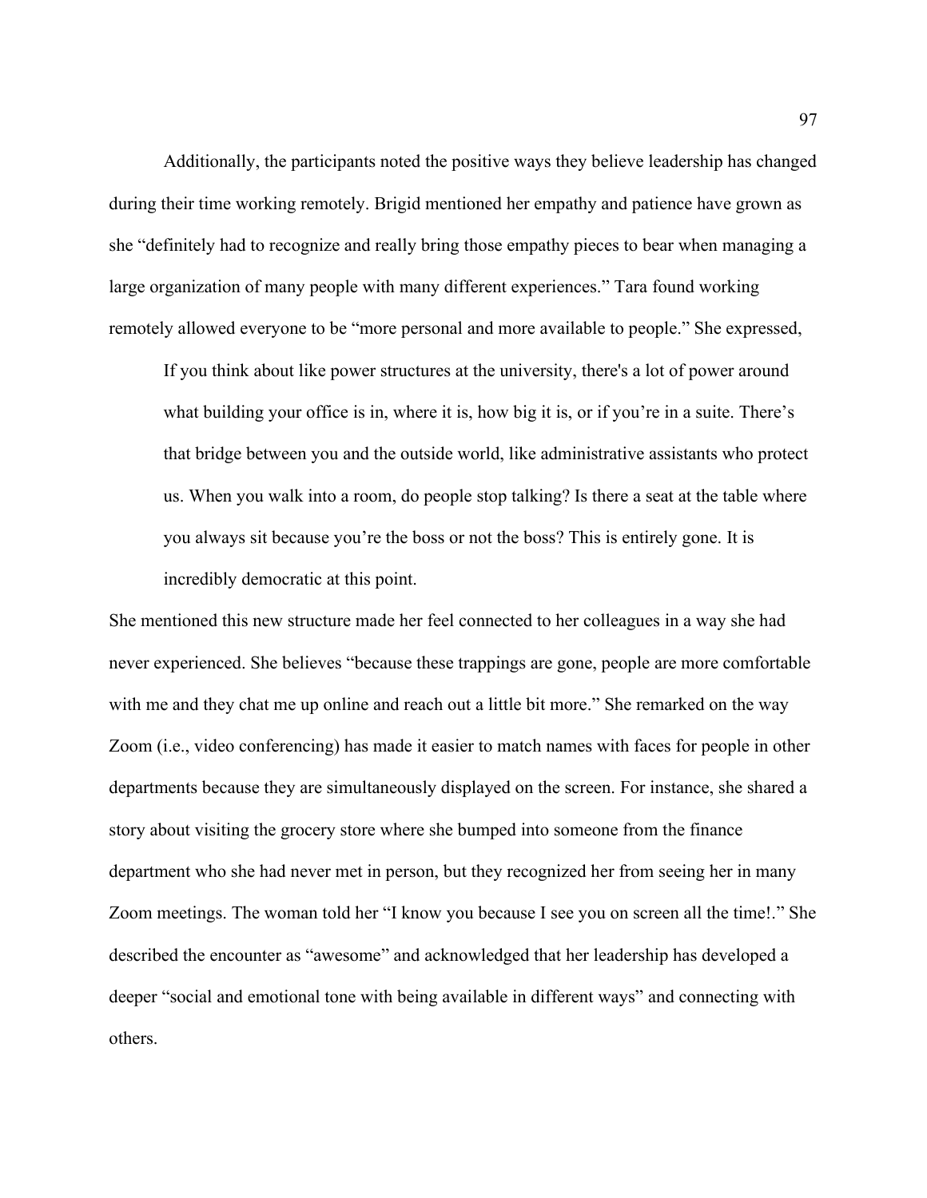Additionally, the participants noted the positive ways they believe leadership has changed during their time working remotely. Brigid mentioned her empathy and patience have grown as she "definitely had to recognize and really bring those empathy pieces to bear when managing a large organization of many people with many different experiences." Tara found working remotely allowed everyone to be "more personal and more available to people." She expressed,

> If you think about like power structures at the university, there's a lot of power around what building your office is in, where it is, how big it is, or if you're in a suite. There's that bridge between you and the outside world, like administrative assistants who protect us. When you walk into a room, do people stop talking? Is there a seat at the table where you always sit because you're the boss or not the boss? This is entirely gone. It is incredibly democratic at this point.

She mentioned this new structure made her feel connected to her colleagues in a way she had never experienced. She believes "because these trappings are gone, people are more comfortable with me and they chat me up online and reach out a little bit more." She remarked on the way Zoom (i.e., video conferencing) has made it easier to match names with faces for people in other departments because they are simultaneously displayed on the screen. For instance, she shared a story about visiting the grocery store where she bumped into someone from the finance department who she had never met in person, but they recognized her from seeing her in many Zoom meetings. The woman told her "I know you because I see you on screen all the time!." She described the encounter as "awesome" and acknowledged that her leadership has developed a deeper "social and emotional tone with being available in different ways" and connecting with others.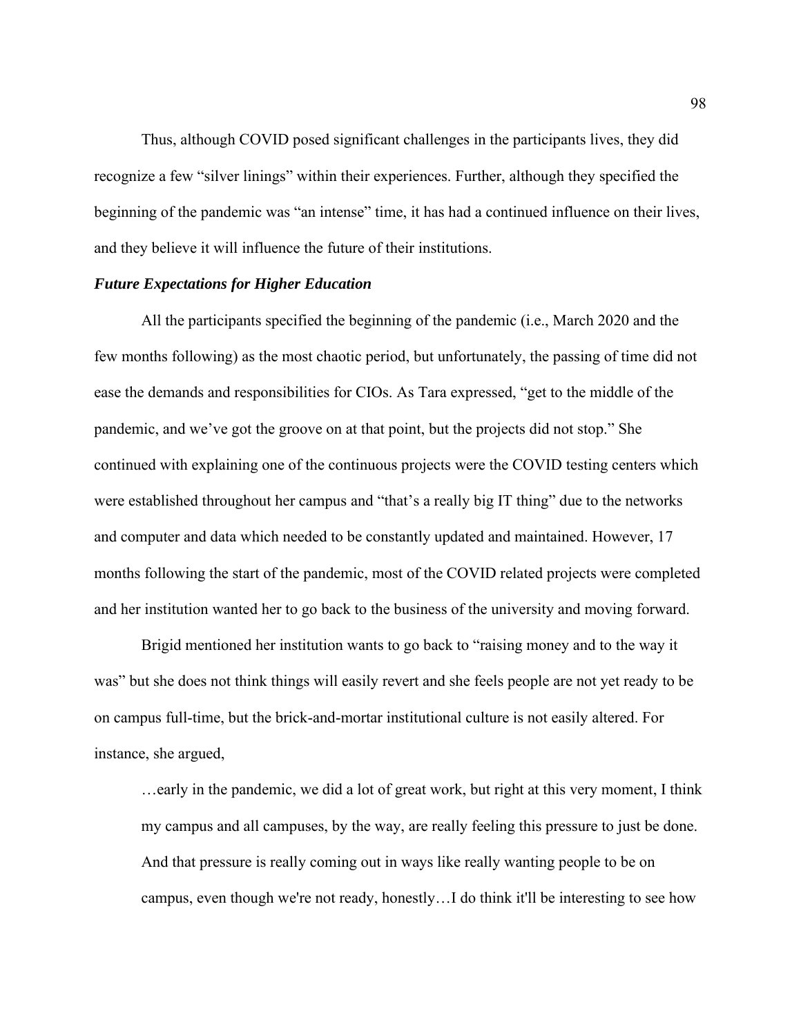Thus, although COVID posed significant challenges in the participants lives, they did recognize a few “silver linings” within their experiences. Further, although they specified the beginning of the pandemic was “an intense” time, it has had a continued influence on their lives, and they believe it will influence the future of their institutions.

### *Future Expectations for Higher Education*

All the participants specified the beginning of the pandemic (i.e., March 2020 and the few months following) as the most chaotic period, but unfortunately, the passing of time did not ease the demands and responsibilities for CIOs. As Tara expressed, “get to the middle of the pandemic, and we’ve got the groove on at that point, but the projects did not stop.” She continued with explaining one of the continuous projects were the COVID testing centers which were established throughout her campus and “that’s a really big IT thing” due to the networks and computer and data which needed to be constantly updated and maintained. However, 17 months following the start of the pandemic, most of the COVID related projects were completed and her institution wanted her to go back to the business of the university and moving forward.

Brigid mentioned her institution wants to go back to “raising money and to the way it was” but she does not think things will easily revert and she feels people are not yet ready to be on campus full-time, but the brick-and-mortar institutional culture is not easily altered. For instance, she argued,

> …early in the pandemic, we did a lot of great work, but right at this very moment, I think my campus and all campuses, by the way, are really feeling this pressure to just be done. And that pressure is really coming out in ways like really wanting people to be on campus, even though we're not ready, honestly…I do think it'll be interesting to see how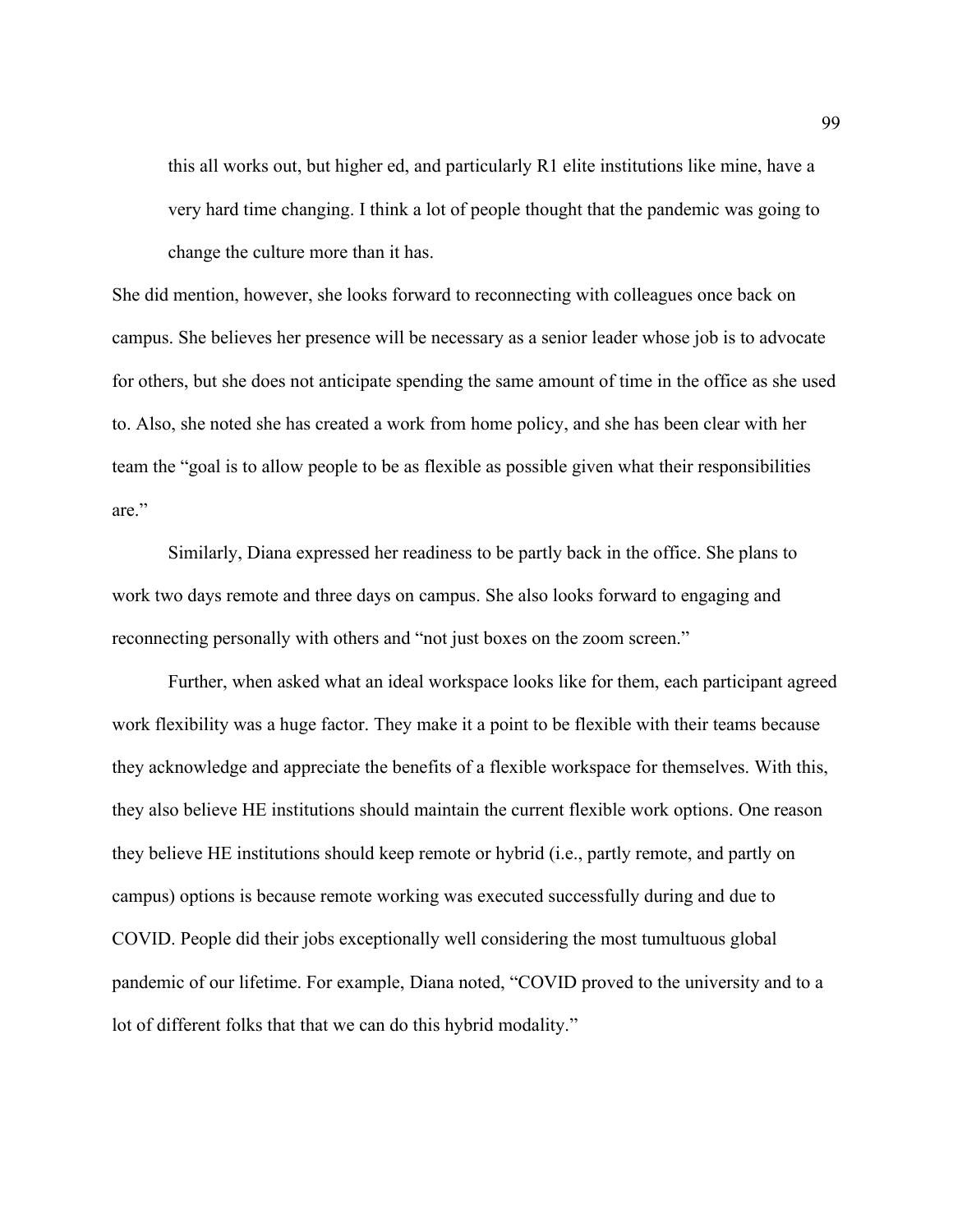> this all works out, but higher ed, and particularly R1 elite institutions like mine, have a very hard time changing. I think a lot of people thought that the pandemic was going to change the culture more than it has.

She did mention, however, she looks forward to reconnecting with colleagues once back on campus. She believes her presence will be necessary as a senior leader whose job is to advocate for others, but she does not anticipate spending the same amount of time in the office as she used to. Also, she noted she has created a work from home policy, and she has been clear with her team the "goal is to allow people to be as flexible as possible given what their responsibilities are."

Similarly, Diana expressed her readiness to be partly back in the office. She plans to work two days remote and three days on campus. She also looks forward to engaging and reconnecting personally with others and "not just boxes on the zoom screen."

Further, when asked what an ideal workspace looks like for them, each participant agreed work flexibility was a huge factor. They make it a point to be flexible with their teams because they acknowledge and appreciate the benefits of a flexible workspace for themselves. With this, they also believe HE institutions should maintain the current flexible work options. One reason they believe HE institutions should keep remote or hybrid (i.e., partly remote, and partly on campus) options is because remote working was executed successfully during and due to COVID. People did their jobs exceptionally well considering the most tumultuous global pandemic of our lifetime. For example, Diana noted, "COVID proved to the university and to a lot of different folks that that we can do this hybrid modality."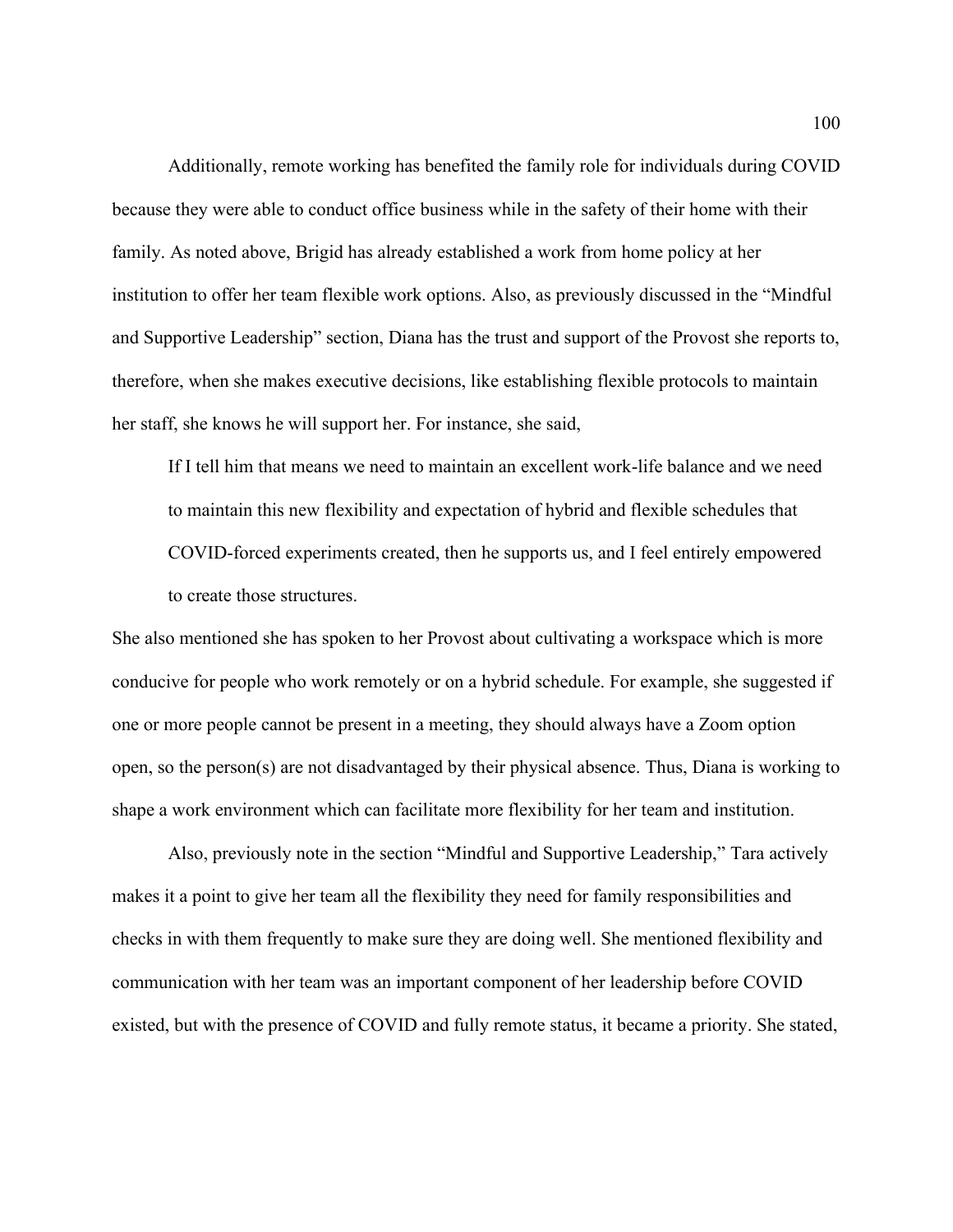Additionally, remote working has benefited the family role for individuals during COVID because they were able to conduct office business while in the safety of their home with their family. As noted above, Brigid has already established a work from home policy at her institution to offer her team flexible work options. Also, as previously discussed in the "Mindful and Supportive Leadership" section, Diana has the trust and support of the Provost she reports to, therefore, when she makes executive decisions, like establishing flexible protocols to maintain her staff, she knows he will support her. For instance, she said,

> If I tell him that means we need to maintain an excellent work-life balance and we need to maintain this new flexibility and expectation of hybrid and flexible schedules that COVID-forced experiments created, then he supports us, and I feel entirely empowered to create those structures.

She also mentioned she has spoken to her Provost about cultivating a workspace which is more conducive for people who work remotely or on a hybrid schedule. For example, she suggested if one or more people cannot be present in a meeting, they should always have a Zoom option open, so the person(s) are not disadvantaged by their physical absence. Thus, Diana is working to shape a work environment which can facilitate more flexibility for her team and institution.

Also, previously note in the section "Mindful and Supportive Leadership," Tara actively makes it a point to give her team all the flexibility they need for family responsibilities and checks in with them frequently to make sure they are doing well. She mentioned flexibility and communication with her team was an important component of her leadership before COVID existed, but with the presence of COVID and fully remote status, it became a priority. She stated,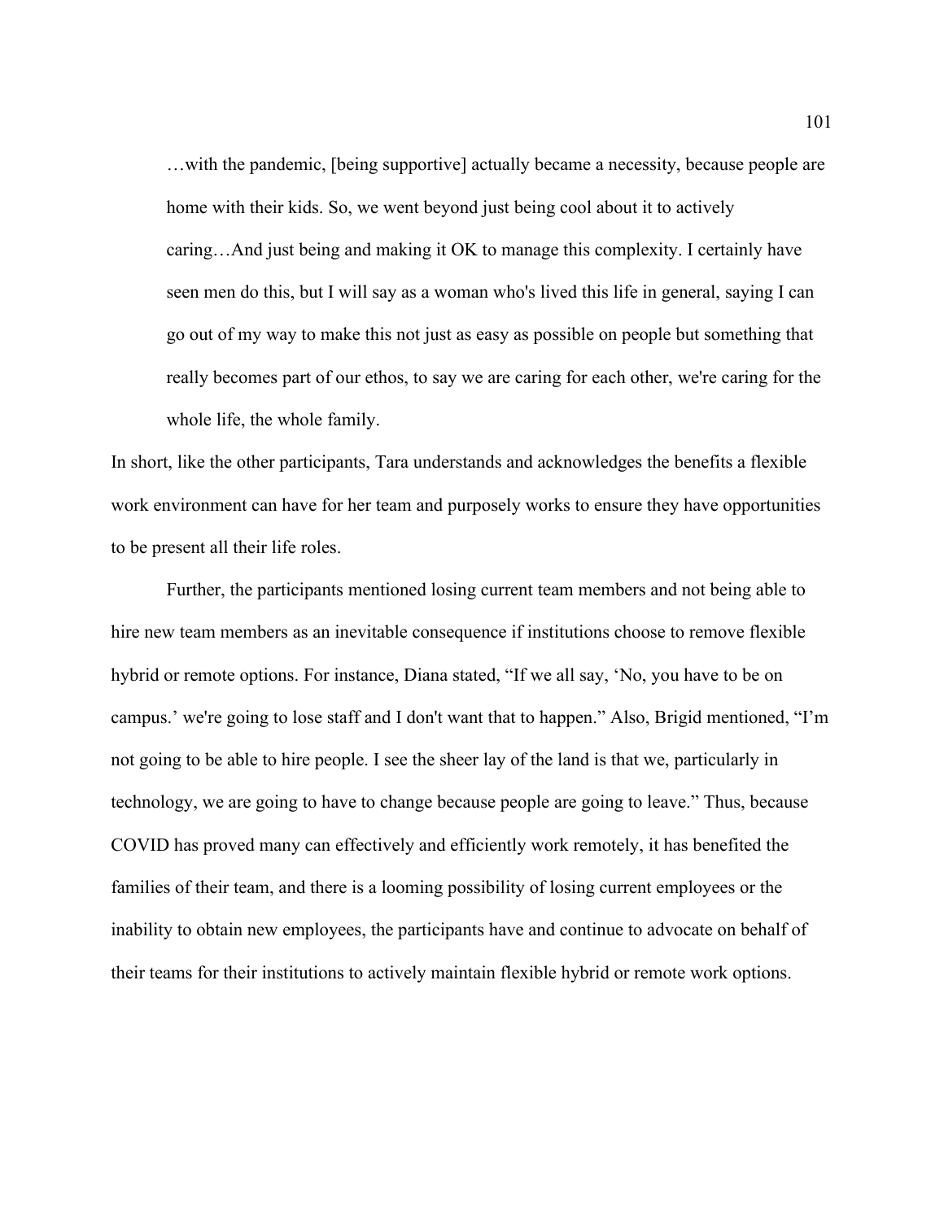> …with the pandemic, [being supportive] actually became a necessity, because people are home with their kids. So, we went beyond just being cool about it to actively caring…And just being and making it OK to manage this complexity. I certainly have seen men do this, but I will say as a woman who's lived this life in general, saying I can go out of my way to make this not just as easy as possible on people but something that really becomes part of our ethos, to say we are caring for each other, we're caring for the whole life, the whole family.

In short, like the other participants, Tara understands and acknowledges the benefits a flexible work environment can have for her team and purposely works to ensure they have opportunities to be present all their life roles.

Further, the participants mentioned losing current team members and not being able to hire new team members as an inevitable consequence if institutions choose to remove flexible hybrid or remote options. For instance, Diana stated, "If we all say, 'No, you have to be on campus.' we're going to lose staff and I don't want that to happen." Also, Brigid mentioned, "I'm not going to be able to hire people. I see the sheer lay of the land is that we, particularly in technology, we are going to have to change because people are going to leave." Thus, because COVID has proved many can effectively and efficiently work remotely, it has benefited the families of their team, and there is a looming possibility of losing current employees or the inability to obtain new employees, the participants have and continue to advocate on behalf of their teams for their institutions to actively maintain flexible hybrid or remote work options.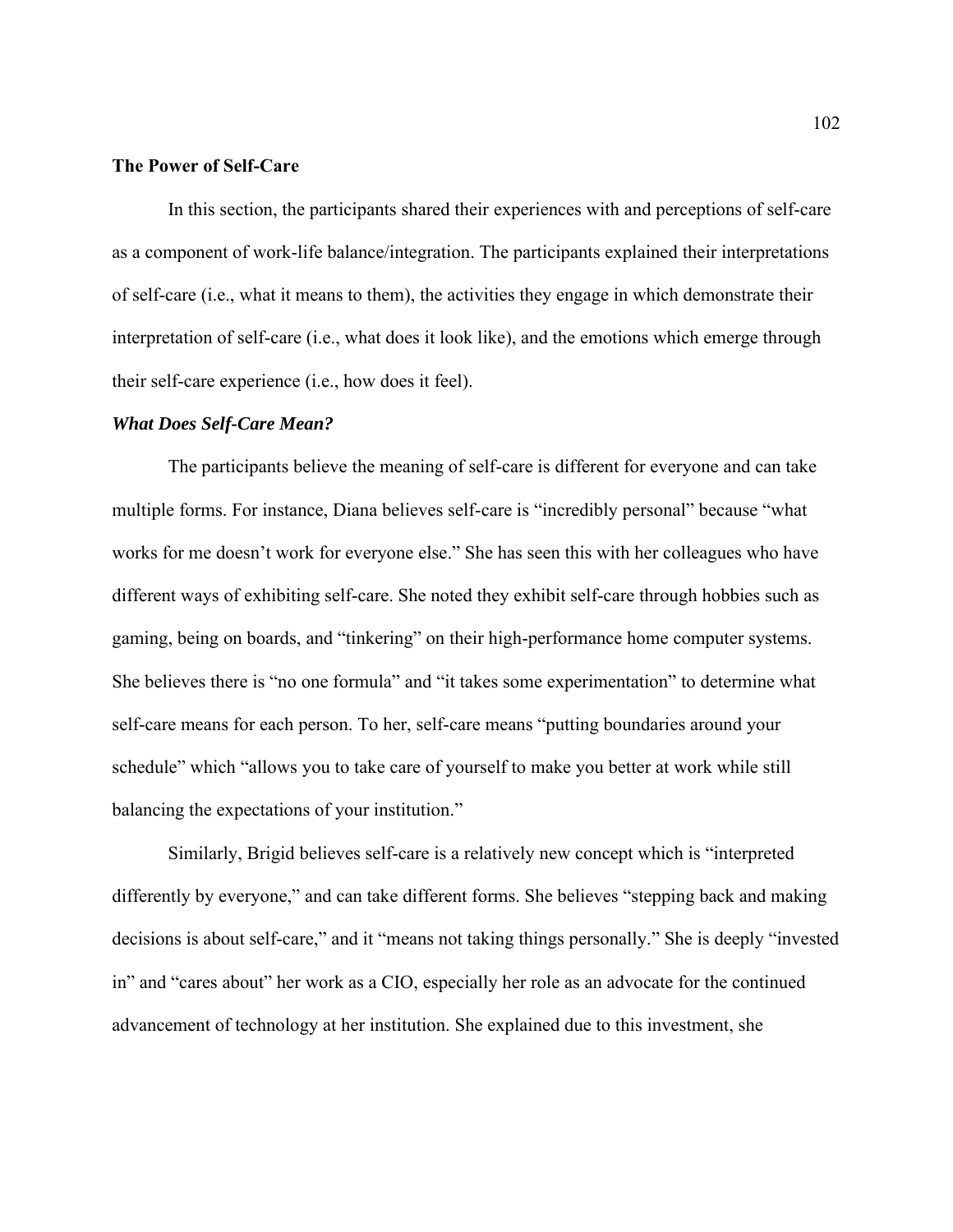## The Power of Self-Care

In this section, the participants shared their experiences with and perceptions of self-care as a component of work-life balance/integration. The participants explained their interpretations of self-care (i.e., what it means to them), the activities they engage in which demonstrate their interpretation of self-care (i.e., what does it look like), and the emotions which emerge through their self-care experience (i.e., how does it feel).

### *What Does Self-Care Mean?*

The participants believe the meaning of self-care is different for everyone and can take multiple forms. For instance, Diana believes self-care is "incredibly personal" because "what works for me doesn't work for everyone else." She has seen this with her colleagues who have different ways of exhibiting self-care. She noted they exhibit self-care through hobbies such as gaming, being on boards, and "tinkering" on their high-performance home computer systems. She believes there is "no one formula" and "it takes some experimentation" to determine what self-care means for each person. To her, self-care means "putting boundaries around your schedule" which "allows you to take care of yourself to make you better at work while still balancing the expectations of your institution."

Similarly, Brigid believes self-care is a relatively new concept which is "interpreted differently by everyone," and can take different forms. She believes "stepping back and making decisions is about self-care," and it "means not taking things personally." She is deeply "invested in" and "cares about" her work as a CIO, especially her role as an advocate for the continued advancement of technology at her institution. She explained due to this investment, she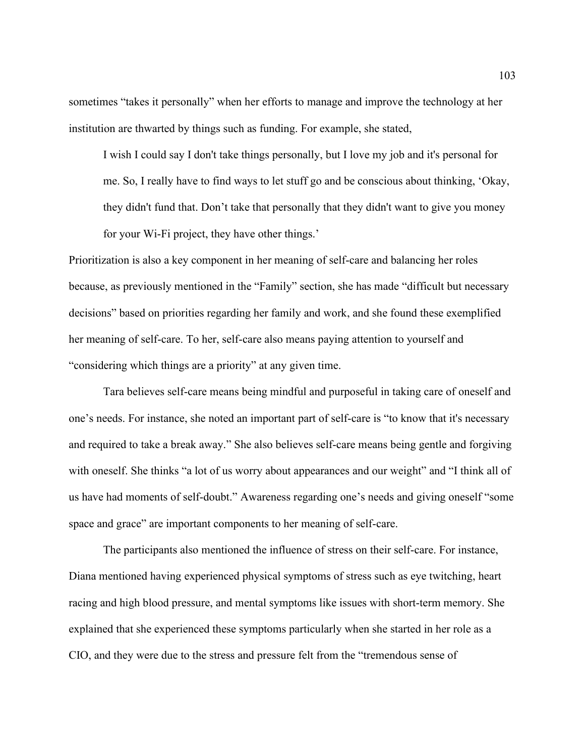sometimes "takes it personally" when her efforts to manage and improve the technology at her institution are thwarted by things such as funding. For example, she stated,

> I wish I could say I don't take things personally, but I love my job and it's personal for me. So, I really have to find ways to let stuff go and be conscious about thinking, 'Okay, they didn't fund that. Don't take that personally that they didn't want to give you money for your Wi-Fi project, they have other things.'

Prioritization is also a key component in her meaning of self-care and balancing her roles because, as previously mentioned in the "Family" section, she has made "difficult but necessary decisions" based on priorities regarding her family and work, and she found these exemplified her meaning of self-care. To her, self-care also means paying attention to yourself and "considering which things are a priority" at any given time.

Tara believes self-care means being mindful and purposeful in taking care of oneself and one's needs. For instance, she noted an important part of self-care is "to know that it's necessary and required to take a break away." She also believes self-care means being gentle and forgiving with oneself. She thinks "a lot of us worry about appearances and our weight" and "I think all of us have had moments of self-doubt." Awareness regarding one's needs and giving oneself "some space and grace" are important components to her meaning of self-care.

The participants also mentioned the influence of stress on their self-care. For instance, Diana mentioned having experienced physical symptoms of stress such as eye twitching, heart racing and high blood pressure, and mental symptoms like issues with short-term memory. She explained that she experienced these symptoms particularly when she started in her role as a CIO, and they were due to the stress and pressure felt from the "tremendous sense of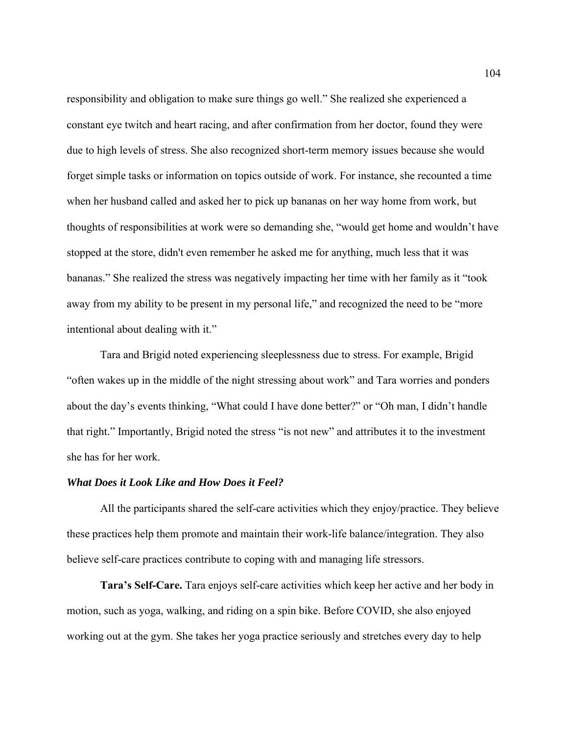responsibility and obligation to make sure things go well." She realized she experienced a constant eye twitch and heart racing, and after confirmation from her doctor, found they were due to high levels of stress. She also recognized short-term memory issues because she would forget simple tasks or information on topics outside of work. For instance, she recounted a time when her husband called and asked her to pick up bananas on her way home from work, but thoughts of responsibilities at work were so demanding she, "would get home and wouldn't have stopped at the store, didn't even remember he asked me for anything, much less that it was bananas." She realized the stress was negatively impacting her time with her family as it "took away from my ability to be present in my personal life," and recognized the need to be "more intentional about dealing with it."

Tara and Brigid noted experiencing sleeplessness due to stress. For example, Brigid "often wakes up in the middle of the night stressing about work" and Tara worries and ponders about the day's events thinking, "What could I have done better?" or "Oh man, I didn't handle that right." Importantly, Brigid noted the stress "is not new" and attributes it to the investment she has for her work.

### ***What Does it Look Like and How Does it Feel?***

All the participants shared the self-care activities which they enjoy/practice. They believe these practices help them promote and maintain their work-life balance/integration. They also believe self-care practices contribute to coping with and managing life stressors.

**Tara's Self-Care.** Tara enjoys self-care activities which keep her active and her body in motion, such as yoga, walking, and riding on a spin bike. Before COVID, she also enjoyed working out at the gym. She takes her yoga practice seriously and stretches every day to help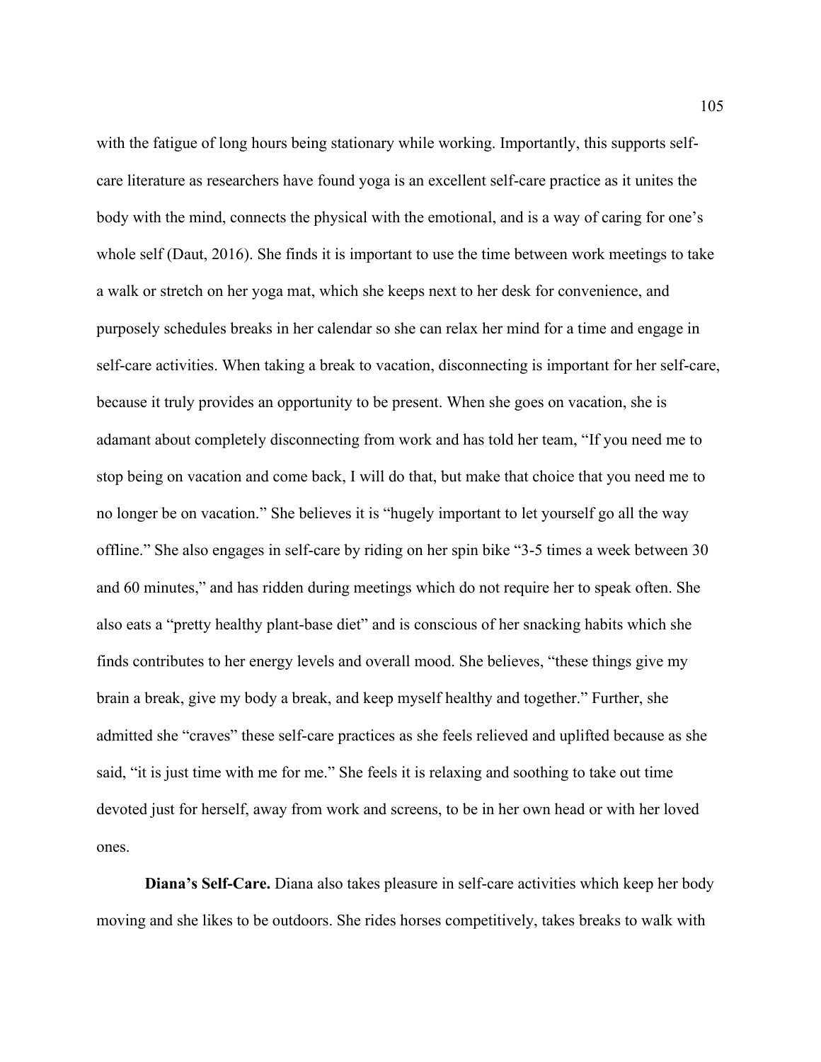with the fatigue of long hours being stationary while working. Importantly, this supports self-care literature as researchers have found yoga is an excellent self-care practice as it unites the body with the mind, connects the physical with the emotional, and is a way of caring for one's whole self (Daut, 2016). She finds it is important to use the time between work meetings to take a walk or stretch on her yoga mat, which she keeps next to her desk for convenience, and purposely schedules breaks in her calendar so she can relax her mind for a time and engage in self-care activities. When taking a break to vacation, disconnecting is important for her self-care, because it truly provides an opportunity to be present. When she goes on vacation, she is adamant about completely disconnecting from work and has told her team, "If you need me to stop being on vacation and come back, I will do that, but make that choice that you need me to no longer be on vacation." She believes it is "hugely important to let yourself go all the way offline." She also engages in self-care by riding on her spin bike "3-5 times a week between 30 and 60 minutes," and has ridden during meetings which do not require her to speak often. She also eats a "pretty healthy plant-base diet" and is conscious of her snacking habits which she finds contributes to her energy levels and overall mood. She believes, "these things give my brain a break, give my body a break, and keep myself healthy and together." Further, she admitted she "craves" these self-care practices as she feels relieved and uplifted because as she said, "it is just time with me for me." She feels it is relaxing and soothing to take out time devoted just for herself, away from work and screens, to be in her own head or with her loved ones.

**Diana's Self-Care.** Diana also takes pleasure in self-care activities which keep her body moving and she likes to be outdoors. She rides horses competitively, takes breaks to walk with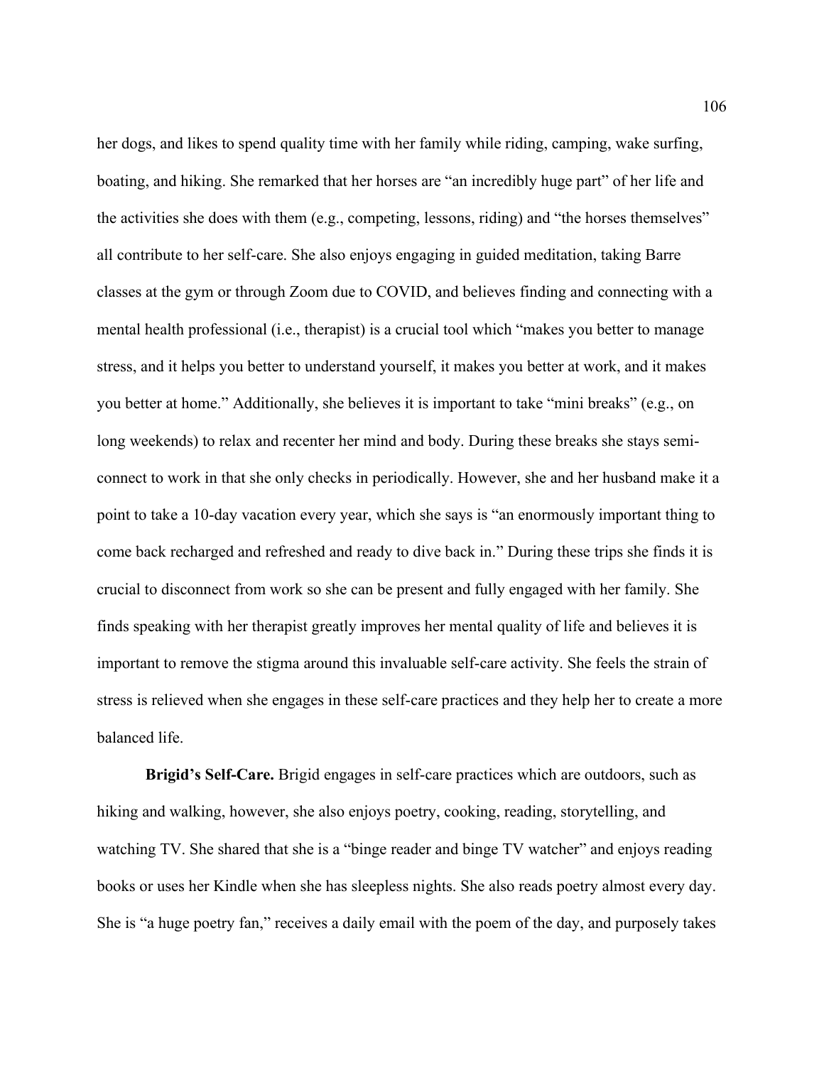her dogs, and likes to spend quality time with her family while riding, camping, wake surfing, boating, and hiking. She remarked that her horses are "an incredibly huge part" of her life and the activities she does with them (e.g., competing, lessons, riding) and "the horses themselves" all contribute to her self-care. She also enjoys engaging in guided meditation, taking Barre classes at the gym or through Zoom due to COVID, and believes finding and connecting with a mental health professional (i.e., therapist) is a crucial tool which "makes you better to manage stress, and it helps you better to understand yourself, it makes you better at work, and it makes you better at home." Additionally, she believes it is important to take "mini breaks" (e.g., on long weekends) to relax and recenter her mind and body. During these breaks she stays semi-connect to work in that she only checks in periodically. However, she and her husband make it a point to take a 10-day vacation every year, which she says is "an enormously important thing to come back recharged and refreshed and ready to dive back in." During these trips she finds it is crucial to disconnect from work so she can be present and fully engaged with her family. She finds speaking with her therapist greatly improves her mental quality of life and believes it is important to remove the stigma around this invaluable self-care activity. She feels the strain of stress is relieved when she engages in these self-care practices and they help her to create a more balanced life.

**Brigid's Self-Care.** Brigid engages in self-care practices which are outdoors, such as hiking and walking, however, she also enjoys poetry, cooking, reading, storytelling, and watching TV. She shared that she is a "binge reader and binge TV watcher" and enjoys reading books or uses her Kindle when she has sleepless nights. She also reads poetry almost every day. She is "a huge poetry fan," receives a daily email with the poem of the day, and purposely takes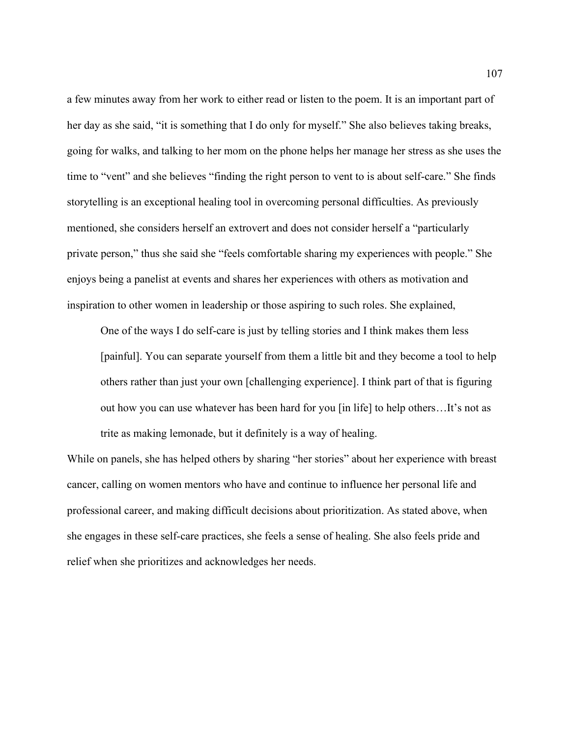a few minutes away from her work to either read or listen to the poem. It is an important part of her day as she said, "it is something that I do only for myself." She also believes taking breaks, going for walks, and talking to her mom on the phone helps her manage her stress as she uses the time to "vent" and she believes "finding the right person to vent to is about self-care." She finds storytelling is an exceptional healing tool in overcoming personal difficulties. As previously mentioned, she considers herself an extrovert and does not consider herself a "particularly private person," thus she said she "feels comfortable sharing my experiences with people." She enjoys being a panelist at events and shares her experiences with others as motivation and inspiration to other women in leadership or those aspiring to such roles. She explained,

> One of the ways I do self-care is just by telling stories and I think makes them less [painful]. You can separate yourself from them a little bit and they become a tool to help others rather than just your own [challenging experience]. I think part of that is figuring out how you can use whatever has been hard for you [in life] to help others…It's not as trite as making lemonade, but it definitely is a way of healing.

While on panels, she has helped others by sharing "her stories" about her experience with breast cancer, calling on women mentors who have and continue to influence her personal life and professional career, and making difficult decisions about prioritization. As stated above, when she engages in these self-care practices, she feels a sense of healing. She also feels pride and relief when she prioritizes and acknowledges her needs.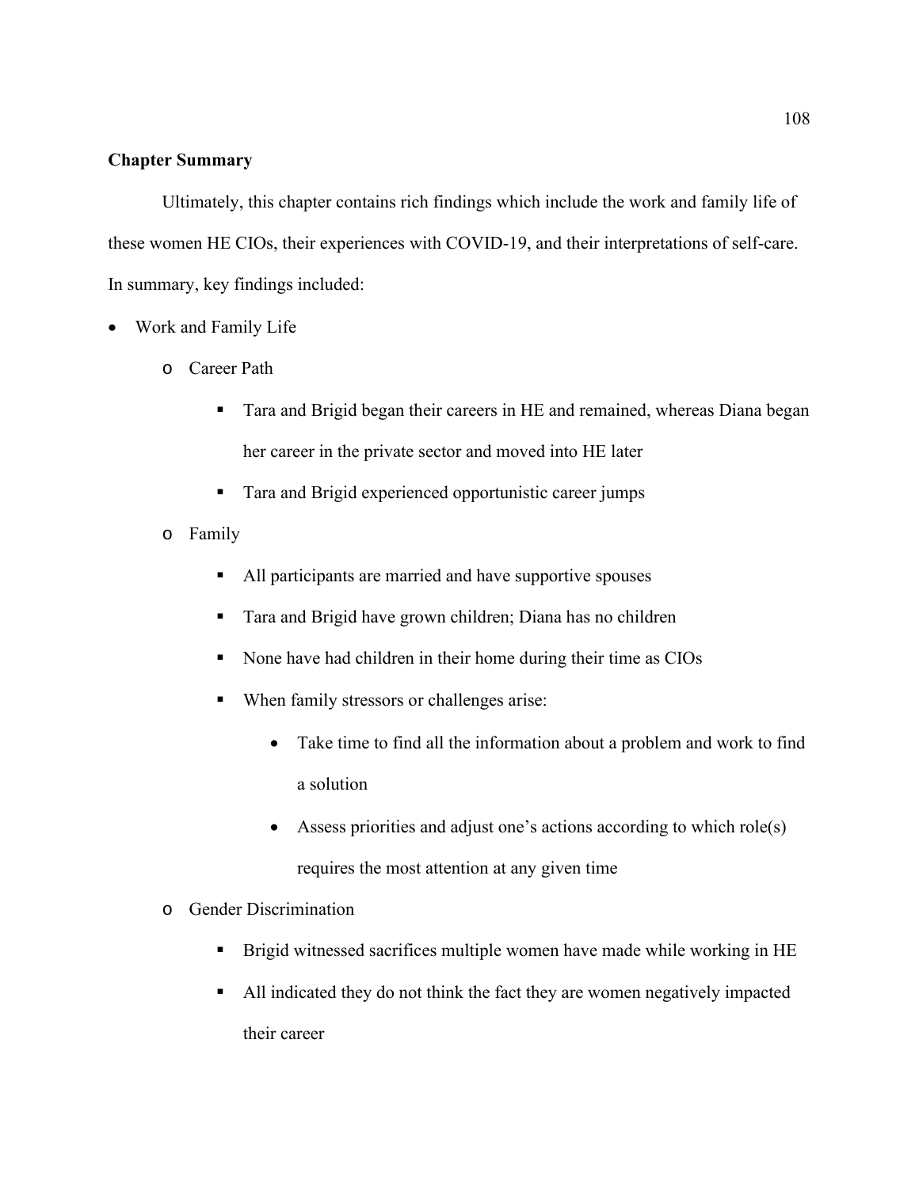**Chapter Summary**

Ultimately, this chapter contains rich findings which include the work and family life of these women HE CIOs, their experiences with COVID-19, and their interpretations of self-care. In summary, key findings included:

- Work and Family Life
    - Career Path
        - Tara and Brigid began their careers in HE and remained, whereas Diana began her career in the private sector and moved into HE later
        - Tara and Brigid experienced opportunistic career jumps
    - Family
        - All participants are married and have supportive spouses
        - Tara and Brigid have grown children; Diana has no children
        - None have had children in their home during their time as CIOs
        - When family stressors or challenges arise:
            - Take time to find all the information about a problem and work to find a solution
            - Assess priorities and adjust one's actions according to which role(s) requires the most attention at any given time
    - Gender Discrimination
        - Brigid witnessed sacrifices multiple women have made while working in HE
        - All indicated they do not think the fact they are women negatively impacted their career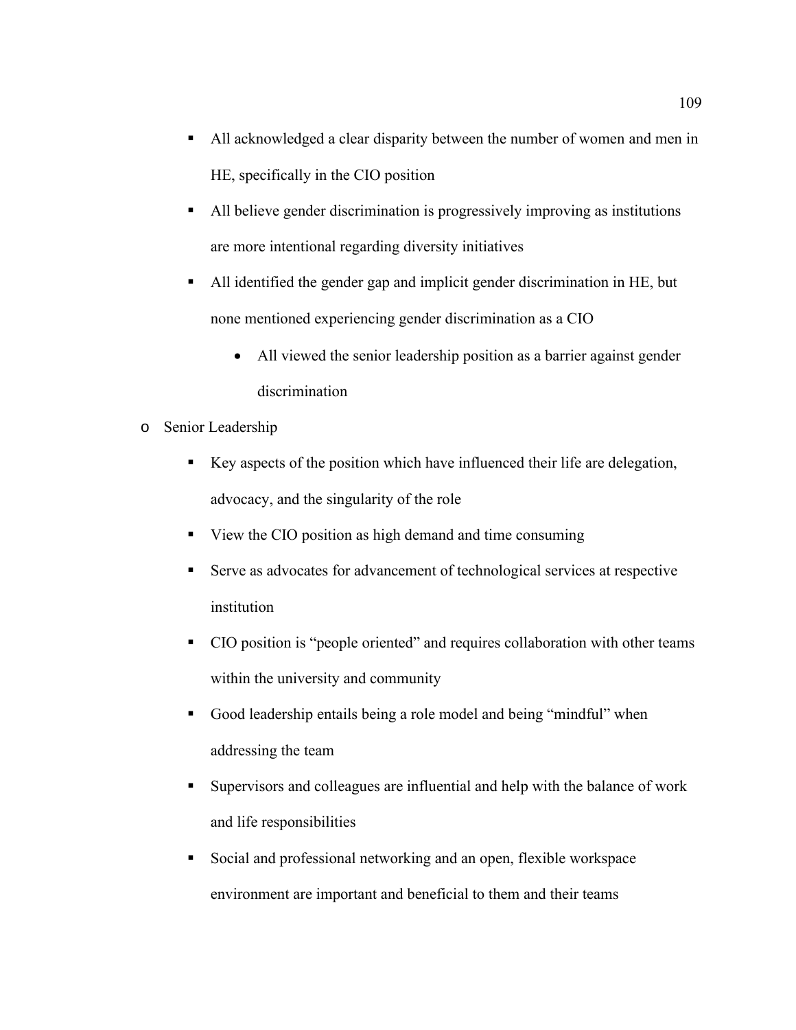- All acknowledged a clear disparity between the number of women and men in HE, specifically in the CIO position
    - All believe gender discrimination is progressively improving as institutions are more intentional regarding diversity initiatives
    - All identified the gender gap and implicit gender discrimination in HE, but none mentioned experiencing gender discrimination as a CIO
      - All viewed the senior leadership position as a barrier against gender discrimination
- Senior Leadership
    - Key aspects of the position which have influenced their life are delegation, advocacy, and the singularity of the role
    - View the CIO position as high demand and time consuming
    - Serve as advocates for advancement of technological services at respective institution
    - CIO position is "people oriented" and requires collaboration with other teams within the university and community
    - Good leadership entails being a role model and being "mindful" when addressing the team
    - Supervisors and colleagues are influential and help with the balance of work and life responsibilities
    - Social and professional networking and an open, flexible workspace environment are important and beneficial to them and their teams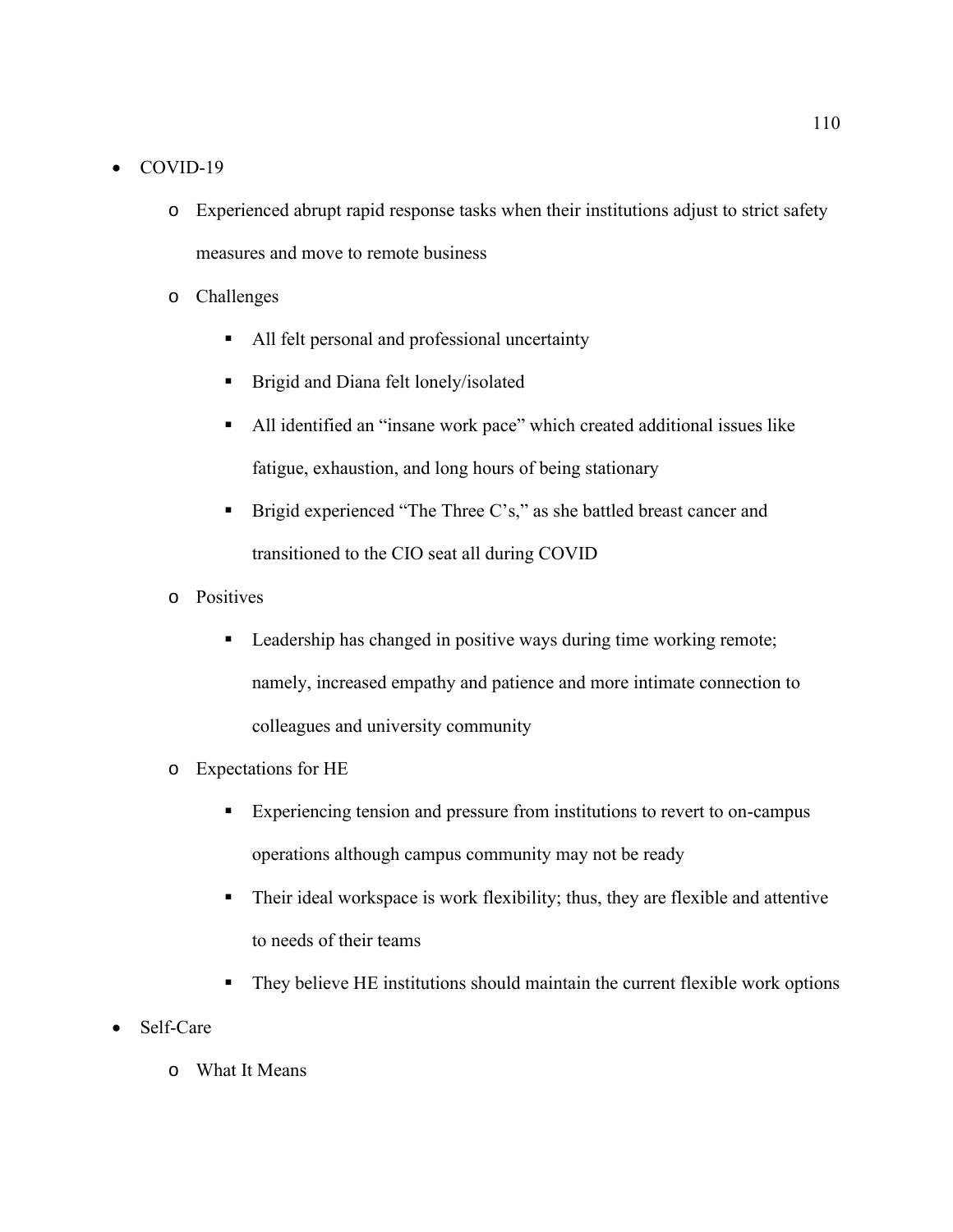- COVID-19
    - Experienced abrupt rapid response tasks when their institutions adjust to strict safety measures and move to remote business
    - Challenges
        - All felt personal and professional uncertainty
        - Brigid and Diana felt lonely/isolated
        - All identified an "insane work pace" which created additional issues like fatigue, exhaustion, and long hours of being stationary
        - Brigid experienced "The Three C's," as she battled breast cancer and transitioned to the CIO seat all during COVID
    - Positives
        - Leadership has changed in positive ways during time working remote; namely, increased empathy and patience and more intimate connection to colleagues and university community
    - Expectations for HE
        - Experiencing tension and pressure from institutions to revert to on-campus operations although campus community may not be ready
        - Their ideal workspace is work flexibility; thus, they are flexible and attentive to needs of their teams
        - They believe HE institutions should maintain the current flexible work options
- Self-Care
    - What It Means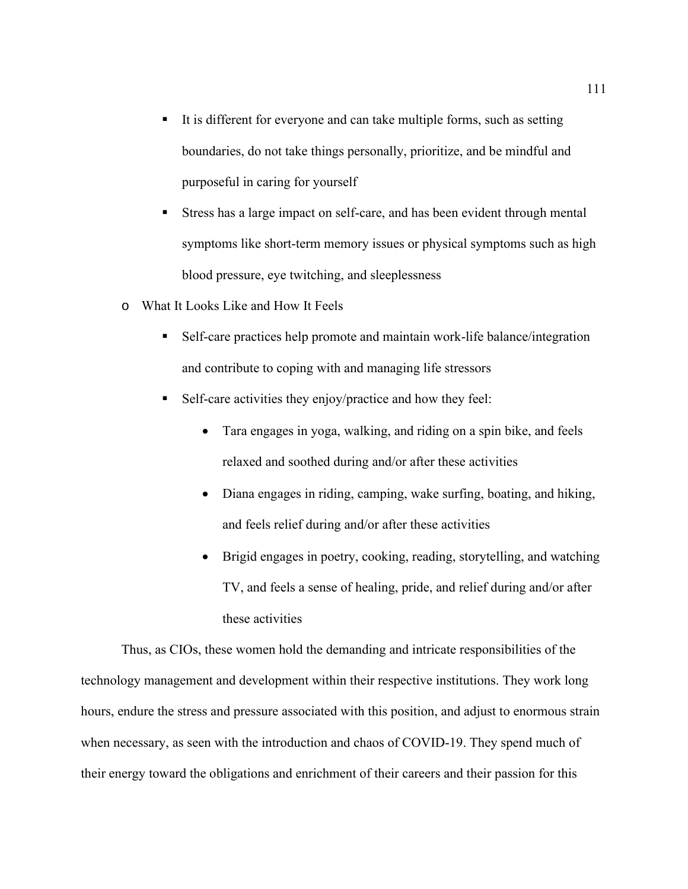- It is different for everyone and can take multiple forms, such as setting boundaries, do not take things personally, prioritize, and be mindful and purposeful in caring for yourself
        - Stress has a large impact on self-care, and has been evident through mental symptoms like short-term memory issues or physical symptoms such as high blood pressure, eye twitching, and sleeplessness
    - What It Looks Like and How It Feels
        - Self-care practices help promote and maintain work-life balance/integration and contribute to coping with and managing life stressors
        - Self-care activities they enjoy/practice and how they feel:
            - Tara engages in yoga, walking, and riding on a spin bike, and feels relaxed and soothed during and/or after these activities
            - Diana engages in riding, camping, wake surfing, boating, and hiking, and feels relief during and/or after these activities
            - Brigid engages in poetry, cooking, reading, storytelling, and watching TV, and feels a sense of healing, pride, and relief during and/or after these activities

Thus, as CIOs, these women hold the demanding and intricate responsibilities of the technology management and development within their respective institutions. They work long hours, endure the stress and pressure associated with this position, and adjust to enormous strain when necessary, as seen with the introduction and chaos of COVID-19. They spend much of their energy toward the obligations and enrichment of their careers and their passion for this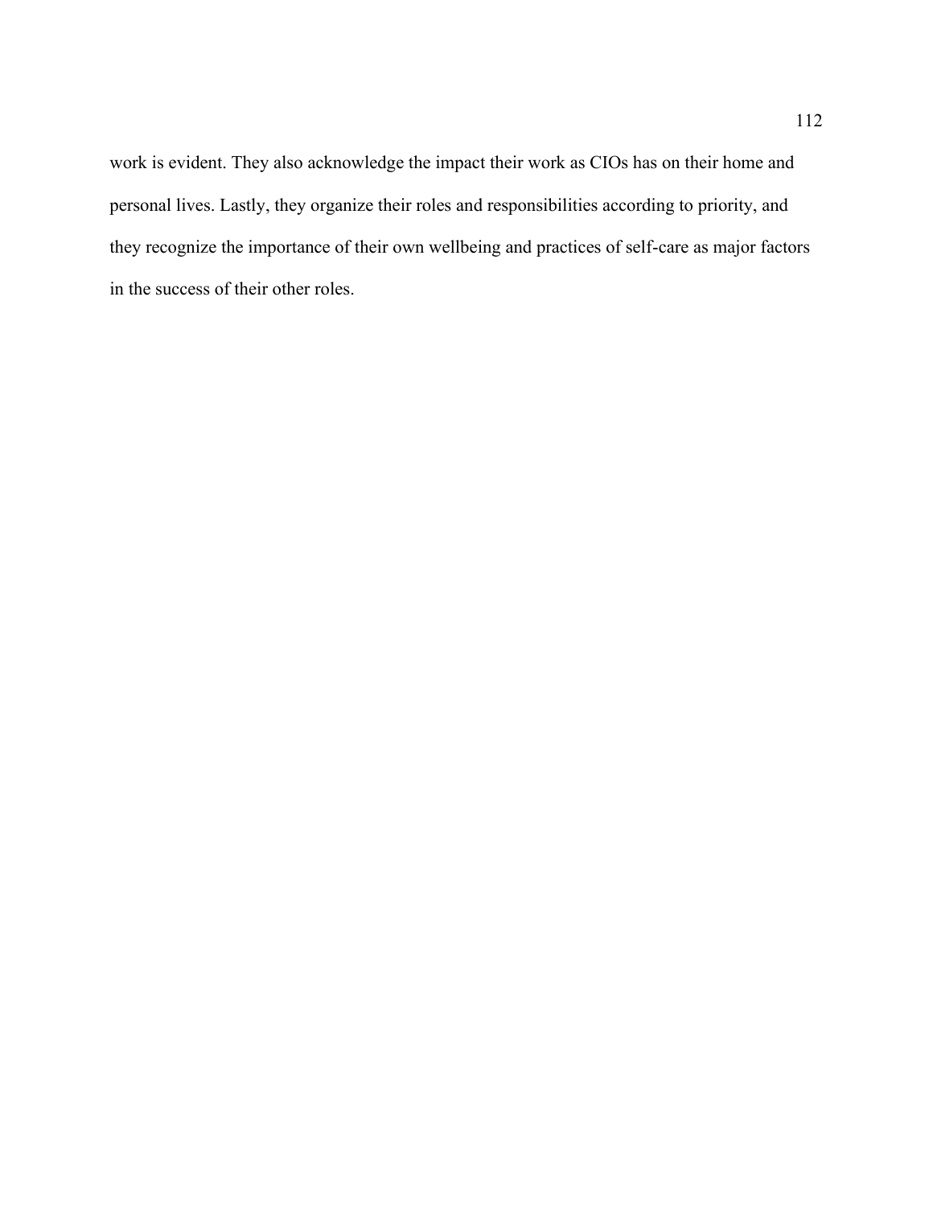work is evident. They also acknowledge the impact their work as CIOs has on their home and personal lives. Lastly, they organize their roles and responsibilities according to priority, and they recognize the importance of their own wellbeing and practices of self-care as major factors in the success of their other roles.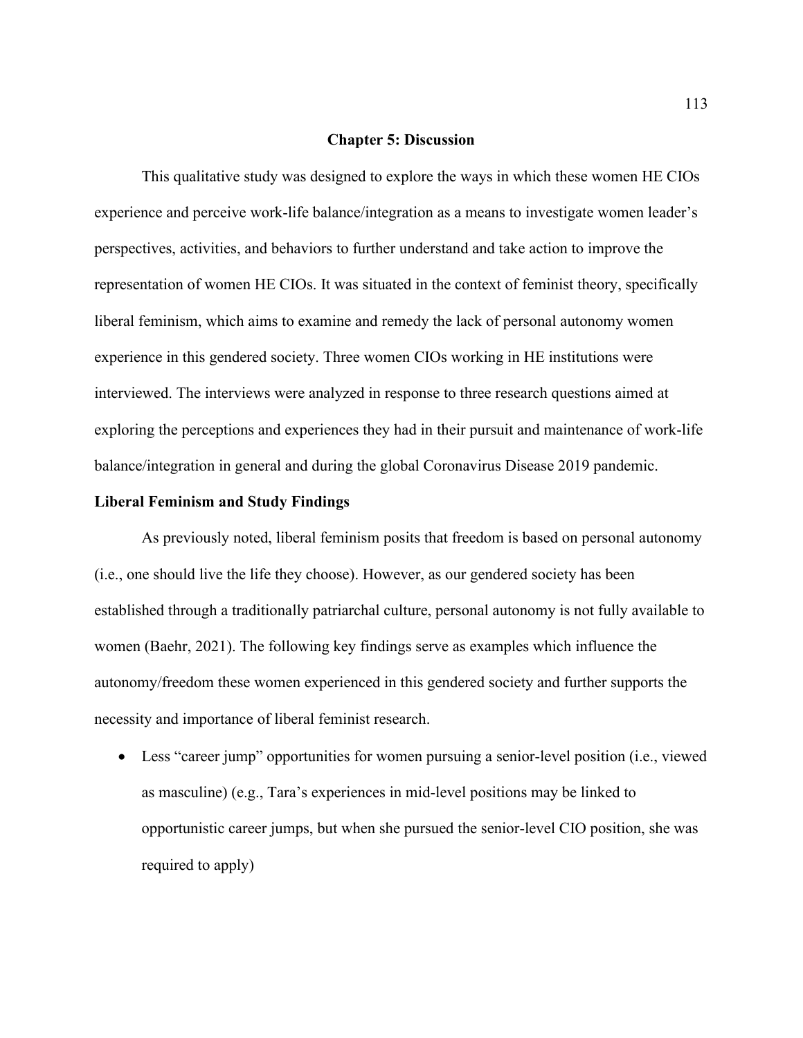# Chapter 5: Discussion

This qualitative study was designed to explore the ways in which these women HE CIOs experience and perceive work-life balance/integration as a means to investigate women leader's perspectives, activities, and behaviors to further understand and take action to improve the representation of women HE CIOs. It was situated in the context of feminist theory, specifically liberal feminism, which aims to examine and remedy the lack of personal autonomy women experience in this gendered society. Three women CIOs working in HE institutions were interviewed. The interviews were analyzed in response to three research questions aimed at exploring the perceptions and experiences they had in their pursuit and maintenance of work-life balance/integration in general and during the global Coronavirus Disease 2019 pandemic.

## Liberal Feminism and Study Findings

As previously noted, liberal feminism posits that freedom is based on personal autonomy (i.e., one should live the life they choose). However, as our gendered society has been established through a traditionally patriarchal culture, personal autonomy is not fully available to women (Baehr, 2021). The following key findings serve as examples which influence the autonomy/freedom these women experienced in this gendered society and further supports the necessity and importance of liberal feminist research.

- Less "career jump" opportunities for women pursuing a senior-level position (i.e., viewed as masculine) (e.g., Tara's experiences in mid-level positions may be linked to opportunistic career jumps, but when she pursued the senior-level CIO position, she was required to apply)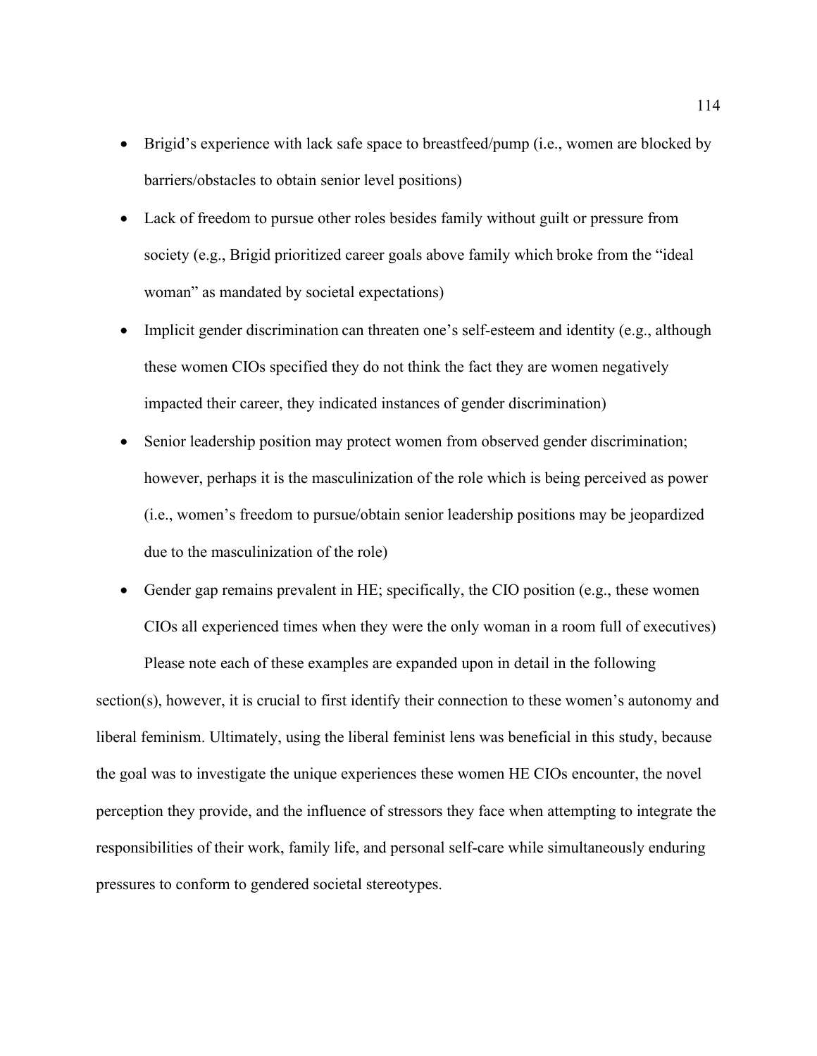- Brigid's experience with lack safe space to breastfeed/pump (i.e., women are blocked by barriers/obstacles to obtain senior level positions)
- Lack of freedom to pursue other roles besides family without guilt or pressure from society (e.g., Brigid prioritized career goals above family which broke from the "ideal woman" as mandated by societal expectations)
- Implicit gender discrimination can threaten one's self-esteem and identity (e.g., although these women CIOs specified they do not think the fact they are women negatively impacted their career, they indicated instances of gender discrimination)
- Senior leadership position may protect women from observed gender discrimination; however, perhaps it is the masculinization of the role which is being perceived as power (i.e., women's freedom to pursue/obtain senior leadership positions may be jeopardized due to the masculinization of the role)
- Gender gap remains prevalent in HE; specifically, the CIO position (e.g., these women CIOs all experienced times when they were the only woman in a room full of executives)

Please note each of these examples are expanded upon in detail in the following section(s), however, it is crucial to first identify their connection to these women's autonomy and liberal feminism. Ultimately, using the liberal feminist lens was beneficial in this study, because the goal was to investigate the unique experiences these women HE CIOs encounter, the novel perception they provide, and the influence of stressors they face when attempting to integrate the responsibilities of their work, family life, and personal self-care while simultaneously enduring pressures to conform to gendered societal stereotypes.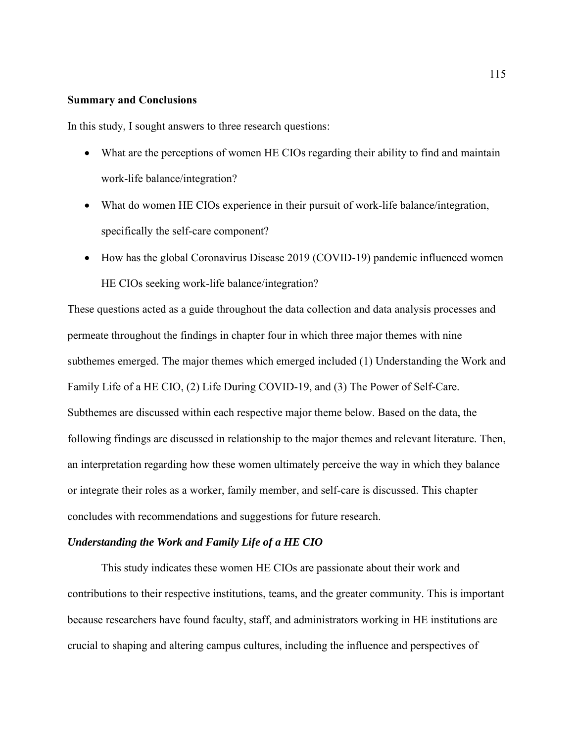## Summary and Conclusions

In this study, I sought answers to three research questions:

- What are the perceptions of women HE CIOs regarding their ability to find and maintain work-life balance/integration?
- What do women HE CIOs experience in their pursuit of work-life balance/integration, specifically the self-care component?
- How has the global Coronavirus Disease 2019 (COVID-19) pandemic influenced women HE CIOs seeking work-life balance/integration?

These questions acted as a guide throughout the data collection and data analysis processes and permeate throughout the findings in chapter four in which three major themes with nine subthemes emerged. The major themes which emerged included (1) Understanding the Work and Family Life of a HE CIO, (2) Life During COVID-19, and (3) The Power of Self-Care. Subthemes are discussed within each respective major theme below. Based on the data, the following findings are discussed in relationship to the major themes and relevant literature. Then, an interpretation regarding how these women ultimately perceive the way in which they balance or integrate their roles as a worker, family member, and self-care is discussed. This chapter concludes with recommendations and suggestions for future research.

### *Understanding the Work and Family Life of a HE CIO*

This study indicates these women HE CIOs are passionate about their work and contributions to their respective institutions, teams, and the greater community. This is important because researchers have found faculty, staff, and administrators working in HE institutions are crucial to shaping and altering campus cultures, including the influence and perspectives of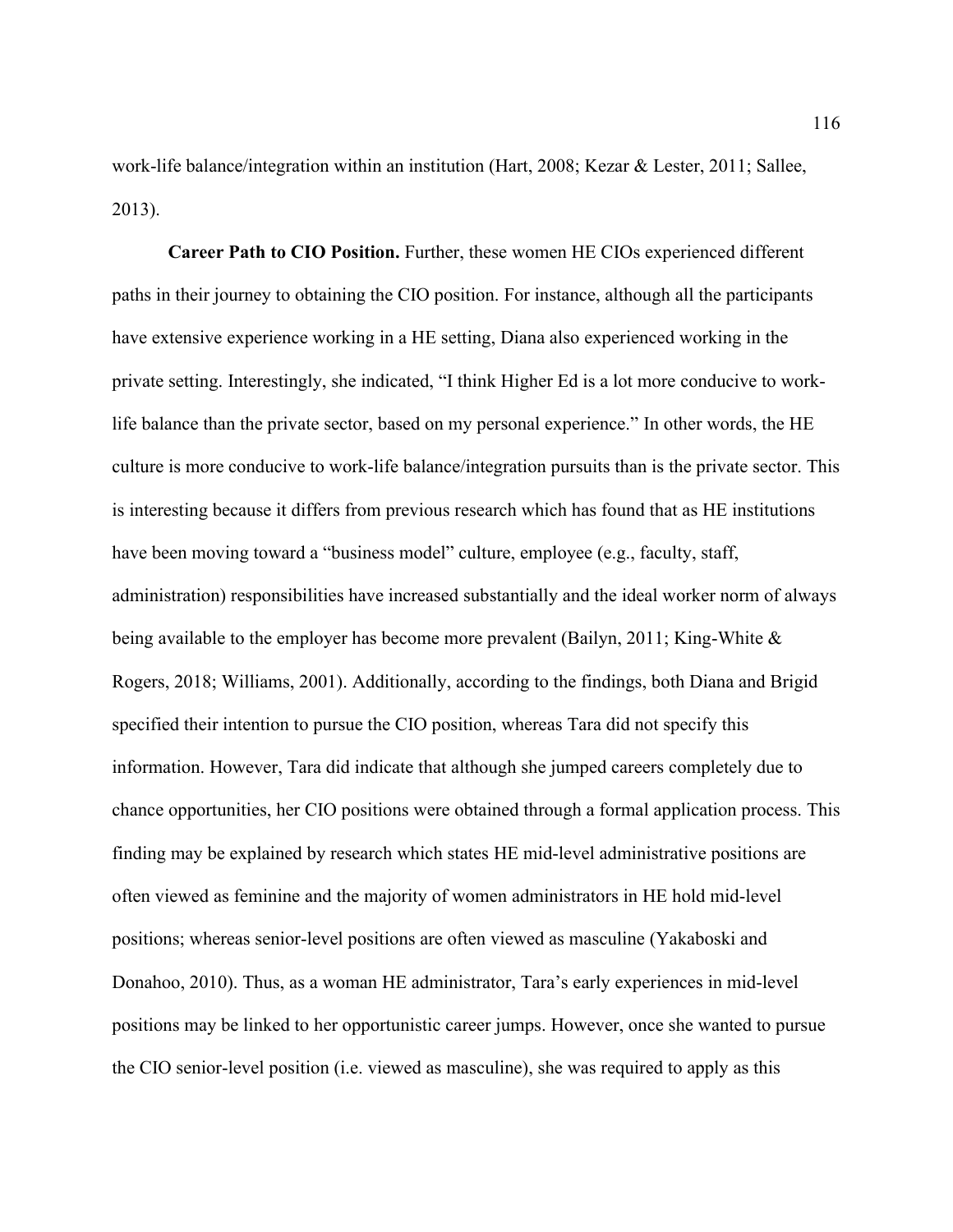work-life balance/integration within an institution (Hart, 2008; Kezar & Lester, 2011; Sallee, 2013).

**Career Path to CIO Position.** Further, these women HE CIOs experienced different paths in their journey to obtaining the CIO position. For instance, although all the participants have extensive experience working in a HE setting, Diana also experienced working in the private setting. Interestingly, she indicated, "I think Higher Ed is a lot more conducive to work-life balance than the private sector, based on my personal experience." In other words, the HE culture is more conducive to work-life balance/integration pursuits than is the private sector. This is interesting because it differs from previous research which has found that as HE institutions have been moving toward a "business model" culture, employee (e.g., faculty, staff, administration) responsibilities have increased substantially and the ideal worker norm of always being available to the employer has become more prevalent (Bailyn, 2011; King-White & Rogers, 2018; Williams, 2001). Additionally, according to the findings, both Diana and Brigid specified their intention to pursue the CIO position, whereas Tara did not specify this information. However, Tara did indicate that although she jumped careers completely due to chance opportunities, her CIO positions were obtained through a formal application process. This finding may be explained by research which states HE mid-level administrative positions are often viewed as feminine and the majority of women administrators in HE hold mid-level positions; whereas senior-level positions are often viewed as masculine (Yakaboski and Donahoo, 2010). Thus, as a woman HE administrator, Tara's early experiences in mid-level positions may be linked to her opportunistic career jumps. However, once she wanted to pursue the CIO senior-level position (i.e. viewed as masculine), she was required to apply as this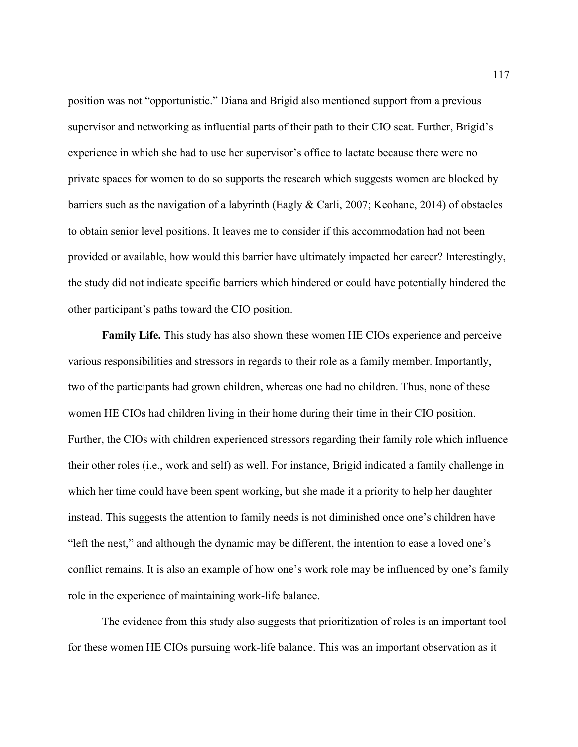position was not "opportunistic." Diana and Brigid also mentioned support from a previous supervisor and networking as influential parts of their path to their CIO seat. Further, Brigid's experience in which she had to use her supervisor's office to lactate because there were no private spaces for women to do so supports the research which suggests women are blocked by barriers such as the navigation of a labyrinth (Eagly & Carli, 2007; Keohane, 2014) of obstacles to obtain senior level positions. It leaves me to consider if this accommodation had not been provided or available, how would this barrier have ultimately impacted her career? Interestingly, the study did not indicate specific barriers which hindered or could have potentially hindered the other participant's paths toward the CIO position.

**Family Life.** This study has also shown these women HE CIOs experience and perceive various responsibilities and stressors in regards to their role as a family member. Importantly, two of the participants had grown children, whereas one had no children. Thus, none of these women HE CIOs had children living in their home during their time in their CIO position. Further, the CIOs with children experienced stressors regarding their family role which influence their other roles (i.e., work and self) as well. For instance, Brigid indicated a family challenge in which her time could have been spent working, but she made it a priority to help her daughter instead. This suggests the attention to family needs is not diminished once one's children have "left the nest," and although the dynamic may be different, the intention to ease a loved one's conflict remains. It is also an example of how one's work role may be influenced by one's family role in the experience of maintaining work-life balance.

The evidence from this study also suggests that prioritization of roles is an important tool for these women HE CIOs pursuing work-life balance. This was an important observation as it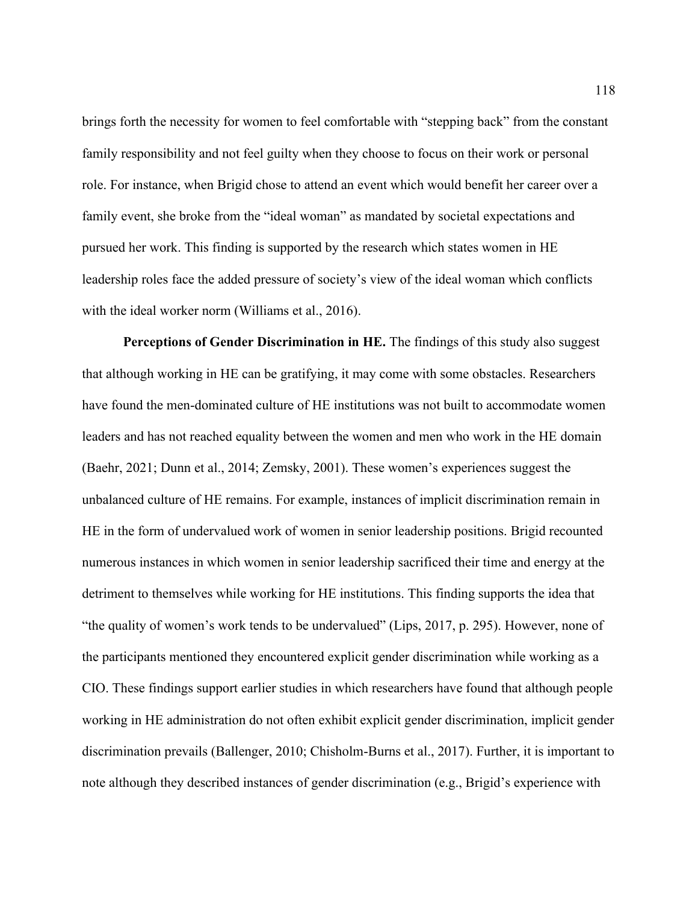brings forth the necessity for women to feel comfortable with "stepping back" from the constant family responsibility and not feel guilty when they choose to focus on their work or personal role. For instance, when Brigid chose to attend an event which would benefit her career over a family event, she broke from the "ideal woman" as mandated by societal expectations and pursued her work. This finding is supported by the research which states women in HE leadership roles face the added pressure of society's view of the ideal woman which conflicts with the ideal worker norm (Williams et al., 2016).

**Perceptions of Gender Discrimination in HE.** The findings of this study also suggest that although working in HE can be gratifying, it may come with some obstacles. Researchers have found the men-dominated culture of HE institutions was not built to accommodate women leaders and has not reached equality between the women and men who work in the HE domain (Baehr, 2021; Dunn et al., 2014; Zemsky, 2001). These women's experiences suggest the unbalanced culture of HE remains. For example, instances of implicit discrimination remain in HE in the form of undervalued work of women in senior leadership positions. Brigid recounted numerous instances in which women in senior leadership sacrificed their time and energy at the detriment to themselves while working for HE institutions. This finding supports the idea that "the quality of women's work tends to be undervalued" (Lips, 2017, p. 295). However, none of the participants mentioned they encountered explicit gender discrimination while working as a CIO. These findings support earlier studies in which researchers have found that although people working in HE administration do not often exhibit explicit gender discrimination, implicit gender discrimination prevails (Ballenger, 2010; Chisholm-Burns et al., 2017). Further, it is important to note although they described instances of gender discrimination (e.g., Brigid's experience with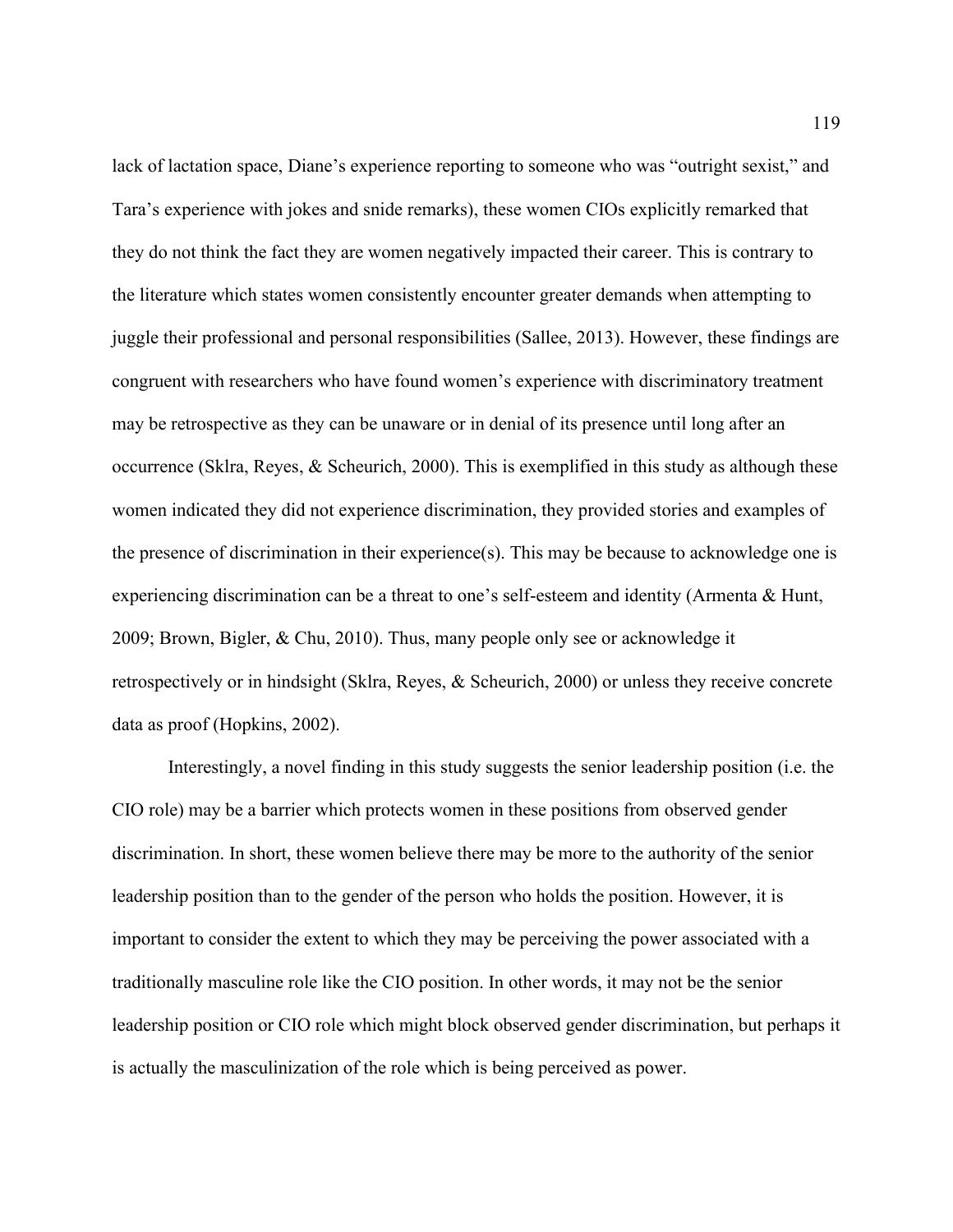lack of lactation space, Diane's experience reporting to someone who was "outright sexist," and Tara's experience with jokes and snide remarks), these women CIOs explicitly remarked that they do not think the fact they are women negatively impacted their career. This is contrary to the literature which states women consistently encounter greater demands when attempting to juggle their professional and personal responsibilities (Sallee, 2013). However, these findings are congruent with researchers who have found women's experience with discriminatory treatment may be retrospective as they can be unaware or in denial of its presence until long after an occurrence (Sklra, Reyes, & Scheurich, 2000). This is exemplified in this study as although these women indicated they did not experience discrimination, they provided stories and examples of the presence of discrimination in their experience(s). This may be because to acknowledge one is experiencing discrimination can be a threat to one's self-esteem and identity (Armenta & Hunt, 2009; Brown, Bigler, & Chu, 2010). Thus, many people only see or acknowledge it retrospectively or in hindsight (Sklra, Reyes, & Scheurich, 2000) or unless they receive concrete data as proof (Hopkins, 2002).

Interestingly, a novel finding in this study suggests the senior leadership position (i.e. the CIO role) may be a barrier which protects women in these positions from observed gender discrimination. In short, these women believe there may be more to the authority of the senior leadership position than to the gender of the person who holds the position. However, it is important to consider the extent to which they may be perceiving the power associated with a traditionally masculine role like the CIO position. In other words, it may not be the senior leadership position or CIO role which might block observed gender discrimination, but perhaps it is actually the masculinization of the role which is being perceived as power.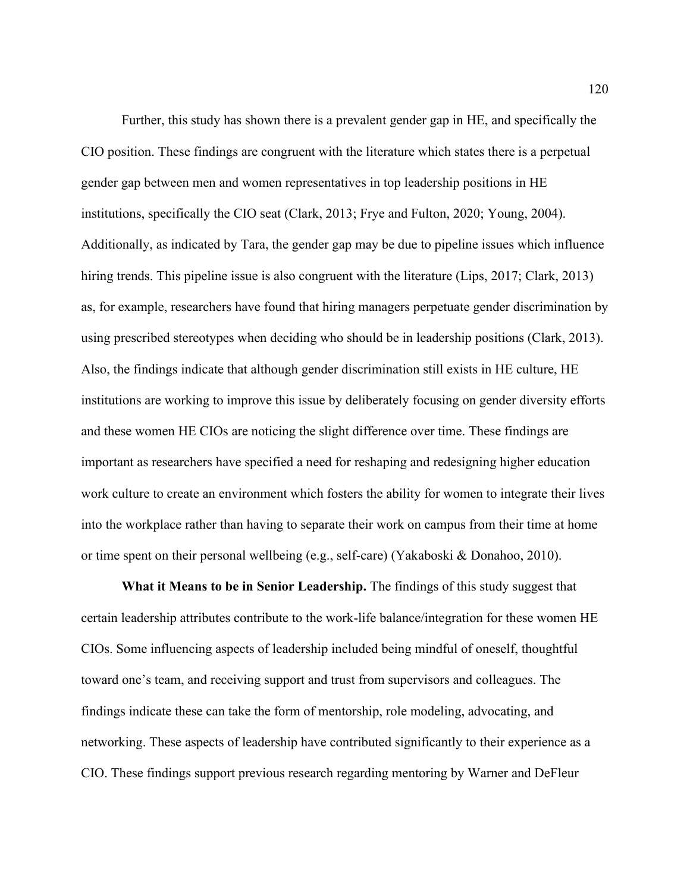Further, this study has shown there is a prevalent gender gap in HE, and specifically the CIO position. These findings are congruent with the literature which states there is a perpetual gender gap between men and women representatives in top leadership positions in HE institutions, specifically the CIO seat (Clark, 2013; Frye and Fulton, 2020; Young, 2004). Additionally, as indicated by Tara, the gender gap may be due to pipeline issues which influence hiring trends. This pipeline issue is also congruent with the literature (Lips, 2017; Clark, 2013) as, for example, researchers have found that hiring managers perpetuate gender discrimination by using prescribed stereotypes when deciding who should be in leadership positions (Clark, 2013). Also, the findings indicate that although gender discrimination still exists in HE culture, HE institutions are working to improve this issue by deliberately focusing on gender diversity efforts and these women HE CIOs are noticing the slight difference over time. These findings are important as researchers have specified a need for reshaping and redesigning higher education work culture to create an environment which fosters the ability for women to integrate their lives into the workplace rather than having to separate their work on campus from their time at home or time spent on their personal wellbeing (e.g., self-care) (Yakaboski & Donahoo, 2010).

**What it Means to be in Senior Leadership.** The findings of this study suggest that certain leadership attributes contribute to the work-life balance/integration for these women HE CIOs. Some influencing aspects of leadership included being mindful of oneself, thoughtful toward one's team, and receiving support and trust from supervisors and colleagues. The findings indicate these can take the form of mentorship, role modeling, advocating, and networking. These aspects of leadership have contributed significantly to their experience as a CIO. These findings support previous research regarding mentoring by Warner and DeFleur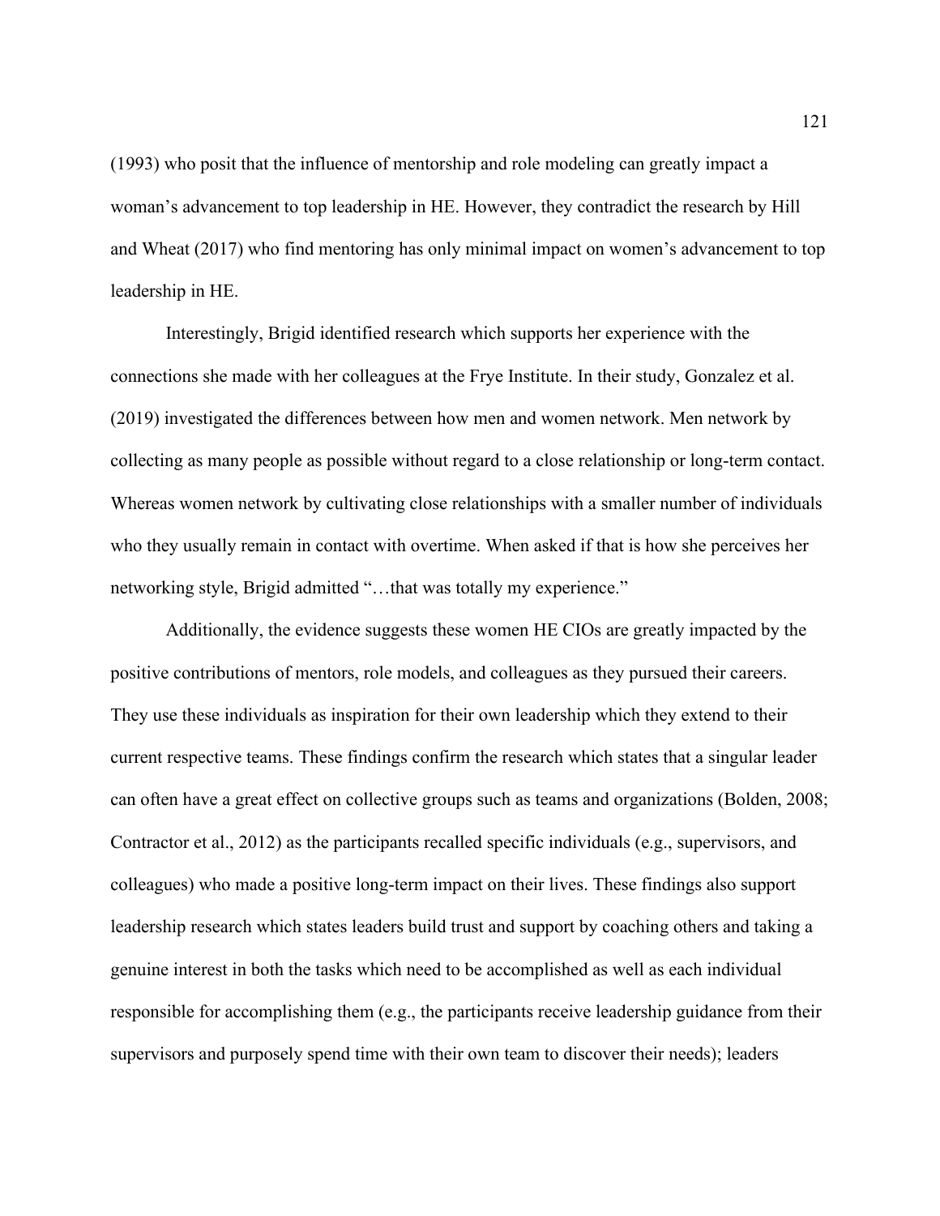(1993) who posit that the influence of mentorship and role modeling can greatly impact a woman's advancement to top leadership in HE. However, they contradict the research by Hill and Wheat (2017) who find mentoring has only minimal impact on women's advancement to top leadership in HE.

Interestingly, Brigid identified research which supports her experience with the connections she made with her colleagues at the Frye Institute. In their study, Gonzalez et al. (2019) investigated the differences between how men and women network. Men network by collecting as many people as possible without regard to a close relationship or long-term contact. Whereas women network by cultivating close relationships with a smaller number of individuals who they usually remain in contact with overtime. When asked if that is how she perceives her networking style, Brigid admitted "…that was totally my experience."

Additionally, the evidence suggests these women HE CIOs are greatly impacted by the positive contributions of mentors, role models, and colleagues as they pursued their careers. They use these individuals as inspiration for their own leadership which they extend to their current respective teams. These findings confirm the research which states that a singular leader can often have a great effect on collective groups such as teams and organizations (Bolden, 2008; Contractor et al., 2012) as the participants recalled specific individuals (e.g., supervisors, and colleagues) who made a positive long-term impact on their lives. These findings also support leadership research which states leaders build trust and support by coaching others and taking a genuine interest in both the tasks which need to be accomplished as well as each individual responsible for accomplishing them (e.g., the participants receive leadership guidance from their supervisors and purposely spend time with their own team to discover their needs); leaders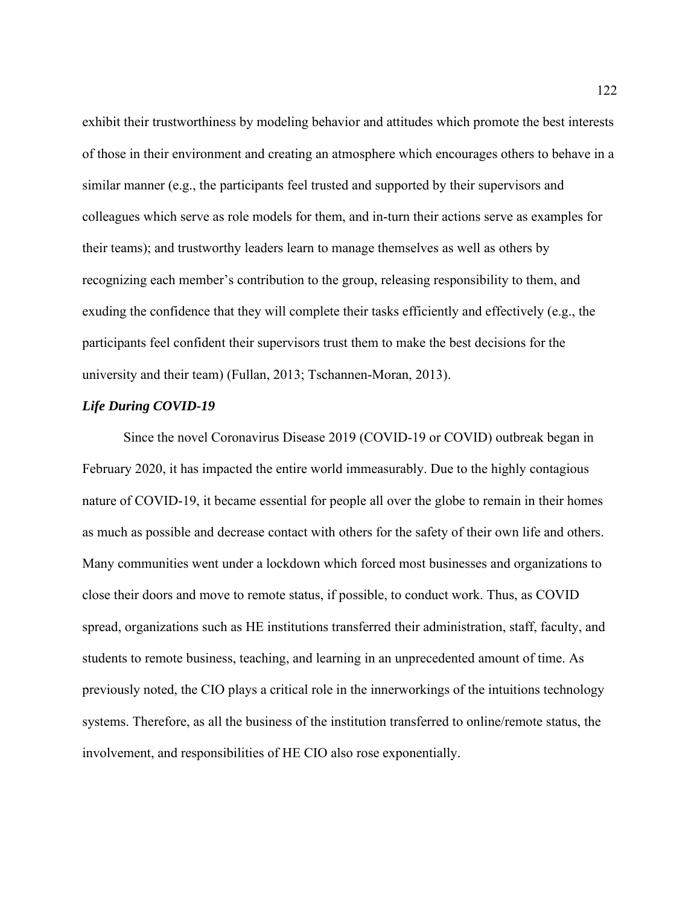exhibit their trustworthiness by modeling behavior and attitudes which promote the best interests of those in their environment and creating an atmosphere which encourages others to behave in a similar manner (e.g., the participants feel trusted and supported by their supervisors and colleagues which serve as role models for them, and in-turn their actions serve as examples for their teams); and trustworthy leaders learn to manage themselves as well as others by recognizing each member's contribution to the group, releasing responsibility to them, and exuding the confidence that they will complete their tasks efficiently and effectively (e.g., the participants feel confident their supervisors trust them to make the best decisions for the university and their team) (Fullan, 2013; Tschannen-Moran, 2013).

### ***Life During COVID-19***

Since the novel Coronavirus Disease 2019 (COVID-19 or COVID) outbreak began in February 2020, it has impacted the entire world immeasurably. Due to the highly contagious nature of COVID-19, it became essential for people all over the globe to remain in their homes as much as possible and decrease contact with others for the safety of their own life and others. Many communities went under a lockdown which forced most businesses and organizations to close their doors and move to remote status, if possible, to conduct work. Thus, as COVID spread, organizations such as HE institutions transferred their administration, staff, faculty, and students to remote business, teaching, and learning in an unprecedented amount of time. As previously noted, the CIO plays a critical role in the innerworkings of the intuitions technology systems. Therefore, as all the business of the institution transferred to online/remote status, the involvement, and responsibilities of HE CIO also rose exponentially.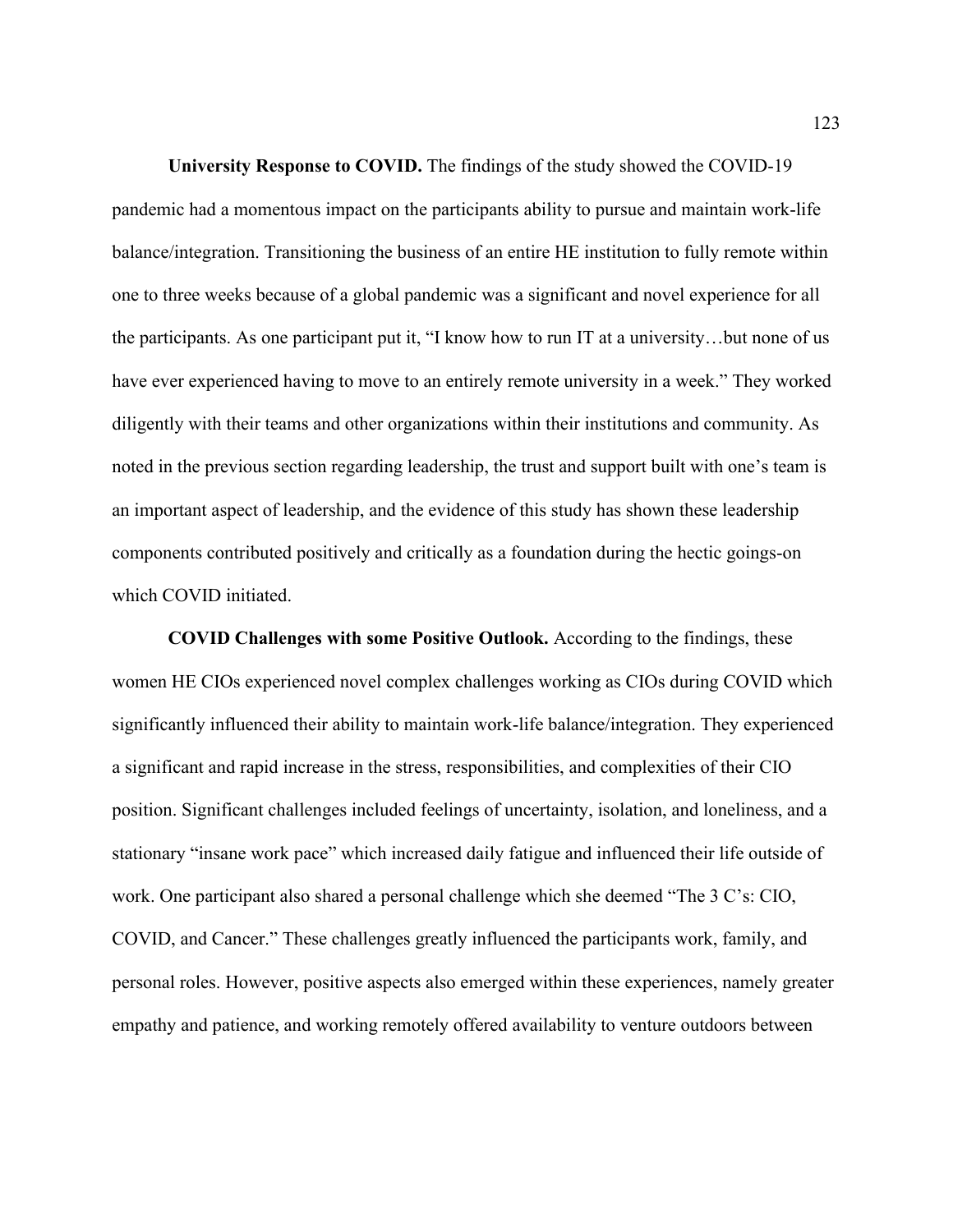**University Response to COVID.** The findings of the study showed the COVID-19 pandemic had a momentous impact on the participants ability to pursue and maintain work-life balance/integration. Transitioning the business of an entire HE institution to fully remote within one to three weeks because of a global pandemic was a significant and novel experience for all the participants. As one participant put it, "I know how to run IT at a university…but none of us have ever experienced having to move to an entirely remote university in a week." They worked diligently with their teams and other organizations within their institutions and community. As noted in the previous section regarding leadership, the trust and support built with one's team is an important aspect of leadership, and the evidence of this study has shown these leadership components contributed positively and critically as a foundation during the hectic goings-on which COVID initiated.

**COVID Challenges with some Positive Outlook.** According to the findings, these women HE CIOs experienced novel complex challenges working as CIOs during COVID which significantly influenced their ability to maintain work-life balance/integration. They experienced a significant and rapid increase in the stress, responsibilities, and complexities of their CIO position. Significant challenges included feelings of uncertainty, isolation, and loneliness, and a stationary "insane work pace" which increased daily fatigue and influenced their life outside of work. One participant also shared a personal challenge which she deemed "The 3 C's: CIO, COVID, and Cancer." These challenges greatly influenced the participants work, family, and personal roles. However, positive aspects also emerged within these experiences, namely greater empathy and patience, and working remotely offered availability to venture outdoors between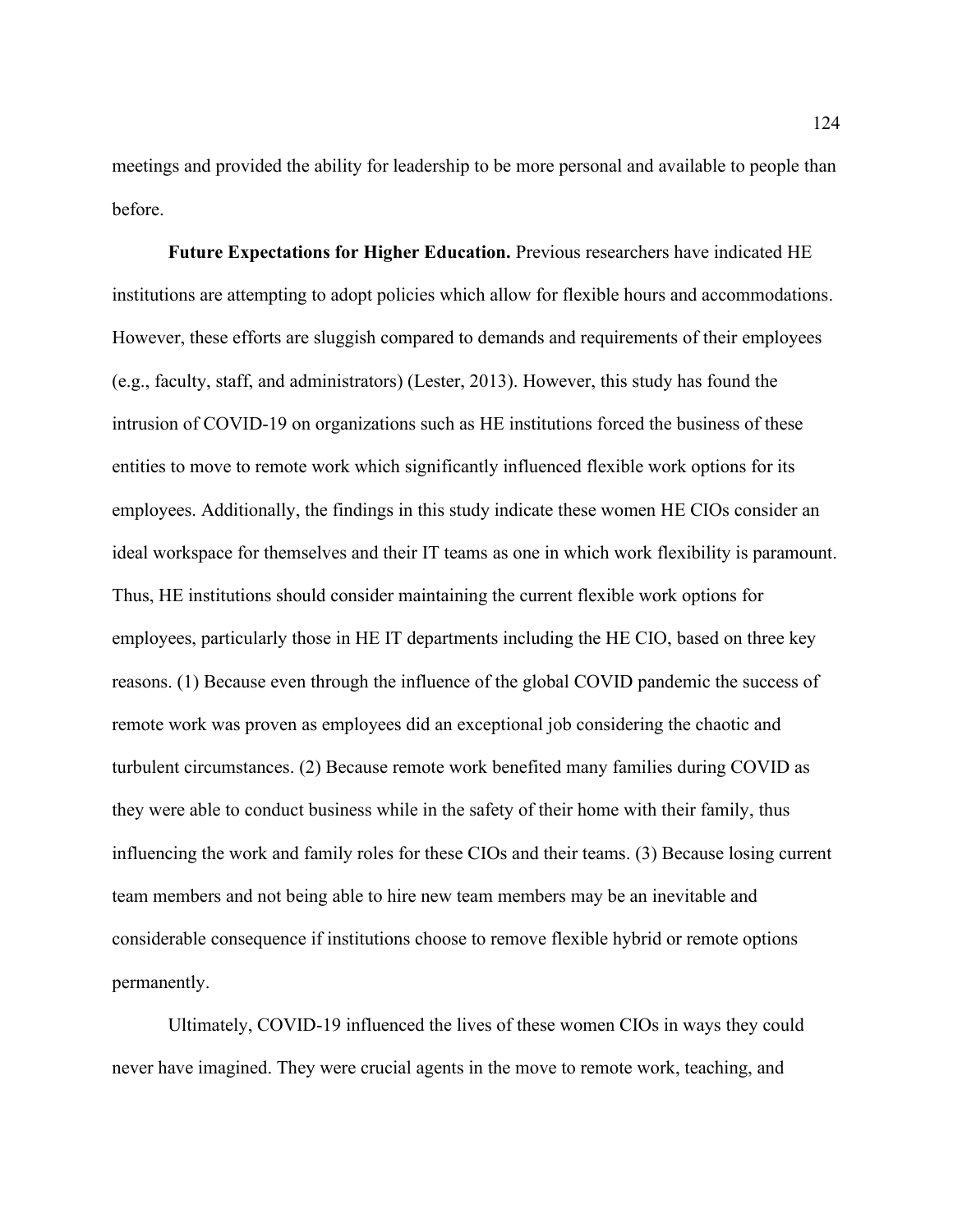meetings and provided the ability for leadership to be more personal and available to people than before.

**Future Expectations for Higher Education.** Previous researchers have indicated HE institutions are attempting to adopt policies which allow for flexible hours and accommodations. However, these efforts are sluggish compared to demands and requirements of their employees (e.g., faculty, staff, and administrators) (Lester, 2013). However, this study has found the intrusion of COVID-19 on organizations such as HE institutions forced the business of these entities to move to remote work which significantly influenced flexible work options for its employees. Additionally, the findings in this study indicate these women HE CIOs consider an ideal workspace for themselves and their IT teams as one in which work flexibility is paramount. Thus, HE institutions should consider maintaining the current flexible work options for employees, particularly those in HE IT departments including the HE CIO, based on three key reasons. (1) Because even through the influence of the global COVID pandemic the success of remote work was proven as employees did an exceptional job considering the chaotic and turbulent circumstances. (2) Because remote work benefited many families during COVID as they were able to conduct business while in the safety of their home with their family, thus influencing the work and family roles for these CIOs and their teams. (3) Because losing current team members and not being able to hire new team members may be an inevitable and considerable consequence if institutions choose to remove flexible hybrid or remote options permanently.

Ultimately, COVID-19 influenced the lives of these women CIOs in ways they could never have imagined. They were crucial agents in the move to remote work, teaching, and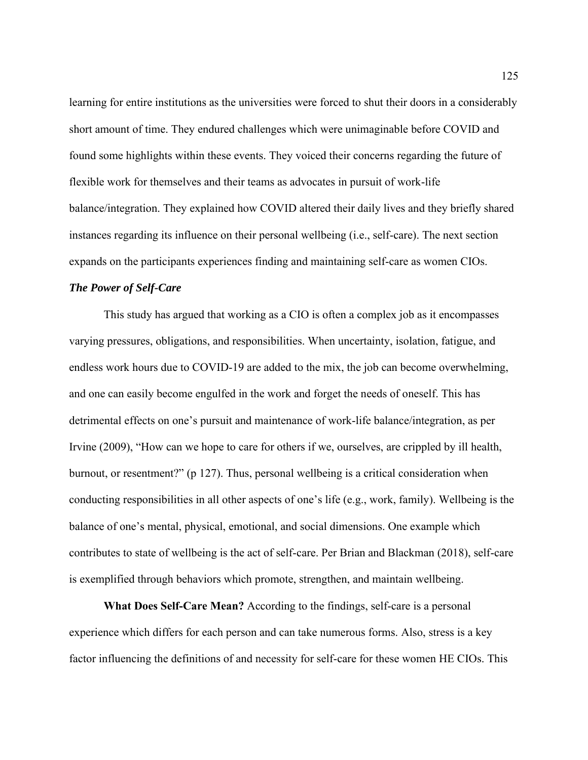learning for entire institutions as the universities were forced to shut their doors in a considerably short amount of time. They endured challenges which were unimaginable before COVID and found some highlights within these events. They voiced their concerns regarding the future of flexible work for themselves and their teams as advocates in pursuit of work-life balance/integration. They explained how COVID altered their daily lives and they briefly shared instances regarding its influence on their personal wellbeing (i.e., self-care). The next section expands on the participants experiences finding and maintaining self-care as women CIOs.

### ***The Power of Self-Care***

This study has argued that working as a CIO is often a complex job as it encompasses varying pressures, obligations, and responsibilities. When uncertainty, isolation, fatigue, and endless work hours due to COVID-19 are added to the mix, the job can become overwhelming, and one can easily become engulfed in the work and forget the needs of oneself. This has detrimental effects on one's pursuit and maintenance of work-life balance/integration, as per Irvine (2009), "How can we hope to care for others if we, ourselves, are crippled by ill health, burnout, or resentment?" (p 127). Thus, personal wellbeing is a critical consideration when conducting responsibilities in all other aspects of one's life (e.g., work, family). Wellbeing is the balance of one's mental, physical, emotional, and social dimensions. One example which contributes to state of wellbeing is the act of self-care. Per Brian and Blackman (2018), self-care is exemplified through behaviors which promote, strengthen, and maintain wellbeing.

**What Does Self-Care Mean?** According to the findings, self-care is a personal experience which differs for each person and can take numerous forms. Also, stress is a key factor influencing the definitions of and necessity for self-care for these women HE CIOs. This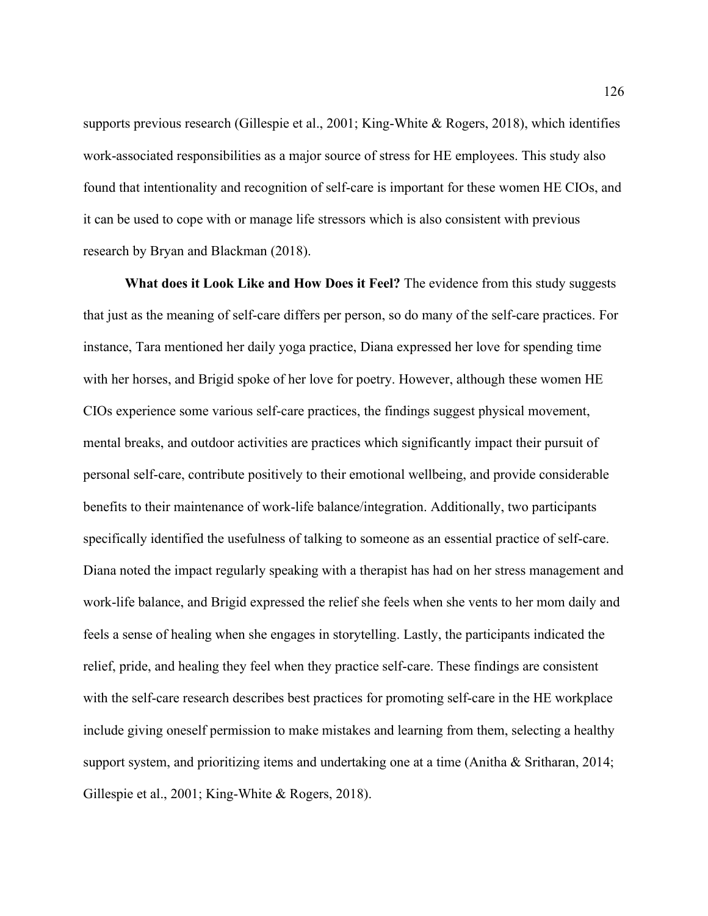supports previous research (Gillespie et al., 2001; King-White & Rogers, 2018), which identifies work-associated responsibilities as a major source of stress for HE employees. This study also found that intentionality and recognition of self-care is important for these women HE CIOs, and it can be used to cope with or manage life stressors which is also consistent with previous research by Bryan and Blackman (2018).

**What does it Look Like and How Does it Feel?** The evidence from this study suggests that just as the meaning of self-care differs per person, so do many of the self-care practices. For instance, Tara mentioned her daily yoga practice, Diana expressed her love for spending time with her horses, and Brigid spoke of her love for poetry. However, although these women HE CIOs experience some various self-care practices, the findings suggest physical movement, mental breaks, and outdoor activities are practices which significantly impact their pursuit of personal self-care, contribute positively to their emotional wellbeing, and provide considerable benefits to their maintenance of work-life balance/integration. Additionally, two participants specifically identified the usefulness of talking to someone as an essential practice of self-care. Diana noted the impact regularly speaking with a therapist has had on her stress management and work-life balance, and Brigid expressed the relief she feels when she vents to her mom daily and feels a sense of healing when she engages in storytelling. Lastly, the participants indicated the relief, pride, and healing they feel when they practice self-care. These findings are consistent with the self-care research describes best practices for promoting self-care in the HE workplace include giving oneself permission to make mistakes and learning from them, selecting a healthy support system, and prioritizing items and undertaking one at a time (Anitha & Sritharan, 2014; Gillespie et al., 2001; King-White & Rogers, 2018).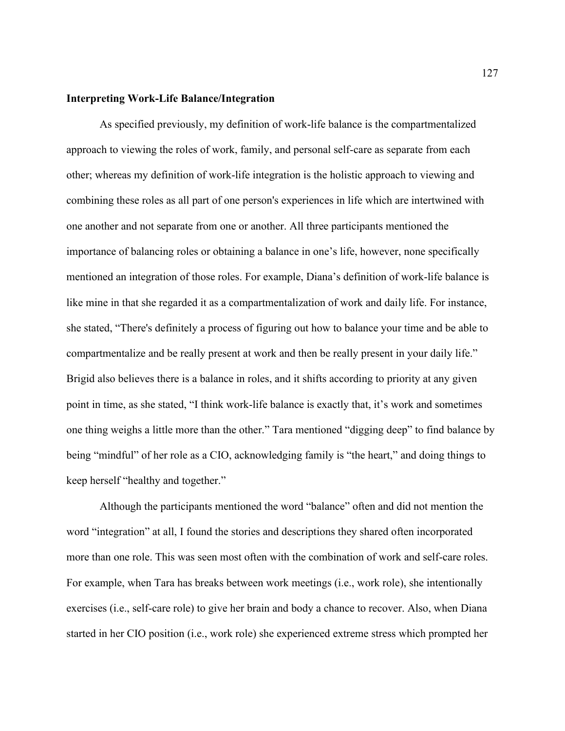**Interpreting Work-Life Balance/Integration**

As specified previously, my definition of work-life balance is the compartmentalized approach to viewing the roles of work, family, and personal self-care as separate from each other; whereas my definition of work-life integration is the holistic approach to viewing and combining these roles as all part of one person's experiences in life which are intertwined with one another and not separate from one or another. All three participants mentioned the importance of balancing roles or obtaining a balance in one's life, however, none specifically mentioned an integration of those roles. For example, Diana's definition of work-life balance is like mine in that she regarded it as a compartmentalization of work and daily life. For instance, she stated, "There's definitely a process of figuring out how to balance your time and be able to compartmentalize and be really present at work and then be really present in your daily life." Brigid also believes there is a balance in roles, and it shifts according to priority at any given point in time, as she stated, "I think work-life balance is exactly that, it's work and sometimes one thing weighs a little more than the other." Tara mentioned "digging deep" to find balance by being "mindful" of her role as a CIO, acknowledging family is "the heart," and doing things to keep herself "healthy and together."

Although the participants mentioned the word "balance" often and did not mention the word "integration" at all, I found the stories and descriptions they shared often incorporated more than one role. This was seen most often with the combination of work and self-care roles. For example, when Tara has breaks between work meetings (i.e., work role), she intentionally exercises (i.e., self-care role) to give her brain and body a chance to recover. Also, when Diana started in her CIO position (i.e., work role) she experienced extreme stress which prompted her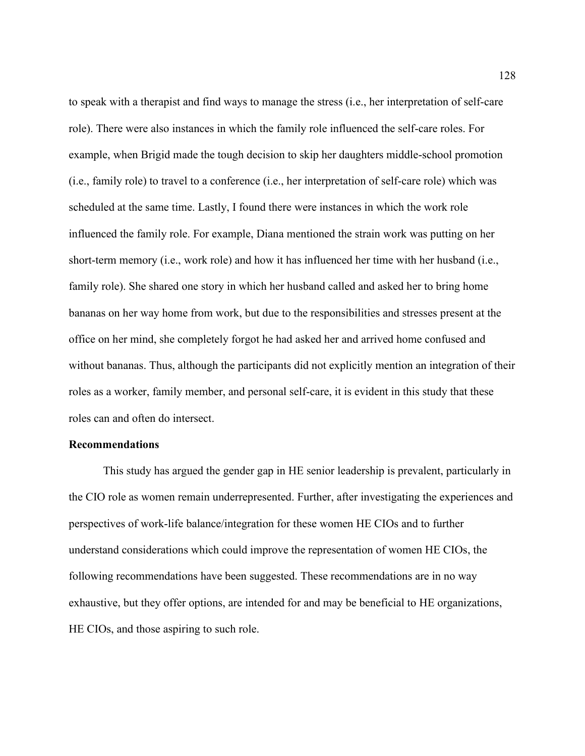to speak with a therapist and find ways to manage the stress (i.e., her interpretation of self-care role). There were also instances in which the family role influenced the self-care roles. For example, when Brigid made the tough decision to skip her daughters middle-school promotion (i.e., family role) to travel to a conference (i.e., her interpretation of self-care role) which was scheduled at the same time. Lastly, I found there were instances in which the work role influenced the family role. For example, Diana mentioned the strain work was putting on her short-term memory (i.e., work role) and how it has influenced her time with her husband (i.e., family role). She shared one story in which her husband called and asked her to bring home bananas on her way home from work, but due to the responsibilities and stresses present at the office on her mind, she completely forgot he had asked her and arrived home confused and without bananas. Thus, although the participants did not explicitly mention an integration of their roles as a worker, family member, and personal self-care, it is evident in this study that these roles can and often do intersect.

## Recommendations

This study has argued the gender gap in HE senior leadership is prevalent, particularly in the CIO role as women remain underrepresented. Further, after investigating the experiences and perspectives of work-life balance/integration for these women HE CIOs and to further understand considerations which could improve the representation of women HE CIOs, the following recommendations have been suggested. These recommendations are in no way exhaustive, but they offer options, are intended for and may be beneficial to HE organizations, HE CIOs, and those aspiring to such role.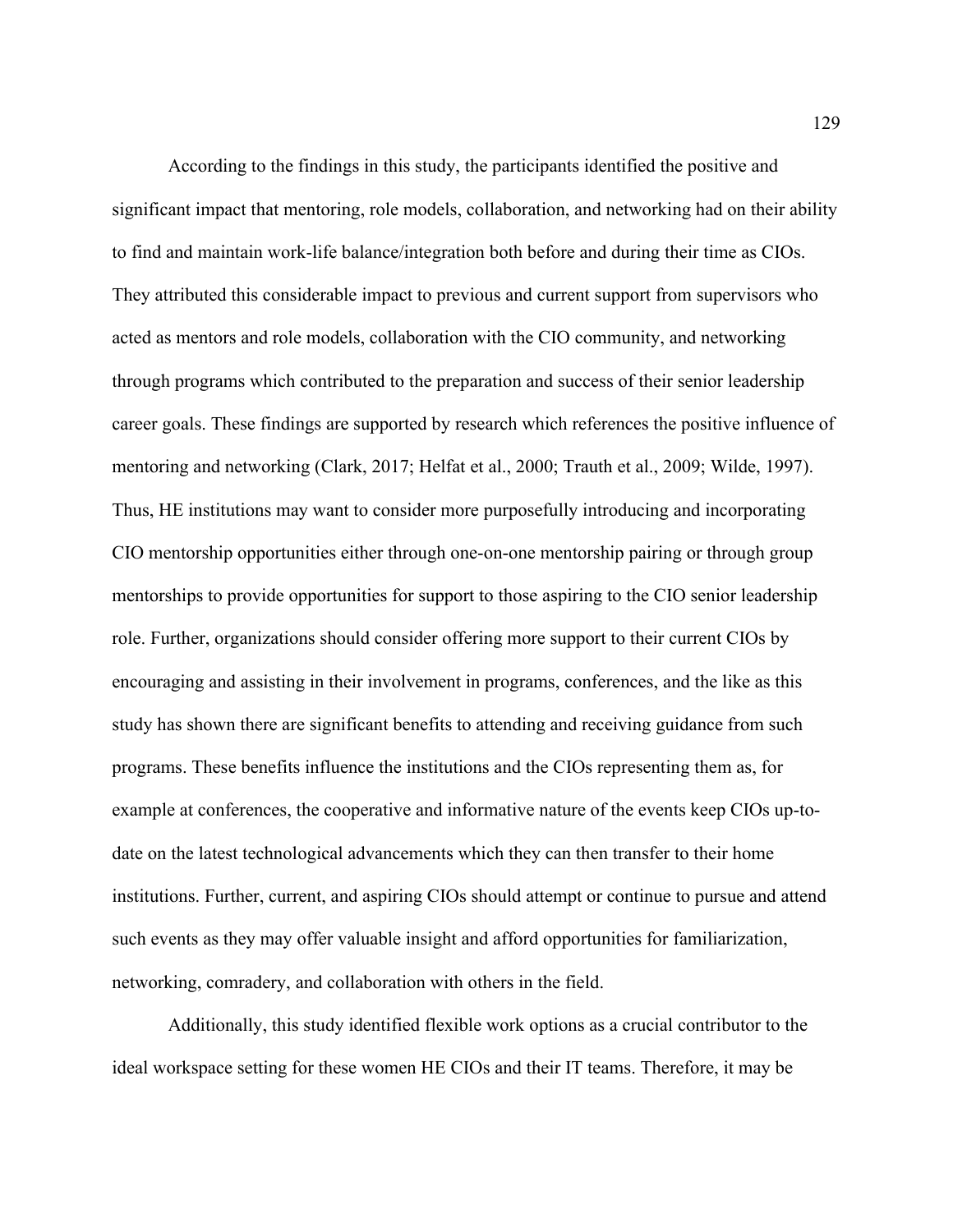According to the findings in this study, the participants identified the positive and significant impact that mentoring, role models, collaboration, and networking had on their ability to find and maintain work-life balance/integration both before and during their time as CIOs. They attributed this considerable impact to previous and current support from supervisors who acted as mentors and role models, collaboration with the CIO community, and networking through programs which contributed to the preparation and success of their senior leadership career goals. These findings are supported by research which references the positive influence of mentoring and networking (Clark, 2017; Helfat et al., 2000; Trauth et al., 2009; Wilde, 1997). Thus, HE institutions may want to consider more purposefully introducing and incorporating CIO mentorship opportunities either through one-on-one mentorship pairing or through group mentorships to provide opportunities for support to those aspiring to the CIO senior leadership role. Further, organizations should consider offering more support to their current CIOs by encouraging and assisting in their involvement in programs, conferences, and the like as this study has shown there are significant benefits to attending and receiving guidance from such programs. These benefits influence the institutions and the CIOs representing them as, for example at conferences, the cooperative and informative nature of the events keep CIOs up-to-date on the latest technological advancements which they can then transfer to their home institutions. Further, current, and aspiring CIOs should attempt or continue to pursue and attend such events as they may offer valuable insight and afford opportunities for familiarization, networking, comradery, and collaboration with others in the field.

Additionally, this study identified flexible work options as a crucial contributor to the ideal workspace setting for these women HE CIOs and their IT teams. Therefore, it may be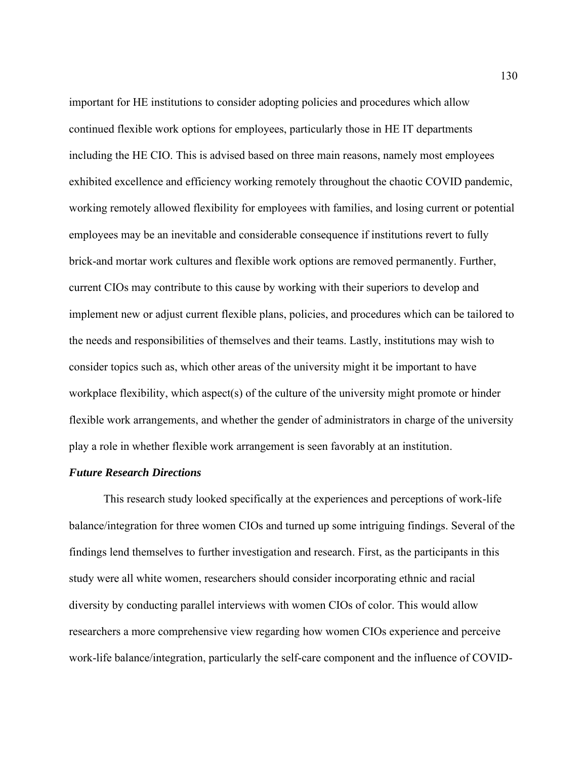important for HE institutions to consider adopting policies and procedures which allow continued flexible work options for employees, particularly those in HE IT departments including the HE CIO. This is advised based on three main reasons, namely most employees exhibited excellence and efficiency working remotely throughout the chaotic COVID pandemic, working remotely allowed flexibility for employees with families, and losing current or potential employees may be an inevitable and considerable consequence if institutions revert to fully brick-and mortar work cultures and flexible work options are removed permanently. Further, current CIOs may contribute to this cause by working with their superiors to develop and implement new or adjust current flexible plans, policies, and procedures which can be tailored to the needs and responsibilities of themselves and their teams. Lastly, institutions may wish to consider topics such as, which other areas of the university might it be important to have workplace flexibility, which aspect(s) of the culture of the university might promote or hinder flexible work arrangements, and whether the gender of administrators in charge of the university play a role in whether flexible work arrangement is seen favorably at an institution.

***Future Research Directions***

This research study looked specifically at the experiences and perceptions of work-life balance/integration for three women CIOs and turned up some intriguing findings. Several of the findings lend themselves to further investigation and research. First, as the participants in this study were all white women, researchers should consider incorporating ethnic and racial diversity by conducting parallel interviews with women CIOs of color. This would allow researchers a more comprehensive view regarding how women CIOs experience and perceive work-life balance/integration, particularly the self-care component and the influence of COVID-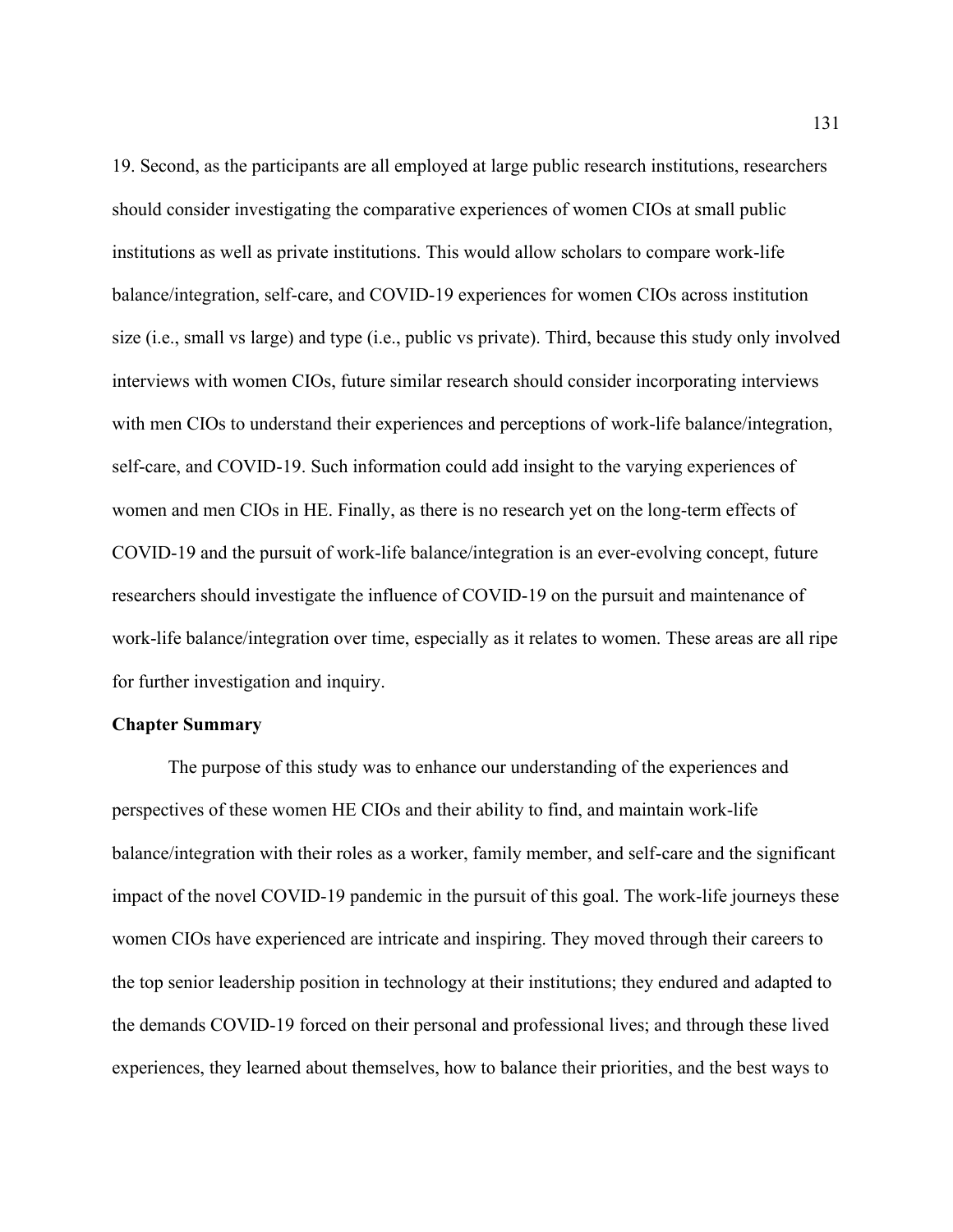19. Second, as the participants are all employed at large public research institutions, researchers should consider investigating the comparative experiences of women CIOs at small public institutions as well as private institutions. This would allow scholars to compare work-life balance/integration, self-care, and COVID-19 experiences for women CIOs across institution size (i.e., small vs large) and type (i.e., public vs private). Third, because this study only involved interviews with women CIOs, future similar research should consider incorporating interviews with men CIOs to understand their experiences and perceptions of work-life balance/integration, self-care, and COVID-19. Such information could add insight to the varying experiences of women and men CIOs in HE. Finally, as there is no research yet on the long-term effects of COVID-19 and the pursuit of work-life balance/integration is an ever-evolving concept, future researchers should investigate the influence of COVID-19 on the pursuit and maintenance of work-life balance/integration over time, especially as it relates to women. These areas are all ripe for further investigation and inquiry.

## Chapter Summary

The purpose of this study was to enhance our understanding of the experiences and perspectives of these women HE CIOs and their ability to find, and maintain work-life balance/integration with their roles as a worker, family member, and self-care and the significant impact of the novel COVID-19 pandemic in the pursuit of this goal. The work-life journeys these women CIOs have experienced are intricate and inspiring. They moved through their careers to the top senior leadership position in technology at their institutions; they endured and adapted to the demands COVID-19 forced on their personal and professional lives; and through these lived experiences, they learned about themselves, how to balance their priorities, and the best ways to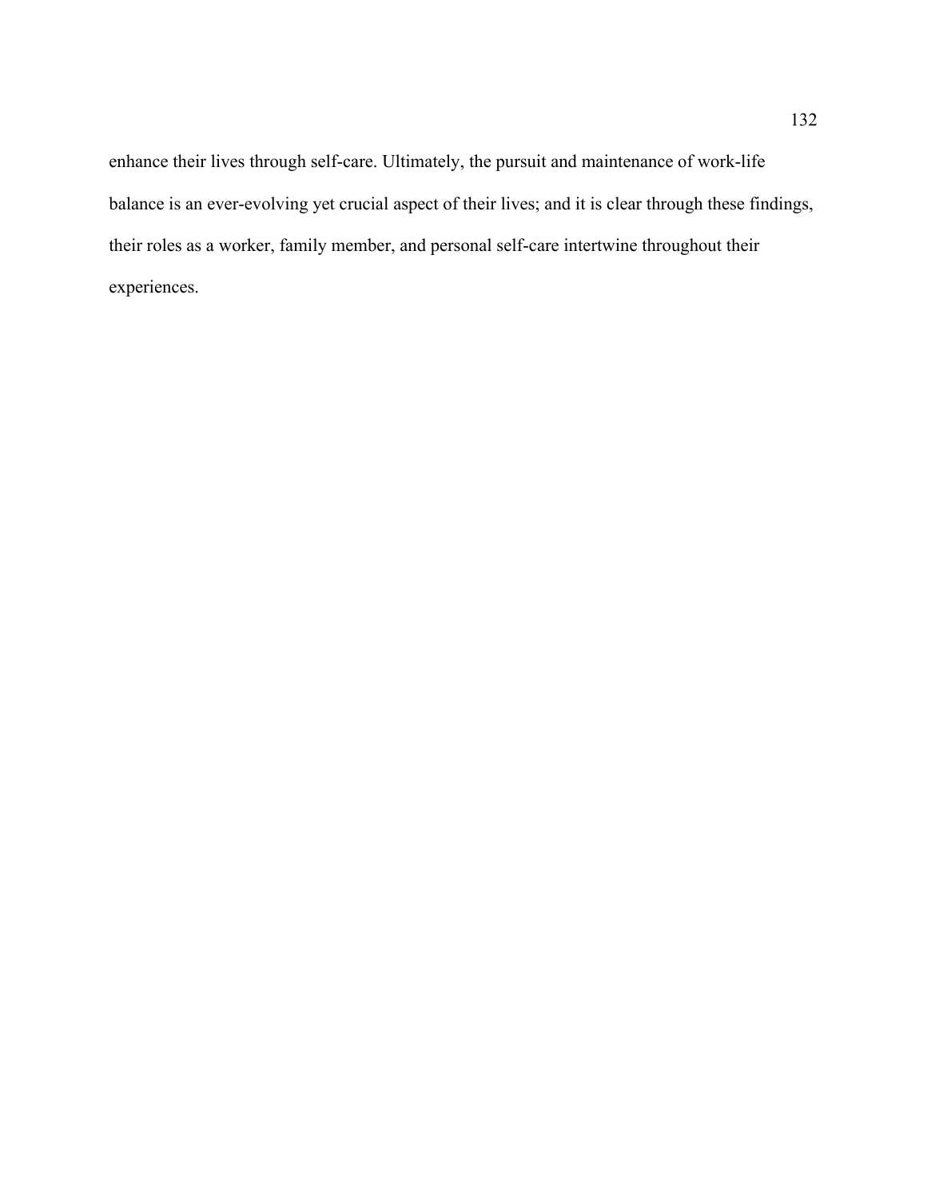enhance their lives through self-care. Ultimately, the pursuit and maintenance of work-life balance is an ever-evolving yet crucial aspect of their lives; and it is clear through these findings, their roles as a worker, family member, and personal self-care intertwine throughout their experiences.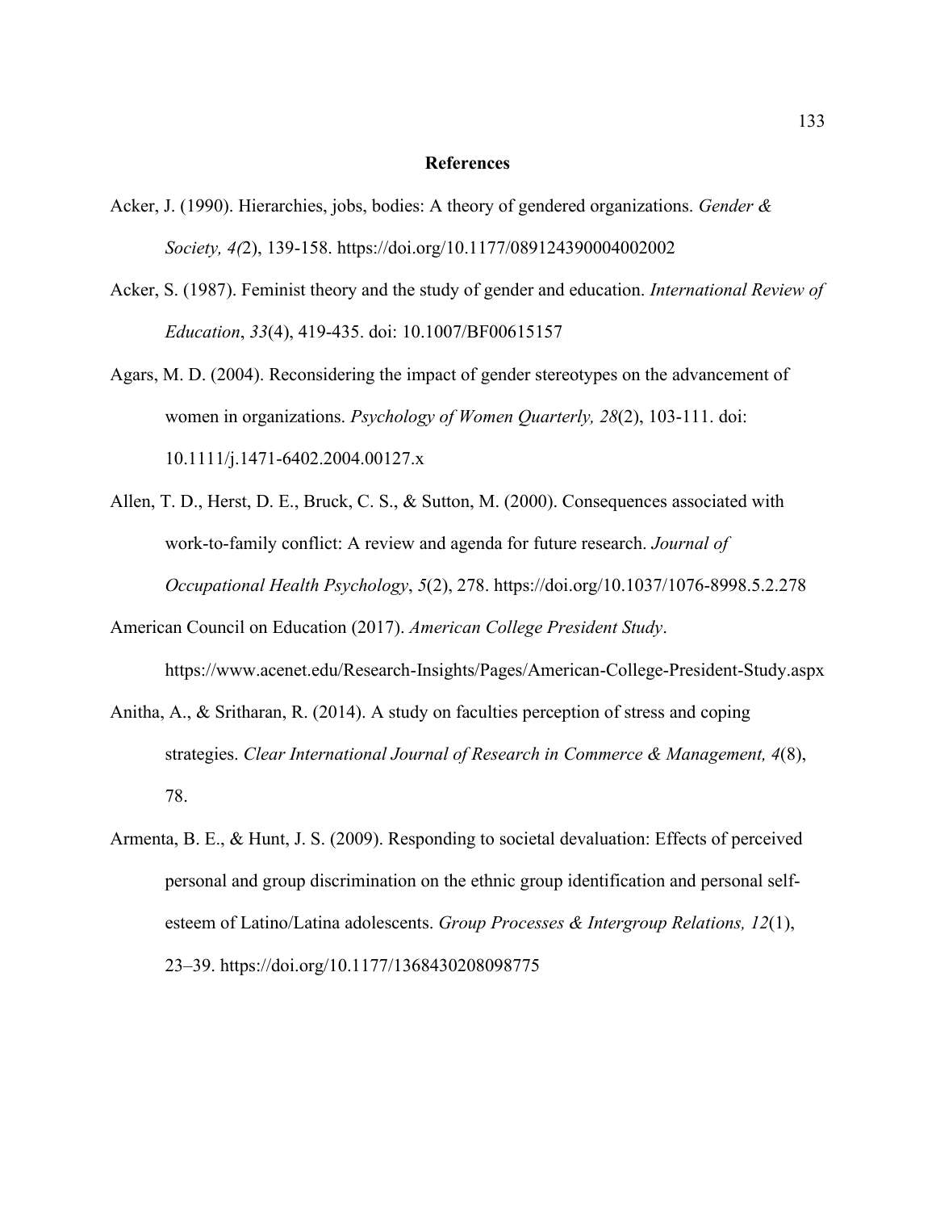# References

Acker, J. (1990). Hierarchies, jobs, bodies: A theory of gendered organizations. *Gender & Society, 4(*2), 139-158. https://doi.org/10.1177/089124390004002002

Acker, S. (1987). Feminist theory and the study of gender and education. *International Review of Education*, *33*(4), 419-435. doi: 10.1007/BF00615157

Agars, M. D. (2004). Reconsidering the impact of gender stereotypes on the advancement of women in organizations. *Psychology of Women Quarterly, 28*(2), 103-111. doi: 10.1111/j.1471-6402.2004.00127.x

Allen, T. D., Herst, D. E., Bruck, C. S., & Sutton, M. (2000). Consequences associated with work-to-family conflict: A review and agenda for future research. *Journal of Occupational Health Psychology*, *5*(2), 278. https://doi.org/10.1037/1076-8998.5.2.278

American Council on Education (2017). *American College President Study*. https://www.acenet.edu/Research-Insights/Pages/American-College-President-Study.aspx

Anitha, A., & Sritharan, R. (2014). A study on faculties perception of stress and coping strategies. *Clear International Journal of Research in Commerce & Management, 4*(8), 78.

Armenta, B. E., & Hunt, J. S. (2009). Responding to societal devaluation: Effects of perceived personal and group discrimination on the ethnic group identification and personal self-esteem of Latino/Latina adolescents. *Group Processes & Intergroup Relations, 12*(1), 23–39. https://doi.org/10.1177/1368430208098775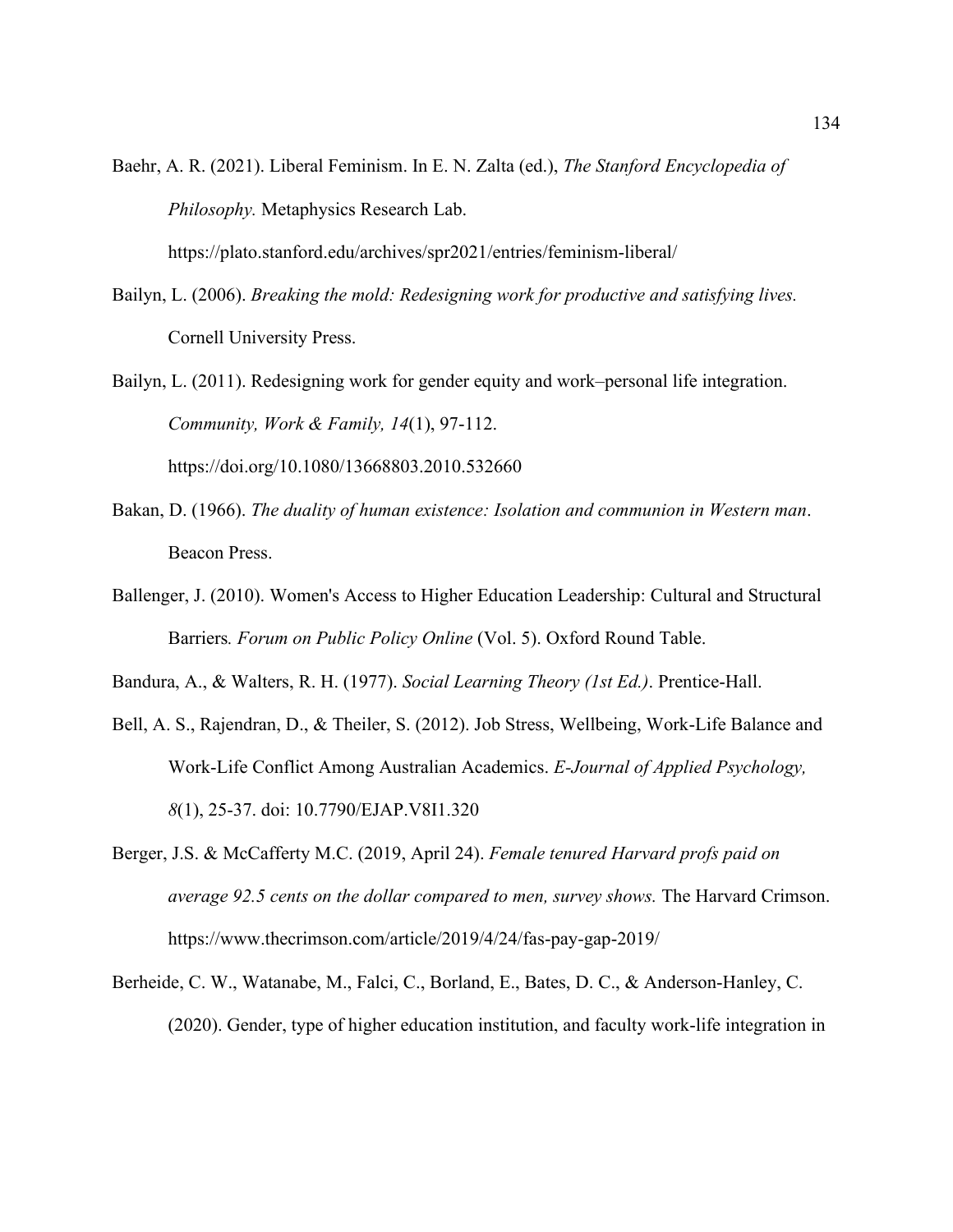Baehr, A. R. (2021). Liberal Feminism. In E. N. Zalta (ed.), *The Stanford Encyclopedia of Philosophy.* Metaphysics Research Lab. https://plato.stanford.edu/archives/spr2021/entries/feminism-liberal/

Bailyn, L. (2006). *Breaking the mold: Redesigning work for productive and satisfying lives.* Cornell University Press.

Bailyn, L. (2011). Redesigning work for gender equity and work–personal life integration. *Community, Work & Family, 14*(1), 97-112. https://doi.org/10.1080/13668803.2010.532660

Bakan, D. (1966). *The duality of human existence: Isolation and communion in Western man*. Beacon Press.

Ballenger, J. (2010). Women's Access to Higher Education Leadership: Cultural and Structural Barriers*. Forum on Public Policy Online* (Vol. 5). Oxford Round Table.

Bandura, A., & Walters, R. H. (1977). *Social Learning Theory (1st Ed.)*. Prentice-Hall.

Bell, A. S., Rajendran, D., & Theiler, S. (2012). Job Stress, Wellbeing, Work-Life Balance and Work-Life Conflict Among Australian Academics. *E-Journal of Applied Psychology, 8*(1), 25-37. doi: 10.7790/EJAP.V8I1.320

Berger, J.S. & McCafferty M.C. (2019, April 24). *Female tenured Harvard profs paid on average 92.5 cents on the dollar compared to men, survey shows.* The Harvard Crimson. https://www.thecrimson.com/article/2019/4/24/fas-pay-gap-2019/

Berheide, C. W., Watanabe, M., Falci, C., Borland, E., Bates, D. C., & Anderson-Hanley, C. (2020). Gender, type of higher education institution, and faculty work-life integration in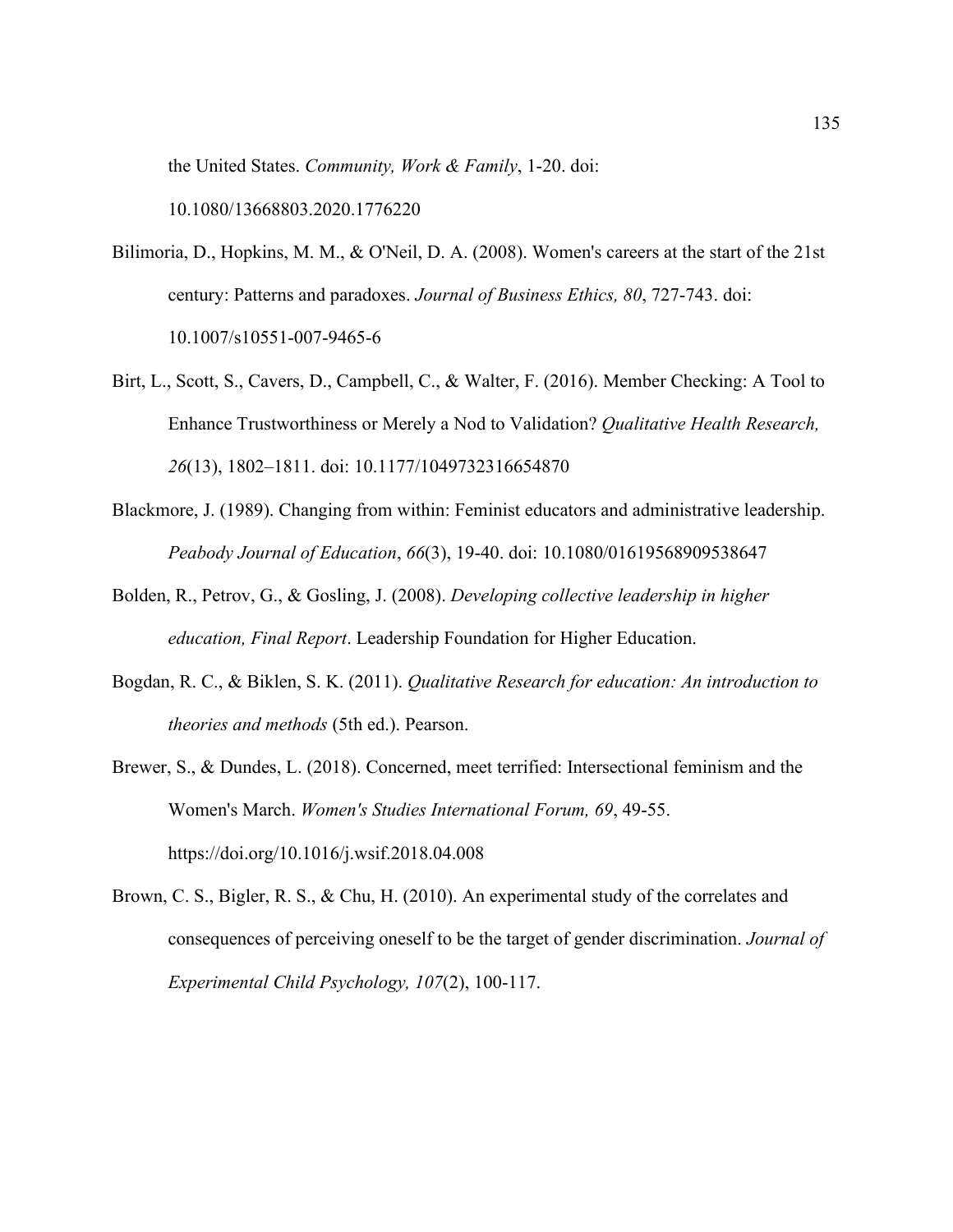the United States. *Community, Work & Family*, 1-20. doi: 10.1080/13668803.2020.1776220

Bilimoria, D., Hopkins, M. M., & O'Neil, D. A. (2008). Women's careers at the start of the 21st century: Patterns and paradoxes. *Journal of Business Ethics, 80*, 727-743. doi: 10.1007/s10551-007-9465-6

Birt, L., Scott, S., Cavers, D., Campbell, C., & Walter, F. (2016). Member Checking: A Tool to Enhance Trustworthiness or Merely a Nod to Validation? *Qualitative Health Research, 26*(13), 1802–1811. doi: 10.1177/1049732316654870

Blackmore, J. (1989). Changing from within: Feminist educators and administrative leadership. *Peabody Journal of Education*, *66*(3), 19-40. doi: 10.1080/01619568909538647

Bolden, R., Petrov, G., & Gosling, J. (2008). *Developing collective leadership in higher education, Final Report*. Leadership Foundation for Higher Education.

Bogdan, R. C., & Biklen, S. K. (2011). *Qualitative Research for education: An introduction to theories and methods* (5th ed.). Pearson.

Brewer, S., & Dundes, L. (2018). Concerned, meet terrified: Intersectional feminism and the Women's March. *Women's Studies International Forum, 69*, 49-55. https://doi.org/10.1016/j.wsif.2018.04.008

Brown, C. S., Bigler, R. S., & Chu, H. (2010). An experimental study of the correlates and consequences of perceiving oneself to be the target of gender discrimination. *Journal of Experimental Child Psychology, 107*(2), 100-117.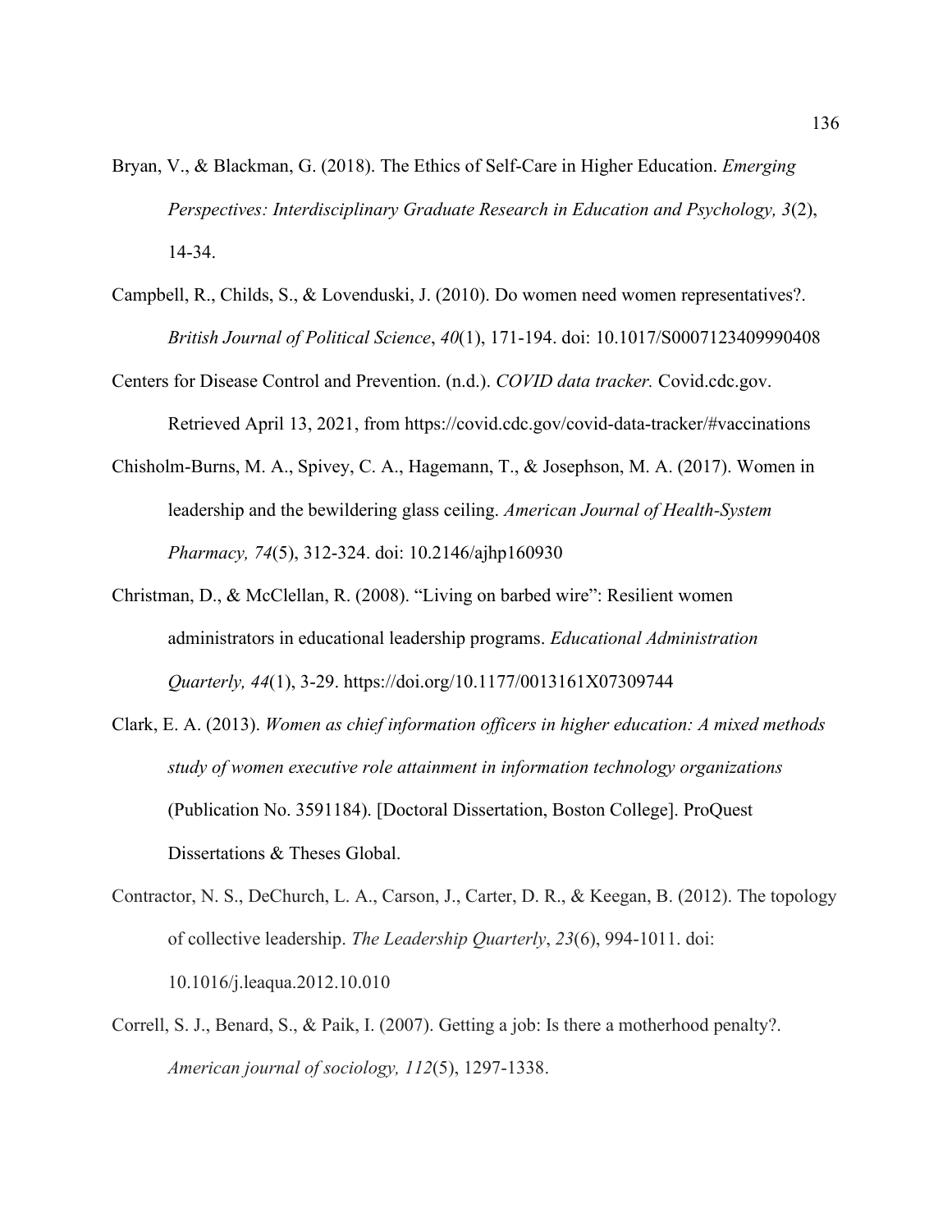Bryan, V., & Blackman, G. (2018). The Ethics of Self-Care in Higher Education. *Emerging Perspectives: Interdisciplinary Graduate Research in Education and Psychology, 3*(2), 14-34.

Campbell, R., Childs, S., & Lovenduski, J. (2010). Do women need women representatives?. *British Journal of Political Science*, *40*(1), 171-194. doi: 10.1017/S0007123409990408

Centers for Disease Control and Prevention. (n.d.). *COVID data tracker.* Covid.cdc.gov. Retrieved April 13, 2021, from https://covid.cdc.gov/covid-data-tracker/#vaccinations

Chisholm-Burns, M. A., Spivey, C. A., Hagemann, T., & Josephson, M. A. (2017). Women in leadership and the bewildering glass ceiling. *American Journal of Health-System Pharmacy, 74*(5), 312-324. doi: 10.2146/ajhp160930

Christman, D., & McClellan, R. (2008). "Living on barbed wire": Resilient women administrators in educational leadership programs. *Educational Administration Quarterly, 44*(1), 3-29. https://doi.org/10.1177/0013161X07309744

Clark, E. A. (2013). *Women as chief information officers in higher education: A mixed methods study of women executive role attainment in information technology organizations* (Publication No. 3591184). [Doctoral Dissertation, Boston College]. ProQuest Dissertations & Theses Global.

Contractor, N. S., DeChurch, L. A., Carson, J., Carter, D. R., & Keegan, B. (2012). The topology of collective leadership. *The Leadership Quarterly*, *23*(6), 994-1011. doi: 10.1016/j.leaqua.2012.10.010

Correll, S. J., Benard, S., & Paik, I. (2007). Getting a job: Is there a motherhood penalty?. *American journal of sociology, 112*(5), 1297-1338.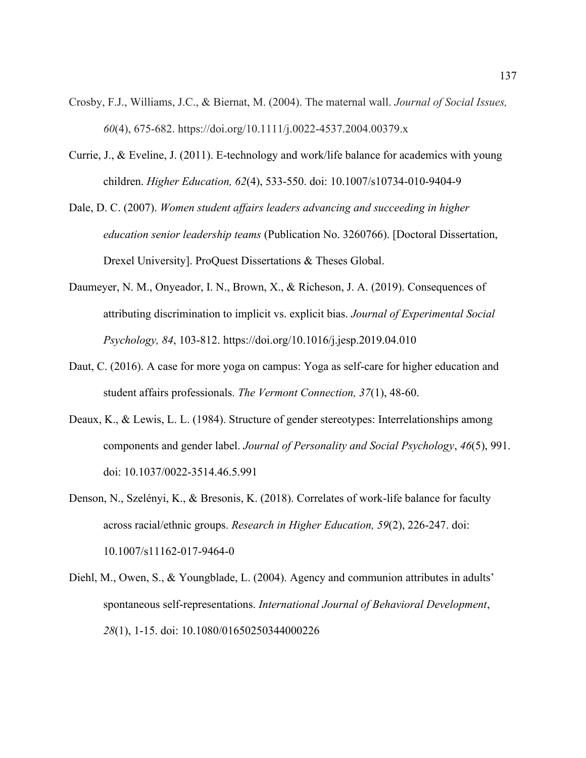Crosby, F.J., Williams, J.C., & Biernat, M. (2004). The maternal wall. *Journal of Social Issues, 60*(4), 675-682. https://doi.org/10.1111/j.0022-4537.2004.00379.x

Currie, J., & Eveline, J. (2011). E-technology and work/life balance for academics with young children. *Higher Education, 62*(4), 533-550. doi: 10.1007/s10734-010-9404-9

Dale, D. C. (2007). *Women student affairs leaders advancing and succeeding in higher education senior leadership teams* (Publication No. 3260766). [Doctoral Dissertation, Drexel University]. ProQuest Dissertations & Theses Global.

Daumeyer, N. M., Onyeador, I. N., Brown, X., & Richeson, J. A. (2019). Consequences of attributing discrimination to implicit vs. explicit bias. *Journal of Experimental Social Psychology, 84*, 103-812. https://doi.org/10.1016/j.jesp.2019.04.010

Daut, C. (2016). A case for more yoga on campus: Yoga as self-care for higher education and student affairs professionals. *The Vermont Connection, 37*(1), 48-60.

Deaux, K., & Lewis, L. L. (1984). Structure of gender stereotypes: Interrelationships among components and gender label. *Journal of Personality and Social Psychology*, *46*(5), 991. doi: 10.1037/0022-3514.46.5.991

Denson, N., Szelényi, K., & Bresonis, K. (2018). Correlates of work-life balance for faculty across racial/ethnic groups. *Research in Higher Education, 59*(2), 226-247. doi: 10.1007/s11162-017-9464-0

Diehl, M., Owen, S., & Youngblade, L. (2004). Agency and communion attributes in adults' spontaneous self-representations. *International Journal of Behavioral Development*, *28*(1), 1-15. doi: 10.1080/01650250344000226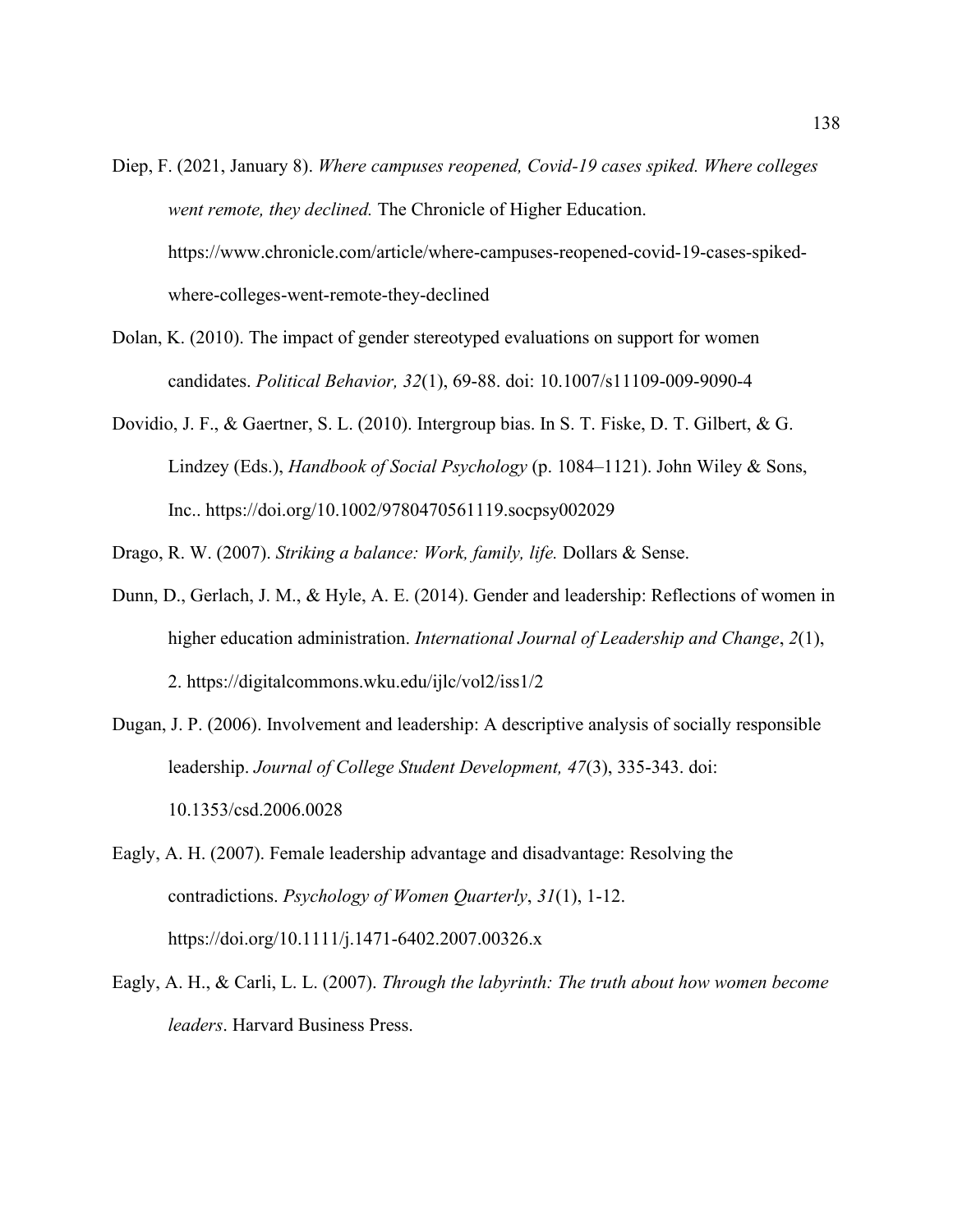Diep, F. (2021, January 8). *Where campuses reopened, Covid-19 cases spiked. Where colleges went remote, they declined.* The Chronicle of Higher Education. https://www.chronicle.com/article/where-campuses-reopened-covid-19-cases-spiked-where-colleges-went-remote-they-declined

Dolan, K. (2010). The impact of gender stereotyped evaluations on support for women candidates. *Political Behavior, 32*(1), 69-88. doi: 10.1007/s11109-009-9090-4

Dovidio, J. F., & Gaertner, S. L. (2010). Intergroup bias. In S. T. Fiske, D. T. Gilbert, & G. Lindzey (Eds.), *Handbook of Social Psychology* (p. 1084–1121). John Wiley & Sons, Inc.. https://doi.org/10.1002/9780470561119.socpsy002029

Drago, R. W. (2007). *Striking a balance: Work, family, life.* Dollars & Sense.

Dunn, D., Gerlach, J. M., & Hyle, A. E. (2014). Gender and leadership: Reflections of women in higher education administration. *International Journal of Leadership and Change*, *2*(1), 2. https://digitalcommons.wku.edu/ijlc/vol2/iss1/2

Dugan, J. P. (2006). Involvement and leadership: A descriptive analysis of socially responsible leadership. *Journal of College Student Development, 47*(3), 335-343. doi: 10.1353/csd.2006.0028

Eagly, A. H. (2007). Female leadership advantage and disadvantage: Resolving the contradictions. *Psychology of Women Quarterly*, *31*(1), 1-12. https://doi.org/10.1111/j.1471-6402.2007.00326.x

Eagly, A. H., & Carli, L. L. (2007). *Through the labyrinth: The truth about how women become leaders*. Harvard Business Press.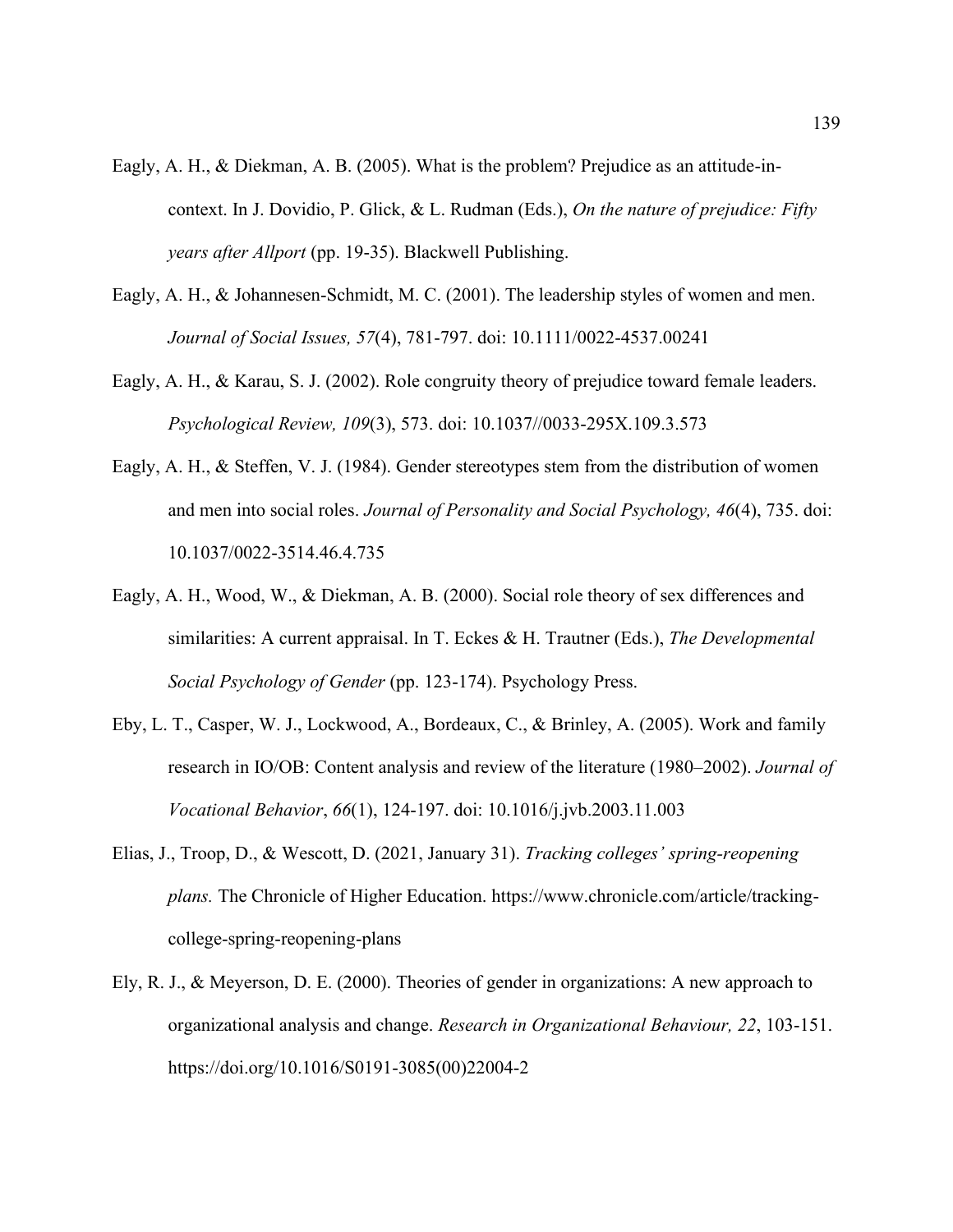Eagly, A. H., & Diekman, A. B. (2005). What is the problem? Prejudice as an attitude-in-context. In J. Dovidio, P. Glick, & L. Rudman (Eds.), *On the nature of prejudice: Fifty years after Allport* (pp. 19-35). Blackwell Publishing.

Eagly, A. H., & Johannesen-Schmidt, M. C. (2001). The leadership styles of women and men. *Journal of Social Issues, 57*(4), 781-797. doi: 10.1111/0022-4537.00241

Eagly, A. H., & Karau, S. J. (2002). Role congruity theory of prejudice toward female leaders. *Psychological Review, 109*(3), 573. doi: 10.1037//0033-295X.109.3.573

Eagly, A. H., & Steffen, V. J. (1984). Gender stereotypes stem from the distribution of women and men into social roles. *Journal of Personality and Social Psychology, 46*(4), 735. doi: 10.1037/0022-3514.46.4.735

Eagly, A. H., Wood, W., & Diekman, A. B. (2000). Social role theory of sex differences and similarities: A current appraisal. In T. Eckes & H. Trautner (Eds.), *The Developmental Social Psychology of Gender* (pp. 123-174). Psychology Press.

Eby, L. T., Casper, W. J., Lockwood, A., Bordeaux, C., & Brinley, A. (2005). Work and family research in IO/OB: Content analysis and review of the literature (1980–2002). *Journal of Vocational Behavior*, *66*(1), 124-197. doi: 10.1016/j.jvb.2003.11.003

Elias, J., Troop, D., & Wescott, D. (2021, January 31). *Tracking colleges' spring-reopening plans.* The Chronicle of Higher Education. https://www.chronicle.com/article/tracking-college-spring-reopening-plans

Ely, R. J., & Meyerson, D. E. (2000). Theories of gender in organizations: A new approach to organizational analysis and change. *Research in Organizational Behaviour, 22*, 103-151. https://doi.org/10.1016/S0191-3085(00)22004-2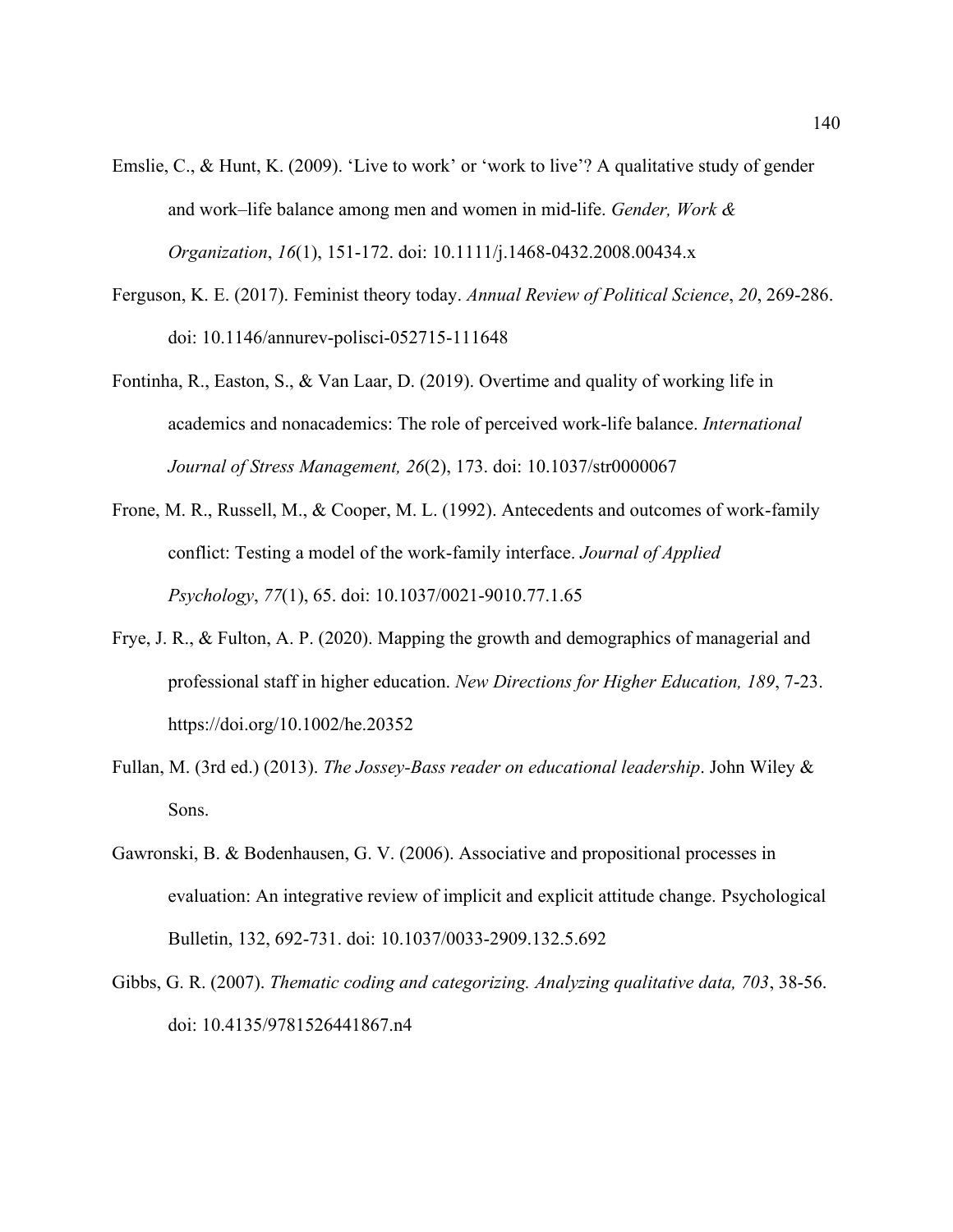Emslie, C., & Hunt, K. (2009). 'Live to work' or 'work to live'? A qualitative study of gender and work–life balance among men and women in mid-life. *Gender, Work & Organization*, *16*(1), 151-172. doi: 10.1111/j.1468-0432.2008.00434.x

Ferguson, K. E. (2017). Feminist theory today. *Annual Review of Political Science*, *20*, 269-286. doi: 10.1146/annurev-polisci-052715-111648

Fontinha, R., Easton, S., & Van Laar, D. (2019). Overtime and quality of working life in academics and nonacademics: The role of perceived work-life balance. *International Journal of Stress Management, 26*(2), 173. doi: 10.1037/str0000067

Frone, M. R., Russell, M., & Cooper, M. L. (1992). Antecedents and outcomes of work-family conflict: Testing a model of the work-family interface. *Journal of Applied Psychology*, *77*(1), 65. doi: 10.1037/0021-9010.77.1.65

Frye, J. R., & Fulton, A. P. (2020). Mapping the growth and demographics of managerial and professional staff in higher education. *New Directions for Higher Education, 189*, 7-23. https://doi.org/10.1002/he.20352

Fullan, M. (3rd ed.) (2013). *The Jossey-Bass reader on educational leadership*. John Wiley & Sons.

Gawronski, B. & Bodenhausen, G. V. (2006). Associative and propositional processes in evaluation: An integrative review of implicit and explicit attitude change. Psychological Bulletin, 132, 692-731. doi: 10.1037/0033-2909.132.5.692

Gibbs, G. R. (2007). *Thematic coding and categorizing. Analyzing qualitative data, 703*, 38-56. doi: 10.4135/9781526441867.n4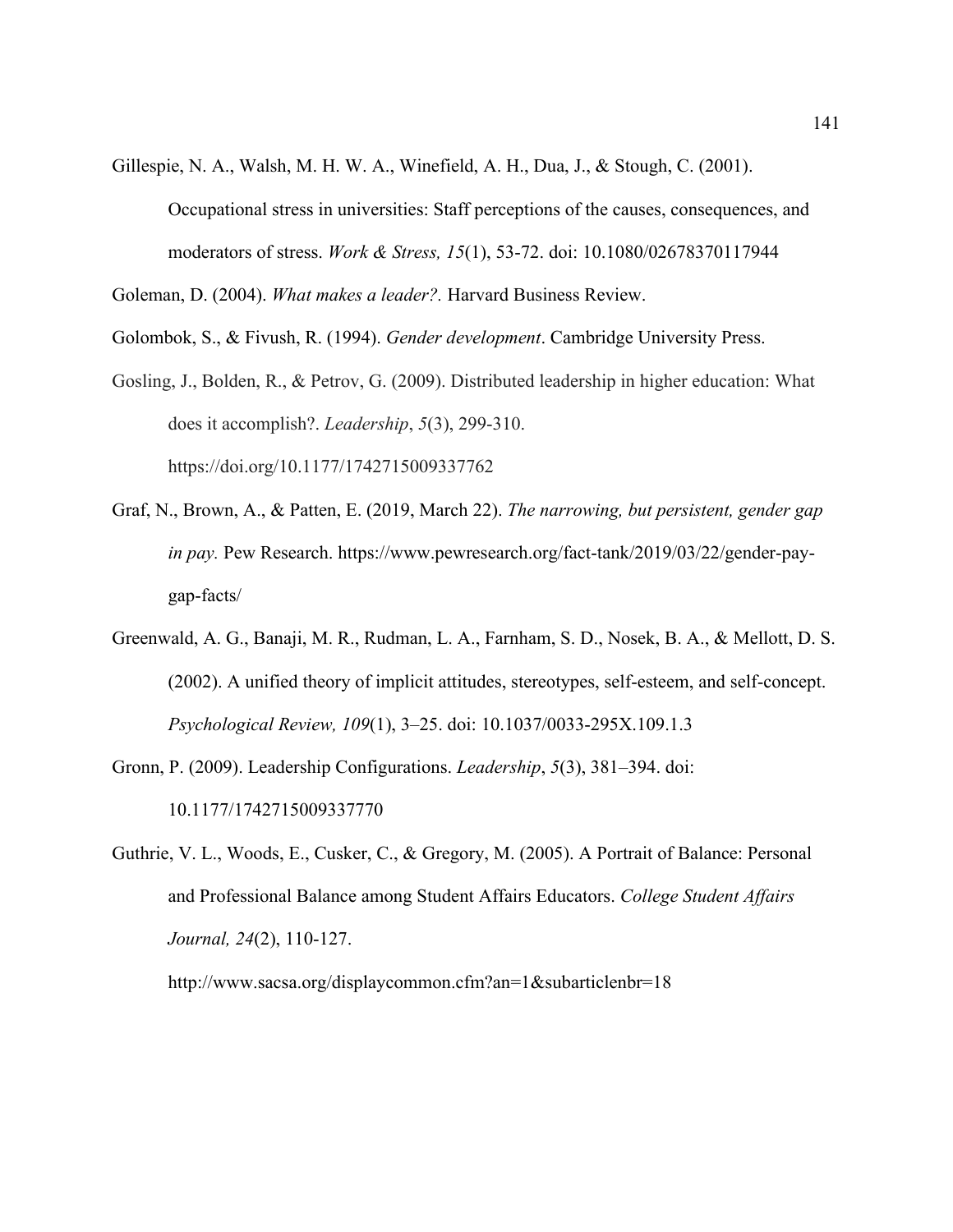Gillespie, N. A., Walsh, M. H. W. A., Winefield, A. H., Dua, J., & Stough, C. (2001). Occupational stress in universities: Staff perceptions of the causes, consequences, and moderators of stress. *Work & Stress, 15*(1), 53-72. doi: 10.1080/02678370117944

Goleman, D. (2004). *What makes a leader?.* Harvard Business Review.

Golombok, S., & Fivush, R. (1994). *Gender development*. Cambridge University Press.

Gosling, J., Bolden, R., & Petrov, G. (2009). Distributed leadership in higher education: What does it accomplish?. *Leadership*, *5*(3), 299-310. https://doi.org/10.1177/1742715009337762

Graf, N., Brown, A., & Patten, E. (2019, March 22). *The narrowing, but persistent, gender gap in pay.* Pew Research. https://www.pewresearch.org/fact-tank/2019/03/22/gender-pay-gap-facts/

Greenwald, A. G., Banaji, M. R., Rudman, L. A., Farnham, S. D., Nosek, B. A., & Mellott, D. S. (2002). A unified theory of implicit attitudes, stereotypes, self-esteem, and self-concept. *Psychological Review, 109*(1), 3–25. doi: 10.1037/0033-295X.109.1.3

Gronn, P. (2009). Leadership Configurations. *Leadership*, *5*(3), 381–394. doi: 10.1177/1742715009337770

Guthrie, V. L., Woods, E., Cusker, C., & Gregory, M. (2005). A Portrait of Balance: Personal and Professional Balance among Student Affairs Educators. *College Student Affairs Journal, 24*(2), 110-127. http://www.sacsa.org/displaycommon.cfm?an=1&subarticlenbr=18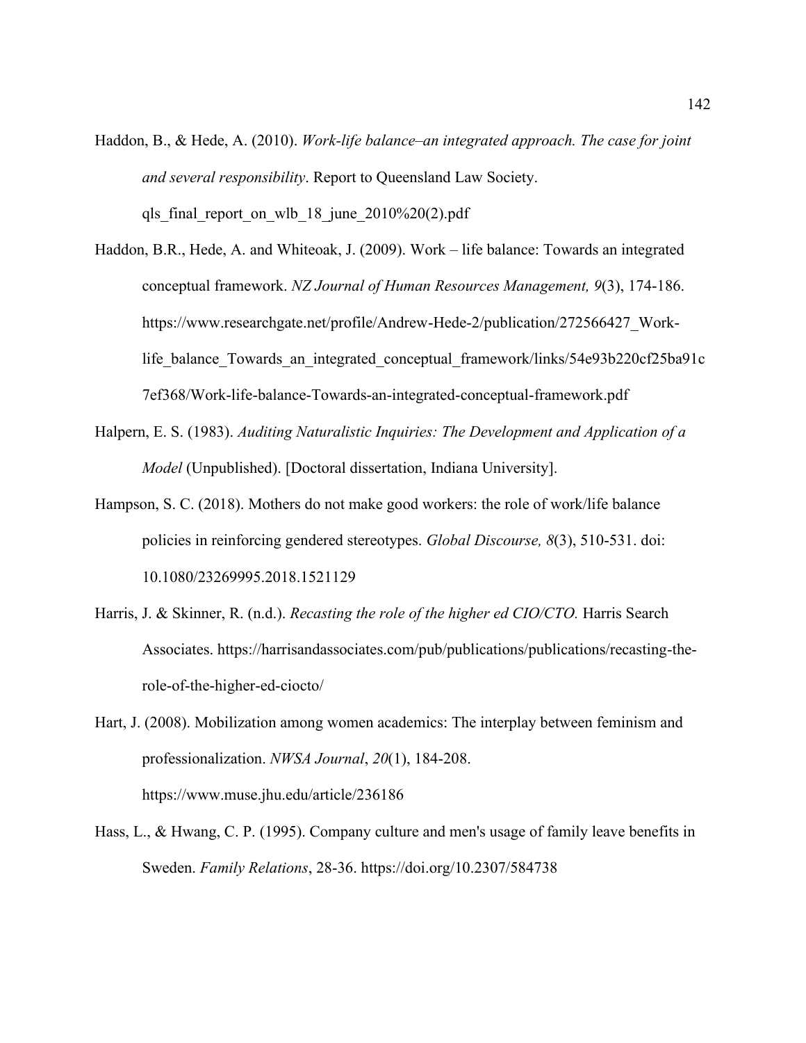Haddon, B., & Hede, A. (2010). *Work-life balance–an integrated approach. The case for joint and several responsibility*. Report to Queensland Law Society. qls_final_report_on_wlb_18_june_2010%20(2).pdf

Haddon, B.R., Hede, A. and Whiteoak, J. (2009). Work – life balance: Towards an integrated conceptual framework. *NZ Journal of Human Resources Management, 9*(3), 174-186. https://www.researchgate.net/profile/Andrew-Hede-2/publication/272566427_Work-life_balance_Towards_an_integrated_conceptual_framework/links/54e93b220cf25ba91c7ef368/Work-life-balance-Towards-an-integrated-conceptual-framework.pdf

Halpern, E. S. (1983). *Auditing Naturalistic Inquiries: The Development and Application of a Model* (Unpublished). [Doctoral dissertation, Indiana University].

Hampson, S. C. (2018). Mothers do not make good workers: the role of work/life balance policies in reinforcing gendered stereotypes. *Global Discourse, 8*(3), 510-531. doi: 10.1080/23269995.2018.1521129

Harris, J. & Skinner, R. (n.d.). *Recasting the role of the higher ed CIO/CTO.* Harris Search Associates. https://harrisandassociates.com/pub/publications/publications/recasting-the-role-of-the-higher-ed-ciocto/

Hart, J. (2008). Mobilization among women academics: The interplay between feminism and professionalization. *NWSA Journal*, *20*(1), 184-208. https://www.muse.jhu.edu/article/236186

Hass, L., & Hwang, C. P. (1995). Company culture and men's usage of family leave benefits in Sweden. *Family Relations*, 28-36. https://doi.org/10.2307/584738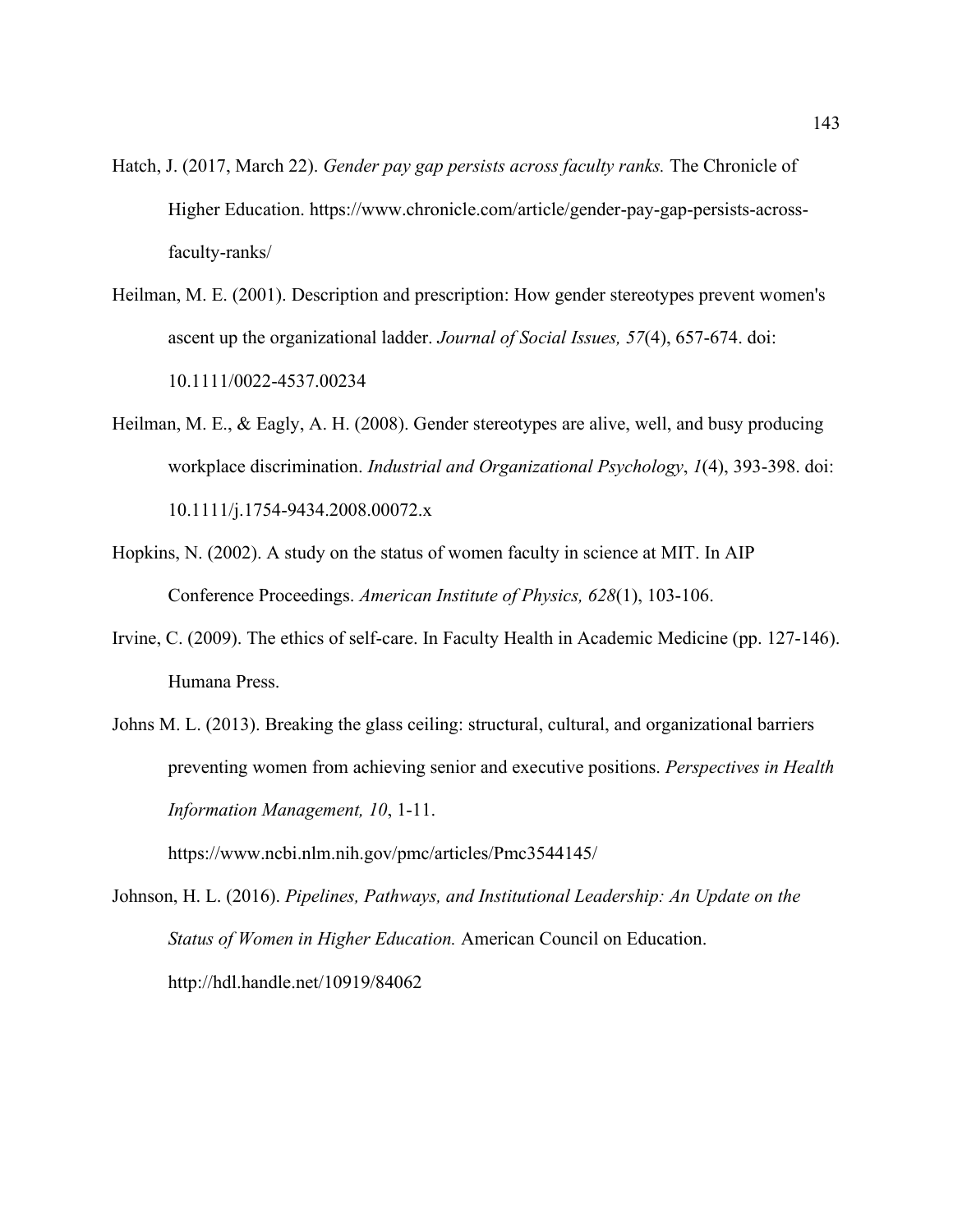Hatch, J. (2017, March 22). *Gender pay gap persists across faculty ranks.* The Chronicle of Higher Education. https://www.chronicle.com/article/gender-pay-gap-persists-across-faculty-ranks/

Heilman, M. E. (2001). Description and prescription: How gender stereotypes prevent women's ascent up the organizational ladder. *Journal of Social Issues, 57*(4), 657-674. doi: 10.1111/0022-4537.00234

Heilman, M. E., & Eagly, A. H. (2008). Gender stereotypes are alive, well, and busy producing workplace discrimination. *Industrial and Organizational Psychology*, *1*(4), 393-398. doi: 10.1111/j.1754-9434.2008.00072.x

Hopkins, N. (2002). A study on the status of women faculty in science at MIT. In AIP Conference Proceedings. *American Institute of Physics, 628*(1), 103-106.

Irvine, C. (2009). The ethics of self-care. In Faculty Health in Academic Medicine (pp. 127-146). Humana Press.

Johns M. L. (2013). Breaking the glass ceiling: structural, cultural, and organizational barriers preventing women from achieving senior and executive positions. *Perspectives in Health Information Management, 10*, 1-11. https://www.ncbi.nlm.nih.gov/pmc/articles/Pmc3544145/

Johnson, H. L. (2016). *Pipelines, Pathways, and Institutional Leadership: An Update on the Status of Women in Higher Education.* American Council on Education. http://hdl.handle.net/10919/84062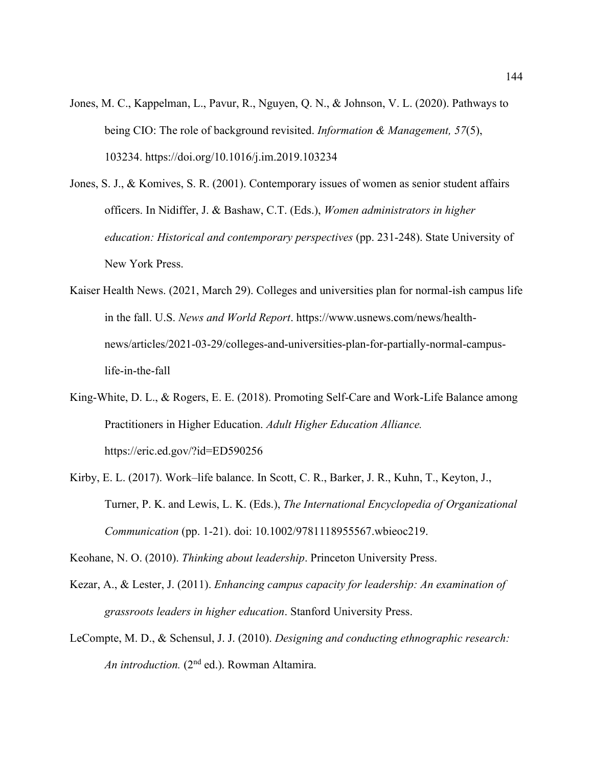Jones, M. C., Kappelman, L., Pavur, R., Nguyen, Q. N., & Johnson, V. L. (2020). Pathways to being CIO: The role of background revisited. *Information & Management, 57*(5), 103234. https://doi.org/10.1016/j.im.2019.103234

Jones, S. J., & Komives, S. R. (2001). Contemporary issues of women as senior student affairs officers. In Nidiffer, J. & Bashaw, C.T. (Eds.), *Women administrators in higher education: Historical and contemporary perspectives* (pp. 231-248). State University of New York Press.

Kaiser Health News. (2021, March 29). Colleges and universities plan for normal-ish campus life in the fall. U.S. *News and World Report*. https://www.usnews.com/news/health-news/articles/2021-03-29/colleges-and-universities-plan-for-partially-normal-campus-life-in-the-fall

King-White, D. L., & Rogers, E. E. (2018). Promoting Self-Care and Work-Life Balance among Practitioners in Higher Education. *Adult Higher Education Alliance.* https://eric.ed.gov/?id=ED590256

Kirby, E. L. (2017). Work–life balance. In Scott, C. R., Barker, J. R., Kuhn, T., Keyton, J., Turner, P. K. and Lewis, L. K. (Eds.), *The International Encyclopedia of Organizational Communication* (pp. 1-21). doi: 10.1002/9781118955567.wbieoc219.

Keohane, N. O. (2010). *Thinking about leadership*. Princeton University Press.

Kezar, A., & Lester, J. (2011). *Enhancing campus capacity for leadership: An examination of grassroots leaders in higher education*. Stanford University Press.

LeCompte, M. D., & Schensul, J. J. (2010). *Designing and conducting ethnographic research: An introduction.* (2nd ed.). Rowman Altamira.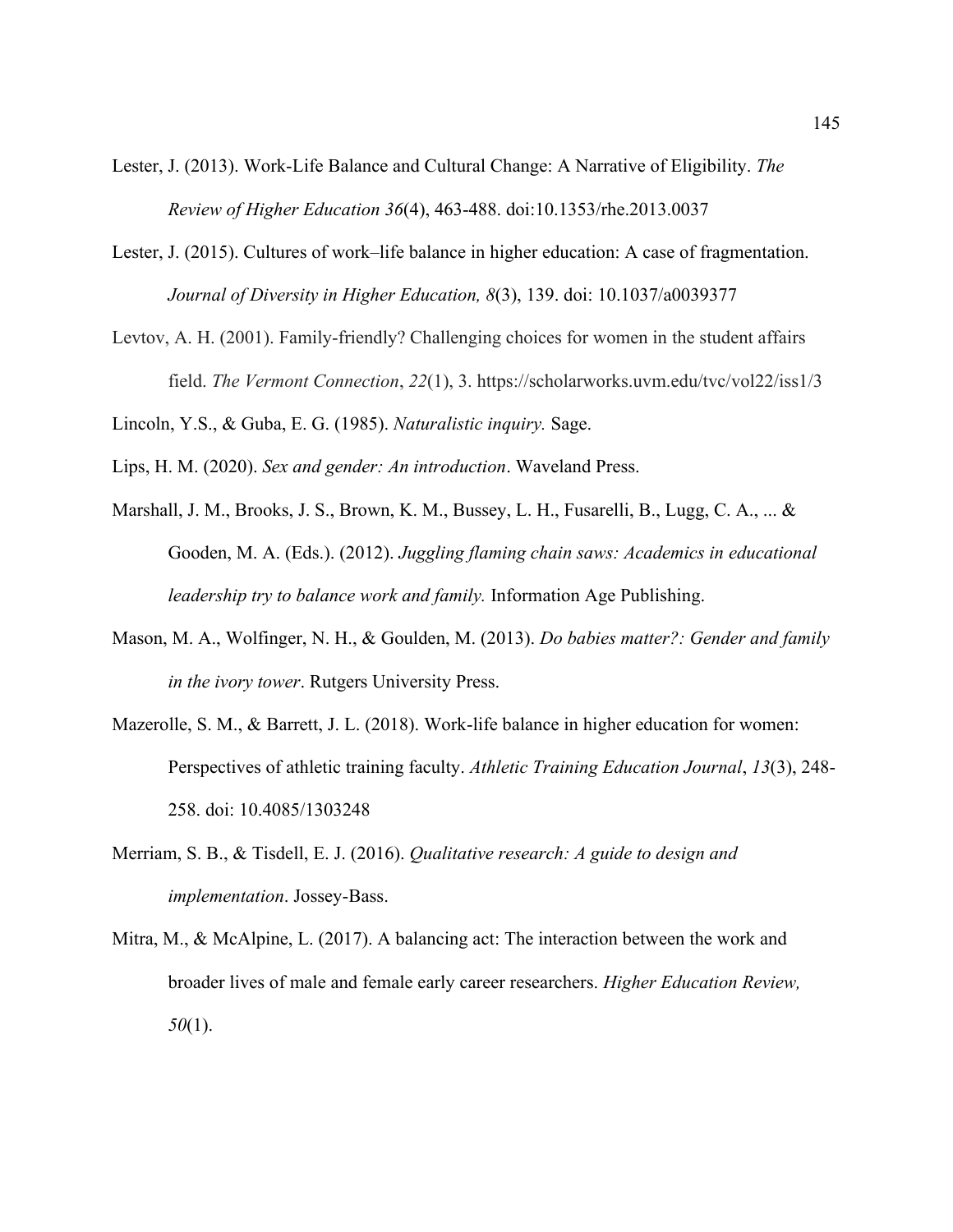Lester, J. (2013). Work-Life Balance and Cultural Change: A Narrative of Eligibility. *The Review of Higher Education 36*(4), 463-488. doi:10.1353/rhe.2013.0037

Lester, J. (2015). Cultures of work–life balance in higher education: A case of fragmentation. *Journal of Diversity in Higher Education, 8*(3), 139. doi: 10.1037/a0039377

Levtov, A. H. (2001). Family-friendly? Challenging choices for women in the student affairs field. *The Vermont Connection*, *22*(1), 3. https://scholarworks.uvm.edu/tvc/vol22/iss1/3

Lincoln, Y.S., & Guba, E. G. (1985). *Naturalistic inquiry.* Sage.

Lips, H. M. (2020). *Sex and gender: An introduction*. Waveland Press.

Marshall, J. M., Brooks, J. S., Brown, K. M., Bussey, L. H., Fusarelli, B., Lugg, C. A., ... & Gooden, M. A. (Eds.). (2012). *Juggling flaming chain saws: Academics in educational leadership try to balance work and family.* Information Age Publishing.

Mason, M. A., Wolfinger, N. H., & Goulden, M. (2013). *Do babies matter?: Gender and family in the ivory tower*. Rutgers University Press.

Mazerolle, S. M., & Barrett, J. L. (2018). Work-life balance in higher education for women: Perspectives of athletic training faculty. *Athletic Training Education Journal*, *13*(3), 248-258. doi: 10.4085/1303248

Merriam, S. B., & Tisdell, E. J. (2016). *Qualitative research: A guide to design and implementation*. Jossey-Bass.

Mitra, M., & McAlpine, L. (2017). A balancing act: The interaction between the work and broader lives of male and female early career researchers. *Higher Education Review, 50*(1).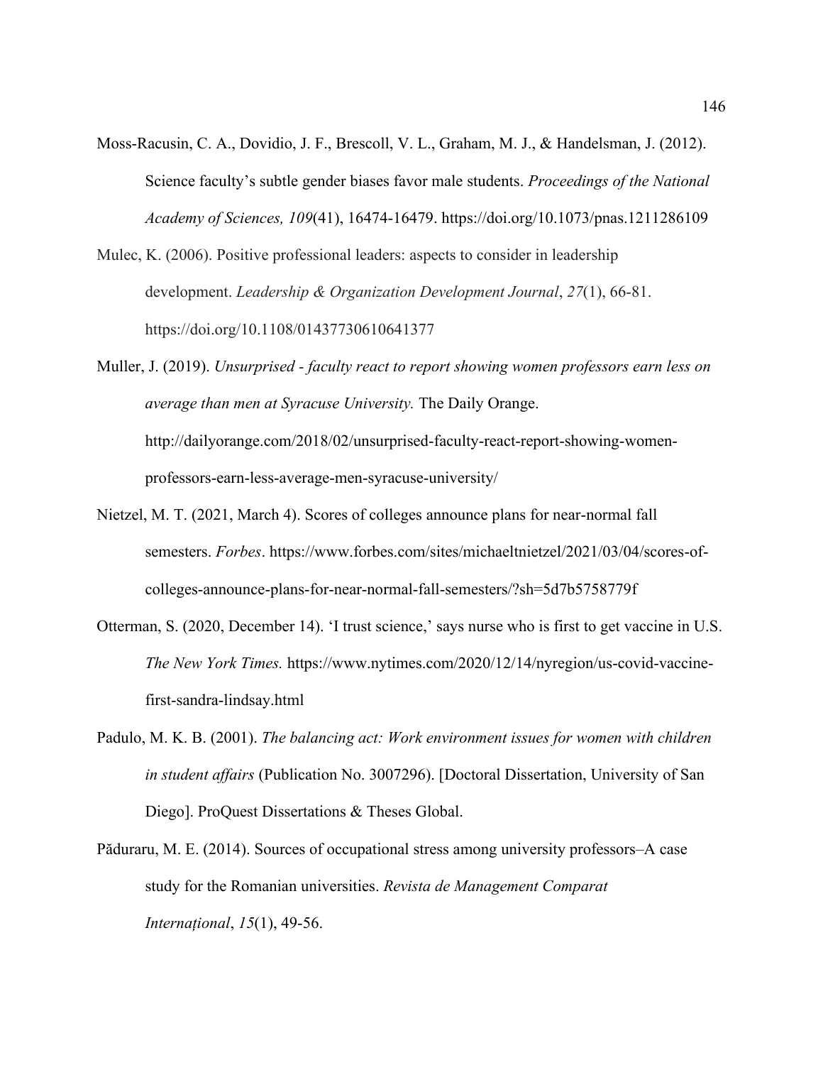Moss-Racusin, C. A., Dovidio, J. F., Brescoll, V. L., Graham, M. J., & Handelsman, J. (2012). Science faculty's subtle gender biases favor male students. *Proceedings of the National Academy of Sciences, 109*(41), 16474-16479. https://doi.org/10.1073/pnas.1211286109

Mulec, K. (2006). Positive professional leaders: aspects to consider in leadership development. *Leadership & Organization Development Journal*, *27*(1), 66-81. https://doi.org/10.1108/01437730610641377

Muller, J. (2019). *Unsurprised - faculty react to report showing women professors earn less on average than men at Syracuse University.* The Daily Orange. http://dailyorange.com/2018/02/unsurprised-faculty-react-report-showing-women-professors-earn-less-average-men-syracuse-university/

Nietzel, M. T. (2021, March 4). Scores of colleges announce plans for near-normal fall semesters. *Forbes*. https://www.forbes.com/sites/michaeltnietzel/2021/03/04/scores-of-colleges-announce-plans-for-near-normal-fall-semesters/?sh=5d7b5758779f

Otterman, S. (2020, December 14). 'I trust science,' says nurse who is first to get vaccine in U.S. *The New York Times.* https://www.nytimes.com/2020/12/14/nyregion/us-covid-vaccine-first-sandra-lindsay.html

Padulo, M. K. B. (2001). *The balancing act: Work environment issues for women with children in student affairs* (Publication No. 3007296). [Doctoral Dissertation, University of San Diego]. ProQuest Dissertations & Theses Global.

Păduraru, M. E. (2014). Sources of occupational stress among university professors–A case study for the Romanian universities. *Revista de Management Comparat Internațional*, *15*(1), 49-56.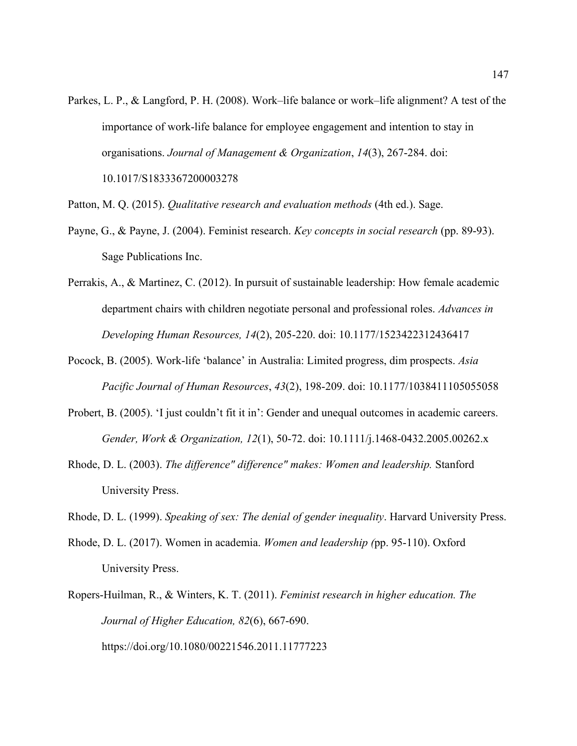Parkes, L. P., & Langford, P. H. (2008). Work–life balance or work–life alignment? A test of the importance of work-life balance for employee engagement and intention to stay in organisations. *Journal of Management & Organization*, *14*(3), 267-284. doi: 10.1017/S1833367200003278

Patton, M. Q. (2015). *Qualitative research and evaluation methods* (4th ed.). Sage.

Payne, G., & Payne, J. (2004). Feminist research. *Key concepts in social research* (pp. 89-93). Sage Publications Inc.

Perrakis, A., & Martinez, C. (2012). In pursuit of sustainable leadership: How female academic department chairs with children negotiate personal and professional roles. *Advances in Developing Human Resources, 14*(2), 205-220. doi: 10.1177/1523422312436417

Pocock, B. (2005). Work-life 'balance' in Australia: Limited progress, dim prospects. *Asia Pacific Journal of Human Resources*, *43*(2), 198-209. doi: 10.1177/1038411105055058

Probert, B. (2005). 'I just couldn't fit it in': Gender and unequal outcomes in academic careers. *Gender, Work & Organization, 12*(1), 50-72. doi: 10.1111/j.1468-0432.2005.00262.x

Rhode, D. L. (2003). *The difference" difference" makes: Women and leadership.* Stanford University Press.

Rhode, D. L. (1999). *Speaking of sex: The denial of gender inequality*. Harvard University Press.

Rhode, D. L. (2017). Women in academia. *Women and leadership (*pp. 95-110). Oxford University Press.

Ropers-Huilman, R., & Winters, K. T. (2011). *Feminist research in higher education. The Journal of Higher Education, 82*(6), 667-690. https://doi.org/10.1080/00221546.2011.11777223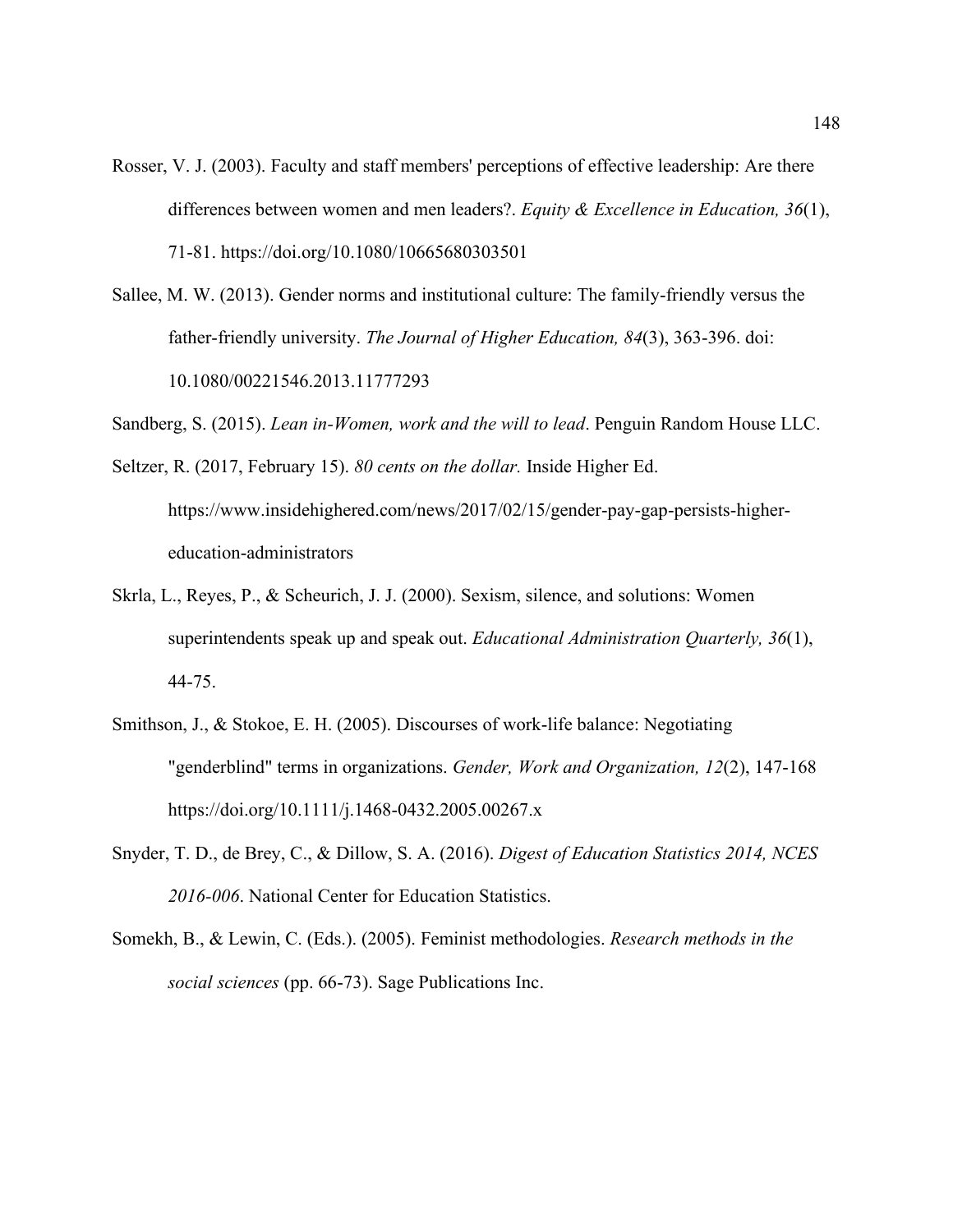Rosser, V. J. (2003). Faculty and staff members' perceptions of effective leadership: Are there differences between women and men leaders?. *Equity & Excellence in Education, 36*(1), 71-81. https://doi.org/10.1080/10665680303501

Sallee, M. W. (2013). Gender norms and institutional culture: The family-friendly versus the father-friendly university. *The Journal of Higher Education, 84*(3), 363-396. doi: 10.1080/00221546.2013.11777293

Sandberg, S. (2015). *Lean in-Women, work and the will to lead*. Penguin Random House LLC.

Seltzer, R. (2017, February 15). *80 cents on the dollar.* Inside Higher Ed. https://www.insidehighered.com/news/2017/02/15/gender-pay-gap-persists-higher-education-administrators

Skrla, L., Reyes, P., & Scheurich, J. J. (2000). Sexism, silence, and solutions: Women superintendents speak up and speak out. *Educational Administration Quarterly, 36*(1), 44-75.

Smithson, J., & Stokoe, E. H. (2005). Discourses of work-life balance: Negotiating "genderblind" terms in organizations. *Gender, Work and Organization, 12*(2), 147-168 https://doi.org/10.1111/j.1468-0432.2005.00267.x

Snyder, T. D., de Brey, C., & Dillow, S. A. (2016). *Digest of Education Statistics 2014, NCES 2016-006*. National Center for Education Statistics.

Somekh, B., & Lewin, C. (Eds.). (2005). Feminist methodologies. *Research methods in the social sciences* (pp. 66-73). Sage Publications Inc.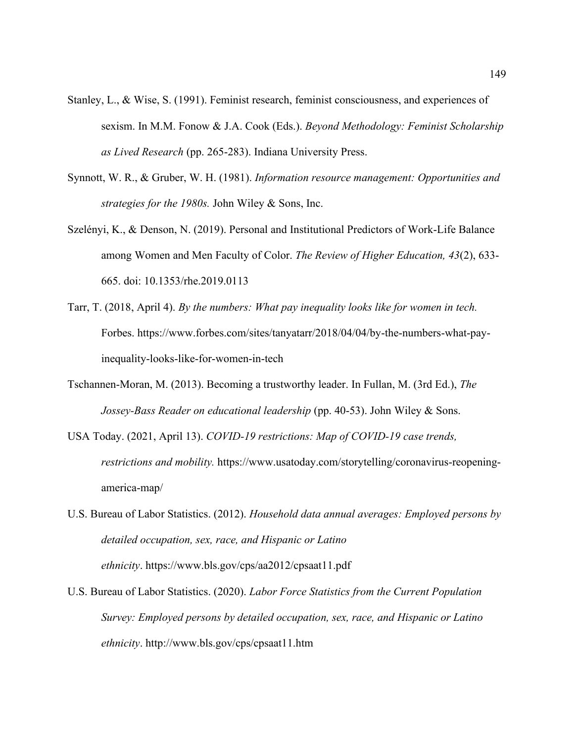Stanley, L., & Wise, S. (1991). Feminist research, feminist consciousness, and experiences of sexism. In M.M. Fonow & J.A. Cook (Eds.). *Beyond Methodology: Feminist Scholarship as Lived Research* (pp. 265-283). Indiana University Press.

Synnott, W. R., & Gruber, W. H. (1981). *Information resource management: Opportunities and strategies for the 1980s.* John Wiley & Sons, Inc.

Szelényi, K., & Denson, N. (2019). Personal and Institutional Predictors of Work-Life Balance among Women and Men Faculty of Color. *The Review of Higher Education, 43*(2), 633-665. doi: 10.1353/rhe.2019.0113

Tarr, T. (2018, April 4). *By the numbers: What pay inequality looks like for women in tech.* Forbes. https://www.forbes.com/sites/tanyatarr/2018/04/04/by-the-numbers-what-pay-inequality-looks-like-for-women-in-tech

Tschannen-Moran, M. (2013). Becoming a trustworthy leader. In Fullan, M. (3rd Ed.), *The Jossey-Bass Reader on educational leadership* (pp. 40-53). John Wiley & Sons.

USA Today. (2021, April 13). *COVID-19 restrictions: Map of COVID-19 case trends, restrictions and mobility.* https://www.usatoday.com/storytelling/coronavirus-reopening-america-map/

U.S. Bureau of Labor Statistics. (2012). *Household data annual averages: Employed persons by detailed occupation, sex, race, and Hispanic or Latino ethnicity*. https://www.bls.gov/cps/aa2012/cpsaat11.pdf

U.S. Bureau of Labor Statistics. (2020). *Labor Force Statistics from the Current Population Survey: Employed persons by detailed occupation, sex, race, and Hispanic or Latino ethnicity*. http://www.bls.gov/cps/cpsaat11.htm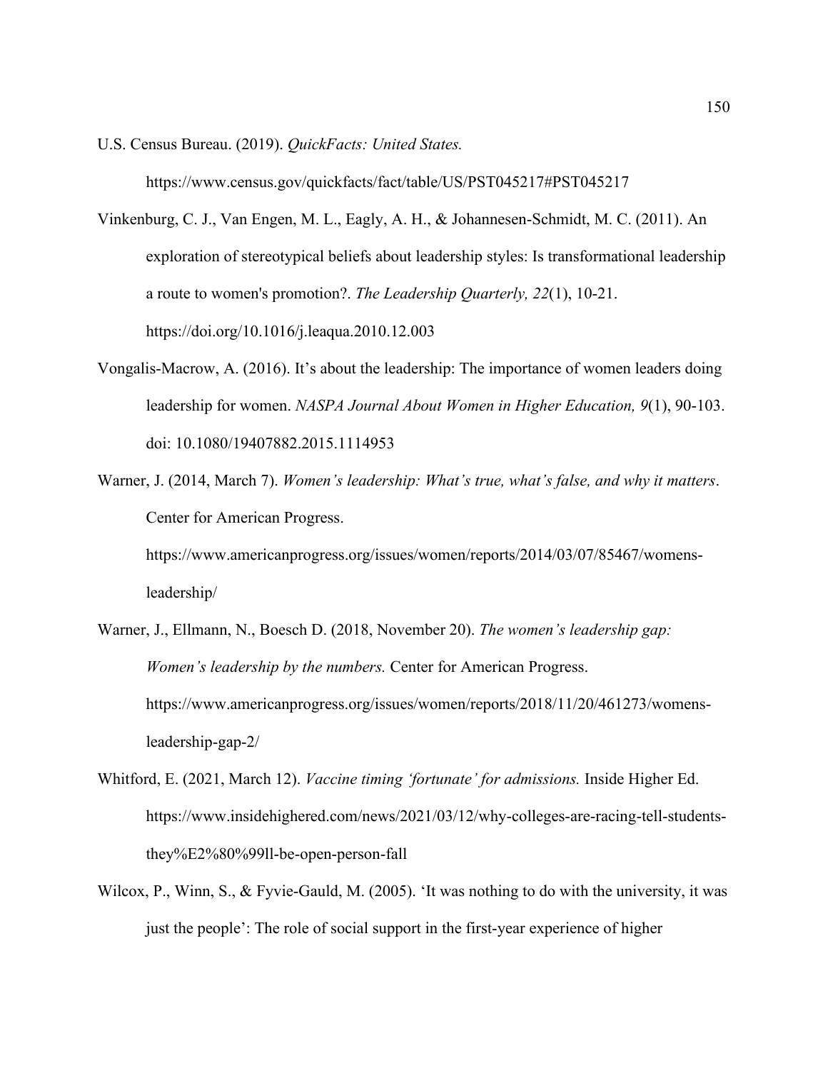U.S. Census Bureau. (2019). *QuickFacts: United States.* https://www.census.gov/quickfacts/fact/table/US/PST045217#PST045217

Vinkenburg, C. J., Van Engen, M. L., Eagly, A. H., & Johannesen-Schmidt, M. C. (2011). An exploration of stereotypical beliefs about leadership styles: Is transformational leadership a route to women's promotion?. *The Leadership Quarterly, 22*(1), 10-21. https://doi.org/10.1016/j.leaqua.2010.12.003

Vongalis-Macrow, A. (2016). It's about the leadership: The importance of women leaders doing leadership for women. *NASPA Journal About Women in Higher Education, 9*(1), 90-103. doi: 10.1080/19407882.2015.1114953

Warner, J. (2014, March 7). *Women's leadership: What's true, what's false, and why it matters*. Center for American Progress. https://www.americanprogress.org/issues/women/reports/2014/03/07/85467/womens-leadership/

Warner, J., Ellmann, N., Boesch D. (2018, November 20). *The women's leadership gap: Women's leadership by the numbers.* Center for American Progress. https://www.americanprogress.org/issues/women/reports/2018/11/20/461273/womens-leadership-gap-2/

Whitford, E. (2021, March 12). *Vaccine timing 'fortunate' for admissions.* Inside Higher Ed. https://www.insidehighered.com/news/2021/03/12/why-colleges-are-racing-tell-students-they%E2%80%99ll-be-open-person-fall

Wilcox, P., Winn, S., & Fyvie-Gauld, M. (2005). 'It was nothing to do with the university, it was just the people': The role of social support in the first-year experience of higher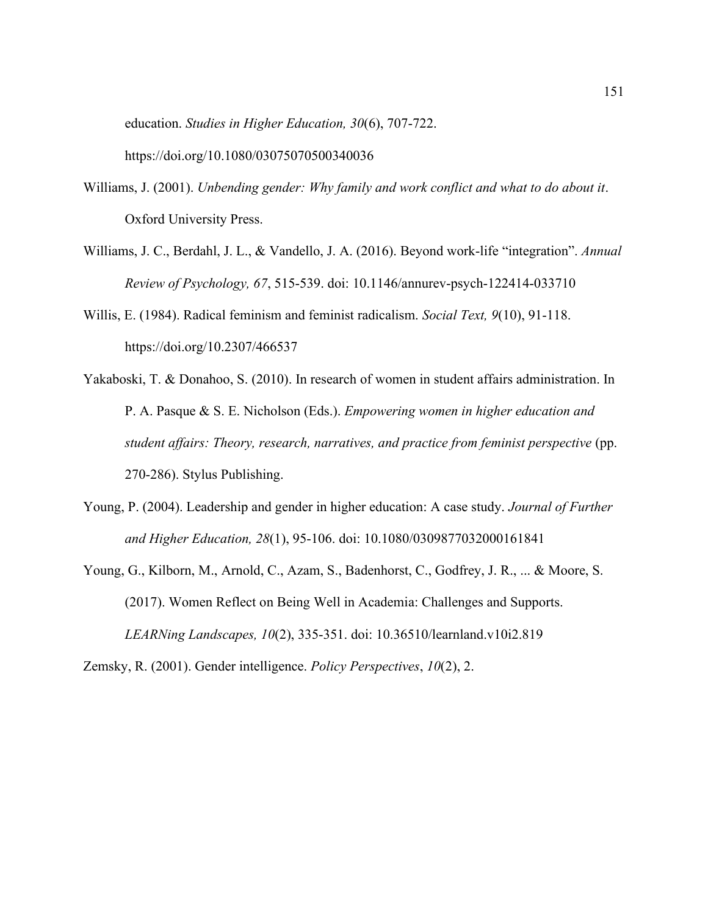education. *Studies in Higher Education, 30*(6), 707-722. https://doi.org/10.1080/03075070500340036

Williams, J. (2001). *Unbending gender: Why family and work conflict and what to do about it*. Oxford University Press.

Williams, J. C., Berdahl, J. L., & Vandello, J. A. (2016). Beyond work-life "integration". *Annual Review of Psychology, 67*, 515-539. doi: 10.1146/annurev-psych-122414-033710

Willis, E. (1984). Radical feminism and feminist radicalism. *Social Text, 9*(10), 91-118. https://doi.org/10.2307/466537

Yakaboski, T. & Donahoo, S. (2010). In research of women in student affairs administration. In P. A. Pasque & S. E. Nicholson (Eds.). *Empowering women in higher education and student affairs: Theory, research, narratives, and practice from feminist perspective* (pp. 270-286). Stylus Publishing.

Young, P. (2004). Leadership and gender in higher education: A case study. *Journal of Further and Higher Education, 28*(1), 95-106. doi: 10.1080/0309877032000161841

Young, G., Kilborn, M., Arnold, C., Azam, S., Badenhorst, C., Godfrey, J. R., ... & Moore, S. (2017). Women Reflect on Being Well in Academia: Challenges and Supports. *LEARNing Landscapes, 10*(2), 335-351. doi: 10.36510/learnland.v10i2.819

Zemsky, R. (2001). Gender intelligence. *Policy Perspectives*, *10*(2), 2.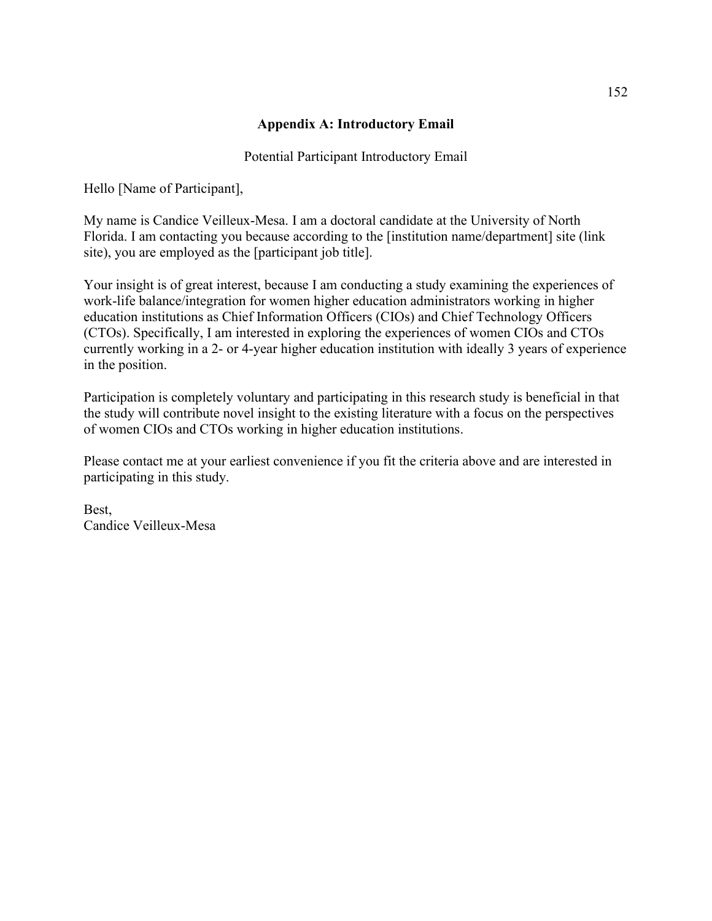## Appendix A: Introductory Email

Potential Participant Introductory Email

Hello [Name of Participant],

My name is Candice Veilleux-Mesa. I am a doctoral candidate at the University of North Florida. I am contacting you because according to the [institution name/department] site (link site), you are employed as the [participant job title].

Your insight is of great interest, because I am conducting a study examining the experiences of work-life balance/integration for women higher education administrators working in higher education institutions as Chief Information Officers (CIOs) and Chief Technology Officers (CTOs). Specifically, I am interested in exploring the experiences of women CIOs and CTOs currently working in a 2- or 4-year higher education institution with ideally 3 years of experience in the position.

Participation is completely voluntary and participating in this research study is beneficial in that the study will contribute novel insight to the existing literature with a focus on the perspectives of women CIOs and CTOs working in higher education institutions.

Please contact me at your earliest convenience if you fit the criteria above and are interested in participating in this study.

Best,
Candice Veilleux-Mesa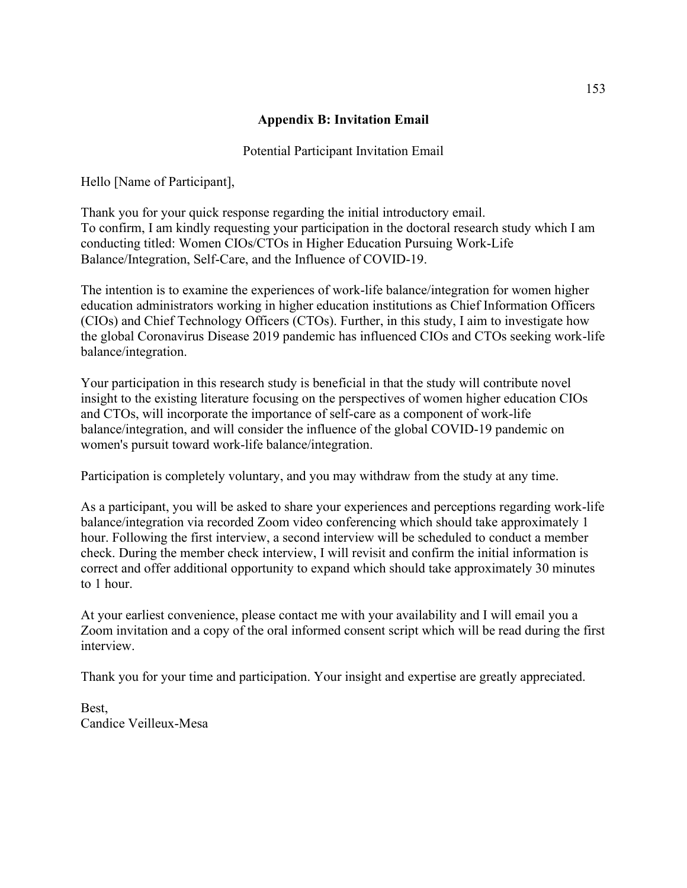## Appendix B: Invitation Email

Potential Participant Invitation Email

Hello [Name of Participant],

Thank you for your quick response regarding the initial introductory email.
To confirm, I am kindly requesting your participation in the doctoral research study which I am conducting titled: Women CIOs/CTOs in Higher Education Pursuing Work-Life Balance/Integration, Self-Care, and the Influence of COVID-19.

The intention is to examine the experiences of work-life balance/integration for women higher education administrators working in higher education institutions as Chief Information Officers (CIOs) and Chief Technology Officers (CTOs). Further, in this study, I aim to investigate how the global Coronavirus Disease 2019 pandemic has influenced CIOs and CTOs seeking work-life balance/integration.

Your participation in this research study is beneficial in that the study will contribute novel insight to the existing literature focusing on the perspectives of women higher education CIOs and CTOs, will incorporate the importance of self-care as a component of work-life balance/integration, and will consider the influence of the global COVID-19 pandemic on women's pursuit toward work-life balance/integration.

Participation is completely voluntary, and you may withdraw from the study at any time.

As a participant, you will be asked to share your experiences and perceptions regarding work-life balance/integration via recorded Zoom video conferencing which should take approximately 1 hour. Following the first interview, a second interview will be scheduled to conduct a member check. During the member check interview, I will revisit and confirm the initial information is correct and offer additional opportunity to expand which should take approximately 30 minutes to 1 hour.

At your earliest convenience, please contact me with your availability and I will email you a Zoom invitation and a copy of the oral informed consent script which will be read during the first interview.

Thank you for your time and participation. Your insight and expertise are greatly appreciated.

Best,
Candice Veilleux-Mesa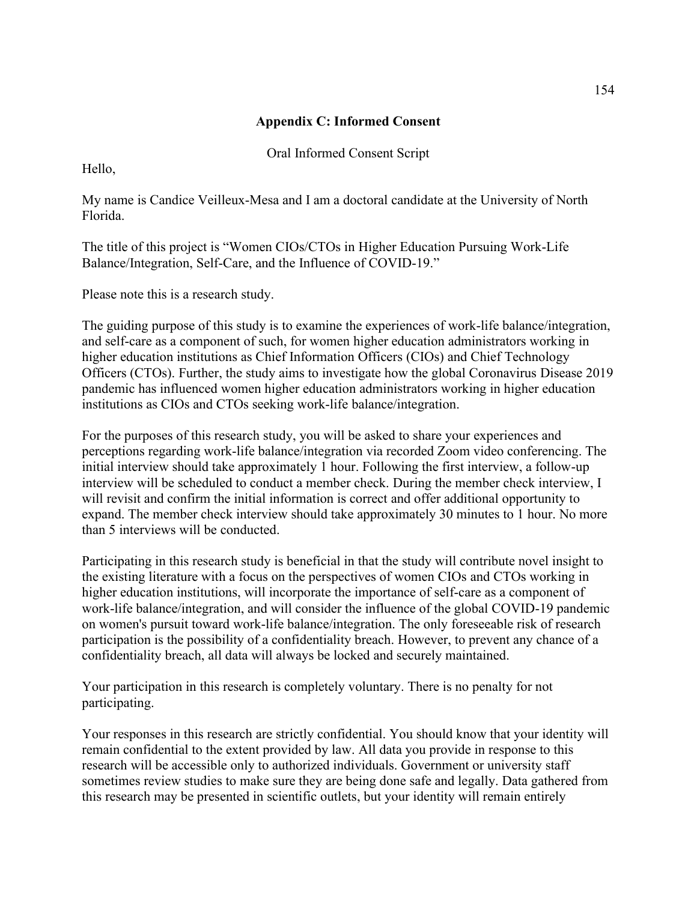## Appendix C: Informed Consent

Oral Informed Consent Script

Hello,

My name is Candice Veilleux-Mesa and I am a doctoral candidate at the University of North Florida.

The title of this project is "Women CIOs/CTOs in Higher Education Pursuing Work-Life Balance/Integration, Self-Care, and the Influence of COVID-19."

Please note this is a research study.

The guiding purpose of this study is to examine the experiences of work-life balance/integration, and self-care as a component of such, for women higher education administrators working in higher education institutions as Chief Information Officers (CIOs) and Chief Technology Officers (CTOs). Further, the study aims to investigate how the global Coronavirus Disease 2019 pandemic has influenced women higher education administrators working in higher education institutions as CIOs and CTOs seeking work-life balance/integration.

For the purposes of this research study, you will be asked to share your experiences and perceptions regarding work-life balance/integration via recorded Zoom video conferencing. The initial interview should take approximately 1 hour. Following the first interview, a follow-up interview will be scheduled to conduct a member check. During the member check interview, I will revisit and confirm the initial information is correct and offer additional opportunity to expand. The member check interview should take approximately 30 minutes to 1 hour. No more than 5 interviews will be conducted.

Participating in this research study is beneficial in that the study will contribute novel insight to the existing literature with a focus on the perspectives of women CIOs and CTOs working in higher education institutions, will incorporate the importance of self-care as a component of work-life balance/integration, and will consider the influence of the global COVID-19 pandemic on women's pursuit toward work-life balance/integration. The only foreseeable risk of research participation is the possibility of a confidentiality breach. However, to prevent any chance of a confidentiality breach, all data will always be locked and securely maintained.

Your participation in this research is completely voluntary. There is no penalty for not participating.

Your responses in this research are strictly confidential. You should know that your identity will remain confidential to the extent provided by law. All data you provide in response to this research will be accessible only to authorized individuals. Government or university staff sometimes review studies to make sure they are being done safe and legally. Data gathered from this research may be presented in scientific outlets, but your identity will remain entirely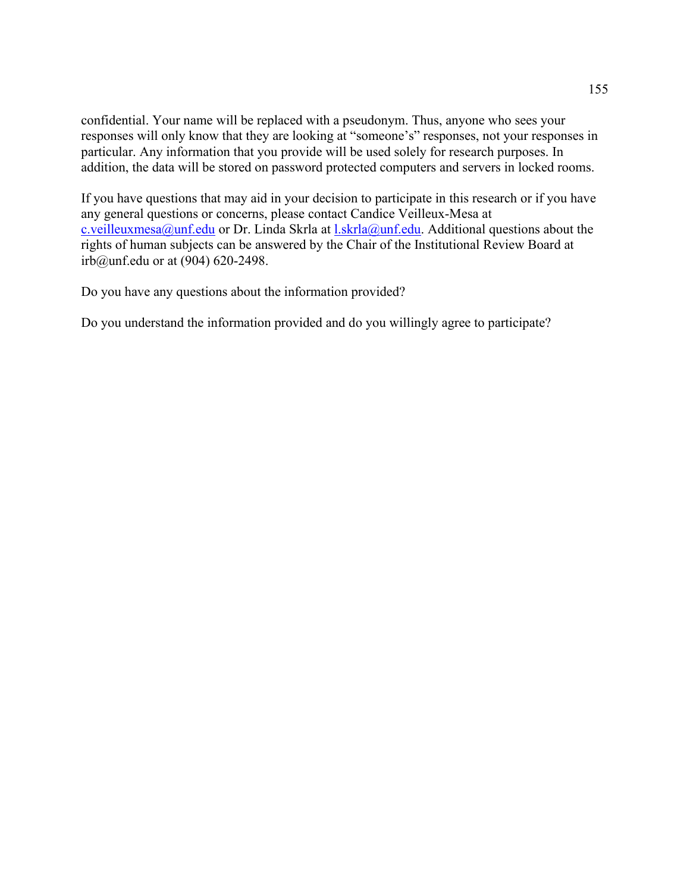confidential. Your name will be replaced with a pseudonym. Thus, anyone who sees your responses will only know that they are looking at “someone’s” responses, not your responses in particular. Any information that you provide will be used solely for research purposes. In addition, the data will be stored on password protected computers and servers in locked rooms.

If you have questions that may aid in your decision to participate in this research or if you have any general questions or concerns, please contact Candice Veilleux-Mesa at c.veilleuxmesa@unf.edu or Dr. Linda Skrla at l.skrla@unf.edu. Additional questions about the rights of human subjects can be answered by the Chair of the Institutional Review Board at irb@unf.edu or at (904) 620-2498.

Do you have any questions about the information provided?

Do you understand the information provided and do you willingly agree to participate?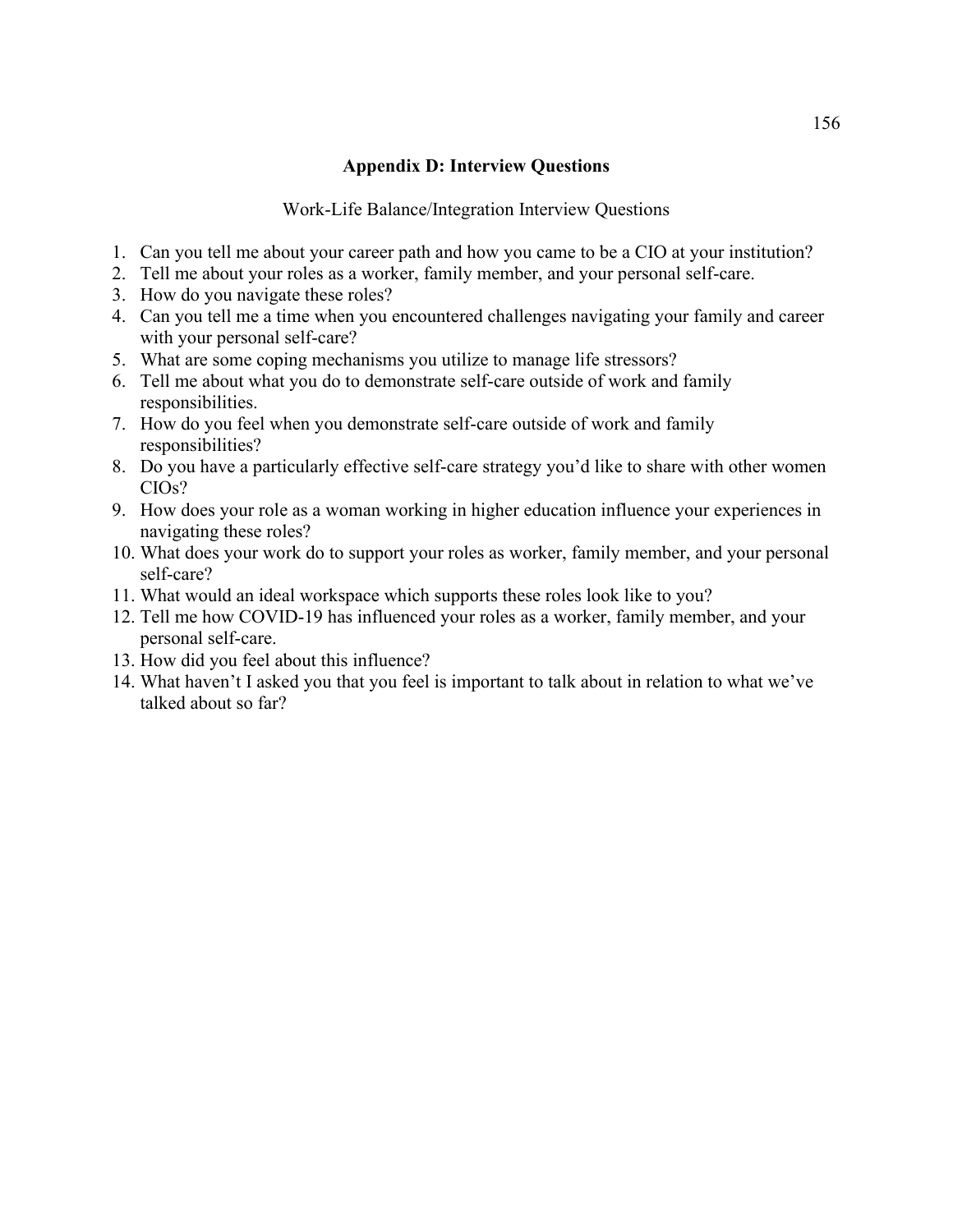## Appendix D: Interview Questions

Work-Life Balance/Integration Interview Questions

1. Can you tell me about your career path and how you came to be a CIO at your institution?
2. Tell me about your roles as a worker, family member, and your personal self-care.
3. How do you navigate these roles?
4. Can you tell me a time when you encountered challenges navigating your family and career with your personal self-care?
5. What are some coping mechanisms you utilize to manage life stressors?
6. Tell me about what you do to demonstrate self-care outside of work and family responsibilities.
7. How do you feel when you demonstrate self-care outside of work and family responsibilities?
8. Do you have a particularly effective self-care strategy you'd like to share with other women CIOs?
9. How does your role as a woman working in higher education influence your experiences in navigating these roles?
10. What does your work do to support your roles as worker, family member, and your personal self-care?
11. What would an ideal workspace which supports these roles look like to you?
12. Tell me how COVID-19 has influenced your roles as a worker, family member, and your personal self-care.
13. How did you feel about this influence?
14. What haven't I asked you that you feel is important to talk about in relation to what we've talked about so far?